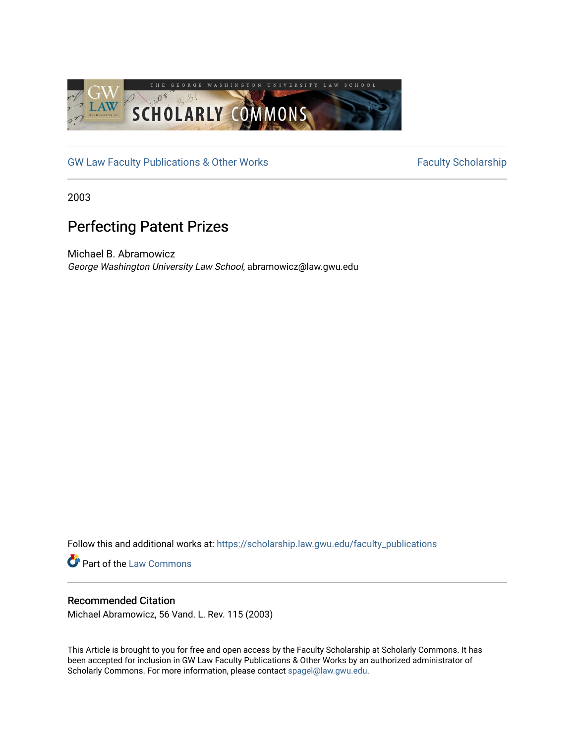GW Law Faculty Publications & Other Works | Faculty Scholarship

2003

# Perfecting Patent Prizes

Michael B. Abramowicz
*George Washington University Law School*, abramowicz@law.gwu.edu

Follow this and additional works at: https://scholarship.law.gwu.edu/faculty_publications

Part of the Law Commons

## Recommended Citation

Michael Abramowicz, 56 Vand. L. Rev. 115 (2003)

This Article is brought to you for free and open access by the Faculty Scholarship at Scholarly Commons. It has been accepted for inclusion in GW Law Faculty Publications & Other Works by an authorized administrator of Scholarly Commons. For more information, please contact spagel@law.gwu.edu.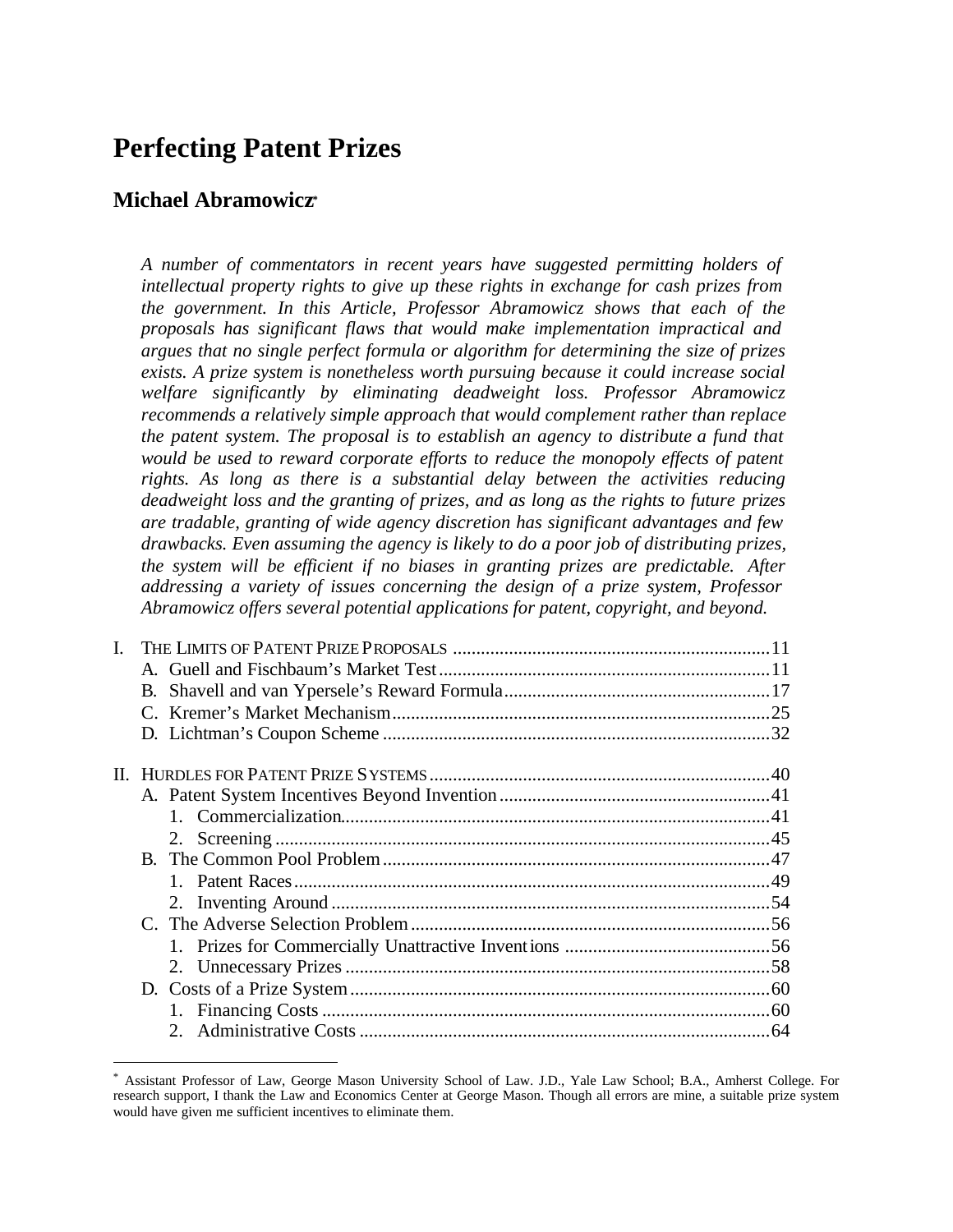# Perfecting Patent Prizes

## Michael Abramowicz[*]

*A number of commentators in recent years have suggested permitting holders of intellectual property rights to give up these rights in exchange for cash prizes from the government. In this Article, Professor Abramowicz shows that each of the proposals has significant flaws that would make implementation impractical and argues that no single perfect formula or algorithm for determining the size of prizes exists. A prize system is nonetheless worth pursuing because it could increase social welfare significantly by eliminating deadweight loss. Professor Abramowicz recommends a relatively simple approach that would complement rather than replace the patent system. The proposal is to establish an agency to distribute a fund that would be used to reward corporate efforts to reduce the monopoly effects of patent rights. As long as there is a substantial delay between the activities reducing deadweight loss and the granting of prizes, and as long as the rights to future prizes are tradable, granting of wide agency discretion has significant advantages and few drawbacks. Even assuming the agency is likely to do a poor job of distributing prizes, the system will be efficient if no biases in granting prizes are predictable. After addressing a variety of issues concerning the design of a prize system, Professor Abramowicz offers several potential applications for patent, copyright, and beyond.*

I. THE LIMITS OF PATENT PRIZE PROPOSALS ....................................................................11
   A. Guell and Fischbaum's Market Test......................................................................11
   B. Shavell and van Ypersele's Reward Formula........................................................17
   C. Kremer's Market Mechanism................................................................................25
   D. Lichtman's Coupon Scheme ..................................................................................32

II. HURDLES FOR PATENT PRIZE SYSTEMS.........................................................................40
   A. Patent System Incentives Beyond Invention.........................................................41
      1. Commercialization...........................................................................................41
      2. Screening .........................................................................................................45
   B. The Common Pool Problem..................................................................................47
      1. Patent Races.....................................................................................................49
      2. Inventing Around .............................................................................................54
   C. The Adverse Selection Problem............................................................................56
      1. Prizes for Commercially Unattractive Inventions ............................................56
      2. Unnecessary Prizes ..........................................................................................58
   D. Costs of a Prize System.........................................................................................60
      1. Financing Costs ...............................................................................................60
      2. Administrative Costs .......................................................................................64

[*] Assistant Professor of Law, George Mason University School of Law. J.D., Yale Law School; B.A., Amherst College. For research support, I thank the Law and Economics Center at George Mason. Though all errors are mine, a suitable prize system would have given me sufficient incentives to eliminate them.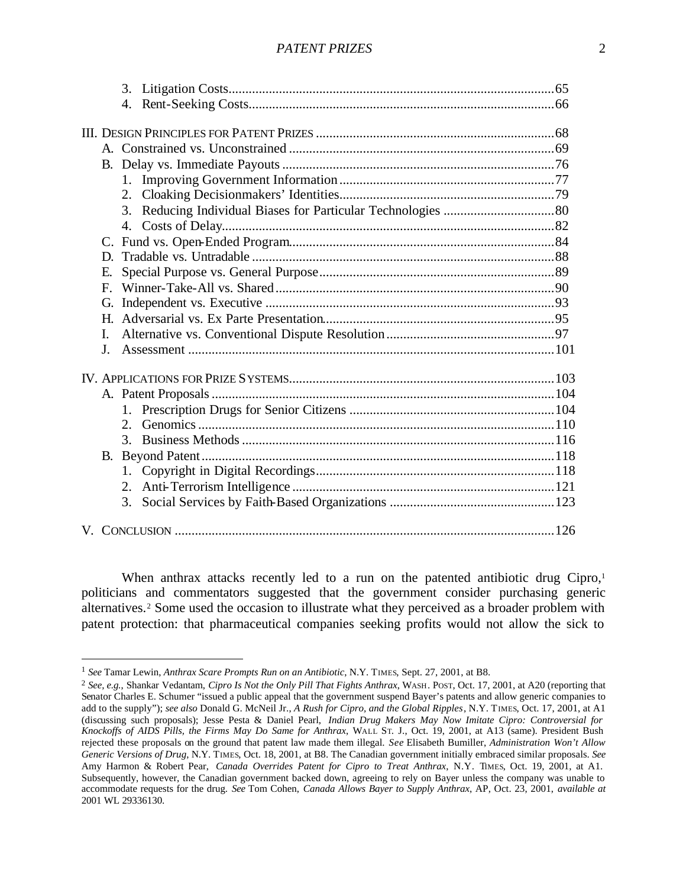3. Litigation Costs ........ 65
4. Rent-Seeking Costs ........ 66

III. DESIGN PRINCIPLES FOR PATENT PRIZES ........ 68
- A. Constrained vs. Unconstrained ........ 69
- B. Delay vs. Immediate Payouts ........ 76
  1. Improving Government Information ........ 77
  2. Cloaking Decisionmakers' Identities ........ 79
  3. Reducing Individual Biases for Particular Technologies ........ 80
  4. Costs of Delay ........ 82
- C. Fund vs. Open-Ended Program ........ 84
- D. Tradable vs. Untradable ........ 88
- E. Special Purpose vs. General Purpose ........ 89
- F. Winner-Take-All vs. Shared ........ 90
- G. Independent vs. Executive ........ 93
- H. Adversarial vs. Ex Parte Presentation ........ 95
- I. Alternative vs. Conventional Dispute Resolution ........ 97
- J. Assessment ........ 101

IV. APPLICATIONS FOR PRIZE SYSTEMS ........ 103
- A. Patent Proposals ........ 104
  1. Prescription Drugs for Senior Citizens ........ 104
  2. Genomics ........ 110
  3. Business Methods ........ 116
- B. Beyond Patent ........ 118
  1. Copyright in Digital Recordings ........ 118
  2. Anti-Terrorism Intelligence ........ 121
  3. Social Services by Faith-Based Organizations ........ 123

V. CONCLUSION ........ 126

When anthrax attacks recently led to a run on the patented antibiotic drug Cipro,[1] politicians and commentators suggested that the government consider purchasing generic alternatives.[2] Some used the occasion to illustrate what they perceived as a broader problem with patent protection: that pharmaceutical companies seeking profits would not allow the sick to

---

[1] *See* Tamar Lewin, *Anthrax Scare Prompts Run on an Antibiotic*, N.Y. TIMES, Sept. 27, 2001, at B8.

[2] *See, e.g.*, Shankar Vedantam, *Cipro Is Not the Only Pill That Fights Anthrax*, WASH. POST, Oct. 17, 2001, at A20 (reporting that Senator Charles E. Schumer "issued a public appeal that the government suspend Bayer's patents and allow generic companies to add to the supply"); *see also* Donald G. McNeil Jr., *A Rush for Cipro, and the Global Ripples*, N.Y. TIMES, Oct. 17, 2001, at A1 (discussing such proposals); Jesse Pesta & Daniel Pearl, *Indian Drug Makers May Now Imitate Cipro: Controversial for Knockoffs of AIDS Pills, the Firms May Do Same for Anthrax*, WALL ST. J., Oct. 19, 2001, at A13 (same). President Bush rejected these proposals on the ground that patent law made them illegal. *See* Elisabeth Bumiller, *Administration Won't Allow Generic Versions of Drug*, N.Y. TIMES, Oct. 18, 2001, at B8. The Canadian government initially embraced similar proposals. *See* Amy Harmon & Robert Pear, *Canada Overrides Patent for Cipro to Treat Anthrax*, N.Y. TIMES, Oct. 19, 2001, at A1. Subsequently, however, the Canadian government backed down, agreeing to rely on Bayer unless the company was unable to accommodate requests for the drug. *See* Tom Cohen, *Canada Allows Bayer to Supply Anthrax*, AP, Oct. 23, 2001, *available at* 2001 WL 29336130.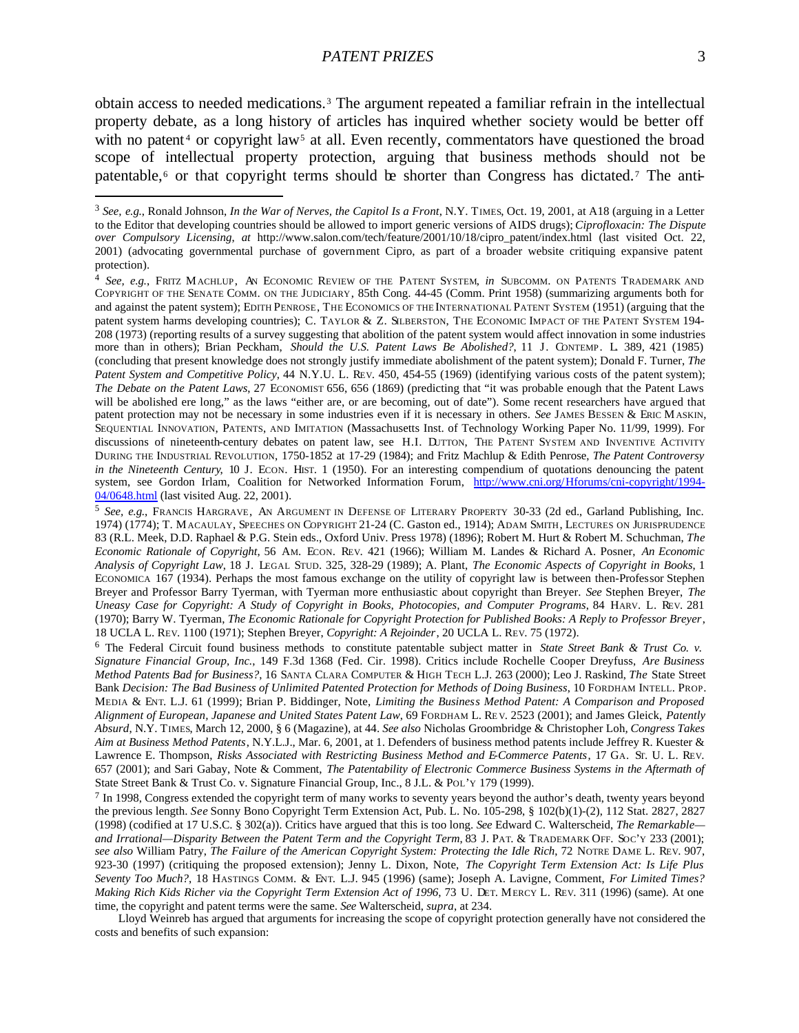obtain access to needed medications.[3] The argument repeated a familiar refrain in the intellectual property debate, as a long history of articles has inquired whether society would be better off with no patent[4] or copyright law[5] at all. Even recently, commentators have questioned the broad scope of intellectual property protection, arguing that business methods should not be patentable,[6] or that copyright terms should be shorter than Congress has dictated.[7] The anti-

---

[3] *See, e.g.*, Ronald Johnson, *In the War of Nerves, the Capitol Is a Front*, N.Y. TIMES, Oct. 19, 2001, at A18 (arguing in a Letter to the Editor that developing countries should be allowed to import generic versions of AIDS drugs); *Ciprofloxacin: The Dispute over Compulsory Licensing*, *at* http://www.salon.com/tech/feature/2001/10/18/cipro_patent/index.html (last visited Oct. 22, 2001) (advocating governmental purchase of government Cipro, as part of a broader website critiquing expansive patent protection).

[4] *See, e.g.*, FRITZ MACHLUP, AN ECONOMIC REVIEW OF THE PATENT SYSTEM, *in* SUBCOMM. ON PATENTS TRADEMARK AND COPYRIGHT OF THE SENATE COMM. ON THE JUDICIARY, 85th Cong. 44-45 (Comm. Print 1958) (summarizing arguments both for and against the patent system); EDITH PENROSE, THE ECONOMICS OF THE INTERNATIONAL PATENT SYSTEM (1951) (arguing that the patent system harms developing countries); C. TAYLOR & Z. SILBERSTON, THE ECONOMIC IMPACT OF THE PATENT SYSTEM 194-208 (1973) (reporting results of a survey suggesting that abolition of the patent system would affect innovation in some industries more than in others); Brian Peckham, *Should the U.S. Patent Laws Be Abolished?*, 11 J. CONTEMP. L. 389, 421 (1985) (concluding that present knowledge does not strongly justify immediate abolishment of the patent system); Donald F. Turner, *The Patent System and Competitive Policy*, 44 N.Y.U. L. REV. 450, 454-55 (1969) (identifying various costs of the patent system); *The Debate on the Patent Laws*, 27 ECONOMIST 656, 656 (1869) (predicting that "it was probable enough that the Patent Laws will be abolished ere long," as the laws "either are, or are becoming, out of date"). Some recent researchers have argued that patent protection may not be necessary in some industries even if it is necessary in others. *See* JAMES BESSEN & ERIC MASKIN, SEQUENTIAL INNOVATION, PATENTS, AND IMITATION (Massachusetts Inst. of Technology Working Paper No. 11/99, 1999). For discussions of nineteenth-century debates on patent law, see H.I. DUTTON, THE PATENT SYSTEM AND INVENTIVE ACTIVITY DURING THE INDUSTRIAL REVOLUTION, 1750-1852 at 17-29 (1984); and Fritz Machlup & Edith Penrose, *The Patent Controversy in the Nineteenth Century*, 10 J. ECON. HIST. 1 (1950). For an interesting compendium of quotations denouncing the patent system, see Gordon Irlam, Coalition for Networked Information Forum, http://www.cni.org/Hforums/cni-copyright/1994-04/0648.html (last visited Aug. 22, 2001).

[5] *See, e.g.*, FRANCIS HARGRAVE, AN ARGUMENT IN DEFENSE OF LITERARY PROPERTY 30-33 (2d ed., Garland Publishing, Inc. 1974) (1774); T. MACAULAY, SPEECHES ON COPYRIGHT 21-24 (C. Gaston ed., 1914); ADAM SMITH, LECTURES ON JURISPRUDENCE 83 (R.L. Meek, D.D. Raphael & P.G. Stein eds., Oxford Univ. Press 1978) (1896); Robert M. Hurt & Robert M. Schuchman, *The Economic Rationale of Copyright*, 56 AM. ECON. REV. 421 (1966); William M. Landes & Richard A. Posner, *An Economic Analysis of Copyright Law*, 18 J. LEGAL STUD. 325, 328-29 (1989); A. Plant, *The Economic Aspects of Copyright in Books*, 1 ECONOMICA 167 (1934). Perhaps the most famous exchange on the utility of copyright law is between then-Professor Stephen Breyer and Professor Barry Tyerman, with Tyerman more enthusiastic about copyright than Breyer. *See* Stephen Breyer, *The Uneasy Case for Copyright: A Study of Copyright in Books, Photocopies, and Computer Programs*, 84 HARV. L. REV. 281 (1970); Barry W. Tyerman, *The Economic Rationale for Copyright Protection for Published Books: A Reply to Professor Breyer*, 18 UCLA L. REV. 1100 (1971); Stephen Breyer, *Copyright: A Rejoinder*, 20 UCLA L. REV. 75 (1972).

[6] The Federal Circuit found business methods to constitute patentable subject matter in *State Street Bank & Trust Co. v. Signature Financial Group, Inc.*, 149 F.3d 1368 (Fed. Cir. 1998). Critics include Rochelle Cooper Dreyfuss, *Are Business Method Patents Bad for Business?*, 16 SANTA CLARA COMPUTER & HIGH TECH L.J. 263 (2000); Leo J. Raskind, *The* State Street Bank *Decision: The Bad Business of Unlimited Patented Protection for Methods of Doing Business*, 10 FORDHAM INTELL. PROP. MEDIA & ENT. L.J. 61 (1999); Brian P. Biddinger, Note, *Limiting the Business Method Patent: A Comparison and Proposed Alignment of European, Japanese and United States Patent Law*, 69 FORDHAM L. REV. 2523 (2001); and James Gleick, *Patently Absurd*, N.Y. TIMES, March 12, 2000, § 6 (Magazine), at 44. *See also* Nicholas Groombridge & Christopher Loh, *Congress Takes Aim at Business Method Patents*, N.Y.L.J., Mar. 6, 2001, at 1. Defenders of business method patents include Jeffrey R. Kuester & Lawrence E. Thompson, *Risks Associated with Restricting Business Method and E-Commerce Patents*, 17 GA. ST. U. L. REV. 657 (2001); and Sari Gabay, Note & Comment, *The Patentability of Electronic Commerce Business Systems in the Aftermath of* State Street Bank & Trust Co. v. Signature Financial Group, Inc., 8 J.L. & POL'Y 179 (1999).

[7] In 1998, Congress extended the copyright term of many works to seventy years beyond the author's death, twenty years beyond the previous length. *See* Sonny Bono Copyright Term Extension Act, Pub. L. No. 105-298, § 102(b)(1)-(2), 112 Stat. 2827, 2827 (1998) (codified at 17 U.S.C. § 302(a)). Critics have argued that this is too long. *See* Edward C. Walterscheid, *The Remarkable—and Irrational—Disparity Between the Patent Term and the Copyright Term*, 83 J. PAT. & TRADEMARK OFF. SOC'Y 233 (2001); *see also* William Patry, *The Failure of the American Copyright System: Protecting the Idle Rich*, 72 NOTRE DAME L. REV. 907, 923-30 (1997) (critiquing the proposed extension); Jenny L. Dixon, Note, *The Copyright Term Extension Act: Is Life Plus Seventy Too Much?*, 18 HASTINGS COMM. & ENT. L.J. 945 (1996) (same); Joseph A. Lavigne, Comment, *For Limited Times? Making Rich Kids Richer via the Copyright Term Extension Act of 1996*, 73 U. DET. MERCY L. REV. 311 (1996) (same). At one time, the copyright and patent terms were the same. *See* Walterscheid, *supra*, at 234.

Lloyd Weinreb has argued that arguments for increasing the scope of copyright protection generally have not considered the costs and benefits of such expansion: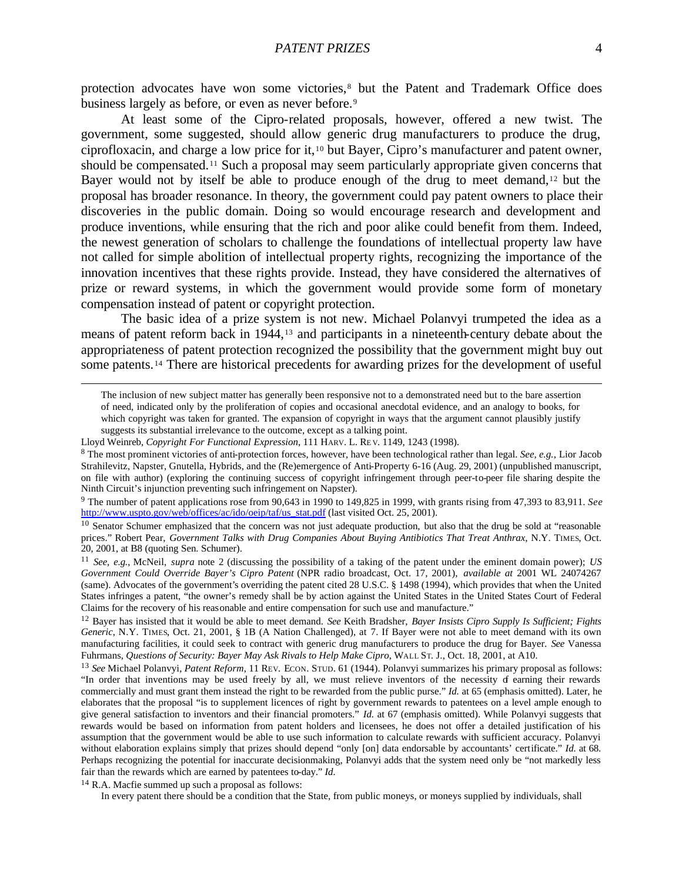protection advocates have won some victories,[8] but the Patent and Trademark Office does business largely as before, or even as never before.[9]

At least some of the Cipro-related proposals, however, offered a new twist. The government, some suggested, should allow generic drug manufacturers to produce the drug, ciprofloxacin, and charge a low price for it,[10] but Bayer, Cipro's manufacturer and patent owner, should be compensated.[11] Such a proposal may seem particularly appropriate given concerns that Bayer would not by itself be able to produce enough of the drug to meet demand,[12] but the proposal has broader resonance. In theory, the government could pay patent owners to place their discoveries in the public domain. Doing so would encourage research and development and produce inventions, while ensuring that the rich and poor alike could benefit from them. Indeed, the newest generation of scholars to challenge the foundations of intellectual property law have not called for simple abolition of intellectual property rights, recognizing the importance of the innovation incentives that these rights provide. Instead, they have considered the alternatives of prize or reward systems, in which the government would provide some form of monetary compensation instead of patent or copyright protection.

The basic idea of a prize system is not new. Michael Polanvyi trumpeted the idea as a means of patent reform back in 1944,[13] and participants in a nineteenth-century debate about the appropriateness of patent protection recognized the possibility that the government might buy out some patents.[14] There are historical precedents for awarding prizes for the development of useful

---

> The inclusion of new subject matter has generally been responsive not to a demonstrated need but to the bare assertion of need, indicated only by the proliferation of copies and occasional anecdotal evidence, and an analogy to books, for which copyright was taken for granted. The expansion of copyright in ways that the argument cannot plausibly justify suggests its substantial irrelevance to the outcome, except as a talking point.

Lloyd Weinreb, *Copyright For Functional Expression*, 111 HARV. L. REV. 1149, 1243 (1998).

[8] The most prominent victories of anti-protection forces, however, have been technological rather than legal. *See, e.g.*, Lior Jacob Strahilevitz, Napster, Gnutella, Hybrids, and the (Re)emergence of Anti-Property 6-16 (Aug. 29, 2001) (unpublished manuscript, on file with author) (exploring the continuing success of copyright infringement through peer-to-peer file sharing despite the Ninth Circuit's injunction preventing such infringement on Napster).

[9] The number of patent applications rose from 90,643 in 1990 to 149,825 in 1999, with grants rising from 47,393 to 83,911. *See* http://www.uspto.gov/web/offices/ac/ido/oeip/taf/us_stat.pdf (last visited Oct. 25, 2001).

[10] Senator Schumer emphasized that the concern was not just adequate production, but also that the drug be sold at "reasonable prices." Robert Pear, *Government Talks with Drug Companies About Buying Antibiotics That Treat Anthrax*, N.Y. TIMES, Oct. 20, 2001, at B8 (quoting Sen. Schumer).

[11] *See, e.g.*, McNeil, *supra* note 2 (discussing the possibility of a taking of the patent under the eminent domain power); *US Government Could Override Bayer's Cipro Patent* (NPR radio broadcast, Oct. 17, 2001), *available at* 2001 WL 24074267 (same). Advocates of the government's overriding the patent cited 28 U.S.C. § 1498 (1994), which provides that when the United States infringes a patent, "the owner's remedy shall be by action against the United States in the United States Court of Federal Claims for the recovery of his reasonable and entire compensation for such use and manufacture."

[12] Bayer has insisted that it would be able to meet demand. *See* Keith Bradsher, *Bayer Insists Cipro Supply Is Sufficient; Fights Generic*, N.Y. TIMES, Oct. 21, 2001, § 1B (A Nation Challenged), at 7. If Bayer were not able to meet demand with its own manufacturing facilities, it could seek to contract with generic drug manufacturers to produce the drug for Bayer. *See* Vanessa Fuhrmans, *Questions of Security: Bayer May Ask Rivals to Help Make Cipro*, WALL ST. J., Oct. 18, 2001, at A10.

[13] *See* Michael Polanvyi, *Patent Reform*, 11 REV. ECON. STUD. 61 (1944). Polanvyi summarizes his primary proposal as follows: "In order that inventions may be used freely by all, we must relieve inventors of the necessity of earning their rewards commercially and must grant them instead the right to be rewarded from the public purse." *Id.* at 65 (emphasis omitted). Later, he elaborates that the proposal "is to supplement licences of right by government rewards to patentees on a level ample enough to give general satisfaction to inventors and their financial promoters." *Id.* at 67 (emphasis omitted). While Polanvyi suggests that rewards would be based on information from patent holders and licensees, he does not offer a detailed justification of his assumption that the government would be able to use such information to calculate rewards with sufficient accuracy. Polanvyi without elaboration explains simply that prizes should depend "only [on] data endorsable by accountants' certificate." *Id.* at 68. Perhaps recognizing the potential for inaccurate decisionmaking, Polanvyi adds that the system need only be "not markedly less fair than the rewards which are earned by patentees to-day." *Id.*

[14] R.A. Macfie summed up such a proposal as follows:

> In every patent there should be a condition that the State, from public moneys, or moneys supplied by individuals, shall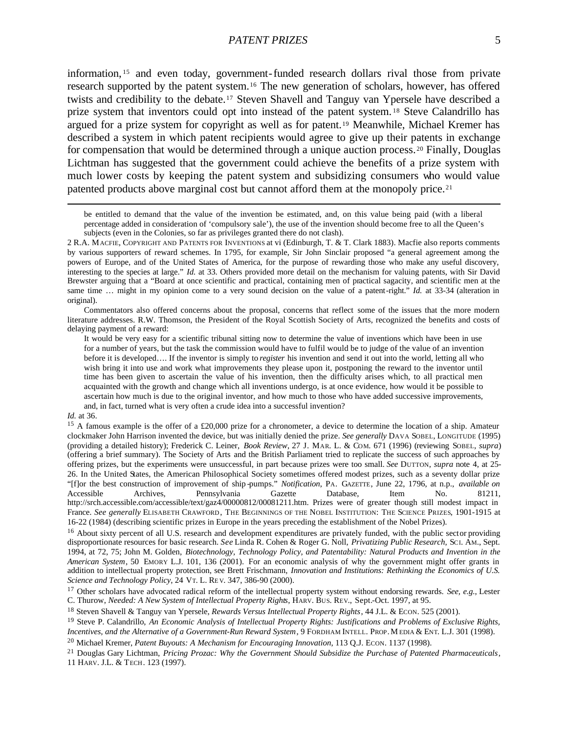information,[15] and even today, government-funded research dollars rival those from private research supported by the patent system.[16] The new generation of scholars, however, has offered twists and credibility to the debate.[17] Steven Shavell and Tanguy van Ypersele have described a prize system that inventors could opt into instead of the patent system.[18] Steve Calandrillo has argued for a prize system for copyright as well as for patent.[19] Meanwhile, Michael Kremer has described a system in which patent recipients would agree to give up their patents in exchange for compensation that would be determined through a unique auction process.[20] Finally, Douglas Lichtman has suggested that the government could achieve the benefits of a prize system with much lower costs by keeping the patent system and subsidizing consumers who would value patented products above marginal cost but cannot afford them at the monopoly price.[21]

---

> be entitled to demand that the value of the invention be estimated, and, on this value being paid (with a liberal percentage added in consideration of 'compulsory sale'), the use of the invention should become free to all the Queen's subjects (even in the Colonies, so far as privileges granted there do not clash).

2 R.A. MACFIE, COPYRIGHT AND PATENTS FOR INVENTIONS at vi (Edinburgh, T. & T. Clark 1883). Macfie also reports comments by various supporters of reward schemes. In 1795, for example, Sir John Sinclair proposed "a general agreement among the powers of Europe, and of the United States of America, for the purpose of rewarding those who make any useful discovery, interesting to the species at large." *Id.* at 33. Others provided more detail on the mechanism for valuing patents, with Sir David Brewster arguing that a "Board at once scientific and practical, containing men of practical sagacity, and scientific men at the same time … might in my opinion come to a very sound decision on the value of a patent-right." *Id.* at 33-34 (alteration in original).

Commentators also offered concerns about the proposal, concerns that reflect some of the issues that the more modern literature addresses. R.W. Thomson, the President of the Royal Scottish Society of Arts, recognized the benefits and costs of delaying payment of a reward:

> It would be very easy for a scientific tribunal sitting now to determine the value of inventions which have been in use for a number of years, but the task the commission would have to fulfil would be to judge of the value of an invention before it is developed…. If the inventor is simply to *register* his invention and send it out into the world, letting all who wish bring it into use and work what improvements they please upon it, postponing the reward to the inventor until time has been given to ascertain the value of his invention, then the difficulty arises which, to all practical men acquainted with the growth and change which all inventions undergo, is at once evidence, how would it be possible to ascertain how much is due to the original inventor, and how much to those who have added successive improvements, and, in fact, turned what is very often a crude idea into a successful invention?

*Id.* at 36.

[15] A famous example is the offer of a £20,000 prize for a chronometer, a device to determine the location of a ship. Amateur clockmaker John Harrison invented the device, but was initially denied the prize. *See generally* DAVA SOBEL, LONGITUDE (1995) (providing a detailed history); Frederick C. Leiner, *Book Review*, 27 J. MAR. L. & COM. 671 (1996) (reviewing SOBEL, *supra*) (offering a brief summary). The Society of Arts and the British Parliament tried to replicate the success of such approaches by offering prizes, but the experiments were unsuccessful, in part because prizes were too small. *See* DUTTON, *supra* note 4, at 25-26. In the United States, the American Philosophical Society sometimes offered modest prizes, such as a seventy dollar prize "[f]or the best construction of improvement of ship-pumps." *Notification*, PA. GAZETTE, June 22, 1796, at n.p., *available on* Accessible Archives, Pennsylvania Gazette Database, Item No. 81211, http://srch.accessible.com/accessible/text/gaz4/00000812/00081211.htm. Prizes were of greater though still modest impact in France. *See generally* ELISABETH CRAWFORD, THE BEGINNINGS OF THE NOBEL INSTITUTION: THE SCIENCE PRIZES, 1901-1915 at 16-22 (1984) (describing scientific prizes in Europe in the years preceding the establishment of the Nobel Prizes).

[16] About sixty percent of all U.S. research and development expenditures are privately funded, with the public sector providing disproportionate resources for basic research. *See* Linda R. Cohen & Roger G. Noll, *Privatizing Public Research*, SCI. AM., Sept. 1994, at 72, 75; John M. Golden, *Biotechnology, Technology Policy, and Patentability: Natural Products and Invention in the American System*, 50 EMORY L.J. 101, 136 (2001). For an economic analysis of why the government might offer grants in addition to intellectual property protection, see Brett Frischmann, *Innovation and Institutions: Rethinking the Economics of U.S. Science and Technology Policy*, 24 VT. L. REV. 347, 386-90 (2000).

[17] Other scholars have advocated radical reform of the intellectual property system without endorsing rewards. *See, e.g.*, Lester C. Thurow, *Needed: A New System of Intellectual Property Rights*, HARV. BUS. REV., Sept.-Oct. 1997, at 95.

[18] Steven Shavell & Tanguy van Ypersele, *Rewards Versus Intellectual Property Rights*, 44 J.L. & ECON. 525 (2001).

[19] Steve P. Calandrillo, *An Economic Analysis of Intellectual Property Rights: Justifications and Problems of Exclusive Rights, Incentives, and the Alternative of a Government-Run Reward System*, 9 FORDHAM INTELL. PROP. MEDIA & ENT. L.J. 301 (1998).

[20] Michael Kremer, *Patent Buyouts: A Mechanism for Encouraging Innovation*, 113 Q.J. ECON. 1137 (1998).

[21] Douglas Gary Lichtman, *Pricing Prozac: Why the Government Should Subsidize the Purchase of Patented Pharmaceuticals*, 11 HARV. J.L. & TECH. 123 (1997).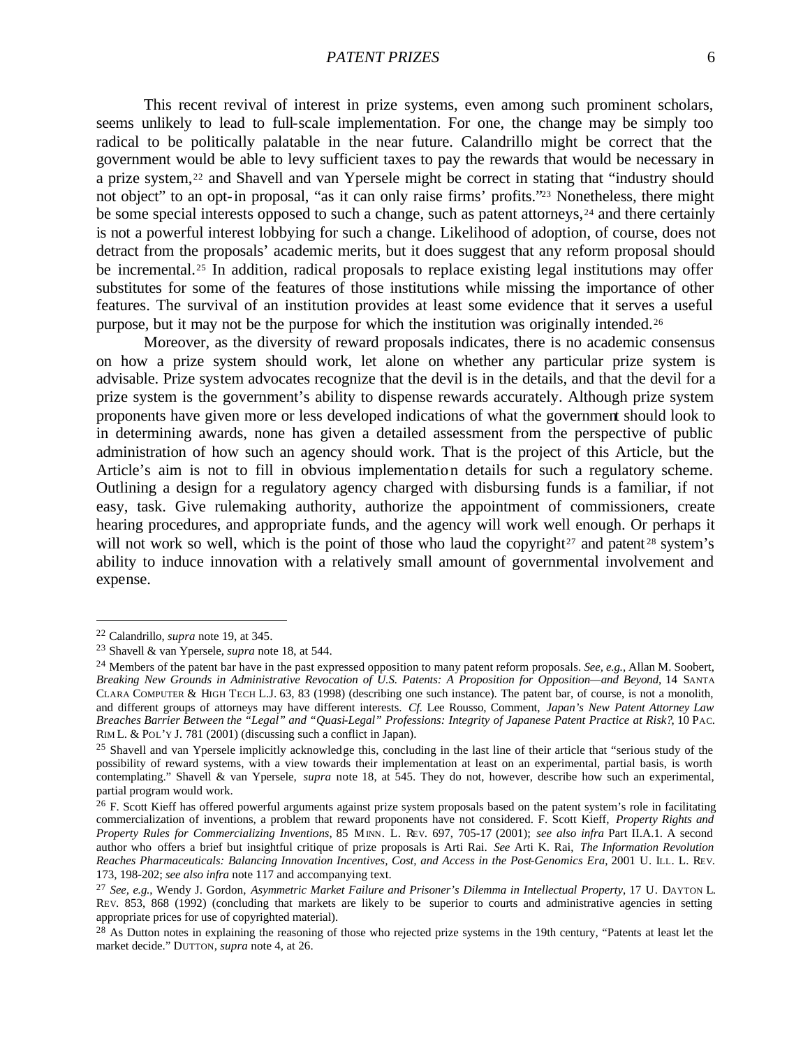This recent revival of interest in prize systems, even among such prominent scholars, seems unlikely to lead to full-scale implementation. For one, the change may be simply too radical to be politically palatable in the near future. Calandrillo might be correct that the government would be able to levy sufficient taxes to pay the rewards that would be necessary in a prize system,[22] and Shavell and van Ypersele might be correct in stating that "industry should not object" to an opt-in proposal, "as it can only raise firms' profits."[23] Nonetheless, there might be some special interests opposed to such a change, such as patent attorneys,[24] and there certainly is not a powerful interest lobbying for such a change. Likelihood of adoption, of course, does not detract from the proposals' academic merits, but it does suggest that any reform proposal should be incremental.[25] In addition, radical proposals to replace existing legal institutions may offer substitutes for some of the features of those institutions while missing the importance of other features. The survival of an institution provides at least some evidence that it serves a useful purpose, but it may not be the purpose for which the institution was originally intended.[26]

Moreover, as the diversity of reward proposals indicates, there is no academic consensus on how a prize system should work, let alone on whether any particular prize system is advisable. Prize system advocates recognize that the devil is in the details, and that the devil for a prize system is the government's ability to dispense rewards accurately. Although prize system proponents have given more or less developed indications of what the government should look to in determining awards, none has given a detailed assessment from the perspective of public administration of how such an agency should work. That is the project of this Article, but the Article's aim is not to fill in obvious implementation details for such a regulatory scheme. Outlining a design for a regulatory agency charged with disbursing funds is a familiar, if not easy, task. Give rulemaking authority, authorize the appointment of commissioners, create hearing procedures, and appropriate funds, and the agency will work well enough. Or perhaps it will not work so well, which is the point of those who laud the copyright[27] and patent[28] system's ability to induce innovation with a relatively small amount of governmental involvement and expense.

---

[22] Calandrillo, *supra* note 19, at 345.

[23] Shavell & van Ypersele, *supra* note 18, at 544.

[24] Members of the patent bar have in the past expressed opposition to many patent reform proposals. *See, e.g.*, Allan M. Soobert, *Breaking New Grounds in Administrative Revocation of U.S. Patents: A Proposition for Opposition—and Beyond*, 14 SANTA CLARA COMPUTER & HIGH TECH L.J. 63, 83 (1998) (describing one such instance). The patent bar, of course, is not a monolith, and different groups of attorneys may have different interests. *Cf.* Lee Rousso, Comment, *Japan's New Patent Attorney Law Breaches Barrier Between the "Legal" and "Quasi-Legal" Professions: Integrity of Japanese Patent Practice at Risk?*, 10 PAC. RIM L. & POL'Y J. 781 (2001) (discussing such a conflict in Japan).

[25] Shavell and van Ypersele implicitly acknowledge this, concluding in the last line of their article that "serious study of the possibility of reward systems, with a view towards their implementation at least on an experimental, partial basis, is worth contemplating." Shavell & van Ypersele, *supra* note 18, at 545. They do not, however, describe how such an experimental, partial program would work.

[26] F. Scott Kieff has offered powerful arguments against prize system proposals based on the patent system's role in facilitating commercialization of inventions, a problem that reward proponents have not considered. F. Scott Kieff, *Property Rights and Property Rules for Commercializing Inventions*, 85 MINN. L. REV. 697, 705-17 (2001); *see also infra* Part II.A.1. A second author who offers a brief but insightful critique of prize proposals is Arti Rai. *See* Arti K. Rai, *The Information Revolution Reaches Pharmaceuticals: Balancing Innovation Incentives, Cost, and Access in the Post-Genomics Era*, 2001 U. ILL. L. REV. 173, 198-202; *see also infra* note 117 and accompanying text.

[27] *See, e.g.*, Wendy J. Gordon, *Asymmetric Market Failure and Prisoner's Dilemma in Intellectual Property*, 17 U. DAYTON L. REV. 853, 868 (1992) (concluding that markets are likely to be superior to courts and administrative agencies in setting appropriate prices for use of copyrighted material).

[28] As Dutton notes in explaining the reasoning of those who rejected prize systems in the 19th century, "Patents at least let the market decide." DUTTON, *supra* note 4, at 26.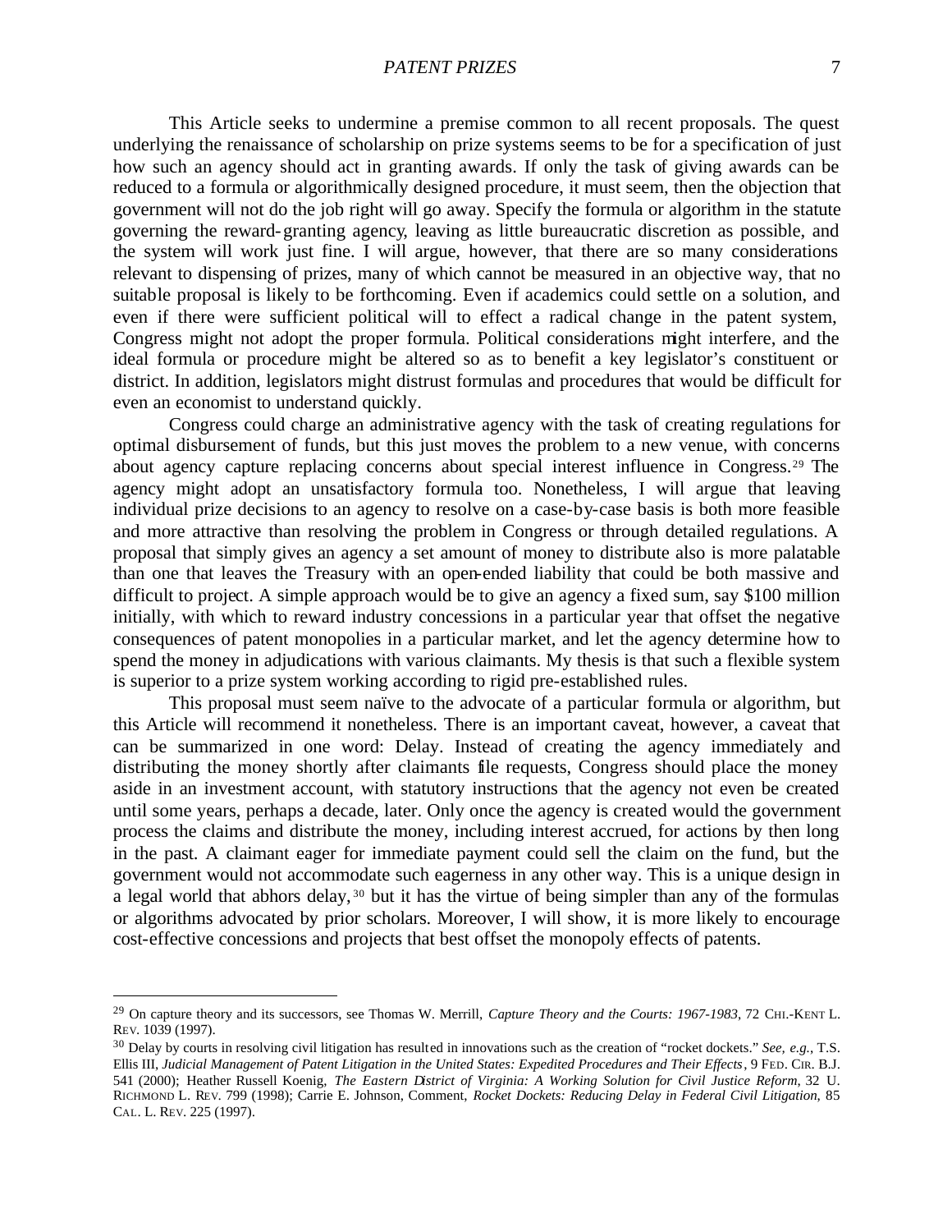This Article seeks to undermine a premise common to all recent proposals. The quest underlying the renaissance of scholarship on prize systems seems to be for a specification of just how such an agency should act in granting awards. If only the task of giving awards can be reduced to a formula or algorithmically designed procedure, it must seem, then the objection that government will not do the job right will go away. Specify the formula or algorithm in the statute governing the reward-granting agency, leaving as little bureaucratic discretion as possible, and the system will work just fine. I will argue, however, that there are so many considerations relevant to dispensing of prizes, many of which cannot be measured in an objective way, that no suitable proposal is likely to be forthcoming. Even if academics could settle on a solution, and even if there were sufficient political will to effect a radical change in the patent system, Congress might not adopt the proper formula. Political considerations might interfere, and the ideal formula or procedure might be altered so as to benefit a key legislator's constituent or district. In addition, legislators might distrust formulas and procedures that would be difficult for even an economist to understand quickly.

Congress could charge an administrative agency with the task of creating regulations for optimal disbursement of funds, but this just moves the problem to a new venue, with concerns about agency capture replacing concerns about special interest influence in Congress.[29] The agency might adopt an unsatisfactory formula too. Nonetheless, I will argue that leaving individual prize decisions to an agency to resolve on a case-by-case basis is both more feasible and more attractive than resolving the problem in Congress or through detailed regulations. A proposal that simply gives an agency a set amount of money to distribute also is more palatable than one that leaves the Treasury with an open-ended liability that could be both massive and difficult to project. A simple approach would be to give an agency a fixed sum, say $100 million initially, with which to reward industry concessions in a particular year that offset the negative consequences of patent monopolies in a particular market, and let the agency determine how to spend the money in adjudications with various claimants. My thesis is that such a flexible system is superior to a prize system working according to rigid pre-established rules.

This proposal must seem naïve to the advocate of a particular formula or algorithm, but this Article will recommend it nonetheless. There is an important caveat, however, a caveat that can be summarized in one word: Delay. Instead of creating the agency immediately and distributing the money shortly after claimants file requests, Congress should place the money aside in an investment account, with statutory instructions that the agency not even be created until some years, perhaps a decade, later. Only once the agency is created would the government process the claims and distribute the money, including interest accrued, for actions by then long in the past. A claimant eager for immediate payment could sell the claim on the fund, but the government would not accommodate such eagerness in any other way. This is a unique design in a legal world that abhors delay,[30] but it has the virtue of being simpler than any of the formulas or algorithms advocated by prior scholars. Moreover, I will show, it is more likely to encourage cost-effective concessions and projects that best offset the monopoly effects of patents.

---

[29] On capture theory and its successors, see Thomas W. Merrill, *Capture Theory and the Courts: 1967-1983*, 72 CHI.-KENT L. REV. 1039 (1997).

[30] Delay by courts in resolving civil litigation has resulted in innovations such as the creation of "rocket dockets." *See, e.g.*, T.S. Ellis III, *Judicial Management of Patent Litigation in the United States: Expedited Procedures and Their Effects*, 9 FED. CIR. B.J. 541 (2000); Heather Russell Koenig, *The Eastern District of Virginia: A Working Solution for Civil Justice Reform*, 32 U. RICHMOND L. REV. 799 (1998); Carrie E. Johnson, Comment, *Rocket Dockets: Reducing Delay in Federal Civil Litigation*, 85 CAL. L. REV. 225 (1997).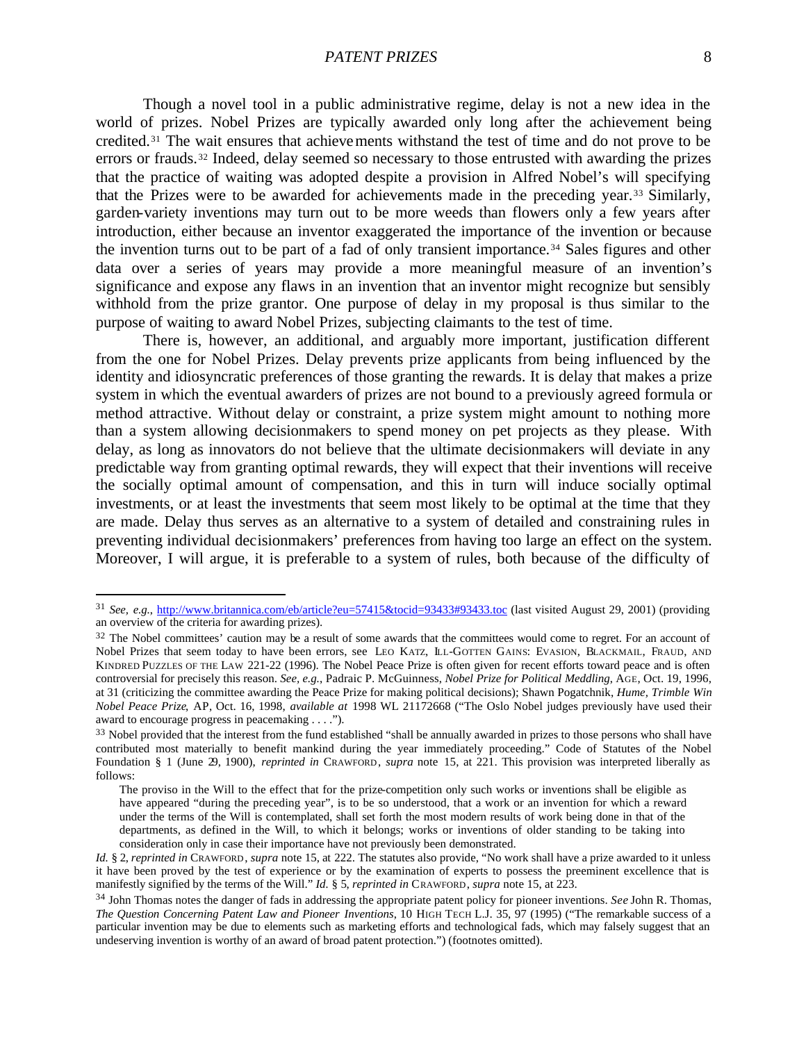Though a novel tool in a public administrative regime, delay is not a new idea in the world of prizes. Nobel Prizes are typically awarded only long after the achievement being credited.[31] The wait ensures that achievements withstand the test of time and do not prove to be errors or frauds.[32] Indeed, delay seemed so necessary to those entrusted with awarding the prizes that the practice of waiting was adopted despite a provision in Alfred Nobel's will specifying that the Prizes were to be awarded for achievements made in the preceding year.[33] Similarly, garden-variety inventions may turn out to be more weeds than flowers only a few years after introduction, either because an inventor exaggerated the importance of the invention or because the invention turns out to be part of a fad of only transient importance.[34] Sales figures and other data over a series of years may provide a more meaningful measure of an invention's significance and expose any flaws in an invention that an inventor might recognize but sensibly withhold from the prize grantor. One purpose of delay in my proposal is thus similar to the purpose of waiting to award Nobel Prizes, subjecting claimants to the test of time.

There is, however, an additional, and arguably more important, justification different from the one for Nobel Prizes. Delay prevents prize applicants from being influenced by the identity and idiosyncratic preferences of those granting the rewards. It is delay that makes a prize system in which the eventual awarders of prizes are not bound to a previously agreed formula or method attractive. Without delay or constraint, a prize system might amount to nothing more than a system allowing decisionmakers to spend money on pet projects as they please. With delay, as long as innovators do not believe that the ultimate decisionmakers will deviate in any predictable way from granting optimal rewards, they will expect that their inventions will receive the socially optimal amount of compensation, and this in turn will induce socially optimal investments, or at least the investments that seem most likely to be optimal at the time that they are made. Delay thus serves as an alternative to a system of detailed and constraining rules in preventing individual decisionmakers' preferences from having too large an effect on the system. Moreover, I will argue, it is preferable to a system of rules, both because of the difficulty of

---

[31] *See, e.g.*, http://www.britannica.com/eb/article?eu=57415&tocid=93433#93433.toc (last visited August 29, 2001) (providing an overview of the criteria for awarding prizes).

[32] The Nobel committees' caution may be a result of some awards that the committees would come to regret. For an account of Nobel Prizes that seem today to have been errors, see LEO KATZ, ILL-GOTTEN GAINS: EVASION, BLACKMAIL, FRAUD, AND KINDRED PUZZLES OF THE LAW 221-22 (1996). The Nobel Peace Prize is often given for recent efforts toward peace and is often controversial for precisely this reason. *See, e.g.*, Padraic P. McGuinness, *Nobel Prize for Political Meddling*, AGE, Oct. 19, 1996, at 31 (criticizing the committee awarding the Peace Prize for making political decisions); Shawn Pogatchnik, *Hume, Trimble Win Nobel Peace Prize*, AP, Oct. 16, 1998, *available at* 1998 WL 21172668 ("The Oslo Nobel judges previously have used their award to encourage progress in peacemaking . . . .").

[33] Nobel provided that the interest from the fund established "shall be annually awarded in prizes to those persons who shall have contributed most materially to benefit mankind during the year immediately proceeding." Code of Statutes of the Nobel Foundation § 1 (June 29, 1900), *reprinted in* CRAWFORD, *supra* note 15, at 221. This provision was interpreted liberally as follows:

> The proviso in the Will to the effect that for the prize-competition only such works or inventions shall be eligible as have appeared "during the preceding year", is to be so understood, that a work or an invention for which a reward under the terms of the Will is contemplated, shall set forth the most modern results of work being done in that of the departments, as defined in the Will, to which it belongs; works or inventions of older standing to be taking into consideration only in case their importance have not previously been demonstrated.

*Id.* § 2, *reprinted in* CRAWFORD, *supra* note 15, at 222. The statutes also provide, "No work shall have a prize awarded to it unless it have been proved by the test of experience or by the examination of experts to possess the preeminent excellence that is manifestly signified by the terms of the Will." *Id.* § 5, *reprinted in* CRAWFORD, *supra* note 15, at 223.

[34] John Thomas notes the danger of fads in addressing the appropriate patent policy for pioneer inventions. *See* John R. Thomas, *The Question Concerning Patent Law and Pioneer Inventions*, 10 HIGH TECH L.J. 35, 97 (1995) ("The remarkable success of a particular invention may be due to elements such as marketing efforts and technological fads, which may falsely suggest that an undeserving invention is worthy of an award of broad patent protection.") (footnotes omitted).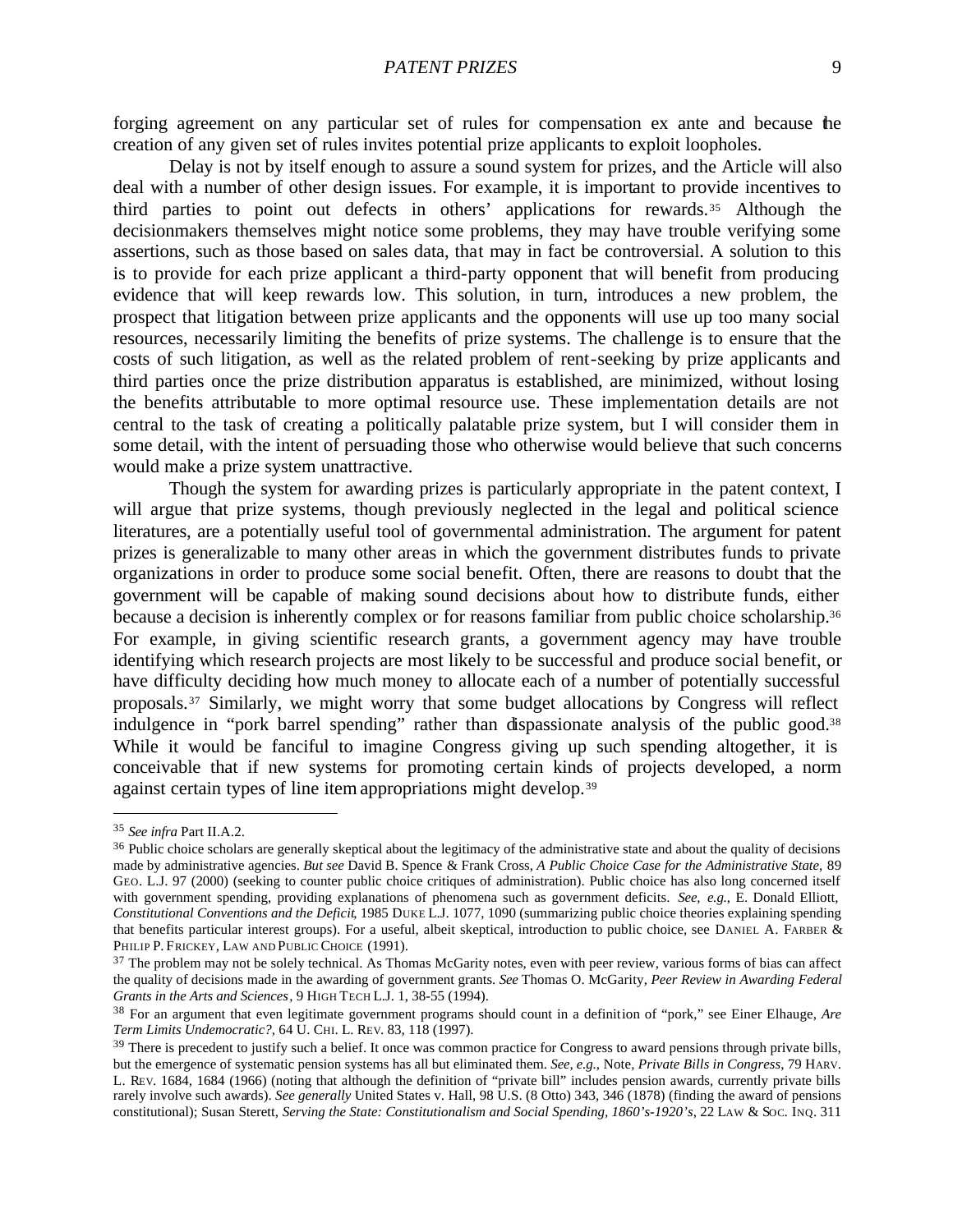forging agreement on any particular set of rules for compensation ex ante and because the creation of any given set of rules invites potential prize applicants to exploit loopholes.

Delay is not by itself enough to assure a sound system for prizes, and the Article will also deal with a number of other design issues. For example, it is important to provide incentives to third parties to point out defects in others' applications for rewards.[35] Although the decisionmakers themselves might notice some problems, they may have trouble verifying some assertions, such as those based on sales data, that may in fact be controversial. A solution to this is to provide for each prize applicant a third-party opponent that will benefit from producing evidence that will keep rewards low. This solution, in turn, introduces a new problem, the prospect that litigation between prize applicants and the opponents will use up too many social resources, necessarily limiting the benefits of prize systems. The challenge is to ensure that the costs of such litigation, as well as the related problem of rent-seeking by prize applicants and third parties once the prize distribution apparatus is established, are minimized, without losing the benefits attributable to more optimal resource use. These implementation details are not central to the task of creating a politically palatable prize system, but I will consider them in some detail, with the intent of persuading those who otherwise would believe that such concerns would make a prize system unattractive.

Though the system for awarding prizes is particularly appropriate in the patent context, I will argue that prize systems, though previously neglected in the legal and political science literatures, are a potentially useful tool of governmental administration. The argument for patent prizes is generalizable to many other areas in which the government distributes funds to private organizations in order to produce some social benefit. Often, there are reasons to doubt that the government will be capable of making sound decisions about how to distribute funds, either because a decision is inherently complex or for reasons familiar from public choice scholarship.[36] For example, in giving scientific research grants, a government agency may have trouble identifying which research projects are most likely to be successful and produce social benefit, or have difficulty deciding how much money to allocate each of a number of potentially successful proposals.[37] Similarly, we might worry that some budget allocations by Congress will reflect indulgence in "pork barrel spending" rather than dispassionate analysis of the public good.[38] While it would be fanciful to imagine Congress giving up such spending altogether, it is conceivable that if new systems for promoting certain kinds of projects developed, a norm against certain types of line item appropriations might develop.[39]

---

[35] *See infra* Part II.A.2.

[36] Public choice scholars are generally skeptical about the legitimacy of the administrative state and about the quality of decisions made by administrative agencies. *But see* David B. Spence & Frank Cross, *A Public Choice Case for the Administrative State*, 89 GEO. L.J. 97 (2000) (seeking to counter public choice critiques of administration). Public choice has also long concerned itself with government spending, providing explanations of phenomena such as government deficits. *See, e.g.*, E. Donald Elliott, *Constitutional Conventions and the Deficit*, 1985 DUKE L.J. 1077, 1090 (summarizing public choice theories explaining spending that benefits particular interest groups). For a useful, albeit skeptical, introduction to public choice, see DANIEL A. FARBER & PHILIP P. FRICKEY, LAW AND PUBLIC CHOICE (1991).

[37] The problem may not be solely technical. As Thomas McGarity notes, even with peer review, various forms of bias can affect the quality of decisions made in the awarding of government grants. *See* Thomas O. McGarity, *Peer Review in Awarding Federal Grants in the Arts and Sciences*, 9 HIGH TECH L.J. 1, 38-55 (1994).

[38] For an argument that even legitimate government programs should count in a definition of "pork," see Einer Elhauge, *Are Term Limits Undemocratic?*, 64 U. CHI. L. REV. 83, 118 (1997).

[39] There is precedent to justify such a belief. It once was common practice for Congress to award pensions through private bills, but the emergence of systematic pension systems has all but eliminated them. *See, e.g.*, Note, *Private Bills in Congress*, 79 HARV. L. REV. 1684, 1684 (1966) (noting that although the definition of "private bill" includes pension awards, currently private bills rarely involve such awards). *See generally* United States v. Hall, 98 U.S. (8 Otto) 343, 346 (1878) (finding the award of pensions constitutional); Susan Sterett, *Serving the State: Constitutionalism and Social Spending, 1860's-1920's*, 22 LAW & SOC. INQ. 311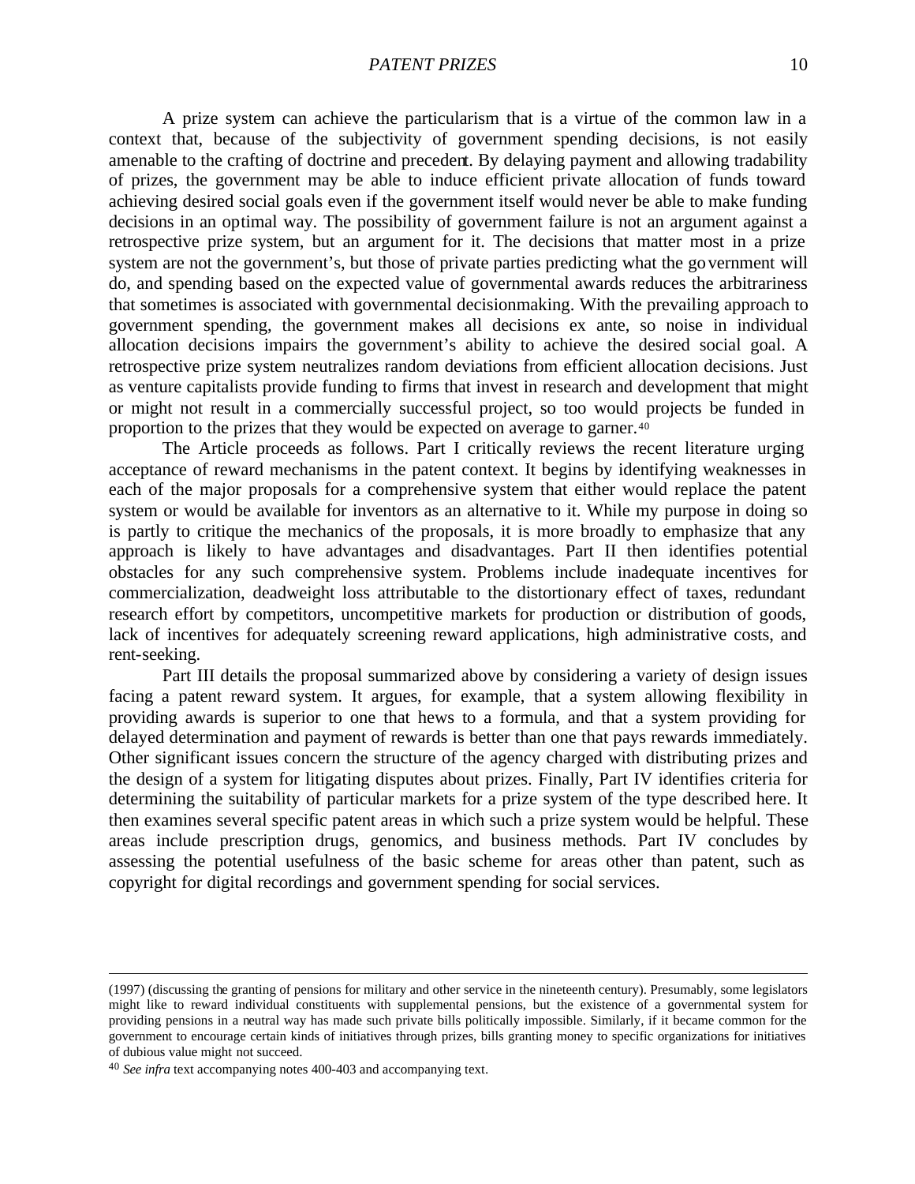A prize system can achieve the particularism that is a virtue of the common law in a context that, because of the subjectivity of government spending decisions, is not easily amenable to the crafting of doctrine and precedent. By delaying payment and allowing tradability of prizes, the government may be able to induce efficient private allocation of funds toward achieving desired social goals even if the government itself would never be able to make funding decisions in an optimal way. The possibility of government failure is not an argument against a retrospective prize system, but an argument for it. The decisions that matter most in a prize system are not the government's, but those of private parties predicting what the government will do, and spending based on the expected value of governmental awards reduces the arbitrariness that sometimes is associated with governmental decisionmaking. With the prevailing approach to government spending, the government makes all decisions ex ante, so noise in individual allocation decisions impairs the government's ability to achieve the desired social goal. A retrospective prize system neutralizes random deviations from efficient allocation decisions. Just as venture capitalists provide funding to firms that invest in research and development that might or might not result in a commercially successful project, so too would projects be funded in proportion to the prizes that they would be expected on average to garner.[40]

The Article proceeds as follows. Part I critically reviews the recent literature urging acceptance of reward mechanisms in the patent context. It begins by identifying weaknesses in each of the major proposals for a comprehensive system that either would replace the patent system or would be available for inventors as an alternative to it. While my purpose in doing so is partly to critique the mechanics of the proposals, it is more broadly to emphasize that any approach is likely to have advantages and disadvantages. Part II then identifies potential obstacles for any such comprehensive system. Problems include inadequate incentives for commercialization, deadweight loss attributable to the distortionary effect of taxes, redundant research effort by competitors, uncompetitive markets for production or distribution of goods, lack of incentives for adequately screening reward applications, high administrative costs, and rent-seeking.

Part III details the proposal summarized above by considering a variety of design issues facing a patent reward system. It argues, for example, that a system allowing flexibility in providing awards is superior to one that hews to a formula, and that a system providing for delayed determination and payment of rewards is better than one that pays rewards immediately. Other significant issues concern the structure of the agency charged with distributing prizes and the design of a system for litigating disputes about prizes. Finally, Part IV identifies criteria for determining the suitability of particular markets for a prize system of the type described here. It then examines several specific patent areas in which such a prize system would be helpful. These areas include prescription drugs, genomics, and business methods. Part IV concludes by assessing the potential usefulness of the basic scheme for areas other than patent, such as copyright for digital recordings and government spending for social services.

---

(1997) (discussing the granting of pensions for military and other service in the nineteenth century). Presumably, some legislators might like to reward individual constituents with supplemental pensions, but the existence of a governmental system for providing pensions in a neutral way has made such private bills politically impossible. Similarly, if it became common for the government to encourage certain kinds of initiatives through prizes, bills granting money to specific organizations for initiatives of dubious value might not succeed.

[40] *See infra* text accompanying notes 400-403 and accompanying text.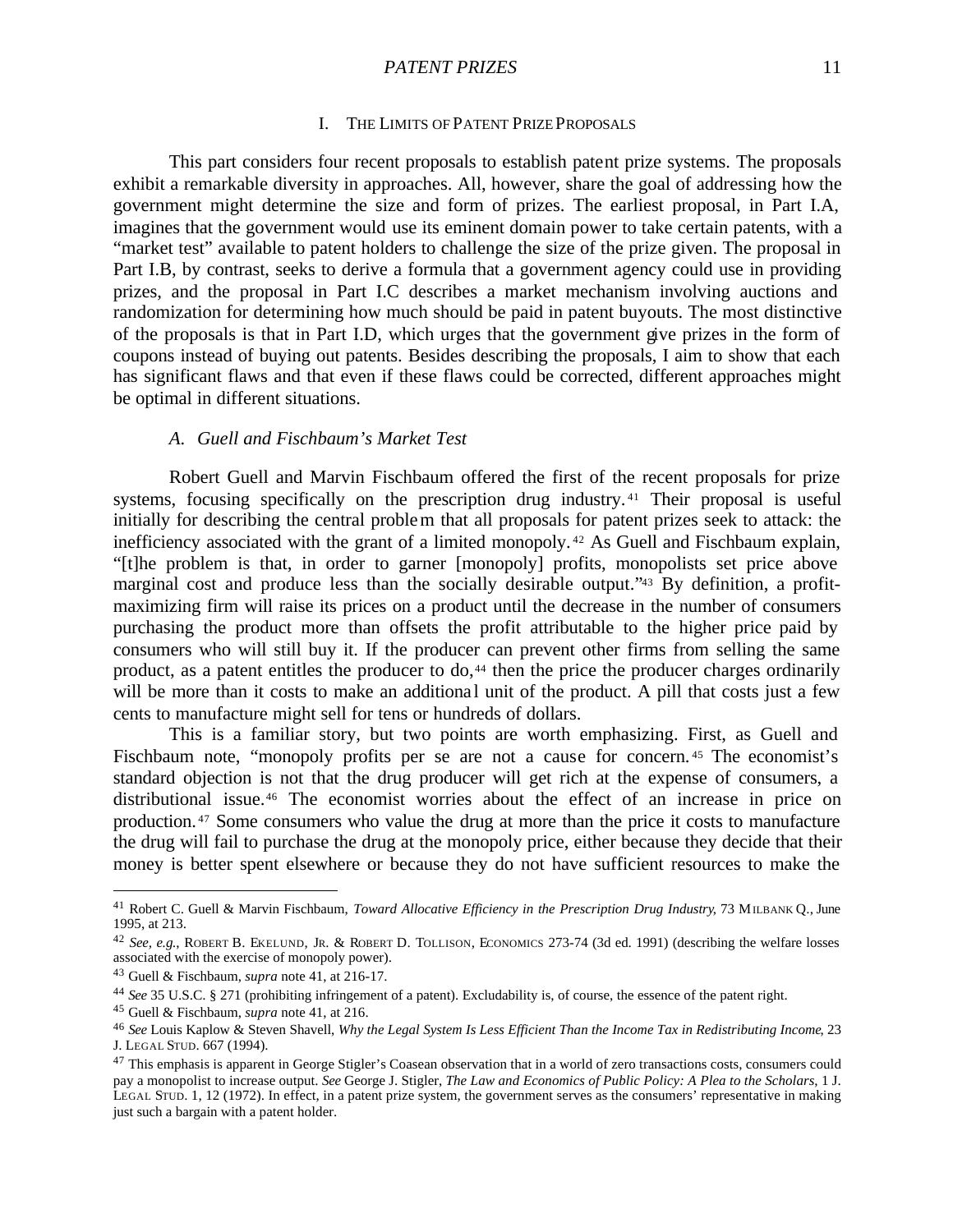## I. THE LIMITS OF PATENT PRIZE PROPOSALS

This part considers four recent proposals to establish patent prize systems. The proposals exhibit a remarkable diversity in approaches. All, however, share the goal of addressing how the government might determine the size and form of prizes. The earliest proposal, in Part I.A, imagines that the government would use its eminent domain power to take certain patents, with a "market test" available to patent holders to challenge the size of the prize given. The proposal in Part I.B, by contrast, seeks to derive a formula that a government agency could use in providing prizes, and the proposal in Part I.C describes a market mechanism involving auctions and randomization for determining how much should be paid in patent buyouts. The most distinctive of the proposals is that in Part I.D, which urges that the government give prizes in the form of coupons instead of buying out patents. Besides describing the proposals, I aim to show that each has significant flaws and that even if these flaws could be corrected, different approaches might be optimal in different situations.

### *A. Guell and Fischbaum's Market Test*

Robert Guell and Marvin Fischbaum offered the first of the recent proposals for prize systems, focusing specifically on the prescription drug industry.[41] Their proposal is useful initially for describing the central problem that all proposals for patent prizes seek to attack: the inefficiency associated with the grant of a limited monopoly.[42] As Guell and Fischbaum explain, "[t]he problem is that, in order to garner [monopoly] profits, monopolists set price above marginal cost and produce less than the socially desirable output."[43] By definition, a profit-maximizing firm will raise its prices on a product until the decrease in the number of consumers purchasing the product more than offsets the profit attributable to the higher price paid by consumers who will still buy it. If the producer can prevent other firms from selling the same product, as a patent entitles the producer to do,[44] then the price the producer charges ordinarily will be more than it costs to make an additional unit of the product. A pill that costs just a few cents to manufacture might sell for tens or hundreds of dollars.

This is a familiar story, but two points are worth emphasizing. First, as Guell and Fischbaum note, "monopoly profits per se are not a cause for concern.[45] The economist's standard objection is not that the drug producer will get rich at the expense of consumers, a distributional issue.[46] The economist worries about the effect of an increase in price on production.[47] Some consumers who value the drug at more than the price it costs to manufacture the drug will fail to purchase the drug at the monopoly price, either because they decide that their money is better spent elsewhere or because they do not have sufficient resources to make the

---

[41] Robert C. Guell & Marvin Fischbaum, *Toward Allocative Efficiency in the Prescription Drug Industry*, 73 MILBANK Q., June 1995, at 213.

[42] *See, e.g.*, ROBERT B. EKELUND, JR. & ROBERT D. TOLLISON, ECONOMICS 273-74 (3d ed. 1991) (describing the welfare losses associated with the exercise of monopoly power).

[43] Guell & Fischbaum, *supra* note 41, at 216-17.

[44] *See* 35 U.S.C. § 271 (prohibiting infringement of a patent). Excludability is, of course, the essence of the patent right.

[45] Guell & Fischbaum, *supra* note 41, at 216.

[46] *See* Louis Kaplow & Steven Shavell, *Why the Legal System Is Less Efficient Than the Income Tax in Redistributing Income*, 23 J. LEGAL STUD. 667 (1994).

[47] This emphasis is apparent in George Stigler's Coasean observation that in a world of zero transactions costs, consumers could pay a monopolist to increase output. *See* George J. Stigler, *The Law and Economics of Public Policy: A Plea to the Scholars*, 1 J. LEGAL STUD. 1, 12 (1972). In effect, in a patent prize system, the government serves as the consumers' representative in making just such a bargain with a patent holder.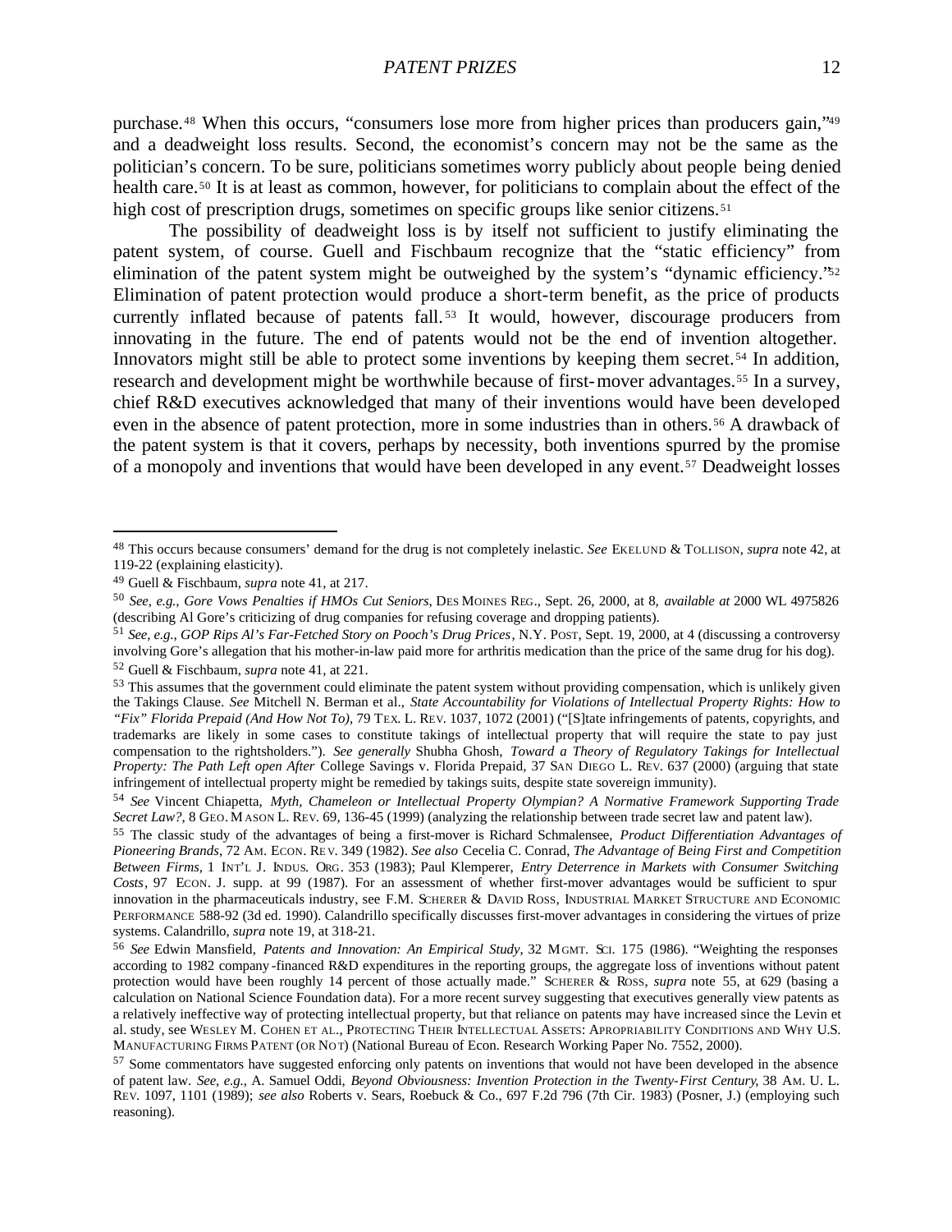purchase.[48] When this occurs, "consumers lose more from higher prices than producers gain,"[49] and a deadweight loss results. Second, the economist's concern may not be the same as the politician's concern. To be sure, politicians sometimes worry publicly about people being denied health care.[50] It is at least as common, however, for politicians to complain about the effect of the high cost of prescription drugs, sometimes on specific groups like senior citizens.[51]

The possibility of deadweight loss is by itself not sufficient to justify eliminating the patent system, of course. Guell and Fischbaum recognize that the "static efficiency" from elimination of the patent system might be outweighed by the system's "dynamic efficiency."[52] Elimination of patent protection would produce a short-term benefit, as the price of products currently inflated because of patents fall.[53] It would, however, discourage producers from innovating in the future. The end of patents would not be the end of invention altogether. Innovators might still be able to protect some inventions by keeping them secret.[54] In addition, research and development might be worthwhile because of first-mover advantages.[55] In a survey, chief R&D executives acknowledged that many of their inventions would have been developed even in the absence of patent protection, more in some industries than in others.[56] A drawback of the patent system is that it covers, perhaps by necessity, both inventions spurred by the promise of a monopoly and inventions that would have been developed in any event.[57] Deadweight losses

---

[48] This occurs because consumers' demand for the drug is not completely inelastic. *See* EKELUND & TOLLISON, *supra* note 42, at 119-22 (explaining elasticity).

[49] Guell & Fischbaum, *supra* note 41, at 217.

[50] *See, e.g.*, *Gore Vows Penalties if HMOs Cut Seniors,* DES MOINES REG., Sept. 26, 2000, at 8, *available at* 2000 WL 4975826 (describing Al Gore's criticizing of drug companies for refusing coverage and dropping patients).

[51] *See, e.g.*, *GOP Rips Al's Far-Fetched Story on Pooch's Drug Prices*, N.Y. POST, Sept. 19, 2000, at 4 (discussing a controversy involving Gore's allegation that his mother-in-law paid more for arthritis medication than the price of the same drug for his dog).

[52] Guell & Fischbaum, *supra* note 41, at 221.

[53] This assumes that the government could eliminate the patent system without providing compensation, which is unlikely given the Takings Clause. *See* Mitchell N. Berman et al., *State Accountability for Violations of Intellectual Property Rights: How to "Fix" Florida Prepaid (And How Not To)*, 79 TEX. L. REV. 1037, 1072 (2001) ("[S]tate infringements of patents, copyrights, and trademarks are likely in some cases to constitute takings of intellectual property that will require the state to pay just compensation to the rightsholders."). *See generally* Shubha Ghosh, *Toward a Theory of Regulatory Takings for Intellectual Property: The Path Left open After* College Savings v. Florida Prepaid, 37 SAN DIEGO L. REV. 637 (2000) (arguing that state infringement of intellectual property might be remedied by takings suits, despite state sovereign immunity).

[54] *See* Vincent Chiapetta, *Myth, Chameleon or Intellectual Property Olympian? A Normative Framework Supporting Trade Secret Law?*, 8 GEO. MASON L. REV. 69, 136-45 (1999) (analyzing the relationship between trade secret law and patent law).

[55] The classic study of the advantages of being a first-mover is Richard Schmalensee, *Product Differentiation Advantages of Pioneering Brands*, 72 AM. ECON. REV. 349 (1982). *See also* Cecelia C. Conrad, *The Advantage of Being First and Competition Between Firms*, 1 INT'L J. INDUS. ORG. 353 (1983); Paul Klemperer, *Entry Deterrence in Markets with Consumer Switching Costs*, 97 ECON. J. supp. at 99 (1987). For an assessment of whether first-mover advantages would be sufficient to spur innovation in the pharmaceuticals industry, see F.M. SCHERER & DAVID ROSS, INDUSTRIAL MARKET STRUCTURE AND ECONOMIC PERFORMANCE 588-92 (3d ed. 1990). Calandrillo specifically discusses first-mover advantages in considering the virtues of prize systems. Calandrillo, *supra* note 19, at 318-21.

[56] *See* Edwin Mansfield, *Patents and Innovation: An Empirical Study*, 32 MGMT. SCI. 175 (1986). "Weighting the responses according to 1982 company-financed R&D expenditures in the reporting groups, the aggregate loss of inventions without patent protection would have been roughly 14 percent of those actually made." SCHERER & ROSS, *supra* note 55, at 629 (basing a calculation on National Science Foundation data). For a more recent survey suggesting that executives generally view patents as a relatively ineffective way of protecting intellectual property, but that reliance on patents may have increased since the Levin et al. study, see WESLEY M. COHEN ET AL., PROTECTING THEIR INTELLECTUAL ASSETS: APPROPRIABILITY CONDITIONS AND WHY U.S. MANUFACTURING FIRMS PATENT (OR NOT) (National Bureau of Econ. Research Working Paper No. 7552, 2000).

[57] Some commentators have suggested enforcing only patents on inventions that would not have been developed in the absence of patent law. *See, e.g.*, A. Samuel Oddi, *Beyond Obviousness: Invention Protection in the Twenty-First Century*, 38 AM. U. L. REV. 1097, 1101 (1989); *see also* Roberts v. Sears, Roebuck & Co., 697 F.2d 796 (7th Cir. 1983) (Posner, J.) (employing such reasoning).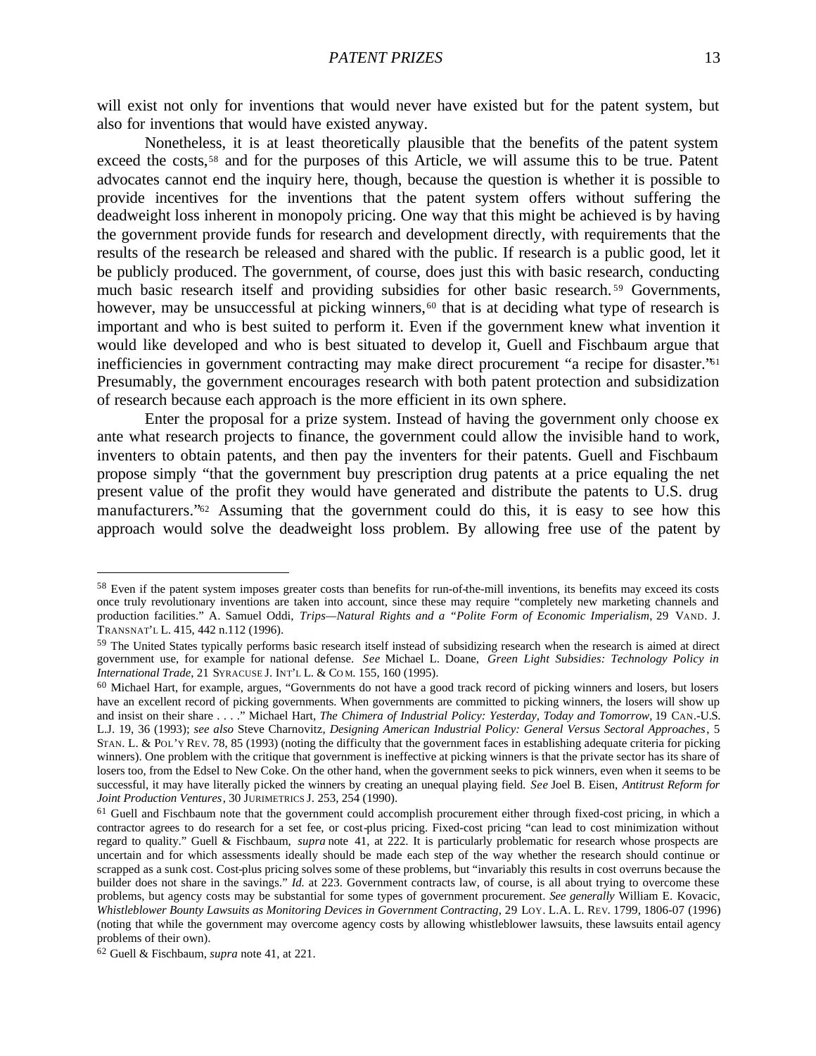will exist not only for inventions that would never have existed but for the patent system, but also for inventions that would have existed anyway.

Nonetheless, it is at least theoretically plausible that the benefits of the patent system exceed the costs,[58] and for the purposes of this Article, we will assume this to be true. Patent advocates cannot end the inquiry here, though, because the question is whether it is possible to provide incentives for the inventions that the patent system offers without suffering the deadweight loss inherent in monopoly pricing. One way that this might be achieved is by having the government provide funds for research and development directly, with requirements that the results of the research be released and shared with the public. If research is a public good, let it be publicly produced. The government, of course, does just this with basic research, conducting much basic research itself and providing subsidies for other basic research.[59] Governments, however, may be unsuccessful at picking winners,[60] that is at deciding what type of research is important and who is best suited to perform it. Even if the government knew what invention it would like developed and who is best situated to develop it, Guell and Fischbaum argue that inefficiencies in government contracting may make direct procurement "a recipe for disaster."[61] Presumably, the government encourages research with both patent protection and subsidization of research because each approach is the more efficient in its own sphere.

Enter the proposal for a prize system. Instead of having the government only choose ex ante what research projects to finance, the government could allow the invisible hand to work, inventers to obtain patents, and then pay the inventers for their patents. Guell and Fischbaum propose simply "that the government buy prescription drug patents at a price equaling the net present value of the profit they would have generated and distribute the patents to U.S. drug manufacturers."[62] Assuming that the government could do this, it is easy to see how this approach would solve the deadweight loss problem. By allowing free use of the patent by

---

[58] Even if the patent system imposes greater costs than benefits for run-of-the-mill inventions, its benefits may exceed its costs once truly revolutionary inventions are taken into account, since these may require "completely new marketing channels and production facilities." A. Samuel Oddi, *Trips—Natural Rights and a "Polite Form of Economic Imperialism*, 29 VAND. J. TRANSNAT'L L. 415, 442 n.112 (1996).

[59] The United States typically performs basic research itself instead of subsidizing research when the research is aimed at direct government use, for example for national defense. *See* Michael L. Doane, *Green Light Subsidies: Technology Policy in International Trade*, 21 SYRACUSE J. INT'L L. & COM. 155, 160 (1995).

[60] Michael Hart, for example, argues, "Governments do not have a good track record of picking winners and losers, but losers have an excellent record of picking governments. When governments are committed to picking winners, the losers will show up and insist on their share . . . ." Michael Hart, *The Chimera of Industrial Policy: Yesterday, Today and Tomorrow*, 19 CAN.-U.S. L.J. 19, 36 (1993); *see also* Steve Charnovitz, *Designing American Industrial Policy: General Versus Sectoral Approaches*, 5 STAN. L. & POL'Y REV. 78, 85 (1993) (noting the difficulty that the government faces in establishing adequate criteria for picking winners). One problem with the critique that government is ineffective at picking winners is that the private sector has its share of losers too, from the Edsel to New Coke. On the other hand, when the government seeks to pick winners, even when it seems to be successful, it may have literally picked the winners by creating an unequal playing field. *See* Joel B. Eisen, *Antitrust Reform for Joint Production Ventures*, 30 JURIMETRICS J. 253, 254 (1990).

[61] Guell and Fischbaum note that the government could accomplish procurement either through fixed-cost pricing, in which a contractor agrees to do research for a set fee, or cost-plus pricing. Fixed-cost pricing "can lead to cost minimization without regard to quality." Guell & Fischbaum, *supra* note 41, at 222. It is particularly problematic for research whose prospects are uncertain and for which assessments ideally should be made each step of the way whether the research should continue or scrapped as a sunk cost. Cost-plus pricing solves some of these problems, but "invariably this results in cost overruns because the builder does not share in the savings." *Id.* at 223. Government contracts law, of course, is all about trying to overcome these problems, but agency costs may be substantial for some types of government procurement. *See generally* William E. Kovacic, *Whistleblower Bounty Lawsuits as Monitoring Devices in Government Contracting*, 29 LOY. L.A. L. REV. 1799, 1806-07 (1996) (noting that while the government may overcome agency costs by allowing whistleblower lawsuits, these lawsuits entail agency problems of their own).

[62] Guell & Fischbaum, *supra* note 41, at 221.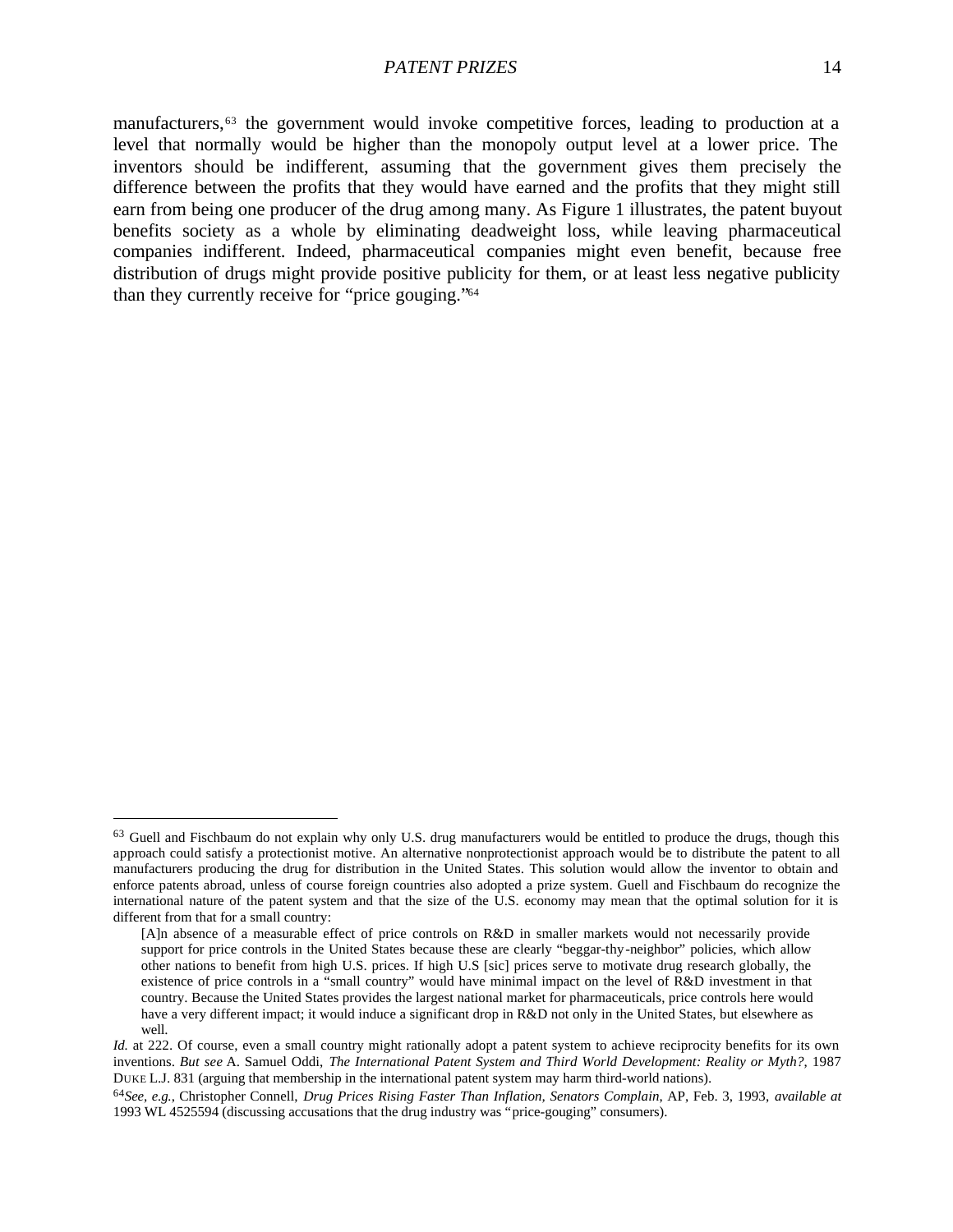manufacturers,[63] the government would invoke competitive forces, leading to production at a level that normally would be higher than the monopoly output level at a lower price. The inventors should be indifferent, assuming that the government gives them precisely the difference between the profits that they would have earned and the profits that they might still earn from being one producer of the drug among many. As Figure 1 illustrates, the patent buyout benefits society as a whole by eliminating deadweight loss, while leaving pharmaceutical companies indifferent. Indeed, pharmaceutical companies might even benefit, because free distribution of drugs might provide positive publicity for them, or at least less negative publicity than they currently receive for "price gouging."[64]

---

[63] Guell and Fischbaum do not explain why only U.S. drug manufacturers would be entitled to produce the drugs, though this approach could satisfy a protectionist motive. An alternative nonprotectionist approach would be to distribute the patent to all manufacturers producing the drug for distribution in the United States. This solution would allow the inventor to obtain and enforce patents abroad, unless of course foreign countries also adopted a prize system. Guell and Fischbaum do recognize the international nature of the patent system and that the size of the U.S. economy may mean that the optimal solution for it is different from that for a small country:

> [A]n absence of a measurable effect of price controls on R&D in smaller markets would not necessarily provide support for price controls in the United States because these are clearly "beggar-thy-neighbor" policies, which allow other nations to benefit from high U.S. prices. If high U.S [sic] prices serve to motivate drug research globally, the existence of price controls in a "small country" would have minimal impact on the level of R&D investment in that country. Because the United States provides the largest national market for pharmaceuticals, price controls here would have a very different impact; it would induce a significant drop in R&D not only in the United States, but elsewhere as well.

*Id.* at 222. Of course, even a small country might rationally adopt a patent system to achieve reciprocity benefits for its own inventions. *But see* A. Samuel Oddi, *The International Patent System and Third World Development: Reality or Myth?*, 1987 DUKE L.J. 831 (arguing that membership in the international patent system may harm third-world nations).

[64] *See, e.g.*, Christopher Connell, *Drug Prices Rising Faster Than Inflation, Senators Complain*, AP, Feb. 3, 1993, *available at* 1993 WL 4525594 (discussing accusations that the drug industry was "price-gouging" consumers).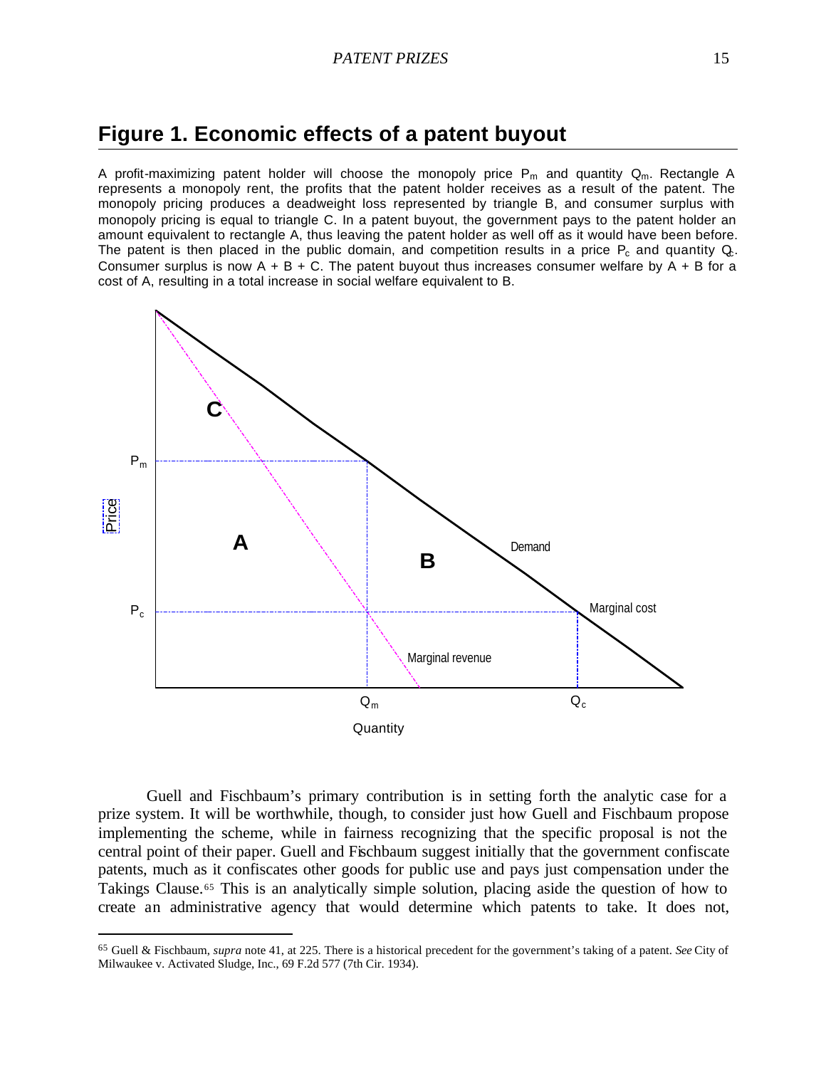## Figure 1. Economic effects of a patent buyout

A profit-maximizing patent holder will choose the monopoly price $P_m$ and quantity $Q_m$. Rectangle A represents a monopoly rent, the profits that the patent holder receives as a result of the patent. The monopoly pricing produces a deadweight loss represented by triangle B, and consumer surplus with monopoly pricing is equal to triangle C. In a patent buyout, the government pays to the patent holder an amount equivalent to rectangle A, thus leaving the patent holder as well off as it would have been before. The patent is then placed in the public domain, and competition results in a price $P_c$ and quantity $Q_c$. Consumer surplus is now A + B + C. The patent buyout thus increases consumer welfare by A + B for a cost of A, resulting in a total increase in social welfare equivalent to B.

Guell and Fischbaum's primary contribution is in setting forth the analytic case for a prize system. It will be worthwhile, though, to consider just how Guell and Fischbaum propose implementing the scheme, while in fairness recognizing that the specific proposal is not the central point of their paper. Guell and Fischbaum suggest initially that the government confiscate patents, much as it confiscates other goods for public use and pays just compensation under the Takings Clause.[65] This is an analytically simple solution, placing aside the question of how to create an administrative agency that would determine which patents to take. It does not,

[65] Guell & Fischbaum, *supra* note 41, at 225. There is a historical precedent for the government's taking of a patent. *See* City of Milwaukee v. Activated Sludge, Inc., 69 F.2d 577 (7th Cir. 1934).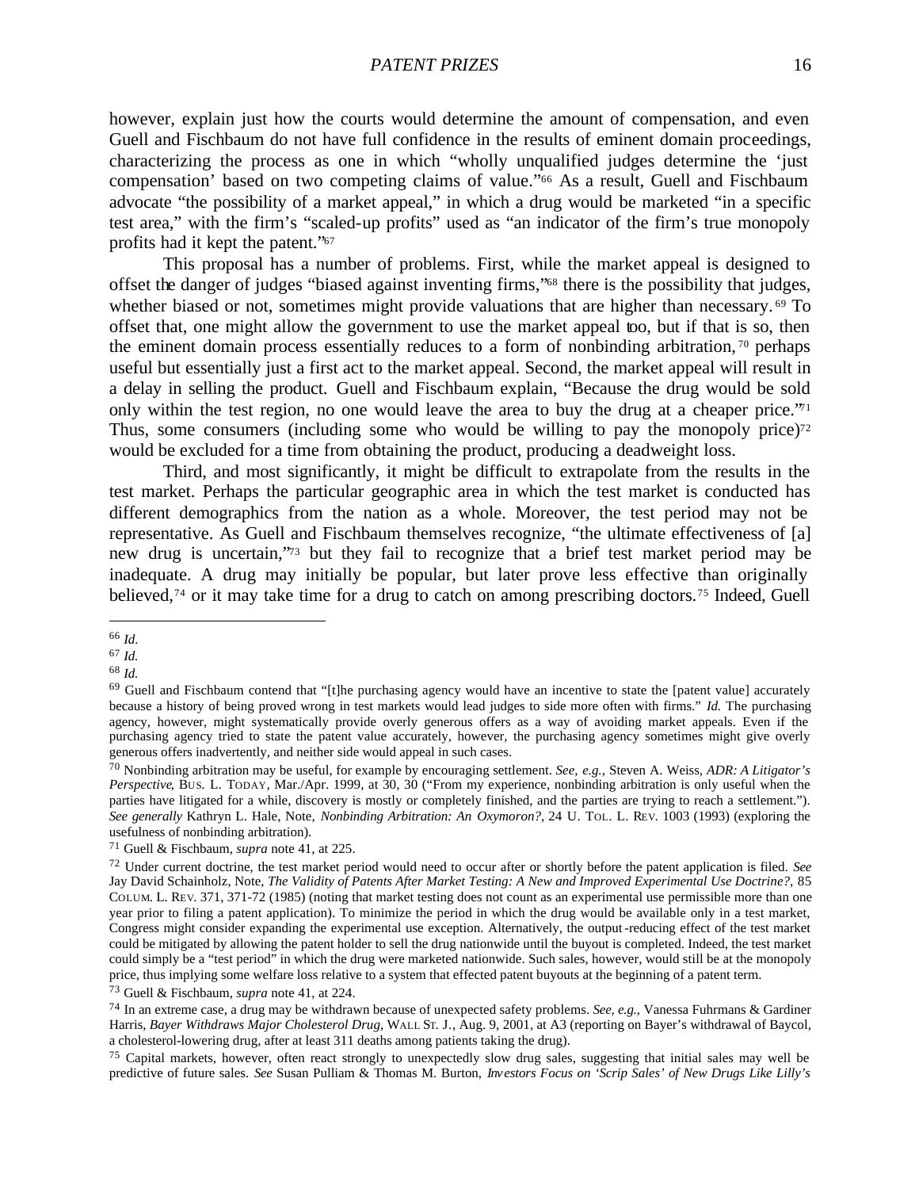however, explain just how the courts would determine the amount of compensation, and even Guell and Fischbaum do not have full confidence in the results of eminent domain proceedings, characterizing the process as one in which "wholly unqualified judges determine the 'just compensation' based on two competing claims of value."[66] As a result, Guell and Fischbaum advocate "the possibility of a market appeal," in which a drug would be marketed "in a specific test area," with the firm's "scaled-up profits" used as "an indicator of the firm's true monopoly profits had it kept the patent."[67]

This proposal has a number of problems. First, while the market appeal is designed to offset the danger of judges "biased against inventing firms,"[68] there is the possibility that judges, whether biased or not, sometimes might provide valuations that are higher than necessary.[69] To offset that, one might allow the government to use the market appeal too, but if that is so, then the eminent domain process essentially reduces to a form of nonbinding arbitration,[70] perhaps useful but essentially just a first act to the market appeal. Second, the market appeal will result in a delay in selling the product. Guell and Fischbaum explain, "Because the drug would be sold only within the test region, no one would leave the area to buy the drug at a cheaper price."[71] Thus, some consumers (including some who would be willing to pay the monopoly price)[72] would be excluded for a time from obtaining the product, producing a deadweight loss.

Third, and most significantly, it might be difficult to extrapolate from the results in the test market. Perhaps the particular geographic area in which the test market is conducted has different demographics from the nation as a whole. Moreover, the test period may not be representative. As Guell and Fischbaum themselves recognize, "the ultimate effectiveness of [a] new drug is uncertain,"[73] but they fail to recognize that a brief test market period may be inadequate. A drug may initially be popular, but later prove less effective than originally believed,[74] or it may take time for a drug to catch on among prescribing doctors.[75] Indeed, Guell

---

[66] *Id.*

[67] *Id.*

[68] *Id.*

[69] Guell and Fischbaum contend that "[t]he purchasing agency would have an incentive to state the [patent value] accurately because a history of being proved wrong in test markets would lead judges to side more often with firms." *Id.* The purchasing agency, however, might systematically provide overly generous offers as a way of avoiding market appeals. Even if the purchasing agency tried to state the patent value accurately, however, the purchasing agency sometimes might give overly generous offers inadvertently, and neither side would appeal in such cases.

[70] Nonbinding arbitration may be useful, for example by encouraging settlement. *See, e.g.*, Steven A. Weiss, *ADR: A Litigator's Perspective*, BUS. L. TODAY, Mar./Apr. 1999, at 30, 30 ("From my experience, nonbinding arbitration is only useful when the parties have litigated for a while, discovery is mostly or completely finished, and the parties are trying to reach a settlement."). *See generally* Kathryn L. Hale, Note, *Nonbinding Arbitration: An Oxymoron?*, 24 U. TOL. L. REV. 1003 (1993) (exploring the usefulness of nonbinding arbitration).

[71] Guell & Fischbaum, *supra* note 41, at 225.

[72] Under current doctrine, the test market period would need to occur after or shortly before the patent application is filed. *See* Jay David Schainholz, Note, *The Validity of Patents After Market Testing: A New and Improved Experimental Use Doctrine?*, 85 COLUM. L. REV. 371, 371-72 (1985) (noting that market testing does not count as an experimental use permissible more than one year prior to filing a patent application). To minimize the period in which the drug would be available only in a test market, Congress might consider expanding the experimental use exception. Alternatively, the output-reducing effect of the test market could be mitigated by allowing the patent holder to sell the drug nationwide until the buyout is completed. Indeed, the test market could simply be a "test period" in which the drug were marketed nationwide. Such sales, however, would still be at the monopoly price, thus implying some welfare loss relative to a system that effected patent buyouts at the beginning of a patent term.

[73] Guell & Fischbaum, *supra* note 41, at 224.

[74] In an extreme case, a drug may be withdrawn because of unexpected safety problems. *See, e.g.*, Vanessa Fuhrmans & Gardiner Harris, *Bayer Withdraws Major Cholesterol Drug*, WALL ST. J., Aug. 9, 2001, at A3 (reporting on Bayer's withdrawal of Baycol, a cholesterol-lowering drug, after at least 311 deaths among patients taking the drug).

[75] Capital markets, however, often react strongly to unexpectedly slow drug sales, suggesting that initial sales may well be predictive of future sales. *See* Susan Pulliam & Thomas M. Burton, *Investors Focus on 'Scrip Sales' of New Drugs Like Lilly's*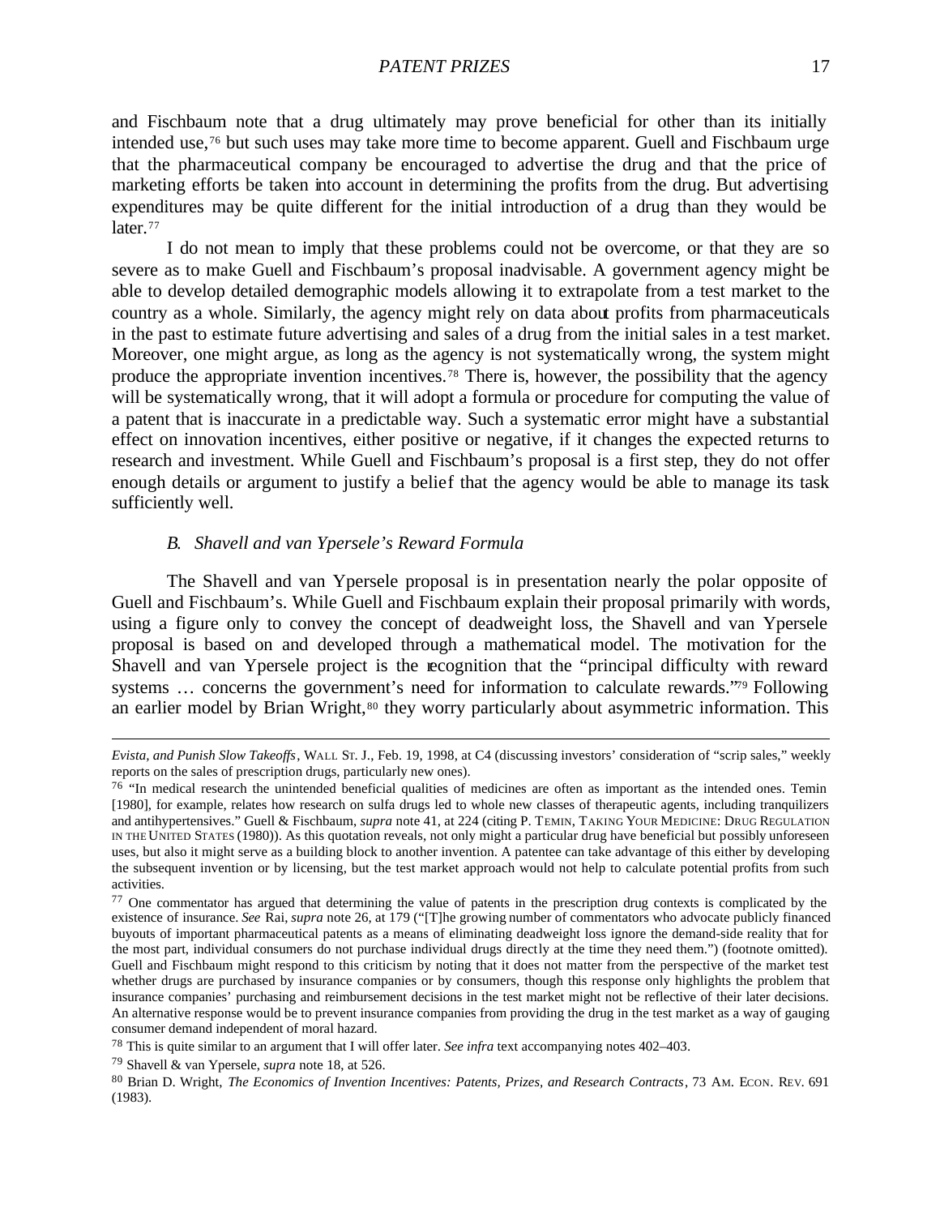and Fischbaum note that a drug ultimately may prove beneficial for other than its initially intended use,[76] but such uses may take more time to become apparent. Guell and Fischbaum urge that the pharmaceutical company be encouraged to advertise the drug and that the price of marketing efforts be taken into account in determining the profits from the drug. But advertising expenditures may be quite different for the initial introduction of a drug than they would be later.[77]

I do not mean to imply that these problems could not be overcome, or that they are so severe as to make Guell and Fischbaum's proposal inadvisable. A government agency might be able to develop detailed demographic models allowing it to extrapolate from a test market to the country as a whole. Similarly, the agency might rely on data about profits from pharmaceuticals in the past to estimate future advertising and sales of a drug from the initial sales in a test market. Moreover, one might argue, as long as the agency is not systematically wrong, the system might produce the appropriate invention incentives.[78] There is, however, the possibility that the agency will be systematically wrong, that it will adopt a formula or procedure for computing the value of a patent that is inaccurate in a predictable way. Such a systematic error might have a substantial effect on innovation incentives, either positive or negative, if it changes the expected returns to research and investment. While Guell and Fischbaum's proposal is a first step, they do not offer enough details or argument to justify a belief that the agency would be able to manage its task sufficiently well.

### *B. Shavell and van Ypersele's Reward Formula*

The Shavell and van Ypersele proposal is in presentation nearly the polar opposite of Guell and Fischbaum's. While Guell and Fischbaum explain their proposal primarily with words, using a figure only to convey the concept of deadweight loss, the Shavell and van Ypersele proposal is based on and developed through a mathematical model. The motivation for the Shavell and van Ypersele project is the recognition that the "principal difficulty with reward systems … concerns the government's need for information to calculate rewards."[79] Following an earlier model by Brian Wright,[80] they worry particularly about asymmetric information. This

---

*Evista, and Punish Slow Takeoffs*, WALL ST. J., Feb. 19, 1998, at C4 (discussing investors' consideration of "scrip sales," weekly reports on the sales of prescription drugs, particularly new ones).

[76] "In medical research the unintended beneficial qualities of medicines are often as important as the intended ones. Temin [1980], for example, relates how research on sulfa drugs led to whole new classes of therapeutic agents, including tranquilizers and antihypertensives." Guell & Fischbaum, *supra* note 41, at 224 (citing P. TEMIN, TAKING YOUR MEDICINE: DRUG REGULATION IN THE UNITED STATES (1980)). As this quotation reveals, not only might a particular drug have beneficial but possibly unforeseen uses, but also it might serve as a building block to another invention. A patentee can take advantage of this either by developing the subsequent invention or by licensing, but the test market approach would not help to calculate potential profits from such activities.

[77] One commentator has argued that determining the value of patents in the prescription drug contexts is complicated by the existence of insurance. *See* Rai, *supra* note 26, at 179 ("[T]he growing number of commentators who advocate publicly financed buyouts of important pharmaceutical patents as a means of eliminating deadweight loss ignore the demand-side reality that for the most part, individual consumers do not purchase individual drugs directly at the time they need them.") (footnote omitted). Guell and Fischbaum might respond to this criticism by noting that it does not matter from the perspective of the market test whether drugs are purchased by insurance companies or by consumers, though this response only highlights the problem that insurance companies' purchasing and reimbursement decisions in the test market might not be reflective of their later decisions. An alternative response would be to prevent insurance companies from providing the drug in the test market as a way of gauging consumer demand independent of moral hazard.

[78] This is quite similar to an argument that I will offer later. *See infra* text accompanying notes 402–403.

[79] Shavell & van Ypersele, *supra* note 18, at 526.

[80] Brian D. Wright, *The Economics of Invention Incentives: Patents, Prizes, and Research Contracts*, 73 AM. ECON. REV. 691 (1983).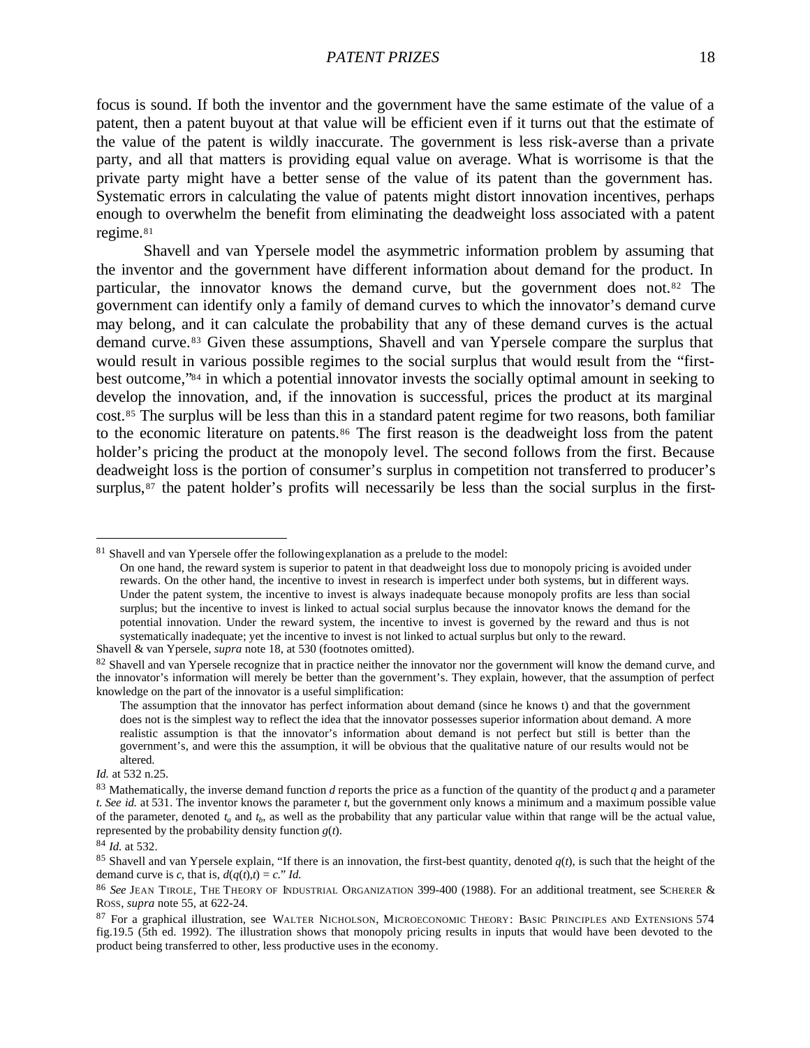focus is sound. If both the inventor and the government have the same estimate of the value of a patent, then a patent buyout at that value will be efficient even if it turns out that the estimate of the value of the patent is wildly inaccurate. The government is less risk-averse than a private party, and all that matters is providing equal value on average. What is worrisome is that the private party might have a better sense of the value of its patent than the government has. Systematic errors in calculating the value of patents might distort innovation incentives, perhaps enough to overwhelm the benefit from eliminating the deadweight loss associated with a patent regime.[81]

Shavell and van Ypersele model the asymmetric information problem by assuming that the inventor and the government have different information about demand for the product. In particular, the innovator knows the demand curve, but the government does not.[82] The government can identify only a family of demand curves to which the innovator's demand curve may belong, and it can calculate the probability that any of these demand curves is the actual demand curve.[83] Given these assumptions, Shavell and van Ypersele compare the surplus that would result in various possible regimes to the social surplus that would result from the "first-best outcome,"[84] in which a potential innovator invests the socially optimal amount in seeking to develop the innovation, and, if the innovation is successful, prices the product at its marginal cost.[85] The surplus will be less than this in a standard patent regime for two reasons, both familiar to the economic literature on patents.[86] The first reason is the deadweight loss from the patent holder's pricing the product at the monopoly level. The second follows from the first. Because deadweight loss is the portion of consumer's surplus in competition not transferred to producer's surplus,[87] the patent holder's profits will necessarily be less than the social surplus in the first-

---

[81] Shavell and van Ypersele offer the following explanation as a prelude to the model:

> On one hand, the reward system is superior to patent in that deadweight loss due to monopoly pricing is avoided under rewards. On the other hand, the incentive to invest in research is imperfect under both systems, but in different ways. Under the patent system, the incentive to invest is always inadequate because monopoly profits are less than social surplus; but the incentive to invest is linked to actual social surplus because the innovator knows the demand for the potential innovation. Under the reward system, the incentive to invest is governed by the reward and thus is not systematically inadequate; yet the incentive to invest is not linked to actual surplus but only to the reward.

Shavell & van Ypersele, *supra* note 18, at 530 (footnotes omitted).

[82] Shavell and van Ypersele recognize that in practice neither the innovator nor the government will know the demand curve, and the innovator's information will merely be better than the government's. They explain, however, that the assumption of perfect knowledge on the part of the innovator is a useful simplification:

> The assumption that the innovator has perfect information about demand (since he knows t) and that the government does not is the simplest way to reflect the idea that the innovator possesses superior information about demand. A more realistic assumption is that the innovator's information about demand is not perfect but still is better than the government's, and were this the assumption, it will be obvious that the qualitative nature of our results would not be altered.

*Id.* at 532 n.25.

[83] Mathematically, the inverse demand function $d$ reports the price as a function of the quantity of the product $q$ and a parameter $t$. *See id.* at 531. The inventor knows the parameter $t$, but the government only knows a minimum and a maximum possible value of the parameter, denoted $t_a$ and $t_b$, as well as the probability that any particular value within that range will be the actual value, represented by the probability density function $g(t)$.

[84] *Id.* at 532.

[85] Shavell and van Ypersele explain, "If there is an innovation, the first-best quantity, denoted $q(t)$, is such that the height of the demand curve is $c$, that is, $d(q(t),t) = c$." *Id.*

[86] *See* JEAN TIROLE, THE THEORY OF INDUSTRIAL ORGANIZATION 399-400 (1988). For an additional treatment, see SCHERER & ROSS, *supra* note 55, at 622-24.

[87] For a graphical illustration, see WALTER NICHOLSON, MICROECONOMIC THEORY: BASIC PRINCIPLES AND EXTENSIONS 574 fig.19.5 (5th ed. 1992). The illustration shows that monopoly pricing results in inputs that would have been devoted to the product being transferred to other, less productive uses in the economy.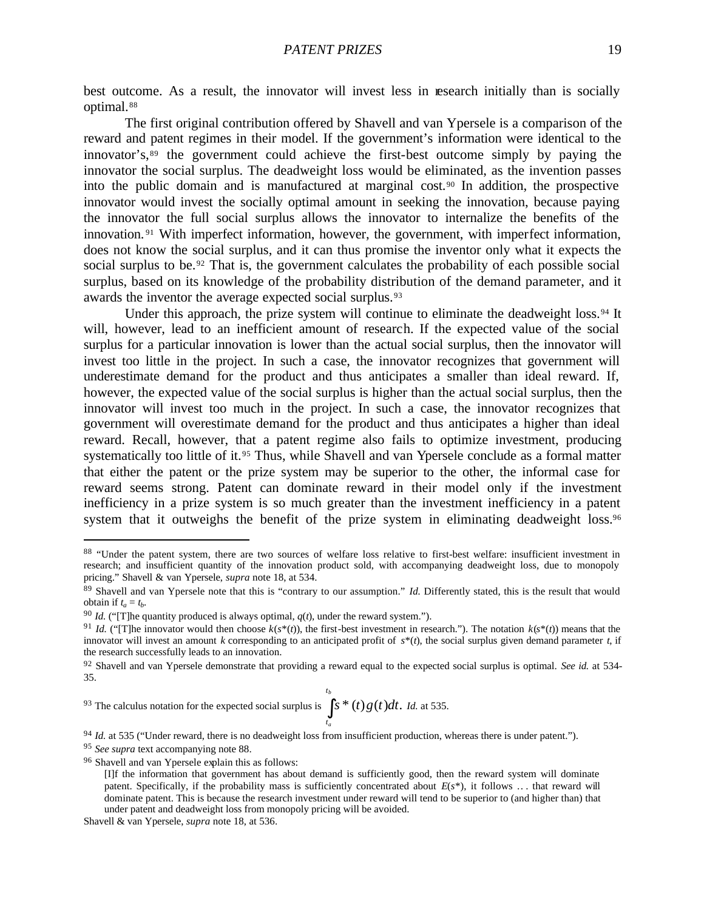best outcome. As a result, the innovator will invest less in research initially than is socially optimal.[88]

The first original contribution offered by Shavell and van Ypersele is a comparison of the reward and patent regimes in their model. If the government's information were identical to the innovator's,[89] the government could achieve the first-best outcome simply by paying the innovator the social surplus. The deadweight loss would be eliminated, as the invention passes into the public domain and is manufactured at marginal cost.[90] In addition, the prospective innovator would invest the socially optimal amount in seeking the innovation, because paying the innovator the full social surplus allows the innovator to internalize the benefits of the innovation.[91] With imperfect information, however, the government, with imperfect information, does not know the social surplus, and it can thus promise the inventor only what it expects the social surplus to be.[92] That is, the government calculates the probability of each possible social surplus, based on its knowledge of the probability distribution of the demand parameter, and it awards the inventor the average expected social surplus.[93]

Under this approach, the prize system will continue to eliminate the deadweight loss.[94] It will, however, lead to an inefficient amount of research. If the expected value of the social surplus for a particular innovation is lower than the actual social surplus, then the innovator will invest too little in the project. In such a case, the innovator recognizes that government will underestimate demand for the product and thus anticipates a smaller than ideal reward. If, however, the expected value of the social surplus is higher than the actual social surplus, then the innovator will invest too much in the project. In such a case, the innovator recognizes that government will overestimate demand for the product and thus anticipates a higher than ideal reward. Recall, however, that a patent regime also fails to optimize investment, producing systematically too little of it.[95] Thus, while Shavell and van Ypersele conclude as a formal matter that either the patent or the prize system may be superior to the other, the informal case for reward seems strong. Patent can dominate reward in their model only if the investment inefficiency in a prize system is so much greater than the investment inefficiency in a patent system that it outweighs the benefit of the prize system in eliminating deadweight loss.[96]

---

[88] "Under the patent system, there are two sources of welfare loss relative to first-best welfare: insufficient investment in research; and insufficient quantity of the innovation product sold, with accompanying deadweight loss, due to monopoly pricing." Shavell & van Ypersele, *supra* note 18, at 534.

[89] Shavell and van Ypersele note that this is "contrary to our assumption." *Id.* Differently stated, this is the result that would obtain if $t_a = t_b$.

[90] *Id.* ("[T]he quantity produced is always optimal, $q(t)$, under the reward system.").

[91] *Id.* ("[T]he innovator would then choose $k(s^*(t))$, the first-best investment in research."). The notation $k(s^*(t))$ means that the innovator will invest an amount $k$ corresponding to an anticipated profit of $s^*(t)$, the social surplus given demand parameter $t$, if the research successfully leads to an innovation.

[92] Shavell and van Ypersele demonstrate that providing a reward equal to the expected social surplus is optimal. *See id.* at 534-35.

[93] The calculus notation for the expected social surplus is $\int_{t_a}^{t_b} s^*(t)g(t)dt$. *Id.* at 535.

[94] *Id.* at 535 ("Under reward, there is no deadweight loss from insufficient production, whereas there is under patent.").

[95] *See supra* text accompanying note 88.

[96] Shavell and van Ypersele explain this as follows:

> [I]f the information that government has about demand is sufficiently good, then the reward system will dominate patent. Specifically, if the probability mass is sufficiently concentrated about $E(s^*)$, it follows . . . that reward will dominate patent. This is because the research investment under reward will tend to be superior to (and higher than) that under patent and deadweight loss from monopoly pricing will be avoided.

Shavell & van Ypersele, *supra* note 18, at 536.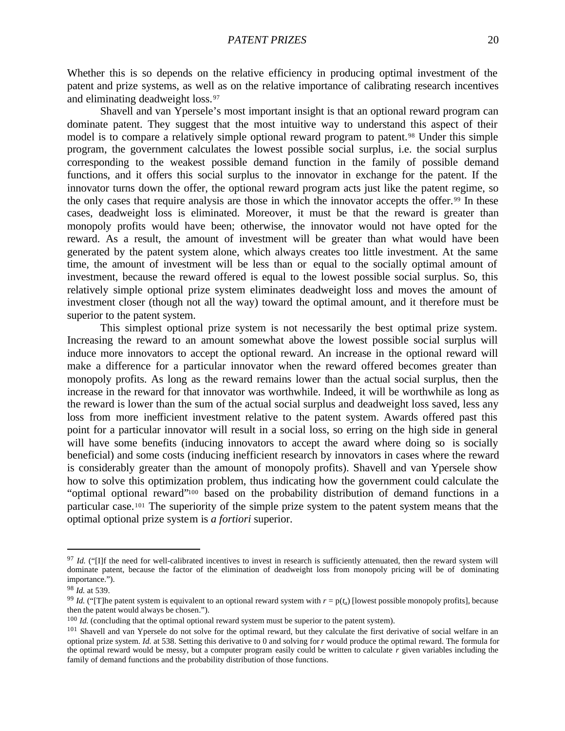Whether this is so depends on the relative efficiency in producing optimal investment of the patent and prize systems, as well as on the relative importance of calibrating research incentives and eliminating deadweight loss.[97]

Shavell and van Ypersele's most important insight is that an optional reward program can dominate patent. They suggest that the most intuitive way to understand this aspect of their model is to compare a relatively simple optional reward program to patent.[98] Under this simple program, the government calculates the lowest possible social surplus, i.e. the social surplus corresponding to the weakest possible demand function in the family of possible demand functions, and it offers this social surplus to the innovator in exchange for the patent. If the innovator turns down the offer, the optional reward program acts just like the patent regime, so the only cases that require analysis are those in which the innovator accepts the offer.[99] In these cases, deadweight loss is eliminated. Moreover, it must be that the reward is greater than monopoly profits would have been; otherwise, the innovator would not have opted for the reward. As a result, the amount of investment will be greater than what would have been generated by the patent system alone, which always creates too little investment. At the same time, the amount of investment will be less than or equal to the socially optimal amount of investment, because the reward offered is equal to the lowest possible social surplus. So, this relatively simple optional prize system eliminates deadweight loss and moves the amount of investment closer (though not all the way) toward the optimal amount, and it therefore must be superior to the patent system.

This simplest optional prize system is not necessarily the best optimal prize system. Increasing the reward to an amount somewhat above the lowest possible social surplus will induce more innovators to accept the optional reward. An increase in the optional reward will make a difference for a particular innovator when the reward offered becomes greater than monopoly profits. As long as the reward remains lower than the actual social surplus, then the increase in the reward for that innovator was worthwhile. Indeed, it will be worthwhile as long as the reward is lower than the sum of the actual social surplus and deadweight loss saved, less any loss from more inefficient investment relative to the patent system. Awards offered past this point for a particular innovator will result in a social loss, so erring on the high side in general will have some benefits (inducing innovators to accept the award where doing so is socially beneficial) and some costs (inducing inefficient research by innovators in cases where the reward is considerably greater than the amount of monopoly profits). Shavell and van Ypersele show how to solve this optimization problem, thus indicating how the government could calculate the "optimal optional reward"[100] based on the probability distribution of demand functions in a particular case.[101] The superiority of the simple prize system to the patent system means that the optimal optional prize system is *a fortiori* superior.

---

[97] *Id.* ("[I]f the need for well-calibrated incentives to invest in research is sufficiently attenuated, then the reward system will dominate patent, because the factor of the elimination of deadweight loss from monopoly pricing will be of dominating importance.").

[98] *Id.* at 539.

[99] *Id.* ("[T]he patent system is equivalent to an optional reward system with $r = p(t_a)$ [lowest possible monopoly profits], because then the patent would always be chosen.").

[100] *Id.* (concluding that the optimal optional reward system must be superior to the patent system).

[101] Shavell and van Ypersele do not solve for the optimal reward, but they calculate the first derivative of social welfare in an optional prize system. *Id.* at 538. Setting this derivative to 0 and solving for $r$ would produce the optimal reward. The formula for the optimal reward would be messy, but a computer program easily could be written to calculate $r$ given variables including the family of demand functions and the probability distribution of those functions.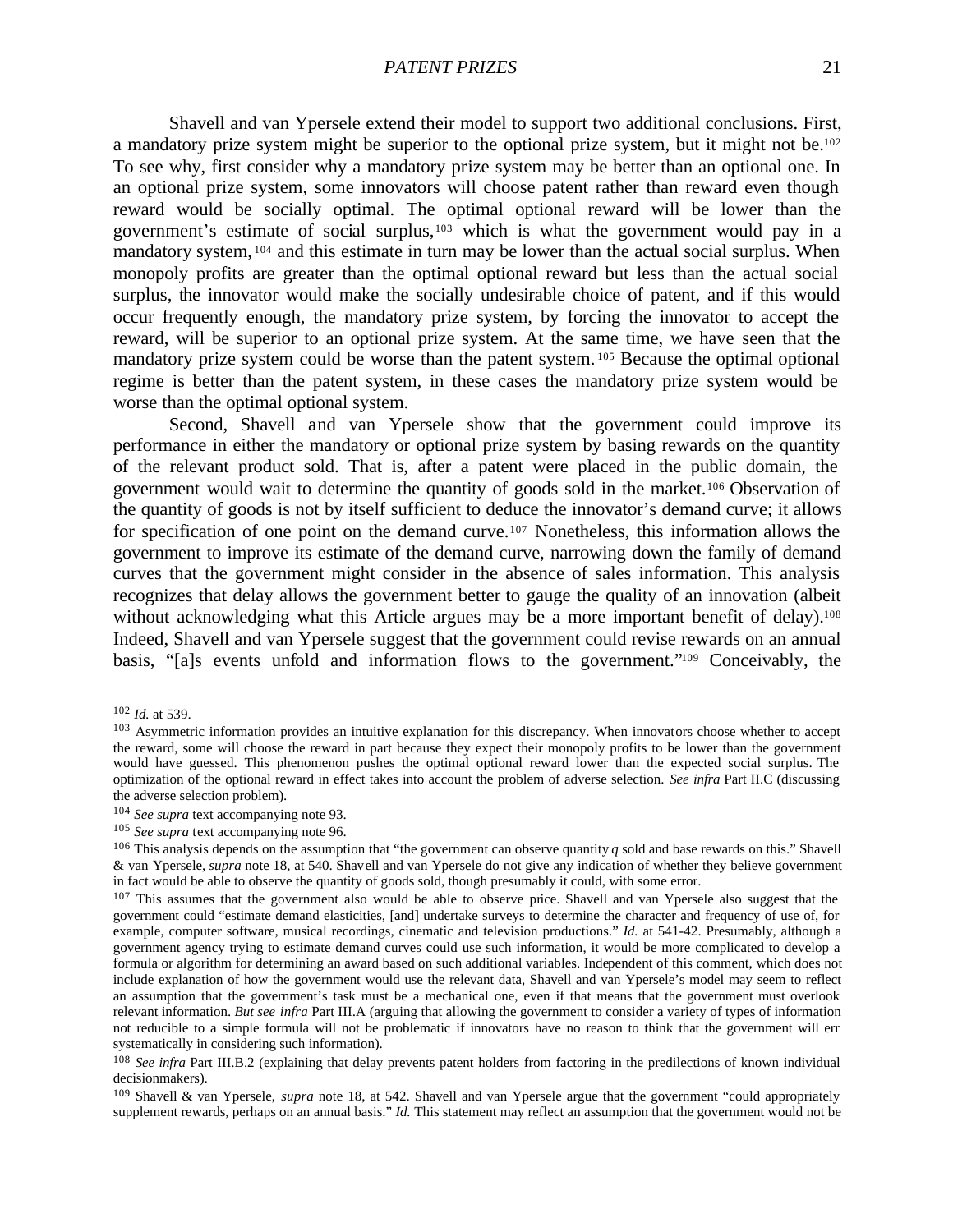Shavell and van Ypersele extend their model to support two additional conclusions. First, a mandatory prize system might be superior to the optional prize system, but it might not be.[102] To see why, first consider why a mandatory prize system may be better than an optional one. In an optional prize system, some innovators will choose patent rather than reward even though reward would be socially optimal. The optimal optional reward will be lower than the government's estimate of social surplus,[103] which is what the government would pay in a mandatory system,[104] and this estimate in turn may be lower than the actual social surplus. When monopoly profits are greater than the optimal optional reward but less than the actual social surplus, the innovator would make the socially undesirable choice of patent, and if this would occur frequently enough, the mandatory prize system, by forcing the innovator to accept the reward, will be superior to an optional prize system. At the same time, we have seen that the mandatory prize system could be worse than the patent system.[105] Because the optimal optional regime is better than the patent system, in these cases the mandatory prize system would be worse than the optimal optional system.

Second, Shavell and van Ypersele show that the government could improve its performance in either the mandatory or optional prize system by basing rewards on the quantity of the relevant product sold. That is, after a patent were placed in the public domain, the government would wait to determine the quantity of goods sold in the market.[106] Observation of the quantity of goods is not by itself sufficient to deduce the innovator's demand curve; it allows for specification of one point on the demand curve.[107] Nonetheless, this information allows the government to improve its estimate of the demand curve, narrowing down the family of demand curves that the government might consider in the absence of sales information. This analysis recognizes that delay allows the government better to gauge the quality of an innovation (albeit without acknowledging what this Article argues may be a more important benefit of delay).[108] Indeed, Shavell and van Ypersele suggest that the government could revise rewards on an annual basis, "[a]s events unfold and information flows to the government."[109] Conceivably, the

---

[102] *Id.* at 539.

[103] Asymmetric information provides an intuitive explanation for this discrepancy. When innovators choose whether to accept the reward, some will choose the reward in part because they expect their monopoly profits to be lower than the government would have guessed. This phenomenon pushes the optimal optional reward lower than the expected social surplus. The optimization of the optional reward in effect takes into account the problem of adverse selection. *See infra* Part II.C (discussing the adverse selection problem).

[104] *See supra* text accompanying note 93.

[105] *See supra* text accompanying note 96.

[106] This analysis depends on the assumption that "the government can observe quantity $q$ sold and base rewards on this." Shavell & van Ypersele, *supra* note 18, at 540. Shavell and van Ypersele do not give any indication of whether they believe government in fact would be able to observe the quantity of goods sold, though presumably it could, with some error.

[107] This assumes that the government also would be able to observe price. Shavell and van Ypersele also suggest that the government could "estimate demand elasticities, [and] undertake surveys to determine the character and frequency of use of, for example, computer software, musical recordings, cinematic and television productions." *Id.* at 541-42. Presumably, although a government agency trying to estimate demand curves could use such information, it would be more complicated to develop a formula or algorithm for determining an award based on such additional variables. Independent of this comment, which does not include explanation of how the government would use the relevant data, Shavell and van Ypersele's model may seem to reflect an assumption that the government's task must be a mechanical one, even if that means that the government must overlook relevant information. *But see infra* Part III.A (arguing that allowing the government to consider a variety of types of information not reducible to a simple formula will not be problematic if innovators have no reason to think that the government will err systematically in considering such information).

[108] *See infra* Part III.B.2 (explaining that delay prevents patent holders from factoring in the predilections of known individual decisionmakers).

[109] Shavell & van Ypersele, *supra* note 18, at 542. Shavell and van Ypersele argue that the government "could appropriately supplement rewards, perhaps on an annual basis." *Id.* This statement may reflect an assumption that the government would not be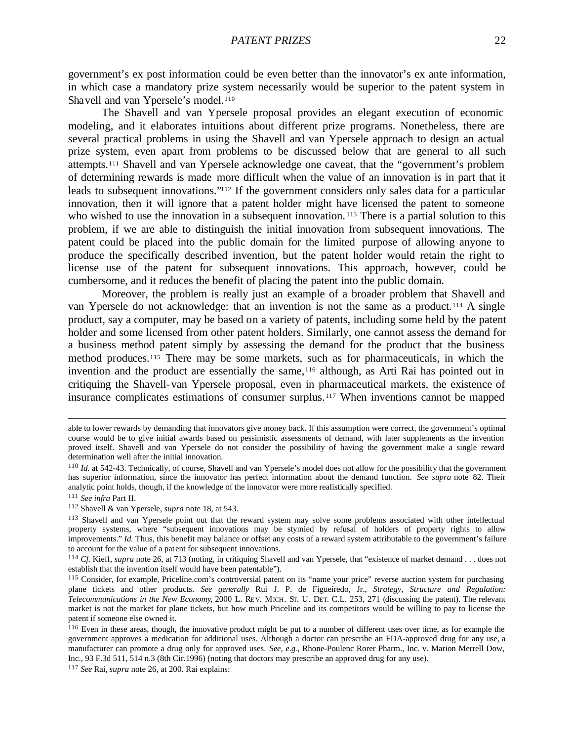government's ex post information could be even better than the innovator's ex ante information, in which case a mandatory prize system necessarily would be superior to the patent system in Shavell and van Ypersele's model.[110]

The Shavell and van Ypersele proposal provides an elegant execution of economic modeling, and it elaborates intuitions about different prize programs. Nonetheless, there are several practical problems in using the Shavell and van Ypersele approach to design an actual prize system, even apart from problems to be discussed below that are general to all such attempts.[111] Shavell and van Ypersele acknowledge one caveat, that the "government's problem of determining rewards is made more difficult when the value of an innovation is in part that it leads to subsequent innovations."[112] If the government considers only sales data for a particular innovation, then it will ignore that a patent holder might have licensed the patent to someone who wished to use the innovation in a subsequent innovation.[113] There is a partial solution to this problem, if we are able to distinguish the initial innovation from subsequent innovations. The patent could be placed into the public domain for the limited purpose of allowing anyone to produce the specifically described invention, but the patent holder would retain the right to license use of the patent for subsequent innovations. This approach, however, could be cumbersome, and it reduces the benefit of placing the patent into the public domain.

Moreover, the problem is really just an example of a broader problem that Shavell and van Ypersele do not acknowledge: that an invention is not the same as a product.[114] A single product, say a computer, may be based on a variety of patents, including some held by the patent holder and some licensed from other patent holders. Similarly, one cannot assess the demand for a business method patent simply by assessing the demand for the product that the business method produces.[115] There may be some markets, such as for pharmaceuticals, in which the invention and the product are essentially the same,[116] although, as Arti Rai has pointed out in critiquing the Shavell-van Ypersele proposal, even in pharmaceutical markets, the existence of insurance complicates estimations of consumer surplus.[117] When inventions cannot be mapped

---

able to lower rewards by demanding that innovators give money back. If this assumption were correct, the government's optimal course would be to give initial awards based on pessimistic assessments of demand, with later supplements as the invention proved itself. Shavell and van Ypersele do not consider the possibility of having the government make a single reward determination well after the initial innovation.

[110] *Id.* at 542-43. Technically, of course, Shavell and van Ypersele's model does not allow for the possibility that the government has superior information, since the innovator has perfect information about the demand function. *See supra* note 82. Their analytic point holds, though, if the knowledge of the innovator were more realistically specified.

[111] *See infra* Part II.

[112] Shavell & van Ypersele, *supra* note 18, at 543.

[113] Shavell and van Ypersele point out that the reward system may solve some problems associated with other intellectual property systems, where "subsequent innovations may be stymied by refusal of holders of property rights to allow improvements." *Id.* Thus, this benefit may balance or offset any costs of a reward system attributable to the government's failure to account for the value of a patent for subsequent innovations.

[114] *Cf.* Kieff, *supra* note 26, at 713 (noting, in critiquing Shavell and van Ypersele, that "existence of market demand . . . does not establish that the invention itself would have been patentable").

[115] Consider, for example, Priceline.com's controversial patent on its "name your price" reverse auction system for purchasing plane tickets and other products. *See generally* Rui J. P. de Figueiredo, Jr., *Strategy, Structure and Regulation: Telecommunications in the New Economy*, 2000 L. REV. MICH. ST. U. DET. C.L. 253, 271 (discussing the patent). The relevant market is not the market for plane tickets, but how much Priceline and its competitors would be willing to pay to license the patent if someone else owned it.

[116] Even in these areas, though, the innovative product might be put to a number of different uses over time, as for example the government approves a medication for additional uses. Although a doctor can prescribe an FDA-approved drug for any use, a manufacturer can promote a drug only for approved uses. *See, e.g.*, Rhone-Poulenc Rorer Pharm., Inc. v. Marion Merrell Dow, Inc., 93 F.3d 511, 514 n.3 (8th Cir.1996) (noting that doctors may prescribe an approved drug for any use).

[117] *See* Rai, *supra* note 26, at 200. Rai explains: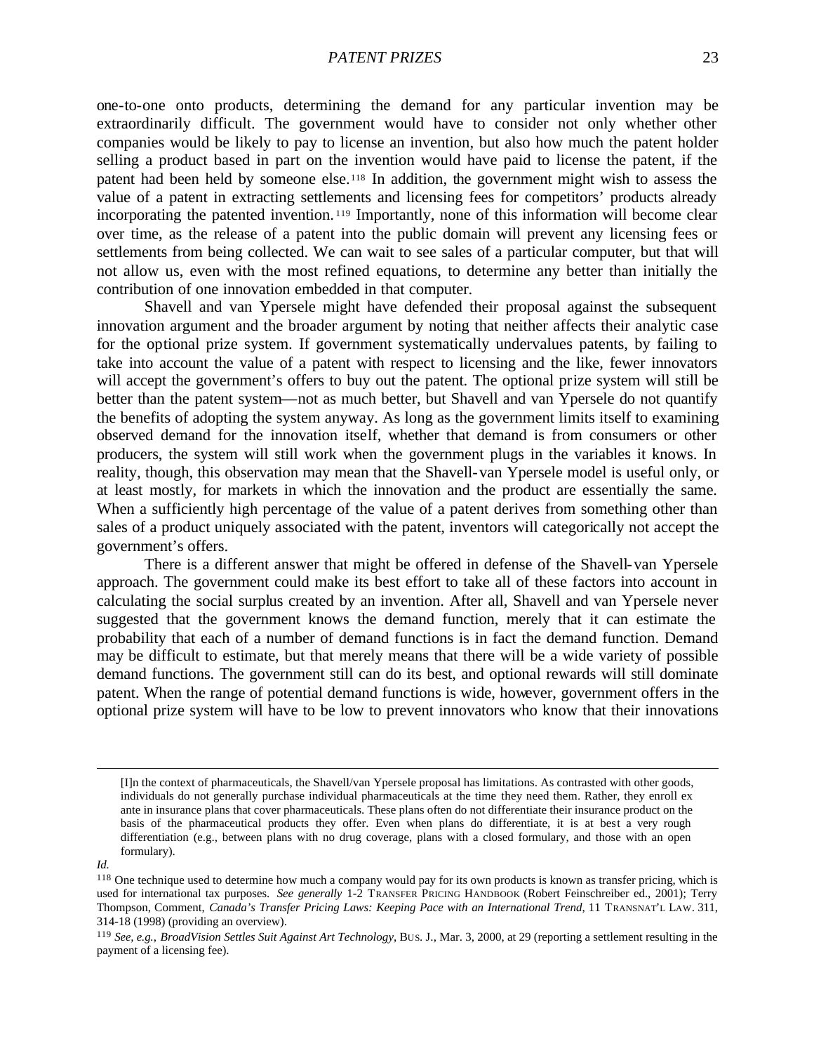one-to-one onto products, determining the demand for any particular invention may be extraordinarily difficult. The government would have to consider not only whether other companies would be likely to pay to license an invention, but also how much the patent holder selling a product based in part on the invention would have paid to license the patent, if the patent had been held by someone else.[118] In addition, the government might wish to assess the value of a patent in extracting settlements and licensing fees for competitors' products already incorporating the patented invention.[119] Importantly, none of this information will become clear over time, as the release of a patent into the public domain will prevent any licensing fees or settlements from being collected. We can wait to see sales of a particular computer, but that will not allow us, even with the most refined equations, to determine any better than initially the contribution of one innovation embedded in that computer.

Shavell and van Ypersele might have defended their proposal against the subsequent innovation argument and the broader argument by noting that neither affects their analytic case for the optional prize system. If government systematically undervalues patents, by failing to take into account the value of a patent with respect to licensing and the like, fewer innovators will accept the government's offers to buy out the patent. The optional prize system will still be better than the patent system—not as much better, but Shavell and van Ypersele do not quantify the benefits of adopting the system anyway. As long as the government limits itself to examining observed demand for the innovation itself, whether that demand is from consumers or other producers, the system will still work when the government plugs in the variables it knows. In reality, though, this observation may mean that the Shavell-van Ypersele model is useful only, or at least mostly, for markets in which the innovation and the product are essentially the same. When a sufficiently high percentage of the value of a patent derives from something other than sales of a product uniquely associated with the patent, inventors will categorically not accept the government's offers.

There is a different answer that might be offered in defense of the Shavell-van Ypersele approach. The government could make its best effort to take all of these factors into account in calculating the social surplus created by an invention. After all, Shavell and van Ypersele never suggested that the government knows the demand function, merely that it can estimate the probability that each of a number of demand functions is in fact the demand function. Demand may be difficult to estimate, but that merely means that there will be a wide variety of possible demand functions. The government still can do its best, and optional rewards will still dominate patent. When the range of potential demand functions is wide, however, government offers in the optional prize system will have to be low to prevent innovators who know that their innovations

---

> [I]n the context of pharmaceuticals, the Shavell/van Ypersele proposal has limitations. As contrasted with other goods, individuals do not generally purchase individual pharmaceuticals at the time they need them. Rather, they enroll ex ante in insurance plans that cover pharmaceuticals. These plans often do not differentiate their insurance product on the basis of the pharmaceutical products they offer. Even when plans do differentiate, it is at best a very rough differentiation (e.g., between plans with no drug coverage, plans with a closed formulary, and those with an open formulary).

*Id.*

[118] One technique used to determine how much a company would pay for its own products is known as transfer pricing, which is used for international tax purposes. *See generally* 1-2 TRANSFER PRICING HANDBOOK (Robert Feinschreiber ed., 2001); Terry Thompson, Comment, *Canada's Transfer Pricing Laws: Keeping Pace with an International Trend*, 11 TRANSNAT'L LAW. 311, 314-18 (1998) (providing an overview).

[119] *See, e.g.*, *BroadVision Settles Suit Against Art Technology*, BUS. J., Mar. 3, 2000, at 29 (reporting a settlement resulting in the payment of a licensing fee).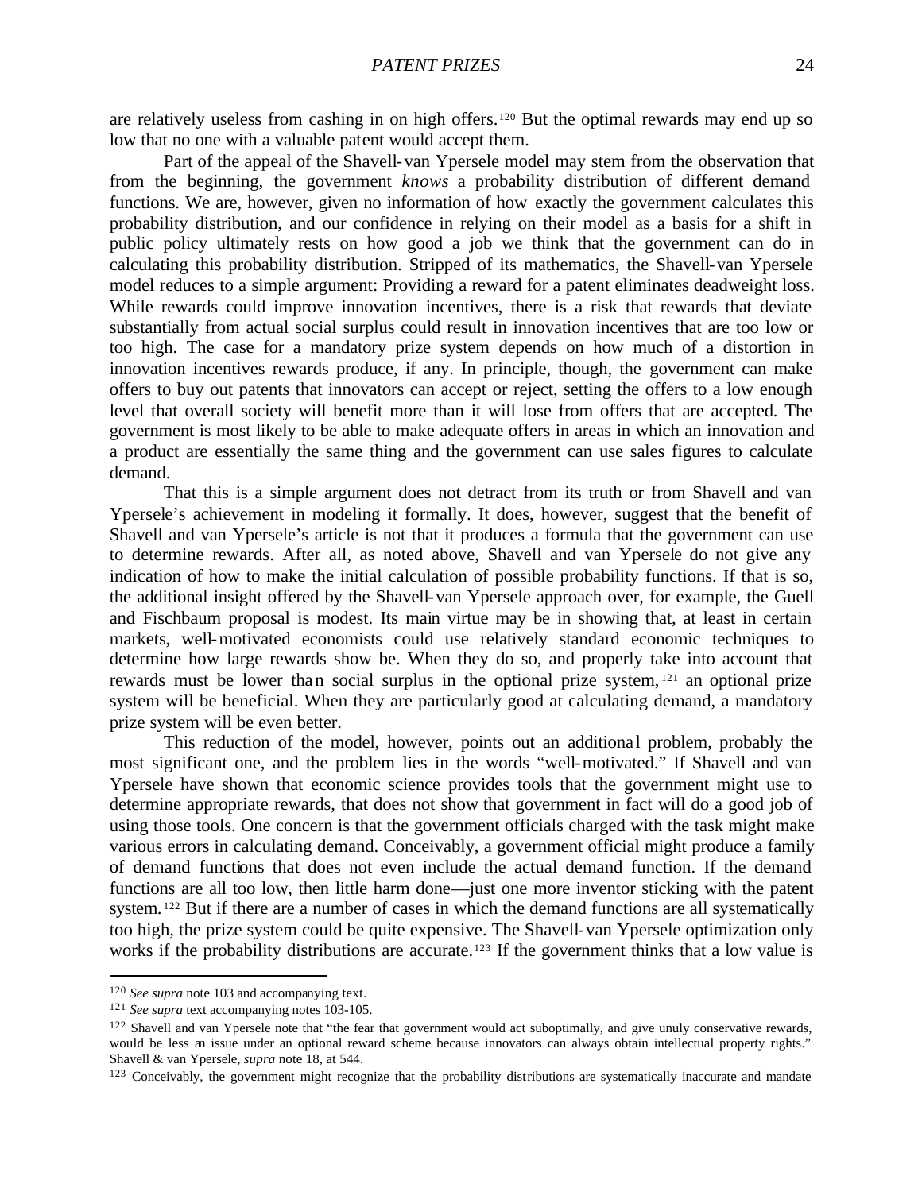are relatively useless from cashing in on high offers.[120] But the optimal rewards may end up so low that no one with a valuable patent would accept them.

Part of the appeal of the Shavell-van Ypersele model may stem from the observation that from the beginning, the government *knows* a probability distribution of different demand functions. We are, however, given no information of how exactly the government calculates this probability distribution, and our confidence in relying on their model as a basis for a shift in public policy ultimately rests on how good a job we think that the government can do in calculating this probability distribution. Stripped of its mathematics, the Shavell-van Ypersele model reduces to a simple argument: Providing a reward for a patent eliminates deadweight loss. While rewards could improve innovation incentives, there is a risk that rewards that deviate substantially from actual social surplus could result in innovation incentives that are too low or too high. The case for a mandatory prize system depends on how much of a distortion in innovation incentives rewards produce, if any. In principle, though, the government can make offers to buy out patents that innovators can accept or reject, setting the offers to a low enough level that overall society will benefit more than it will lose from offers that are accepted. The government is most likely to be able to make adequate offers in areas in which an innovation and a product are essentially the same thing and the government can use sales figures to calculate demand.

That this is a simple argument does not detract from its truth or from Shavell and van Ypersele's achievement in modeling it formally. It does, however, suggest that the benefit of Shavell and van Ypersele's article is not that it produces a formula that the government can use to determine rewards. After all, as noted above, Shavell and van Ypersele do not give any indication of how to make the initial calculation of possible probability functions. If that is so, the additional insight offered by the Shavell-van Ypersele approach over, for example, the Guell and Fischbaum proposal is modest. Its main virtue may be in showing that, at least in certain markets, well-motivated economists could use relatively standard economic techniques to determine how large rewards show be. When they do so, and properly take into account that rewards must be lower than social surplus in the optional prize system,[121] an optional prize system will be beneficial. When they are particularly good at calculating demand, a mandatory prize system will be even better.

This reduction of the model, however, points out an additional problem, probably the most significant one, and the problem lies in the words "well-motivated." If Shavell and van Ypersele have shown that economic science provides tools that the government might use to determine appropriate rewards, that does not show that government in fact will do a good job of using those tools. One concern is that the government officials charged with the task might make various errors in calculating demand. Conceivably, a government official might produce a family of demand functions that does not even include the actual demand function. If the demand functions are all too low, then little harm done—just one more inventor sticking with the patent system.[122] But if there are a number of cases in which the demand functions are all systematically too high, the prize system could be quite expensive. The Shavell-van Ypersele optimization only works if the probability distributions are accurate.[123] If the government thinks that a low value is

---

[120] *See supra* note 103 and accompanying text.

[121] *See supra* text accompanying notes 103-105.

[122] Shavell and van Ypersele note that "the fear that government would act suboptimally, and give unuly conservative rewards, would be less an issue under an optional reward scheme because innovators can always obtain intellectual property rights." Shavell & van Ypersele, *supra* note 18, at 544.

[123] Conceivably, the government might recognize that the probability distributions are systematically inaccurate and mandate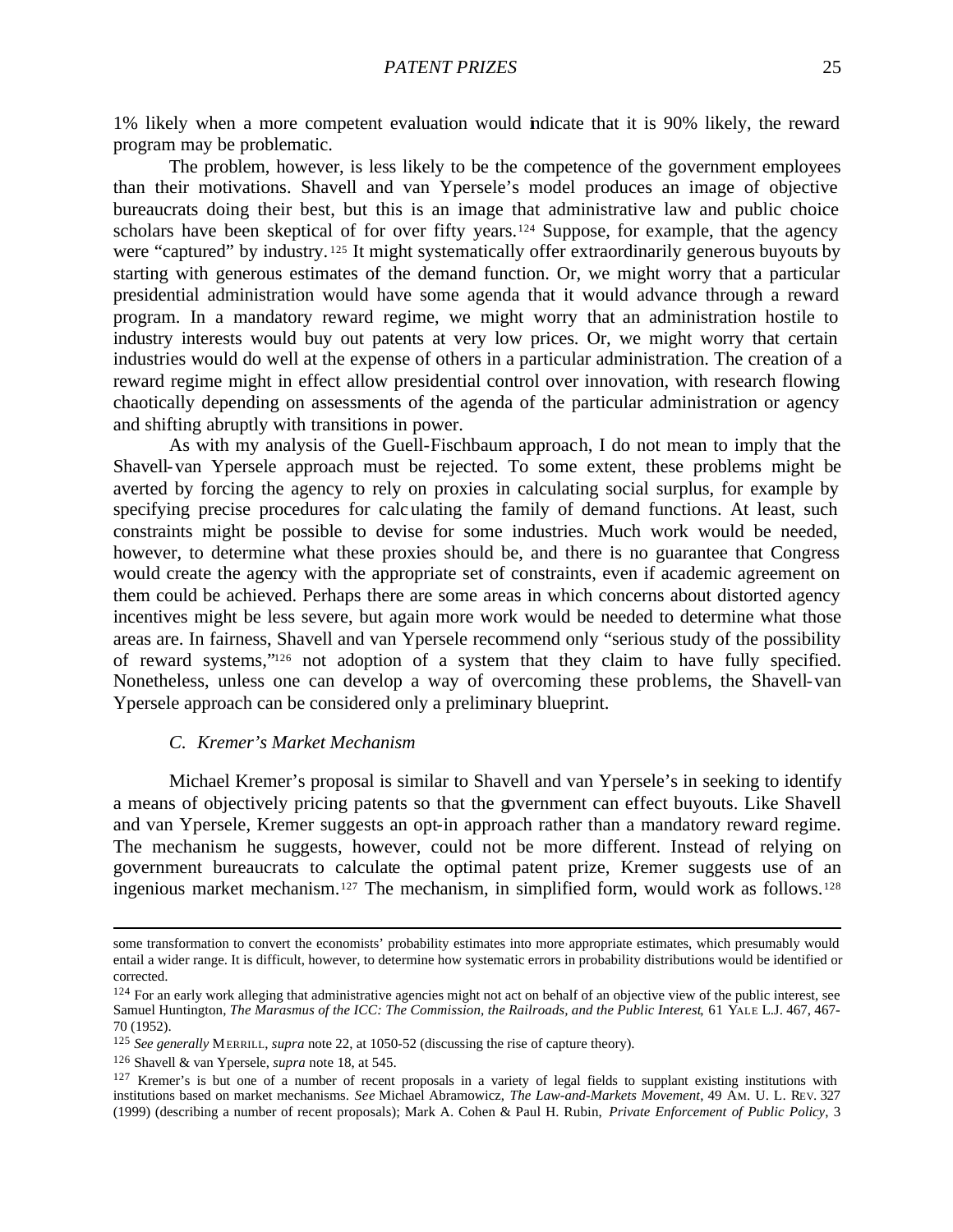1% likely when a more competent evaluation would indicate that it is 90% likely, the reward program may be problematic.

The problem, however, is less likely to be the competence of the government employees than their motivations. Shavell and van Ypersele's model produces an image of objective bureaucrats doing their best, but this is an image that administrative law and public choice scholars have been skeptical of for over fifty years.[124] Suppose, for example, that the agency were "captured" by industry.[125] It might systematically offer extraordinarily generous buyouts by starting with generous estimates of the demand function. Or, we might worry that a particular presidential administration would have some agenda that it would advance through a reward program. In a mandatory reward regime, we might worry that an administration hostile to industry interests would buy out patents at very low prices. Or, we might worry that certain industries would do well at the expense of others in a particular administration. The creation of a reward regime might in effect allow presidential control over innovation, with research flowing chaotically depending on assessments of the agenda of the particular administration or agency and shifting abruptly with transitions in power.

As with my analysis of the Guell-Fischbaum approach, I do not mean to imply that the Shavell-van Ypersele approach must be rejected. To some extent, these problems might be averted by forcing the agency to rely on proxies in calculating social surplus, for example by specifying precise procedures for calculating the family of demand functions. At least, such constraints might be possible to devise for some industries. Much work would be needed, however, to determine what these proxies should be, and there is no guarantee that Congress would create the agency with the appropriate set of constraints, even if academic agreement on them could be achieved. Perhaps there are some areas in which concerns about distorted agency incentives might be less severe, but again more work would be needed to determine what those areas are. In fairness, Shavell and van Ypersele recommend only "serious study of the possibility of reward systems,"[126] not adoption of a system that they claim to have fully specified. Nonetheless, unless one can develop a way of overcoming these problems, the Shavell-van Ypersele approach can be considered only a preliminary blueprint.

### *C. Kremer's Market Mechanism*

Michael Kremer's proposal is similar to Shavell and van Ypersele's in seeking to identify a means of objectively pricing patents so that the government can effect buyouts. Like Shavell and van Ypersele, Kremer suggests an opt-in approach rather than a mandatory reward regime. The mechanism he suggests, however, could not be more different. Instead of relying on government bureaucrats to calculate the optimal patent prize, Kremer suggests use of an ingenious market mechanism.[127] The mechanism, in simplified form, would work as follows.[128]

---

some transformation to convert the economists' probability estimates into more appropriate estimates, which presumably would entail a wider range. It is difficult, however, to determine how systematic errors in probability distributions would be identified or corrected.

[124] For an early work alleging that administrative agencies might not act on behalf of an objective view of the public interest, see Samuel Huntington, *The Marasmus of the ICC: The Commission, the Railroads, and the Public Interest*, 61 YALE L.J. 467, 467-70 (1952).

[125] *See generally* MERRILL, *supra* note 22, at 1050-52 (discussing the rise of capture theory).

[126] Shavell & van Ypersele, *supra* note 18, at 545.

[127] Kremer's is but one of a number of recent proposals in a variety of legal fields to supplant existing institutions with institutions based on market mechanisms. *See* Michael Abramowicz, *The Law-and-Markets Movement*, 49 AM. U. L. REV. 327 (1999) (describing a number of recent proposals); Mark A. Cohen & Paul H. Rubin, *Private Enforcement of Public Policy*, 3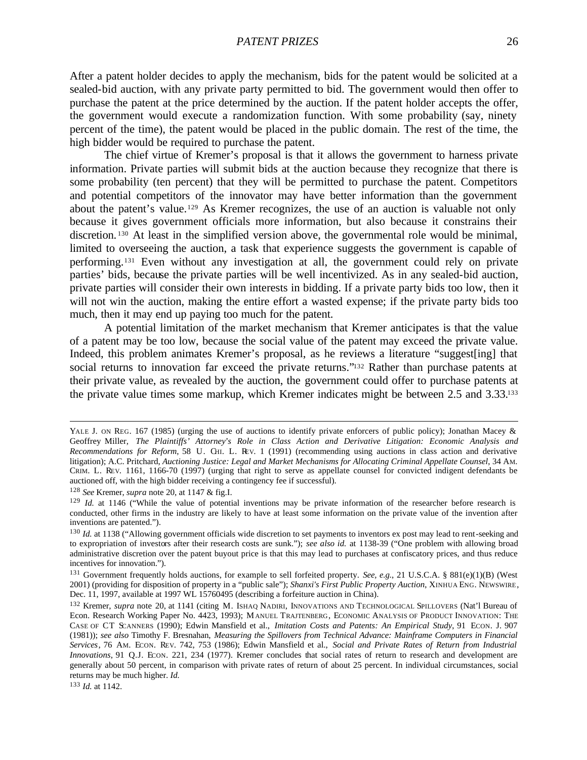After a patent holder decides to apply the mechanism, bids for the patent would be solicited at a sealed-bid auction, with any private party permitted to bid. The government would then offer to purchase the patent at the price determined by the auction. If the patent holder accepts the offer, the government would execute a randomization function. With some probability (say, ninety percent of the time), the patent would be placed in the public domain. The rest of the time, the high bidder would be required to purchase the patent.

The chief virtue of Kremer's proposal is that it allows the government to harness private information. Private parties will submit bids at the auction because they recognize that there is some probability (ten percent) that they will be permitted to purchase the patent. Competitors and potential competitors of the innovator may have better information than the government about the patent's value.[129] As Kremer recognizes, the use of an auction is valuable not only because it gives government officials more information, but also because it constrains their discretion.[130] At least in the simplified version above, the governmental role would be minimal, limited to overseeing the auction, a task that experience suggests the government is capable of performing.[131] Even without any investigation at all, the government could rely on private parties' bids, because the private parties will be well incentivized. As in any sealed-bid auction, private parties will consider their own interests in bidding. If a private party bids too low, then it will not win the auction, making the entire effort a wasted expense; if the private party bids too much, then it may end up paying too much for the patent.

A potential limitation of the market mechanism that Kremer anticipates is that the value of a patent may be too low, because the social value of the patent may exceed the private value. Indeed, this problem animates Kremer's proposal, as he reviews a literature "suggest[ing] that social returns to innovation far exceed the private returns."[132] Rather than purchase patents at their private value, as revealed by the auction, the government could offer to purchase patents at the private value times some markup, which Kremer indicates might be between 2.5 and 3.33.[133]

---

YALE J. ON REG. 167 (1985) (urging the use of auctions to identify private enforcers of public policy); Jonathan Macey & Geoffrey Miller, *The Plaintiffs' Attorney's Role in Class Action and Derivative Litigation: Economic Analysis and Recommendations for Reform*, 58 U. CHI. L. REV. 1 (1991) (recommending using auctions in class action and derivative litigation); A.C. Pritchard, *Auctioning Justice: Legal and Market Mechanisms for Allocating Criminal Appellate Counsel*, 34 AM. CRIM. L. REV. 1161, 1166-70 (1997) (urging that right to serve as appellate counsel for convicted indigent defendants be auctioned off, with the high bidder receiving a contingency fee if successful).

[128] *See* Kremer, *supra* note 20, at 1147 & fig.I.

[129] *Id.* at 1146 ("While the value of potential inventions may be private information of the researcher before research is conducted, other firms in the industry are likely to have at least some information on the private value of the invention after inventions are patented.").

[130] *Id.* at 1138 ("Allowing government officials wide discretion to set payments to inventors ex post may lead to rent-seeking and to expropriation of investors after their research costs are sunk."); *see also id.* at 1138-39 ("One problem with allowing broad administrative discretion over the patent buyout price is that this may lead to purchases at confiscatory prices, and thus reduce incentives for innovation.").

[131] Government frequently holds auctions, for example to sell forfeited property. *See, e.g.*, 21 U.S.C.A. § 881(e)(1)(B) (West 2001) (providing for disposition of property in a "public sale"); *Shanxi's First Public Property Auction*, XINHUA ENG. NEWSWIRE, Dec. 11, 1997, available at 1997 WL 15760495 (describing a forfeiture auction in China).

[132] Kremer, *supra* note 20, at 1141 (citing M. ISHAQ NADIRI, INNOVATIONS AND TECHNOLOGICAL SPILLOVERS (Nat'l Bureau of Econ. Research Working Paper No. 4423, 1993); MANUEL TRAJTENBERG, ECONOMIC ANALYSIS OF PRODUCT INNOVATION: THE CASE OF CT SCANNERS (1990); Edwin Mansfield et al., *Imitation Costs and Patents: An Empirical Study*, 91 ECON. J. 907 (1981)); *see also* Timothy F. Bresnahan, *Measuring the Spillovers from Technical Advance: Mainframe Computers in Financial Services*, 76 AM. ECON. REV. 742, 753 (1986); Edwin Mansfield et al., *Social and Private Rates of Return from Industrial Innovations*, 91 Q.J. ECON. 221, 234 (1977). Kremer concludes that social rates of return to research and development are generally about 50 percent, in comparison with private rates of return of about 25 percent. In individual circumstances, social returns may be much higher. *Id.*

[133] *Id.* at 1142.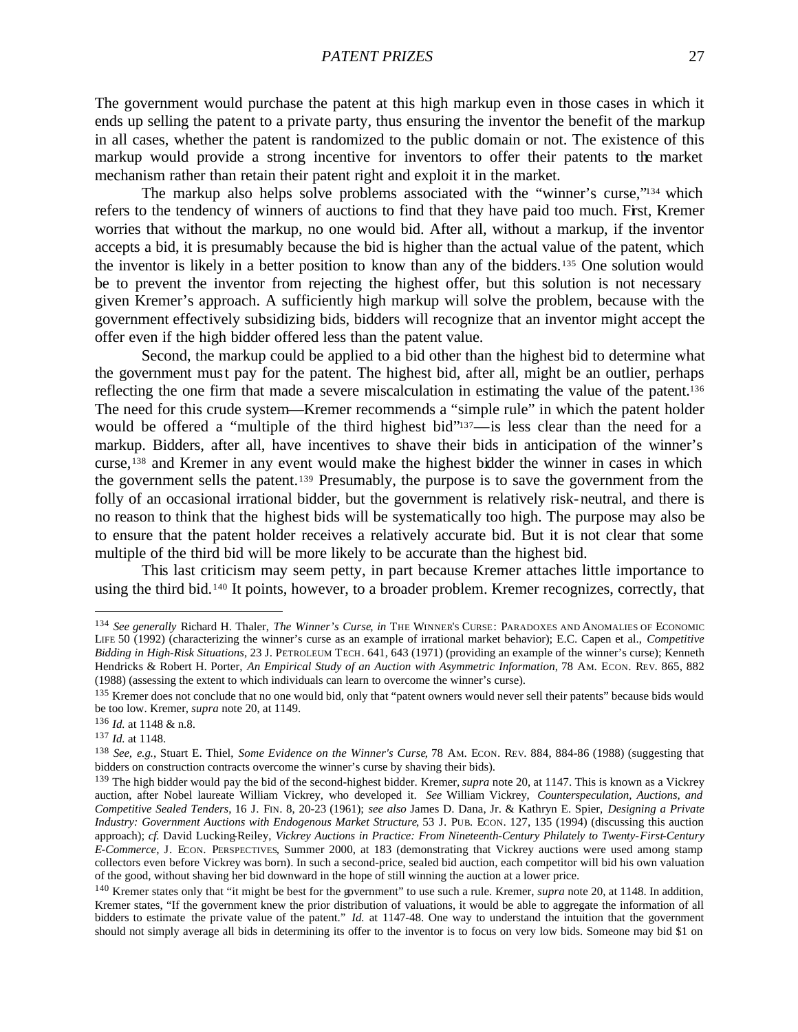The government would purchase the patent at this high markup even in those cases in which it ends up selling the patent to a private party, thus ensuring the inventor the benefit of the markup in all cases, whether the patent is randomized to the public domain or not. The existence of this markup would provide a strong incentive for inventors to offer their patents to the market mechanism rather than retain their patent right and exploit it in the market.

The markup also helps solve problems associated with the "winner's curse,"[134] which refers to the tendency of winners of auctions to find that they have paid too much. First, Kremer worries that without the markup, no one would bid. After all, without a markup, if the inventor accepts a bid, it is presumably because the bid is higher than the actual value of the patent, which the inventor is likely in a better position to know than any of the bidders.[135] One solution would be to prevent the inventor from rejecting the highest offer, but this solution is not necessary given Kremer's approach. A sufficiently high markup will solve the problem, because with the government effectively subsidizing bids, bidders will recognize that an inventor might accept the offer even if the high bidder offered less than the patent value.

Second, the markup could be applied to a bid other than the highest bid to determine what the government must pay for the patent. The highest bid, after all, might be an outlier, perhaps reflecting the one firm that made a severe miscalculation in estimating the value of the patent.[136] The need for this crude system—Kremer recommends a "simple rule" in which the patent holder would be offered a "multiple of the third highest bid"[137]—is less clear than the need for a markup. Bidders, after all, have incentives to shave their bids in anticipation of the winner's curse,[138] and Kremer in any event would make the highest bidder the winner in cases in which the government sells the patent.[139] Presumably, the purpose is to save the government from the folly of an occasional irrational bidder, but the government is relatively risk-neutral, and there is no reason to think that the highest bids will be systematically too high. The purpose may also be to ensure that the patent holder receives a relatively accurate bid. But it is not clear that some multiple of the third bid will be more likely to be accurate than the highest bid.

This last criticism may seem petty, in part because Kremer attaches little importance to using the third bid.[140] It points, however, to a broader problem. Kremer recognizes, correctly, that

---

[134] *See generally* Richard H. Thaler, *The Winner's Curse*, *in* THE WINNER'S CURSE: PARADOXES AND ANOMALIES OF ECONOMIC LIFE 50 (1992) (characterizing the winner's curse as an example of irrational market behavior); E.C. Capen et al., *Competitive Bidding in High-Risk Situations*, 23 J. PETROLEUM TECH. 641, 643 (1971) (providing an example of the winner's curse); Kenneth Hendricks & Robert H. Porter, *An Empirical Study of an Auction with Asymmetric Information*, 78 AM. ECON. REV. 865, 882 (1988) (assessing the extent to which individuals can learn to overcome the winner's curse).

[135] Kremer does not conclude that no one would bid, only that "patent owners would never sell their patents" because bids would be too low. Kremer, *supra* note 20, at 1149.

[136] *Id.* at 1148 & n.8.

[137] *Id.* at 1148.

[138] *See, e.g.*, Stuart E. Thiel, *Some Evidence on the Winner's Curse*, 78 AM. ECON. REV. 884, 884-86 (1988) (suggesting that bidders on construction contracts overcome the winner's curse by shaving their bids).

[139] The high bidder would pay the bid of the second-highest bidder. Kremer, *supra* note 20, at 1147. This is known as a Vickrey auction, after Nobel laureate William Vickrey, who developed it. *See* William Vickrey, *Counterspeculation, Auctions, and Competitive Sealed Tenders*, 16 J. FIN. 8, 20-23 (1961); *see also* James D. Dana, Jr. & Kathryn E. Spier, *Designing a Private Industry: Government Auctions with Endogenous Market Structure*, 53 J. PUB. ECON. 127, 135 (1994) (discussing this auction approach); *cf.* David Lucking-Reiley, *Vickrey Auctions in Practice: From Nineteenth-Century Philately to Twenty-First-Century E-Commerce*, J. ECON. PERSPECTIVES, Summer 2000, at 183 (demonstrating that Vickrey auctions were used among stamp collectors even before Vickrey was born). In such a second-price, sealed bid auction, each competitor will bid his own valuation of the good, without shaving her bid downward in the hope of still winning the auction at a lower price.

[140] Kremer states only that "it might be best for the government" to use such a rule. Kremer, *supra* note 20, at 1148. In addition, Kremer states, "If the government knew the prior distribution of valuations, it would be able to aggregate the information of all bidders to estimate the private value of the patent." *Id.* at 1147-48. One way to understand the intuition that the government should not simply average all bids in determining its offer to the inventor is to focus on very low bids. Someone may bid $1 on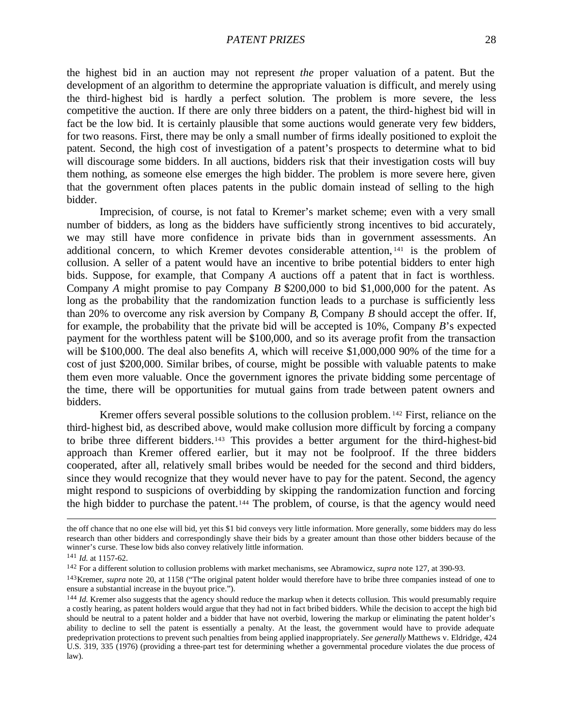the highest bid in an auction may not represent *the* proper valuation of a patent. But the development of an algorithm to determine the appropriate valuation is difficult, and merely using the third-highest bid is hardly a perfect solution. The problem is more severe, the less competitive the auction. If there are only three bidders on a patent, the third-highest bid will in fact be the low bid. It is certainly plausible that some auctions would generate very few bidders, for two reasons. First, there may be only a small number of firms ideally positioned to exploit the patent. Second, the high cost of investigation of a patent's prospects to determine what to bid will discourage some bidders. In all auctions, bidders risk that their investigation costs will buy them nothing, as someone else emerges the high bidder. The problem is more severe here, given that the government often places patents in the public domain instead of selling to the high bidder.

Imprecision, of course, is not fatal to Kremer's market scheme; even with a very small number of bidders, as long as the bidders have sufficiently strong incentives to bid accurately, we may still have more confidence in private bids than in government assessments. An additional concern, to which Kremer devotes considerable attention,[141] is the problem of collusion. A seller of a patent would have an incentive to bribe potential bidders to enter high bids. Suppose, for example, that Company *A* auctions off a patent that in fact is worthless. Company *A* might promise to pay Company *B* \$200,000 to bid \$1,000,000 for the patent. As long as the probability that the randomization function leads to a purchase is sufficiently less than 20% to overcome any risk aversion by Company *B*, Company *B* should accept the offer. If, for example, the probability that the private bid will be accepted is 10%, Company *B*'s expected payment for the worthless patent will be \$100,000, and so its average profit from the transaction will be \$100,000. The deal also benefits *A*, which will receive \$1,000,000 90% of the time for a cost of just \$200,000. Similar bribes, of course, might be possible with valuable patents to make them even more valuable. Once the government ignores the private bidding some percentage of the time, there will be opportunities for mutual gains from trade between patent owners and bidders.

Kremer offers several possible solutions to the collusion problem.[142] First, reliance on the third-highest bid, as described above, would make collusion more difficult by forcing a company to bribe three different bidders.[143] This provides a better argument for the third-highest-bid approach than Kremer offered earlier, but it may not be foolproof. If the three bidders cooperated, after all, relatively small bribes would be needed for the second and third bidders, since they would recognize that they would never have to pay for the patent. Second, the agency might respond to suspicions of overbidding by skipping the randomization function and forcing the high bidder to purchase the patent.[144] The problem, of course, is that the agency would need

---

the off chance that no one else will bid, yet this \$1 bid conveys very little information. More generally, some bidders may do less research than other bidders and correspondingly shave their bids by a greater amount than those other bidders because of the winner's curse. These low bids also convey relatively little information.

[141] *Id.* at 1157-62.

[142] For a different solution to collusion problems with market mechanisms, see Abramowicz, *supra* note 127, at 390-93.

[143] Kremer, *supra* note 20, at 1158 ("The original patent holder would therefore have to bribe three companies instead of one to ensure a substantial increase in the buyout price.").

[144] *Id.* Kremer also suggests that the agency should reduce the markup when it detects collusion. This would presumably require a costly hearing, as patent holders would argue that they had not in fact bribed bidders. While the decision to accept the high bid should be neutral to a patent holder and a bidder that have not overbid, lowering the markup or eliminating the patent holder's ability to decline to sell the patent is essentially a penalty. At the least, the government would have to provide adequate predeprivation protections to prevent such penalties from being applied inappropriately. *See generally* Matthews v. Eldridge, 424 U.S. 319, 335 (1976) (providing a three-part test for determining whether a governmental procedure violates the due process of law).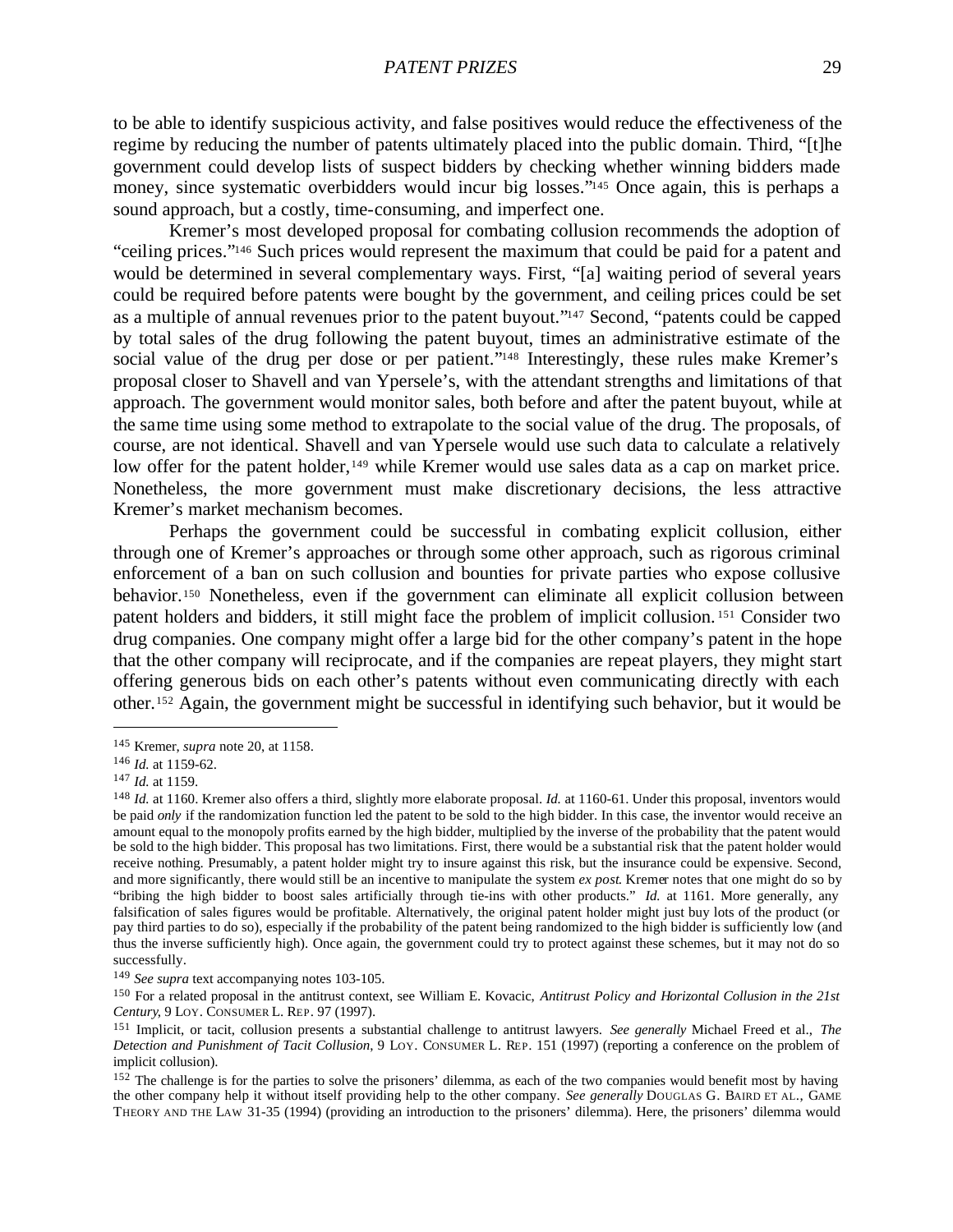to be able to identify suspicious activity, and false positives would reduce the effectiveness of the regime by reducing the number of patents ultimately placed into the public domain. Third, "[t]he government could develop lists of suspect bidders by checking whether winning bidders made money, since systematic overbidders would incur big losses."[145] Once again, this is perhaps a sound approach, but a costly, time-consuming, and imperfect one.

Kremer's most developed proposal for combating collusion recommends the adoption of "ceiling prices."[146] Such prices would represent the maximum that could be paid for a patent and would be determined in several complementary ways. First, "[a] waiting period of several years could be required before patents were bought by the government, and ceiling prices could be set as a multiple of annual revenues prior to the patent buyout."[147] Second, "patents could be capped by total sales of the drug following the patent buyout, times an administrative estimate of the social value of the drug per dose or per patient."[148] Interestingly, these rules make Kremer's proposal closer to Shavell and van Ypersele's, with the attendant strengths and limitations of that approach. The government would monitor sales, both before and after the patent buyout, while at the same time using some method to extrapolate to the social value of the drug. The proposals, of course, are not identical. Shavell and van Ypersele would use such data to calculate a relatively low offer for the patent holder,[149] while Kremer would use sales data as a cap on market price. Nonetheless, the more government must make discretionary decisions, the less attractive Kremer's market mechanism becomes.

Perhaps the government could be successful in combating explicit collusion, either through one of Kremer's approaches or through some other approach, such as rigorous criminal enforcement of a ban on such collusion and bounties for private parties who expose collusive behavior.[150] Nonetheless, even if the government can eliminate all explicit collusion between patent holders and bidders, it still might face the problem of implicit collusion.[151] Consider two drug companies. One company might offer a large bid for the other company's patent in the hope that the other company will reciprocate, and if the companies are repeat players, they might start offering generous bids on each other's patents without even communicating directly with each other.[152] Again, the government might be successful in identifying such behavior, but it would be

---

[145] Kremer, *supra* note 20, at 1158.

[146] *Id.* at 1159-62.

[147] *Id.* at 1159.

[148] *Id.* at 1160. Kremer also offers a third, slightly more elaborate proposal. *Id.* at 1160-61. Under this proposal, inventors would be paid *only* if the randomization function led the patent to be sold to the high bidder. In this case, the inventor would receive an amount equal to the monopoly profits earned by the high bidder, multiplied by the inverse of the probability that the patent would be sold to the high bidder. This proposal has two limitations. First, there would be a substantial risk that the patent holder would receive nothing. Presumably, a patent holder might try to insure against this risk, but the insurance could be expensive. Second, and more significantly, there would still be an incentive to manipulate the system *ex post*. Kremer notes that one might do so by "bribing the high bidder to boost sales artificially through tie-ins with other products." *Id.* at 1161. More generally, any falsification of sales figures would be profitable. Alternatively, the original patent holder might just buy lots of the product (or pay third parties to do so), especially if the probability of the patent being randomized to the high bidder is sufficiently low (and thus the inverse sufficiently high). Once again, the government could try to protect against these schemes, but it may not do so successfully.

[149] *See supra* text accompanying notes 103-105.

[150] For a related proposal in the antitrust context, see William E. Kovacic, *Antitrust Policy and Horizontal Collusion in the 21st Century*, 9 LOY. CONSUMER L. REP. 97 (1997).

[151] Implicit, or tacit, collusion presents a substantial challenge to antitrust lawyers. *See generally* Michael Freed et al., *The Detection and Punishment of Tacit Collusion*, 9 LOY. CONSUMER L. REP. 151 (1997) (reporting a conference on the problem of implicit collusion).

[152] The challenge is for the parties to solve the prisoners' dilemma, as each of the two companies would benefit most by having the other company help it without itself providing help to the other company. *See generally* DOUGLAS G. BAIRD ET AL., GAME THEORY AND THE LAW 31-35 (1994) (providing an introduction to the prisoners' dilemma). Here, the prisoners' dilemma would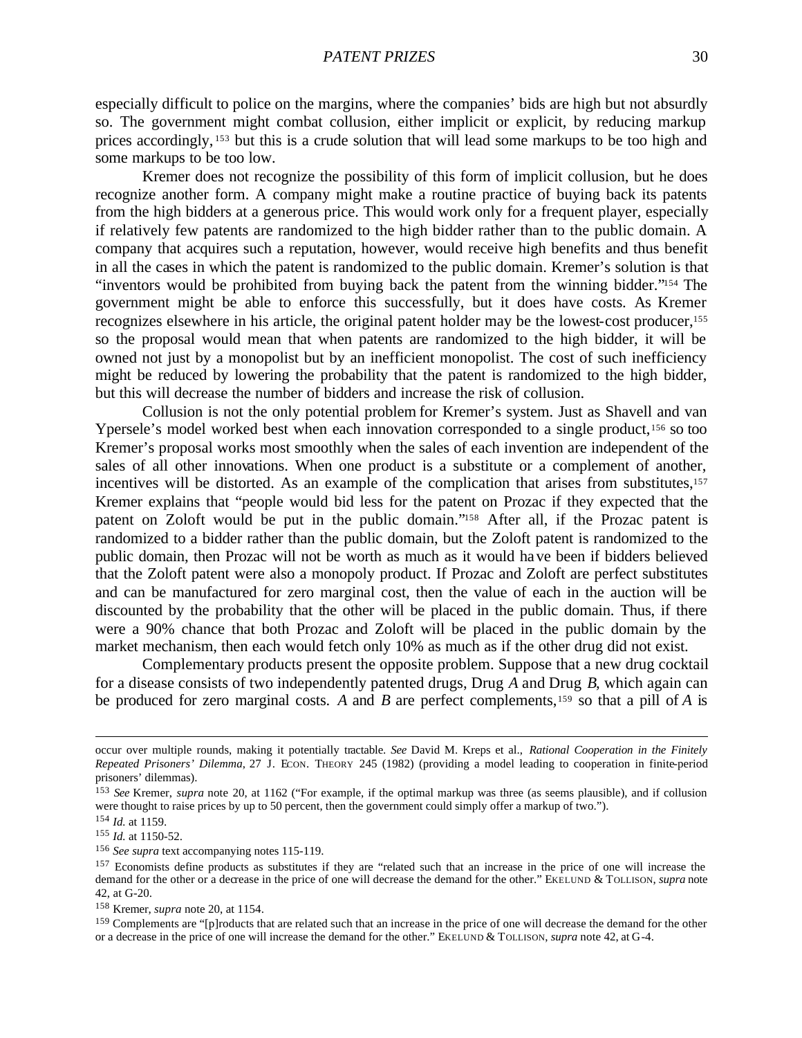especially difficult to police on the margins, where the companies' bids are high but not absurdly so. The government might combat collusion, either implicit or explicit, by reducing markup prices accordingly,[153] but this is a crude solution that will lead some markups to be too high and some markups to be too low.

Kremer does not recognize the possibility of this form of implicit collusion, but he does recognize another form. A company might make a routine practice of buying back its patents from the high bidders at a generous price. This would work only for a frequent player, especially if relatively few patents are randomized to the high bidder rather than to the public domain. A company that acquires such a reputation, however, would receive high benefits and thus benefit in all the cases in which the patent is randomized to the public domain. Kremer's solution is that "inventors would be prohibited from buying back the patent from the winning bidder."[154] The government might be able to enforce this successfully, but it does have costs. As Kremer recognizes elsewhere in his article, the original patent holder may be the lowest-cost producer,[155] so the proposal would mean that when patents are randomized to the high bidder, it will be owned not just by a monopolist but by an inefficient monopolist. The cost of such inefficiency might be reduced by lowering the probability that the patent is randomized to the high bidder, but this will decrease the number of bidders and increase the risk of collusion.

Collusion is not the only potential problem for Kremer's system. Just as Shavell and van Ypersele's model worked best when each innovation corresponded to a single product,[156] so too Kremer's proposal works most smoothly when the sales of each invention are independent of the sales of all other innovations. When one product is a substitute or a complement of another, incentives will be distorted. As an example of the complication that arises from substitutes,[157] Kremer explains that "people would bid less for the patent on Prozac if they expected that the patent on Zoloft would be put in the public domain."[158] After all, if the Prozac patent is randomized to a bidder rather than the public domain, but the Zoloft patent is randomized to the public domain, then Prozac will not be worth as much as it would have been if bidders believed that the Zoloft patent were also a monopoly product. If Prozac and Zoloft are perfect substitutes and can be manufactured for zero marginal cost, then the value of each in the auction will be discounted by the probability that the other will be placed in the public domain. Thus, if there were a 90% chance that both Prozac and Zoloft will be placed in the public domain by the market mechanism, then each would fetch only 10% as much as if the other drug did not exist.

Complementary products present the opposite problem. Suppose that a new drug cocktail for a disease consists of two independently patented drugs, Drug *A* and Drug *B*, which again can be produced for zero marginal costs. *A* and *B* are perfect complements,[159] so that a pill of *A* is

---

occur over multiple rounds, making it potentially tractable. *See* David M. Kreps et al., *Rational Cooperation in the Finitely Repeated Prisoners' Dilemma*, 27 J. ECON. THEORY 245 (1982) (providing a model leading to cooperation in finite-period prisoners' dilemmas).

[153] *See* Kremer, *supra* note 20, at 1162 ("For example, if the optimal markup was three (as seems plausible), and if collusion were thought to raise prices by up to 50 percent, then the government could simply offer a markup of two.").

[154] *Id.* at 1159.

[155] *Id.* at 1150-52.

[156] *See supra* text accompanying notes 115-119.

[157] Economists define products as substitutes if they are "related such that an increase in the price of one will increase the demand for the other or a decrease in the price of one will decrease the demand for the other." EKELUND & TOLLISON, *supra* note 42, at G-20.

[158] Kremer, *supra* note 20, at 1154.

[159] Complements are "[p]roducts that are related such that an increase in the price of one will decrease the demand for the other or a decrease in the price of one will increase the demand for the other." EKELUND & TOLLISON, *supra* note 42, at G-4.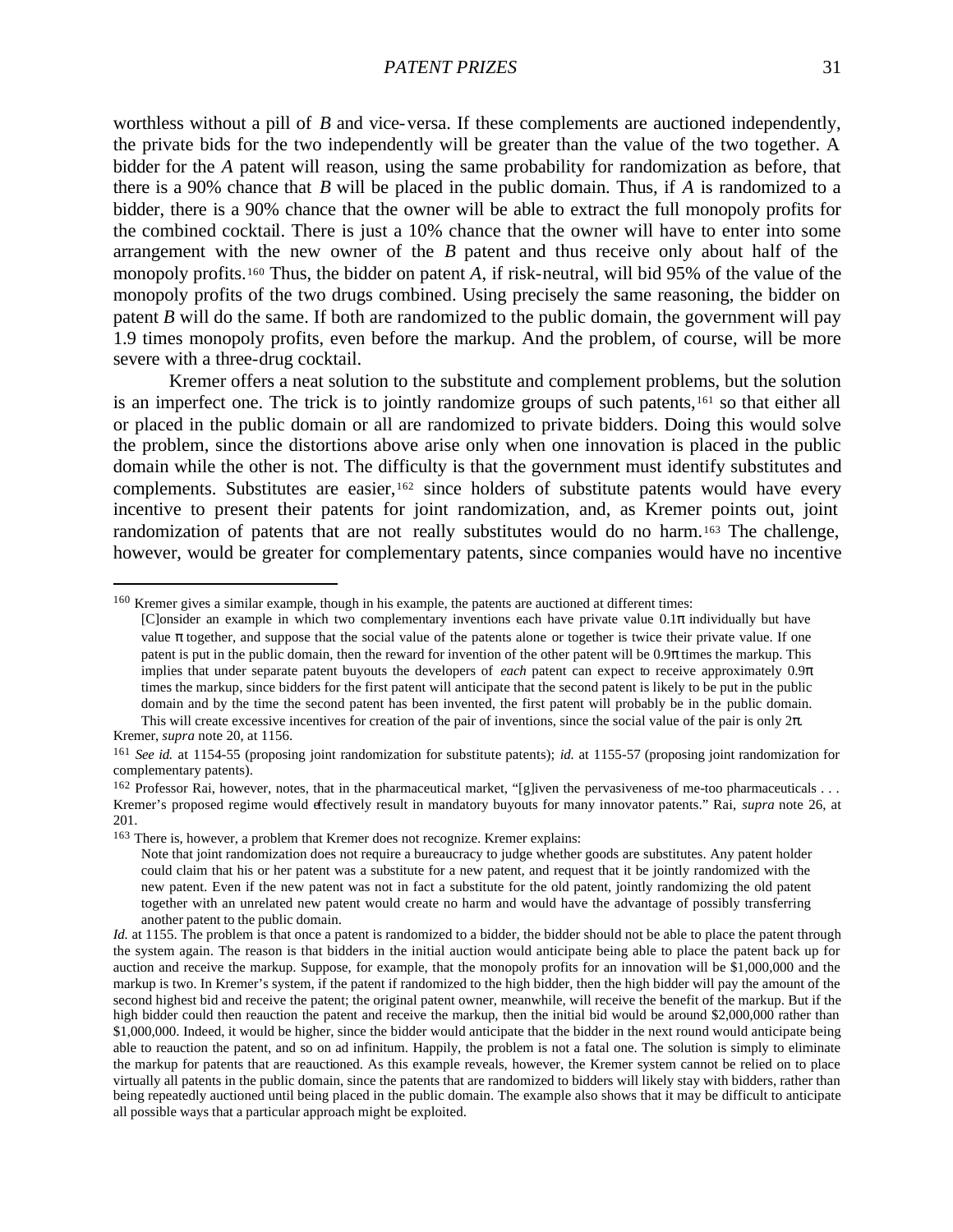worthless without a pill of *B* and vice-versa. If these complements are auctioned independently, the private bids for the two independently will be greater than the value of the two together. A bidder for the *A* patent will reason, using the same probability for randomization as before, that there is a 90% chance that *B* will be placed in the public domain. Thus, if *A* is randomized to a bidder, there is a 90% chance that the owner will be able to extract the full monopoly profits for the combined cocktail. There is just a 10% chance that the owner will have to enter into some arrangement with the new owner of the *B* patent and thus receive only about half of the monopoly profits.[160] Thus, the bidder on patent *A*, if risk-neutral, will bid 95% of the value of the monopoly profits of the two drugs combined. Using precisely the same reasoning, the bidder on patent *B* will do the same. If both are randomized to the public domain, the government will pay 1.9 times monopoly profits, even before the markup. And the problem, of course, will be more severe with a three-drug cocktail.

Kremer offers a neat solution to the substitute and complement problems, but the solution is an imperfect one. The trick is to jointly randomize groups of such patents,[161] so that either all or placed in the public domain or all are randomized to private bidders. Doing this would solve the problem, since the distortions above arise only when one innovation is placed in the public domain while the other is not. The difficulty is that the government must identify substitutes and complements. Substitutes are easier,[162] since holders of substitute patents would have every incentive to present their patents for joint randomization, and, as Kremer points out, joint randomization of patents that are not really substitutes would do no harm.[163] The challenge, however, would be greater for complementary patents, since companies would have no incentive

---

[160] Kremer gives a similar example, though in his example, the patents are auctioned at different times:

> [C]onsider an example in which two complementary inventions each have private value $0.1\pi$ individually but have value $\pi$ together, and suppose that the social value of the patents alone or together is twice their private value. If one patent is put in the public domain, then the reward for invention of the other patent will be $0.9\pi$ times the markup. This implies that under separate patent buyouts the developers of *each* patent can expect to receive approximately $0.9\pi$ times the markup, since bidders for the first patent will anticipate that the second patent is likely to be put in the public domain and by the time the second patent has been invented, the first patent will probably be in the public domain. This will create excessive incentives for creation of the pair of inventions, since the social value of the pair is only $2\pi$.

Kremer, *supra* note 20, at 1156.

[161] *See id.* at 1154-55 (proposing joint randomization for substitute patents); *id.* at 1155-57 (proposing joint randomization for complementary patents).

[162] Professor Rai, however, notes, that in the pharmaceutical market, "[g]iven the pervasiveness of me-too pharmaceuticals . . . Kremer's proposed regime would effectively result in mandatory buyouts for many innovator patents." Rai, *supra* note 26, at 201.

[163] There is, however, a problem that Kremer does not recognize. Kremer explains:

> Note that joint randomization does not require a bureaucracy to judge whether goods are substitutes. Any patent holder could claim that his or her patent was a substitute for a new patent, and request that it be jointly randomized with the new patent. Even if the new patent was not in fact a substitute for the old patent, jointly randomizing the old patent together with an unrelated new patent would create no harm and would have the advantage of possibly transferring another patent to the public domain.

*Id.* at 1155. The problem is that once a patent is randomized to a bidder, the bidder should not be able to place the patent through the system again. The reason is that bidders in the initial auction would anticipate being able to place the patent back up for auction and receive the markup. Suppose, for example, that the monopoly profits for an innovation will be $1,000,000 and the markup is two. In Kremer's system, if the patent if randomized to the high bidder, then the high bidder will pay the amount of the second highest bid and receive the patent; the original patent owner, meanwhile, will receive the benefit of the markup. But if the high bidder could then reauction the patent and receive the markup, then the initial bid would be around $2,000,000 rather than $1,000,000. Indeed, it would be higher, since the bidder would anticipate that the bidder in the next round would anticipate being able to reauction the patent, and so on ad infinitum. Happily, the problem is not a fatal one. The solution is simply to eliminate the markup for patents that are reauctioned. As this example reveals, however, the Kremer system cannot be relied on to place virtually all patents in the public domain, since the patents that are randomized to bidders will likely stay with bidders, rather than being repeatedly auctioned until being placed in the public domain. The example also shows that it may be difficult to anticipate all possible ways that a particular approach might be exploited.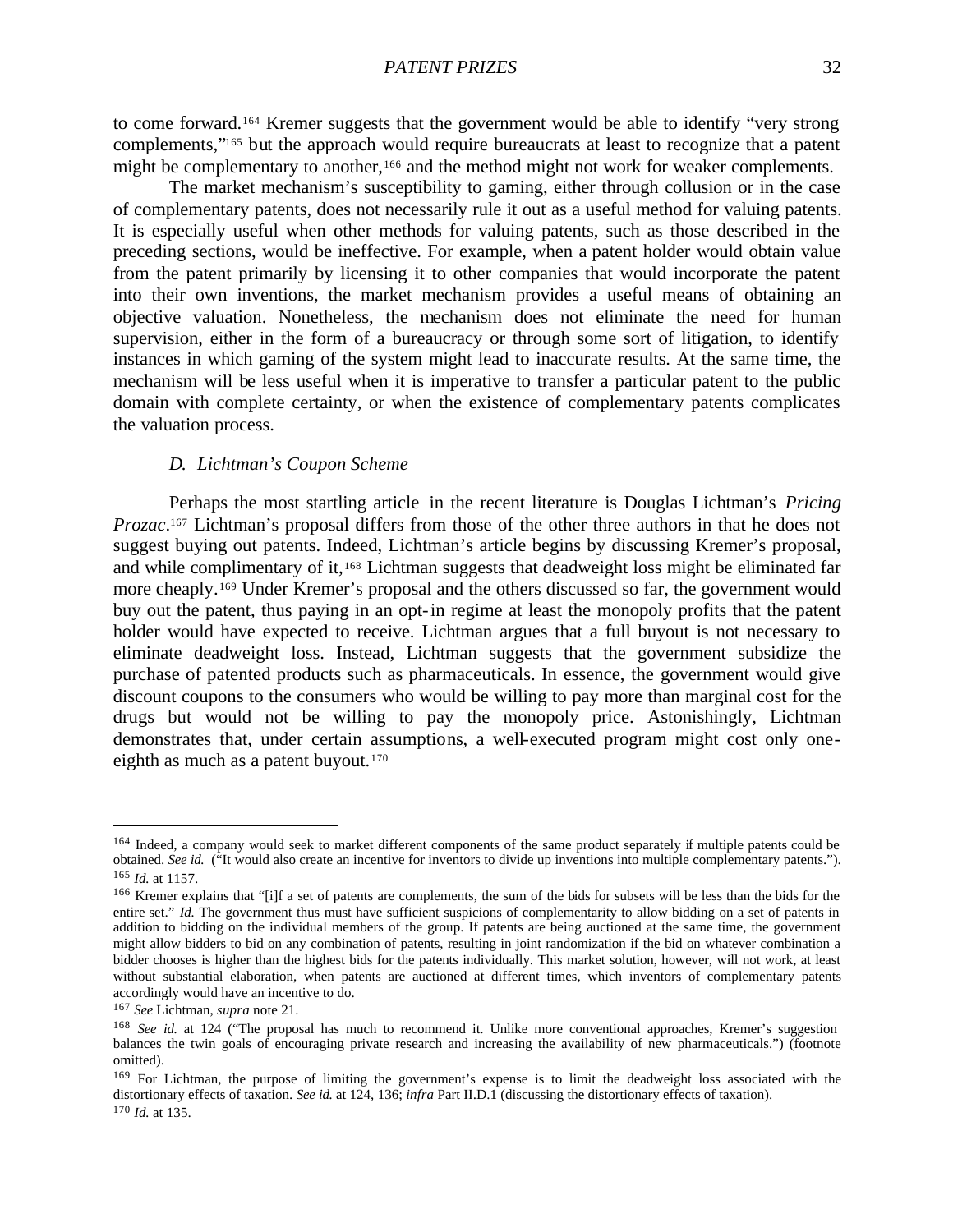to come forward.[164] Kremer suggests that the government would be able to identify "very strong complements,"[165] but the approach would require bureaucrats at least to recognize that a patent might be complementary to another,[166] and the method might not work for weaker complements.

The market mechanism's susceptibility to gaming, either through collusion or in the case of complementary patents, does not necessarily rule it out as a useful method for valuing patents. It is especially useful when other methods for valuing patents, such as those described in the preceding sections, would be ineffective. For example, when a patent holder would obtain value from the patent primarily by licensing it to other companies that would incorporate the patent into their own inventions, the market mechanism provides a useful means of obtaining an objective valuation. Nonetheless, the mechanism does not eliminate the need for human supervision, either in the form of a bureaucracy or through some sort of litigation, to identify instances in which gaming of the system might lead to inaccurate results. At the same time, the mechanism will be less useful when it is imperative to transfer a particular patent to the public domain with complete certainty, or when the existence of complementary patents complicates the valuation process.

### *D. Lichtman's Coupon Scheme*

Perhaps the most startling article in the recent literature is Douglas Lichtman's *Pricing Prozac*.[167] Lichtman's proposal differs from those of the other three authors in that he does not suggest buying out patents. Indeed, Lichtman's article begins by discussing Kremer's proposal, and while complimentary of it,[168] Lichtman suggests that deadweight loss might be eliminated far more cheaply.[169] Under Kremer's proposal and the others discussed so far, the government would buy out the patent, thus paying in an opt-in regime at least the monopoly profits that the patent holder would have expected to receive. Lichtman argues that a full buyout is not necessary to eliminate deadweight loss. Instead, Lichtman suggests that the government subsidize the purchase of patented products such as pharmaceuticals. In essence, the government would give discount coupons to the consumers who would be willing to pay more than marginal cost for the drugs but would not be willing to pay the monopoly price. Astonishingly, Lichtman demonstrates that, under certain assumptions, a well-executed program might cost only one-eighth as much as a patent buyout.[170]

---

[164] Indeed, a company would seek to market different components of the same product separately if multiple patents could be obtained. *See id.* ("It would also create an incentive for inventors to divide up inventions into multiple complementary patents.").

[165] *Id.* at 1157.

[166] Kremer explains that "[i]f a set of patents are complements, the sum of the bids for subsets will be less than the bids for the entire set." *Id.* The government thus must have sufficient suspicions of complementarity to allow bidding on a set of patents in addition to bidding on the individual members of the group. If patents are being auctioned at the same time, the government might allow bidders to bid on any combination of patents, resulting in joint randomization if the bid on whatever combination a bidder chooses is higher than the highest bids for the patents individually. This market solution, however, will not work, at least without substantial elaboration, when patents are auctioned at different times, which inventors of complementary patents accordingly would have an incentive to do.

[167] *See* Lichtman, *supra* note 21.

[168] *See id.* at 124 ("The proposal has much to recommend it. Unlike more conventional approaches, Kremer's suggestion balances the twin goals of encouraging private research and increasing the availability of new pharmaceuticals.") (footnote omitted).

[169] For Lichtman, the purpose of limiting the government's expense is to limit the deadweight loss associated with the distortionary effects of taxation. *See id.* at 124, 136; *infra* Part II.D.1 (discussing the distortionary effects of taxation).

[170] *Id.* at 135.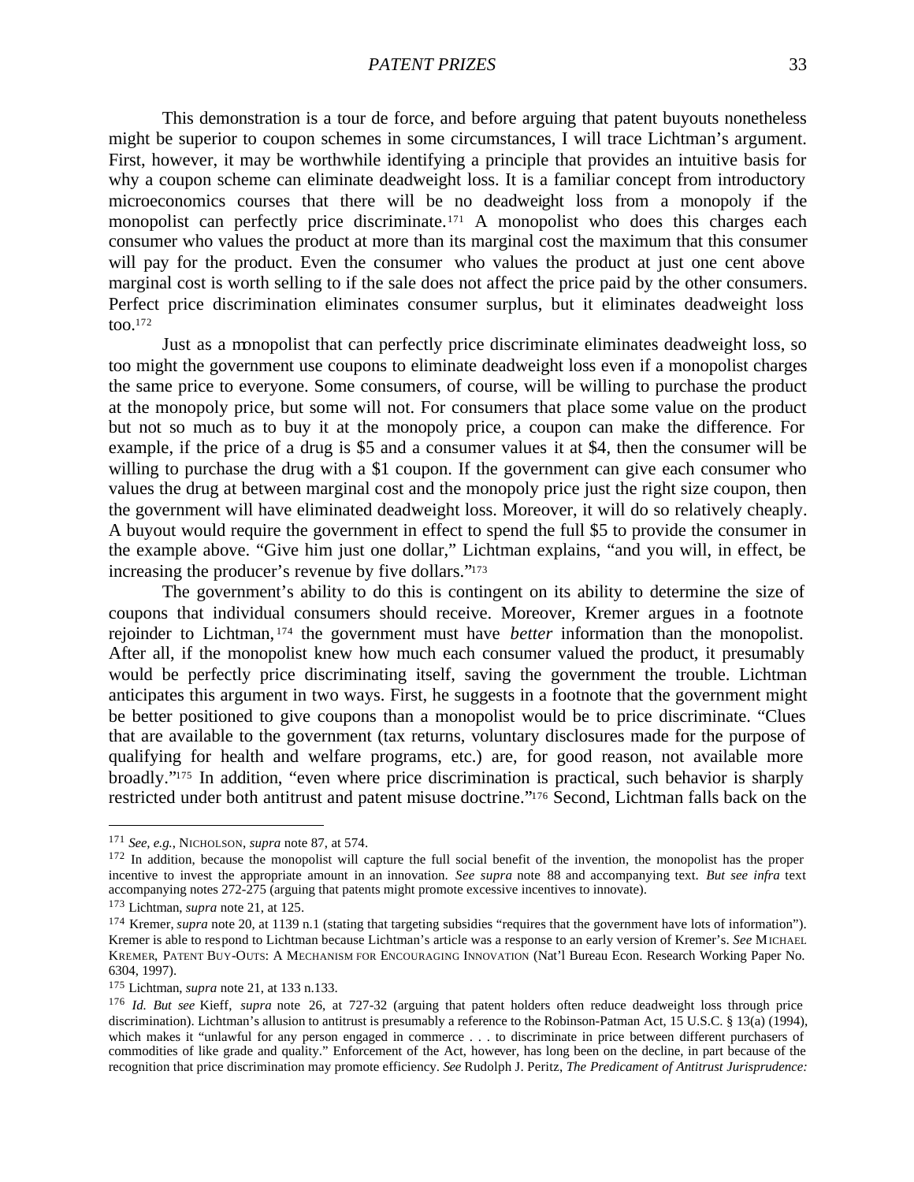This demonstration is a tour de force, and before arguing that patent buyouts nonetheless might be superior to coupon schemes in some circumstances, I will trace Lichtman's argument. First, however, it may be worthwhile identifying a principle that provides an intuitive basis for why a coupon scheme can eliminate deadweight loss. It is a familiar concept from introductory microeconomics courses that there will be no deadweight loss from a monopoly if the monopolist can perfectly price discriminate.[171] A monopolist who does this charges each consumer who values the product at more than its marginal cost the maximum that this consumer will pay for the product. Even the consumer who values the product at just one cent above marginal cost is worth selling to if the sale does not affect the price paid by the other consumers. Perfect price discrimination eliminates consumer surplus, but it eliminates deadweight loss too.[172]

Just as a monopolist that can perfectly price discriminate eliminates deadweight loss, so too might the government use coupons to eliminate deadweight loss even if a monopolist charges the same price to everyone. Some consumers, of course, will be willing to purchase the product at the monopoly price, but some will not. For consumers that place some value on the product but not so much as to buy it at the monopoly price, a coupon can make the difference. For example, if the price of a drug is $5 and a consumer values it at $4, then the consumer will be willing to purchase the drug with a $1 coupon. If the government can give each consumer who values the drug at between marginal cost and the monopoly price just the right size coupon, then the government will have eliminated deadweight loss. Moreover, it will do so relatively cheaply. A buyout would require the government in effect to spend the full $5 to provide the consumer in the example above. "Give him just one dollar," Lichtman explains, "and you will, in effect, be increasing the producer's revenue by five dollars."[173]

The government's ability to do this is contingent on its ability to determine the size of coupons that individual consumers should receive. Moreover, Kremer argues in a footnote rejoinder to Lichtman,[174] the government must have *better* information than the monopolist. After all, if the monopolist knew how much each consumer valued the product, it presumably would be perfectly price discriminating itself, saving the government the trouble. Lichtman anticipates this argument in two ways. First, he suggests in a footnote that the government might be better positioned to give coupons than a monopolist would be to price discriminate. "Clues that are available to the government (tax returns, voluntary disclosures made for the purpose of qualifying for health and welfare programs, etc.) are, for good reason, not available more broadly."[175] In addition, "even where price discrimination is practical, such behavior is sharply restricted under both antitrust and patent misuse doctrine."[176] Second, Lichtman falls back on the

---

[171] *See, e.g.*, NICHOLSON, *supra* note 87, at 574.

[172] In addition, because the monopolist will capture the full social benefit of the invention, the monopolist has the proper incentive to invest the appropriate amount in an innovation. *See supra* note 88 and accompanying text. *But see infra* text accompanying notes 272-275 (arguing that patents might promote excessive incentives to innovate).

[173] Lichtman, *supra* note 21, at 125.

[174] Kremer, *supra* note 20, at 1139 n.1 (stating that targeting subsidies "requires that the government have lots of information"). Kremer is able to respond to Lichtman because Lichtman's article was a response to an early version of Kremer's. *See* MICHAEL KREMER, PATENT BUY-OUTS: A MECHANISM FOR ENCOURAGING INNOVATION (Nat'l Bureau Econ. Research Working Paper No. 6304, 1997).

[175] Lichtman, *supra* note 21, at 133 n.133.

[176] *Id. But see* Kieff, *supra* note 26, at 727-32 (arguing that patent holders often reduce deadweight loss through price discrimination). Lichtman's allusion to antitrust is presumably a reference to the Robinson-Patman Act, 15 U.S.C. § 13(a) (1994), which makes it "unlawful for any person engaged in commerce . . . to discriminate in price between different purchasers of commodities of like grade and quality." Enforcement of the Act, however, has long been on the decline, in part because of the recognition that price discrimination may promote efficiency. *See* Rudolph J. Peritz, *The Predicament of Antitrust Jurisprudence:*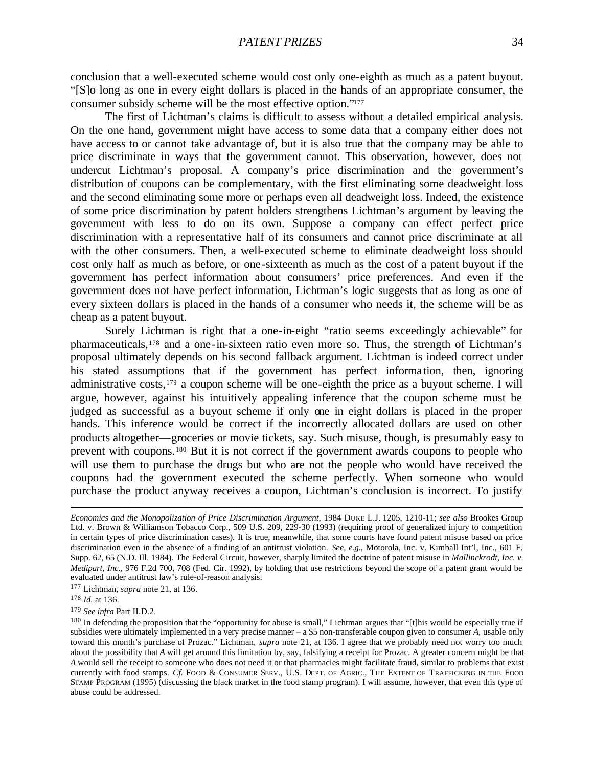conclusion that a well-executed scheme would cost only one-eighth as much as a patent buyout. "[S]o long as one in every eight dollars is placed in the hands of an appropriate consumer, the consumer subsidy scheme will be the most effective option."[177]

The first of Lichtman's claims is difficult to assess without a detailed empirical analysis. On the one hand, government might have access to some data that a company either does not have access to or cannot take advantage of, but it is also true that the company may be able to price discriminate in ways that the government cannot. This observation, however, does not undercut Lichtman's proposal. A company's price discrimination and the government's distribution of coupons can be complementary, with the first eliminating some deadweight loss and the second eliminating some more or perhaps even all deadweight loss. Indeed, the existence of some price discrimination by patent holders strengthens Lichtman's argument by leaving the government with less to do on its own. Suppose a company can effect perfect price discrimination with a representative half of its consumers and cannot price discriminate at all with the other consumers. Then, a well-executed scheme to eliminate deadweight loss should cost only half as much as before, or one-sixteenth as much as the cost of a patent buyout if the government has perfect information about consumers' price preferences. And even if the government does not have perfect information, Lichtman's logic suggests that as long as one of every sixteen dollars is placed in the hands of a consumer who needs it, the scheme will be as cheap as a patent buyout.

Surely Lichtman is right that a one-in-eight "ratio seems exceedingly achievable" for pharmaceuticals,[178] and a one-in-sixteen ratio even more so. Thus, the strength of Lichtman's proposal ultimately depends on his second fallback argument. Lichtman is indeed correct under his stated assumptions that if the government has perfect information, then, ignoring administrative costs,[179] a coupon scheme will be one-eighth the price as a buyout scheme. I will argue, however, against his intuitively appealing inference that the coupon scheme must be judged as successful as a buyout scheme if only one in eight dollars is placed in the proper hands. This inference would be correct if the incorrectly allocated dollars are used on other products altogether—groceries or movie tickets, say. Such misuse, though, is presumably easy to prevent with coupons.[180] But it is not correct if the government awards coupons to people who will use them to purchase the drugs but who are not the people who would have received the coupons had the government executed the scheme perfectly. When someone who would purchase the product anyway receives a coupon, Lichtman's conclusion is incorrect. To justify

---

*Economics and the Monopolization of Price Discrimination Argument*, 1984 DUKE L.J. 1205, 1210-11; *see also* Brookes Group Ltd. v. Brown & Williamson Tobacco Corp., 509 U.S. 209, 229-30 (1993) (requiring proof of generalized injury to competition in certain types of price discrimination cases). It is true, meanwhile, that some courts have found patent misuse based on price discrimination even in the absence of a finding of an antitrust violation. *See, e.g.*, Motorola, Inc. v. Kimball Int'l, Inc., 601 F. Supp. 62, 65 (N.D. Ill. 1984). The Federal Circuit, however, sharply limited the doctrine of patent misuse in *Mallinckrodt, Inc. v. Medipart, Inc.*, 976 F.2d 700, 708 (Fed. Cir. 1992), by holding that use restrictions beyond the scope of a patent grant would be evaluated under antitrust law's rule-of-reason analysis.

[177] Lichtman, *supra* note 21, at 136.

[178] *Id.* at 136.

[179] *See infra* Part II.D.2.

[180] In defending the proposition that the "opportunity for abuse is small," Lichtman argues that "[t]his would be especially true if subsidies were ultimately implemented in a very precise manner – a $5 non-transferable coupon given to consumer *A*, usable only toward this month's purchase of Prozac." Lichtman, *supra* note 21, at 136. I agree that we probably need not worry too much about the possibility that *A* will get around this limitation by, say, falsifying a receipt for Prozac. A greater concern might be that *A* would sell the receipt to someone who does not need it or that pharmacies might facilitate fraud, similar to problems that exist currently with food stamps. *Cf.* FOOD & CONSUMER SERV., U.S. DEPT. OF AGRIC., THE EXTENT OF TRAFFICKING IN THE FOOD STAMP PROGRAM (1995) (discussing the black market in the food stamp program). I will assume, however, that even this type of abuse could be addressed.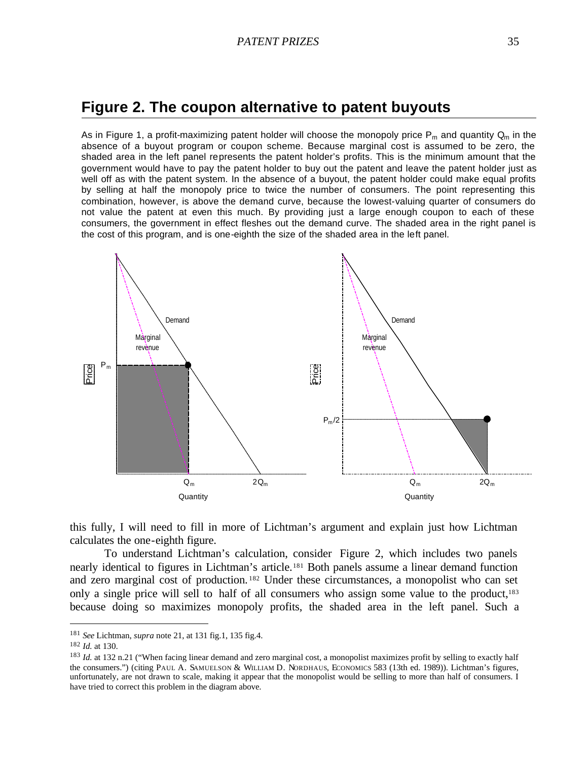## Figure 2. The coupon alternative to patent buyouts

As in Figure 1, a profit-maximizing patent holder will choose the monopoly price $P_m$ and quantity $Q_m$ in the absence of a buyout program or coupon scheme. Because marginal cost is assumed to be zero, the shaded area in the left panel represents the patent holder's profits. This is the minimum amount that the government would have to pay the patent holder to buy out the patent and leave the patent holder just as well off as with the patent system. In the absence of a buyout, the patent holder could make equal profits by selling at half the monopoly price to twice the number of consumers. The point representing this combination, however, is above the demand curve, because the lowest-valuing quarter of consumers do not value the patent at even this much. By providing just a large enough coupon to each of these consumers, the government in effect fleshes out the demand curve. The shaded area in the right panel is the cost of this program, and is one-eighth the size of the shaded area in the left panel.

this fully, I will need to fill in more of Lichtman's argument and explain just how Lichtman calculates the one-eighth figure.

To understand Lichtman's calculation, consider Figure 2, which includes two panels nearly identical to figures in Lichtman's article.[181] Both panels assume a linear demand function and zero marginal cost of production.[182] Under these circumstances, a monopolist who can set only a single price will sell to half of all consumers who assign some value to the product,[183] because doing so maximizes monopoly profits, the shaded area in the left panel. Such a

---

[181] *See* Lichtman, *supra* note 21, at 131 fig.1, 135 fig.4.

[182] *Id.* at 130.

[183] *Id.* at 132 n.21 ("When facing linear demand and zero marginal cost, a monopolist maximizes profit by selling to exactly half the consumers.") (citing PAUL A. SAMUELSON & WILLIAM D. NORDHAUS, ECONOMICS 583 (13th ed. 1989)). Lichtman's figures, unfortunately, are not drawn to scale, making it appear that the monopolist would be selling to more than half of consumers. I have tried to correct this problem in the diagram above.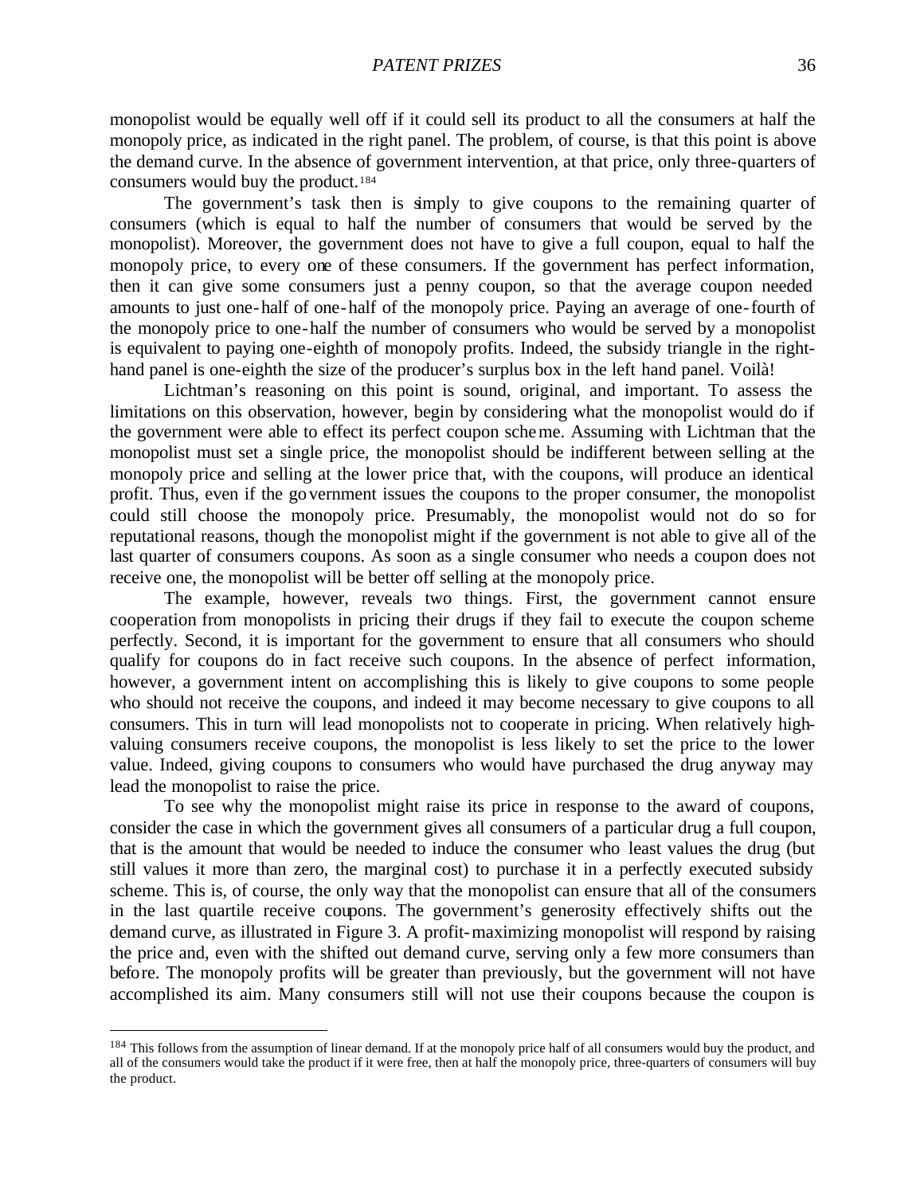monopolist would be equally well off if it could sell its product to all the consumers at half the monopoly price, as indicated in the right panel. The problem, of course, is that this point is above the demand curve. In the absence of government intervention, at that price, only three-quarters of consumers would buy the product.[184]

The government's task then is simply to give coupons to the remaining quarter of consumers (which is equal to half the number of consumers that would be served by the monopolist). Moreover, the government does not have to give a full coupon, equal to half the monopoly price, to every one of these consumers. If the government has perfect information, then it can give some consumers just a penny coupon, so that the average coupon needed amounts to just one-half of one-half of the monopoly price. Paying an average of one-fourth of the monopoly price to one-half the number of consumers who would be served by a monopolist is equivalent to paying one-eighth of monopoly profits. Indeed, the subsidy triangle in the right-hand panel is one-eighth the size of the producer's surplus box in the left hand panel. Voilà!

Lichtman's reasoning on this point is sound, original, and important. To assess the limitations on this observation, however, begin by considering what the monopolist would do if the government were able to effect its perfect coupon scheme. Assuming with Lichtman that the monopolist must set a single price, the monopolist should be indifferent between selling at the monopoly price and selling at the lower price that, with the coupons, will produce an identical profit. Thus, even if the government issues the coupons to the proper consumer, the monopolist could still choose the monopoly price. Presumably, the monopolist would not do so for reputational reasons, though the monopolist might if the government is not able to give all of the last quarter of consumers coupons. As soon as a single consumer who needs a coupon does not receive one, the monopolist will be better off selling at the monopoly price.

The example, however, reveals two things. First, the government cannot ensure cooperation from monopolists in pricing their drugs if they fail to execute the coupon scheme perfectly. Second, it is important for the government to ensure that all consumers who should qualify for coupons do in fact receive such coupons. In the absence of perfect information, however, a government intent on accomplishing this is likely to give coupons to some people who should not receive the coupons, and indeed it may become necessary to give coupons to all consumers. This in turn will lead monopolists not to cooperate in pricing. When relatively high-valuing consumers receive coupons, the monopolist is less likely to set the price to the lower value. Indeed, giving coupons to consumers who would have purchased the drug anyway may lead the monopolist to raise the price.

To see why the monopolist might raise its price in response to the award of coupons, consider the case in which the government gives all consumers of a particular drug a full coupon, that is the amount that would be needed to induce the consumer who least values the drug (but still values it more than zero, the marginal cost) to purchase it in a perfectly executed subsidy scheme. This is, of course, the only way that the monopolist can ensure that all of the consumers in the last quartile receive coupons. The government's generosity effectively shifts out the demand curve, as illustrated in Figure 3. A profit-maximizing monopolist will respond by raising the price and, even with the shifted out demand curve, serving only a few more consumers than before. The monopoly profits will be greater than previously, but the government will not have accomplished its aim. Many consumers still will not use their coupons because the coupon is

[184] This follows from the assumption of linear demand. If at the monopoly price half of all consumers would buy the product, and all of the consumers would take the product if it were free, then at half the monopoly price, three-quarters of consumers will buy the product.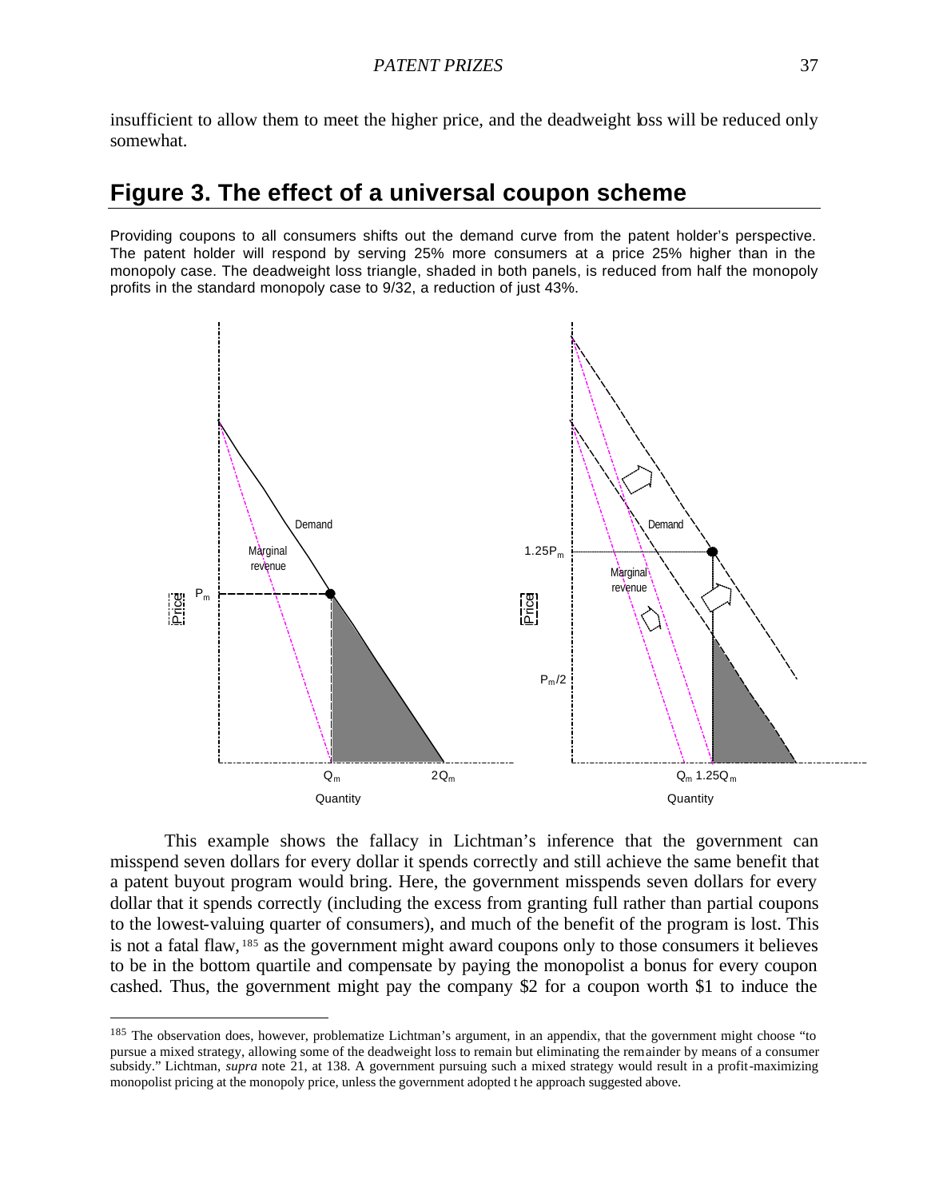insufficient to allow them to meet the higher price, and the deadweight loss will be reduced only somewhat.

## Figure 3. The effect of a universal coupon scheme

Providing coupons to all consumers shifts out the demand curve from the patent holder's perspective. The patent holder will respond by serving 25% more consumers at a price 25% higher than in the monopoly case. The deadweight loss triangle, shaded in both panels, is reduced from half the monopoly profits in the standard monopoly case to 9/32, a reduction of just 43%.

This example shows the fallacy in Lichtman's inference that the government can misspend seven dollars for every dollar it spends correctly and still achieve the same benefit that a patent buyout program would bring. Here, the government misspends seven dollars for every dollar that it spends correctly (including the excess from granting full rather than partial coupons to the lowest-valuing quarter of consumers), and much of the benefit of the program is lost. This is not a fatal flaw,[185] as the government might award coupons only to those consumers it believes to be in the bottom quartile and compensate by paying the monopolist a bonus for every coupon cashed. Thus, the government might pay the company $2 for a coupon worth $1 to induce the

---

[185] The observation does, however, problematize Lichtman's argument, in an appendix, that the government might choose "to pursue a mixed strategy, allowing some of the deadweight loss to remain but eliminating the remainder by means of a consumer subsidy." Lichtman, *supra* note 21, at 138. A government pursuing such a mixed strategy would result in a profit-maximizing monopolist pricing at the monopoly price, unless the government adopted the approach suggested above.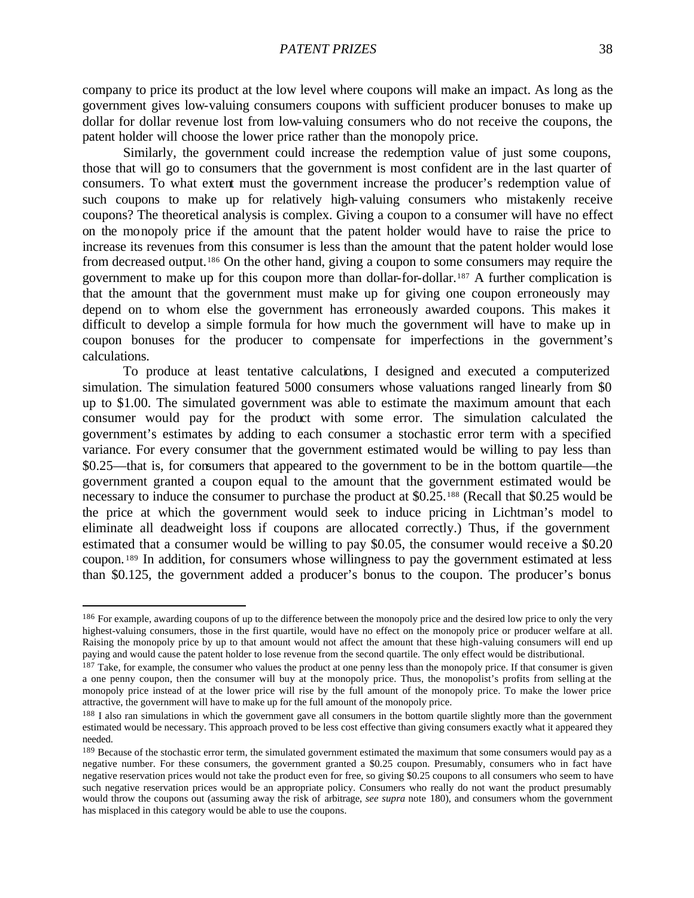company to price its product at the low level where coupons will make an impact. As long as the government gives low-valuing consumers coupons with sufficient producer bonuses to make up dollar for dollar revenue lost from low-valuing consumers who do not receive the coupons, the patent holder will choose the lower price rather than the monopoly price.

Similarly, the government could increase the redemption value of just some coupons, those that will go to consumers that the government is most confident are in the last quarter of consumers. To what extent must the government increase the producer's redemption value of such coupons to make up for relatively high-valuing consumers who mistakenly receive coupons? The theoretical analysis is complex. Giving a coupon to a consumer will have no effect on the monopoly price if the amount that the patent holder would have to raise the price to increase its revenues from this consumer is less than the amount that the patent holder would lose from decreased output.[186] On the other hand, giving a coupon to some consumers may require the government to make up for this coupon more than dollar-for-dollar.[187] A further complication is that the amount that the government must make up for giving one coupon erroneously may depend on to whom else the government has erroneously awarded coupons. This makes it difficult to develop a simple formula for how much the government will have to make up in coupon bonuses for the producer to compensate for imperfections in the government's calculations.

To produce at least tentative calculations, I designed and executed a computerized simulation. The simulation featured 5000 consumers whose valuations ranged linearly from $0 up to $1.00. The simulated government was able to estimate the maximum amount that each consumer would pay for the product with some error. The simulation calculated the government's estimates by adding to each consumer a stochastic error term with a specified variance. For every consumer that the government estimated would be willing to pay less than $0.25—that is, for consumers that appeared to the government to be in the bottom quartile—the government granted a coupon equal to the amount that the government estimated would be necessary to induce the consumer to purchase the product at $0.25.[188] (Recall that $0.25 would be the price at which the government would seek to induce pricing in Lichtman's model to eliminate all deadweight loss if coupons are allocated correctly.) Thus, if the government estimated that a consumer would be willing to pay $0.05, the consumer would receive a $0.20 coupon.[189] In addition, for consumers whose willingness to pay the government estimated at less than $0.125, the government added a producer's bonus to the coupon. The producer's bonus

---

[186] For example, awarding coupons of up to the difference between the monopoly price and the desired low price to only the very highest-valuing consumers, those in the first quartile, would have no effect on the monopoly price or producer welfare at all. Raising the monopoly price by up to that amount would not affect the amount that these high-valuing consumers will end up paying and would cause the patent holder to lose revenue from the second quartile. The only effect would be distributional.

[187] Take, for example, the consumer who values the product at one penny less than the monopoly price. If that consumer is given a one penny coupon, then the consumer will buy at the monopoly price. Thus, the monopolist's profits from selling at the monopoly price instead of at the lower price will rise by the full amount of the monopoly price. To make the lower price attractive, the government will have to make up for the full amount of the monopoly price.

[188] I also ran simulations in which the government gave all consumers in the bottom quartile slightly more than the government estimated would be necessary. This approach proved to be less cost effective than giving consumers exactly what it appeared they needed.

[189] Because of the stochastic error term, the simulated government estimated the maximum that some consumers would pay as a negative number. For these consumers, the government granted a $0.25 coupon. Presumably, consumers who in fact have negative reservation prices would not take the product even for free, so giving $0.25 coupons to all consumers who seem to have such negative reservation prices would be an appropriate policy. Consumers who really do not want the product presumably would throw the coupons out (assuming away the risk of arbitrage, *see supra* note 180), and consumers whom the government has misplaced in this category would be able to use the coupons.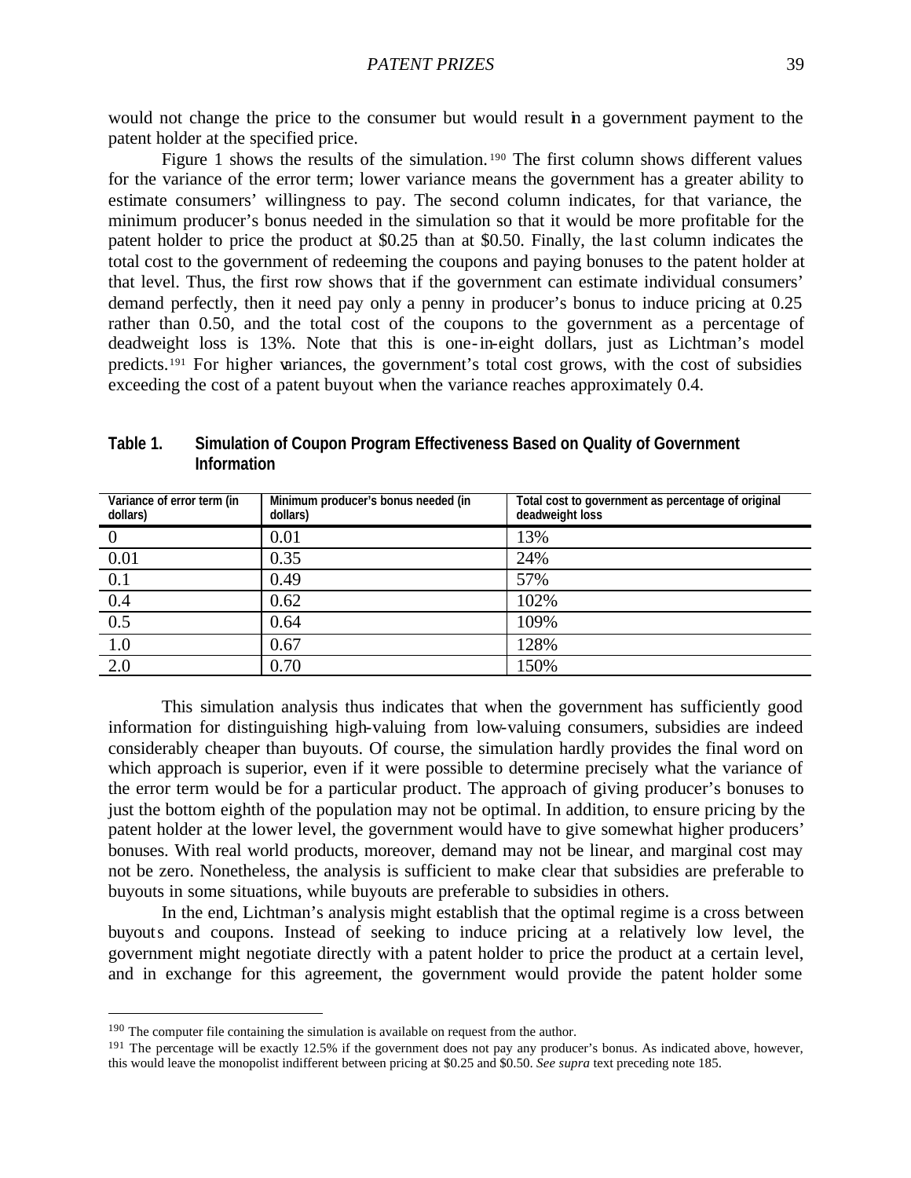would not change the price to the consumer but would result in a government payment to the patent holder at the specified price.

Figure 1 shows the results of the simulation.[190] The first column shows different values for the variance of the error term; lower variance means the government has a greater ability to estimate consumers' willingness to pay. The second column indicates, for that variance, the minimum producer's bonus needed in the simulation so that it would be more profitable for the patent holder to price the product at $0.25 than at $0.50. Finally, the last column indicates the total cost to the government of redeeming the coupons and paying bonuses to the patent holder at that level. Thus, the first row shows that if the government can estimate individual consumers' demand perfectly, then it need pay only a penny in producer's bonus to induce pricing at 0.25 rather than 0.50, and the total cost of the coupons to the government as a percentage of deadweight loss is 13%. Note that this is one-in-eight dollars, just as Lichtman's model predicts.[191] For higher variances, the government's total cost grows, with the cost of subsidies exceeding the cost of a patent buyout when the variance reaches approximately 0.4.

**Table 1. Simulation of Coupon Program Effectiveness Based on Quality of Government Information**

| Variance of error term (in dollars) | Minimum producer's bonus needed (in dollars) | Total cost to government as percentage of original deadweight loss |
|---|---|---|
| 0 | 0.01 | 13% |
| 0.01 | 0.35 | 24% |
| 0.1 | 0.49 | 57% |
| 0.4 | 0.62 | 102% |
| 0.5 | 0.64 | 109% |
| 1.0 | 0.67 | 128% |
| 2.0 | 0.70 | 150% |

This simulation analysis thus indicates that when the government has sufficiently good information for distinguishing high-valuing from low-valuing consumers, subsidies are indeed considerably cheaper than buyouts. Of course, the simulation hardly provides the final word on which approach is superior, even if it were possible to determine precisely what the variance of the error term would be for a particular product. The approach of giving producer's bonuses to just the bottom eighth of the population may not be optimal. In addition, to ensure pricing by the patent holder at the lower level, the government would have to give somewhat higher producers' bonuses. With real world products, moreover, demand may not be linear, and marginal cost may not be zero. Nonetheless, the analysis is sufficient to make clear that subsidies are preferable to buyouts in some situations, while buyouts are preferable to subsidies in others.

In the end, Lichtman's analysis might establish that the optimal regime is a cross between buyouts and coupons. Instead of seeking to induce pricing at a relatively low level, the government might negotiate directly with a patent holder to price the product at a certain level, and in exchange for this agreement, the government would provide the patent holder some

---

[190] The computer file containing the simulation is available on request from the author.

[191] The percentage will be exactly 12.5% if the government does not pay any producer's bonus. As indicated above, however, this would leave the monopolist indifferent between pricing at $0.25 and $0.50. *See supra* text preceding note 185.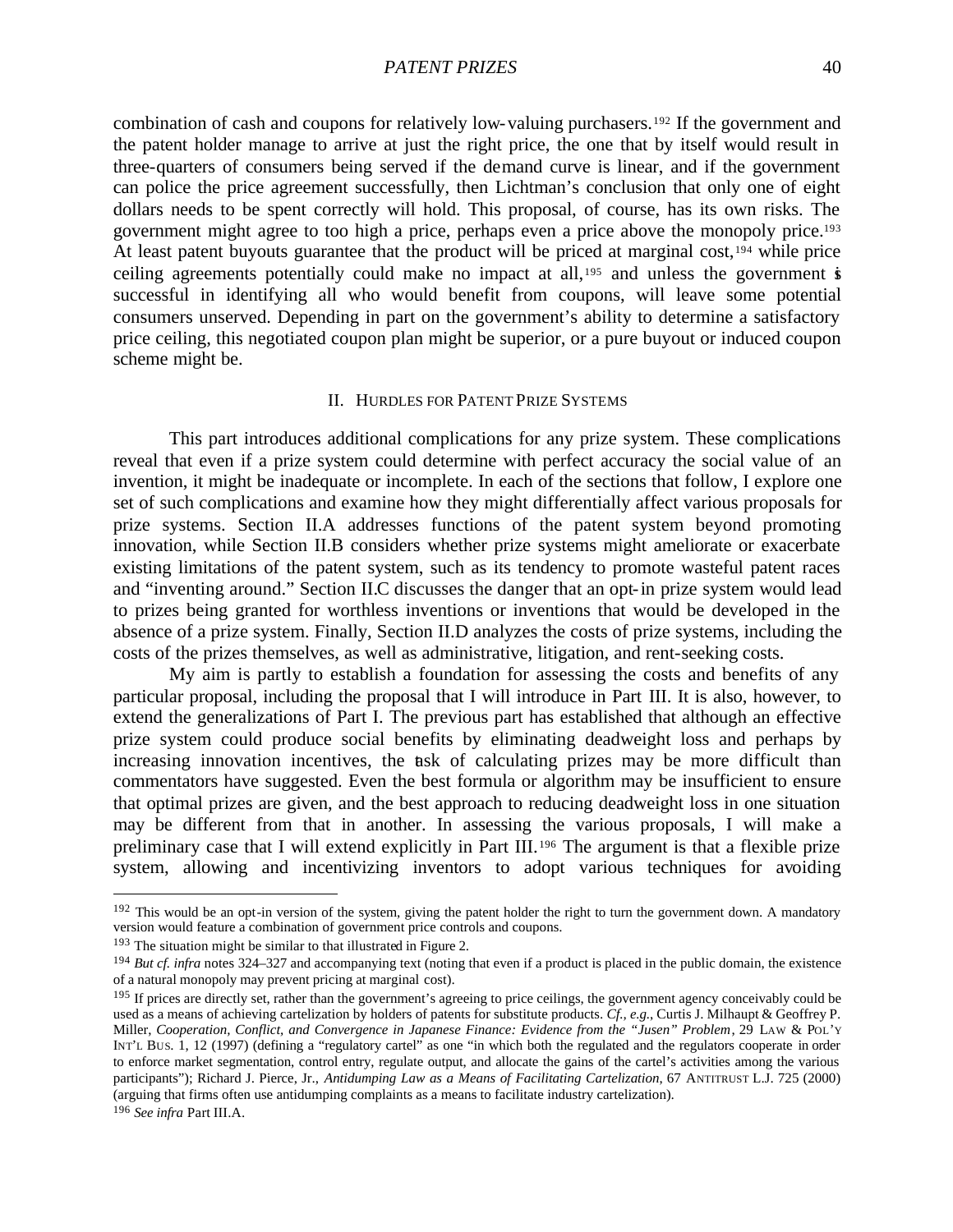combination of cash and coupons for relatively low-valuing purchasers.[192] If the government and the patent holder manage to arrive at just the right price, the one that by itself would result in three-quarters of consumers being served if the demand curve is linear, and if the government can police the price agreement successfully, then Lichtman's conclusion that only one of eight dollars needs to be spent correctly will hold. This proposal, of course, has its own risks. The government might agree to too high a price, perhaps even a price above the monopoly price.[193] At least patent buyouts guarantee that the product will be priced at marginal cost,[194] while price ceiling agreements potentially could make no impact at all,[195] and unless the government is successful in identifying all who would benefit from coupons, will leave some potential consumers unserved. Depending in part on the government's ability to determine a satisfactory price ceiling, this negotiated coupon plan might be superior, or a pure buyout or induced coupon scheme might be.

## II. HURDLES FOR PATENT PRIZE SYSTEMS

This part introduces additional complications for any prize system. These complications reveal that even if a prize system could determine with perfect accuracy the social value of an invention, it might be inadequate or incomplete. In each of the sections that follow, I explore one set of such complications and examine how they might differentially affect various proposals for prize systems. Section II.A addresses functions of the patent system beyond promoting innovation, while Section II.B considers whether prize systems might ameliorate or exacerbate existing limitations of the patent system, such as its tendency to promote wasteful patent races and "inventing around." Section II.C discusses the danger that an opt-in prize system would lead to prizes being granted for worthless inventions or inventions that would be developed in the absence of a prize system. Finally, Section II.D analyzes the costs of prize systems, including the costs of the prizes themselves, as well as administrative, litigation, and rent-seeking costs.

My aim is partly to establish a foundation for assessing the costs and benefits of any particular proposal, including the proposal that I will introduce in Part III. It is also, however, to extend the generalizations of Part I. The previous part has established that although an effective prize system could produce social benefits by eliminating deadweight loss and perhaps by increasing innovation incentives, the task of calculating prizes may be more difficult than commentators have suggested. Even the best formula or algorithm may be insufficient to ensure that optimal prizes are given, and the best approach to reducing deadweight loss in one situation may be different from that in another. In assessing the various proposals, I will make a preliminary case that I will extend explicitly in Part III.[196] The argument is that a flexible prize system, allowing and incentivizing inventors to adopt various techniques for avoiding

---

[192] This would be an opt-in version of the system, giving the patent holder the right to turn the government down. A mandatory version would feature a combination of government price controls and coupons.

[193] The situation might be similar to that illustrated in Figure 2.

[194] *But cf. infra* notes 324–327 and accompanying text (noting that even if a product is placed in the public domain, the existence of a natural monopoly may prevent pricing at marginal cost).

[195] If prices are directly set, rather than the government's agreeing to price ceilings, the government agency conceivably could be used as a means of achieving cartelization by holders of patents for substitute products. *Cf., e.g.*, Curtis J. Milhaupt & Geoffrey P. Miller, *Cooperation, Conflict, and Convergence in Japanese Finance: Evidence from the "Jusen" Problem*, 29 LAW & POL'Y INT'L BUS. 1, 12 (1997) (defining a "regulatory cartel" as one "in which both the regulated and the regulators cooperate in order to enforce market segmentation, control entry, regulate output, and allocate the gains of the cartel's activities among the various participants"); Richard J. Pierce, Jr., *Antidumping Law as a Means of Facilitating Cartelization*, 67 ANTITRUST L.J. 725 (2000) (arguing that firms often use antidumping complaints as a means to facilitate industry cartelization).

[196] *See infra* Part III.A.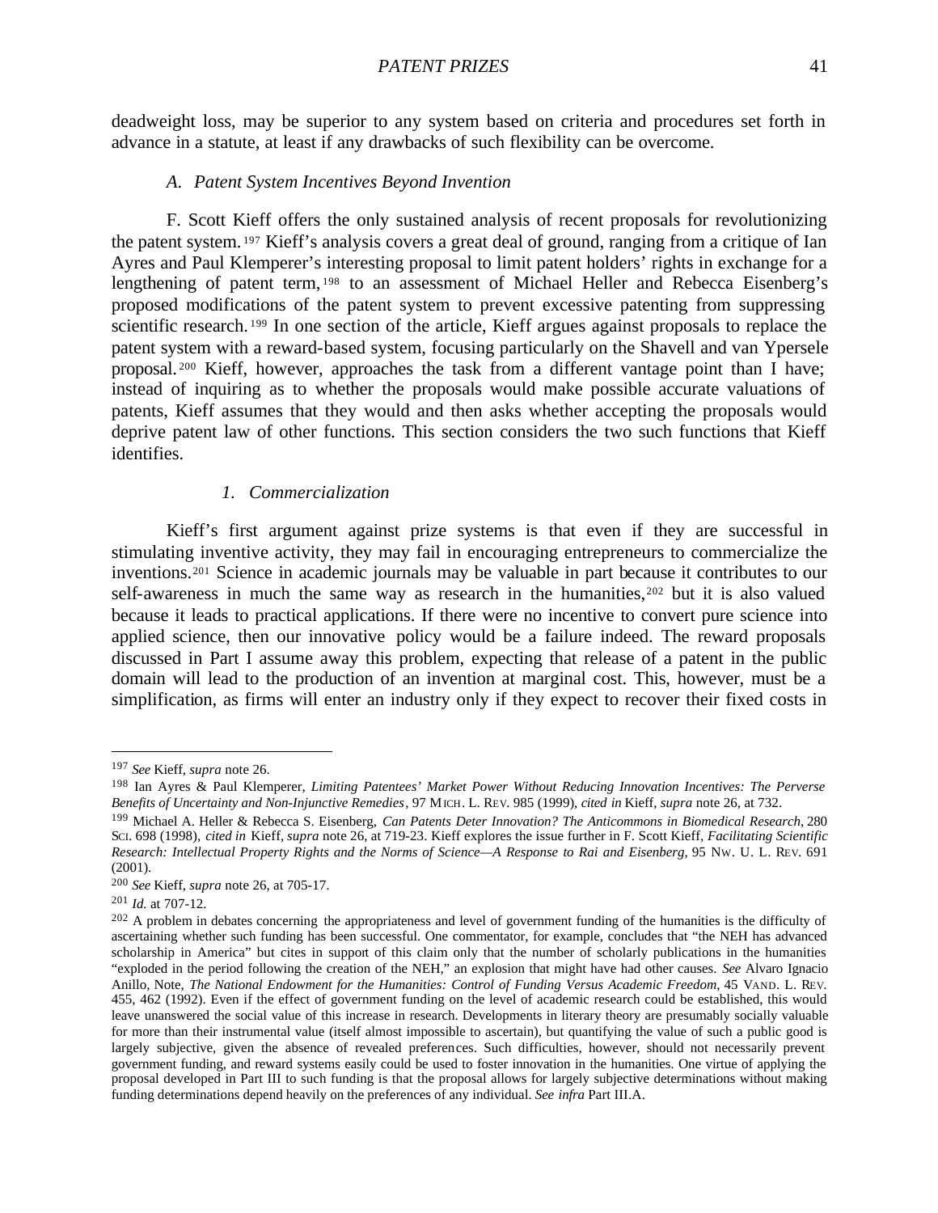deadweight loss, may be superior to any system based on criteria and procedures set forth in advance in a statute, at least if any drawbacks of such flexibility can be overcome.

### *A. Patent System Incentives Beyond Invention*

F. Scott Kieff offers the only sustained analysis of recent proposals for revolutionizing the patent system.[197] Kieff's analysis covers a great deal of ground, ranging from a critique of Ian Ayres and Paul Klemperer's interesting proposal to limit patent holders' rights in exchange for a lengthening of patent term,[198] to an assessment of Michael Heller and Rebecca Eisenberg's proposed modifications of the patent system to prevent excessive patenting from suppressing scientific research.[199] In one section of the article, Kieff argues against proposals to replace the patent system with a reward-based system, focusing particularly on the Shavell and van Ypersele proposal.[200] Kieff, however, approaches the task from a different vantage point than I have; instead of inquiring as to whether the proposals would make possible accurate valuations of patents, Kieff assumes that they would and then asks whether accepting the proposals would deprive patent law of other functions. This section considers the two such functions that Kieff identifies.

#### *1. Commercialization*

Kieff's first argument against prize systems is that even if they are successful in stimulating inventive activity, they may fail in encouraging entrepreneurs to commercialize the inventions.[201] Science in academic journals may be valuable in part because it contributes to our self-awareness in much the same way as research in the humanities,[202] but it is also valued because it leads to practical applications. If there were no incentive to convert pure science into applied science, then our innovative policy would be a failure indeed. The reward proposals discussed in Part I assume away this problem, expecting that release of a patent in the public domain will lead to the production of an invention at marginal cost. This, however, must be a simplification, as firms will enter an industry only if they expect to recover their fixed costs in

---

[197] *See* Kieff, *supra* note 26.

[198] Ian Ayres & Paul Klemperer, *Limiting Patentees' Market Power Without Reducing Innovation Incentives: The Perverse Benefits of Uncertainty and Non-Injunctive Remedies*, 97 MICH. L. REV. 985 (1999), *cited in* Kieff, *supra* note 26, at 732.

[199] Michael A. Heller & Rebecca S. Eisenberg, *Can Patents Deter Innovation? The Anticommons in Biomedical Research*, 280 SCI. 698 (1998), *cited in* Kieff, *supra* note 26, at 719-23. Kieff explores the issue further in F. Scott Kieff, *Facilitating Scientific Research: Intellectual Property Rights and the Norms of Science—A Response to Rai and Eisenberg*, 95 NW. U. L. REV. 691 (2001).

[200] *See* Kieff, *supra* note 26, at 705-17.

[201] *Id.* at 707-12.

[202] A problem in debates concerning the appropriateness and level of government funding of the humanities is the difficulty of ascertaining whether such funding has been successful. One commentator, for example, concludes that "the NEH has advanced scholarship in America" but cites in support of this claim only that the number of scholarly publications in the humanities "exploded in the period following the creation of the NEH," an explosion that might have had other causes. *See* Alvaro Ignacio Anillo, Note, *The National Endowment for the Humanities: Control of Funding Versus Academic Freedom*, 45 VAND. L. REV. 455, 462 (1992). Even if the effect of government funding on the level of academic research could be established, this would leave unanswered the social value of this increase in research. Developments in literary theory are presumably socially valuable for more than their instrumental value (itself almost impossible to ascertain), but quantifying the value of such a public good is largely subjective, given the absence of revealed preferences. Such difficulties, however, should not necessarily prevent government funding, and reward systems easily could be used to foster innovation in the humanities. One virtue of applying the proposal developed in Part III to such funding is that the proposal allows for largely subjective determinations without making funding determinations depend heavily on the preferences of any individual. *See infra* Part III.A.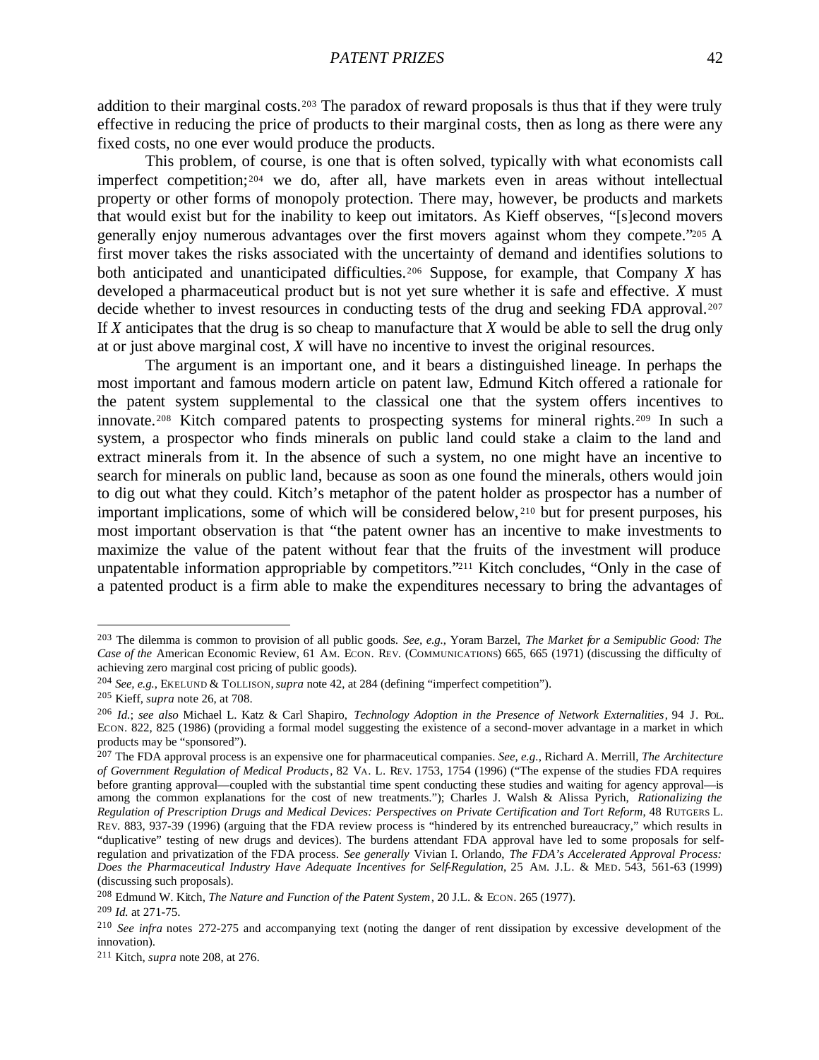addition to their marginal costs.[203] The paradox of reward proposals is thus that if they were truly effective in reducing the price of products to their marginal costs, then as long as there were any fixed costs, no one ever would produce the products.

This problem, of course, is one that is often solved, typically with what economists call imperfect competition;[204] we do, after all, have markets even in areas without intellectual property or other forms of monopoly protection. There may, however, be products and markets that would exist but for the inability to keep out imitators. As Kieff observes, "[s]econd movers generally enjoy numerous advantages over the first movers against whom they compete."[205] A first mover takes the risks associated with the uncertainty of demand and identifies solutions to both anticipated and unanticipated difficulties.[206] Suppose, for example, that Company *X* has developed a pharmaceutical product but is not yet sure whether it is safe and effective. *X* must decide whether to invest resources in conducting tests of the drug and seeking FDA approval.[207] If *X* anticipates that the drug is so cheap to manufacture that *X* would be able to sell the drug only at or just above marginal cost, *X* will have no incentive to invest the original resources.

The argument is an important one, and it bears a distinguished lineage. In perhaps the most important and famous modern article on patent law, Edmund Kitch offered a rationale for the patent system supplemental to the classical one that the system offers incentives to innovate.[208] Kitch compared patents to prospecting systems for mineral rights.[209] In such a system, a prospector who finds minerals on public land could stake a claim to the land and extract minerals from it. In the absence of such a system, no one might have an incentive to search for minerals on public land, because as soon as one found the minerals, others would join to dig out what they could. Kitch's metaphor of the patent holder as prospector has a number of important implications, some of which will be considered below,[210] but for present purposes, his most important observation is that "the patent owner has an incentive to make investments to maximize the value of the patent without fear that the fruits of the investment will produce unpatentable information appropriable by competitors."[211] Kitch concludes, "Only in the case of a patented product is a firm able to make the expenditures necessary to bring the advantages of

---

[203] The dilemma is common to provision of all public goods. *See, e.g.*, Yoram Barzel, *The Market for a Semipublic Good: The Case of the* American Economic Review, 61 AM. ECON. REV. (COMMUNICATIONS) 665, 665 (1971) (discussing the difficulty of achieving zero marginal cost pricing of public goods).

[204] *See, e.g.*, EKELUND & TOLLISON, *supra* note 42, at 284 (defining "imperfect competition").

[205] Kieff, *supra* note 26, at 708.

[206] *Id.*; *see also* Michael L. Katz & Carl Shapiro, *Technology Adoption in the Presence of Network Externalities*, 94 J. POL. ECON. 822, 825 (1986) (providing a formal model suggesting the existence of a second-mover advantage in a market in which products may be "sponsored").

[207] The FDA approval process is an expensive one for pharmaceutical companies. *See, e.g.*, Richard A. Merrill, *The Architecture of Government Regulation of Medical Products*, 82 VA. L. REV. 1753, 1754 (1996) ("The expense of the studies FDA requires before granting approval—coupled with the substantial time spent conducting these studies and waiting for agency approval—is among the common explanations for the cost of new treatments."); Charles J. Walsh & Alissa Pyrich, *Rationalizing the Regulation of Prescription Drugs and Medical Devices: Perspectives on Private Certification and Tort Reform*, 48 RUTGERS L. REV. 883, 937-39 (1996) (arguing that the FDA review process is "hindered by its entrenched bureaucracy," which results in "duplicative" testing of new drugs and devices). The burdens attendant FDA approval have led to some proposals for self-regulation and privatization of the FDA process. *See generally* Vivian I. Orlando, *The FDA's Accelerated Approval Process: Does the Pharmaceutical Industry Have Adequate Incentives for Self-Regulation*, 25 AM. J.L. & MED. 543, 561-63 (1999) (discussing such proposals).

[208] Edmund W. Kitch, *The Nature and Function of the Patent System*, 20 J.L. & ECON. 265 (1977).

[209] *Id.* at 271-75.

[210] *See infra* notes 272-275 and accompanying text (noting the danger of rent dissipation by excessive development of the innovation).

[211] Kitch, *supra* note 208, at 276.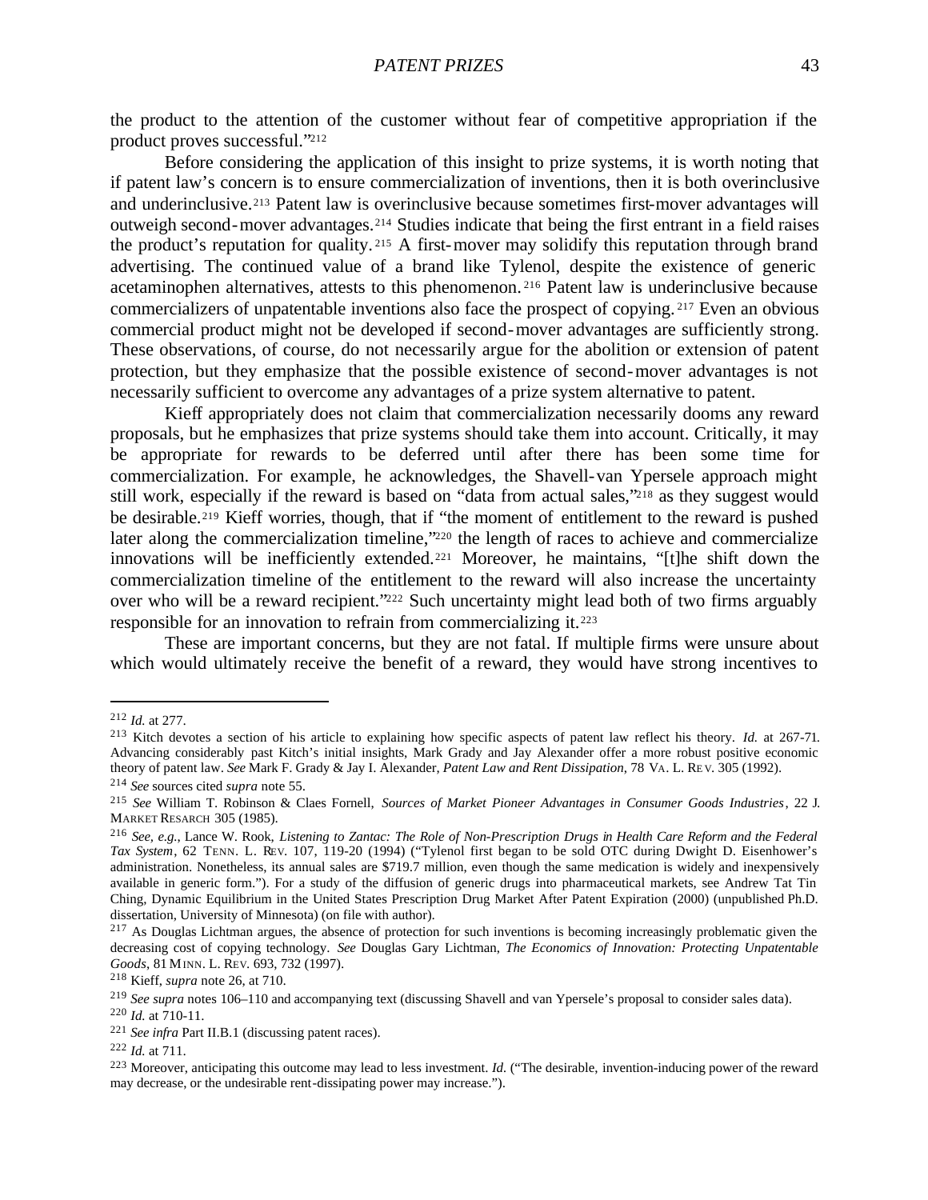the product to the attention of the customer without fear of competitive appropriation if the product proves successful."[212]

Before considering the application of this insight to prize systems, it is worth noting that if patent law's concern is to ensure commercialization of inventions, then it is both overinclusive and underinclusive.[213] Patent law is overinclusive because sometimes first-mover advantages will outweigh second-mover advantages.[214] Studies indicate that being the first entrant in a field raises the product's reputation for quality.[215] A first-mover may solidify this reputation through brand advertising. The continued value of a brand like Tylenol, despite the existence of generic acetaminophen alternatives, attests to this phenomenon.[216] Patent law is underinclusive because commercializers of unpatentable inventions also face the prospect of copying.[217] Even an obvious commercial product might not be developed if second-mover advantages are sufficiently strong. These observations, of course, do not necessarily argue for the abolition or extension of patent protection, but they emphasize that the possible existence of second-mover advantages is not necessarily sufficient to overcome any advantages of a prize system alternative to patent.

Kieff appropriately does not claim that commercialization necessarily dooms any reward proposals, but he emphasizes that prize systems should take them into account. Critically, it may be appropriate for rewards to be deferred until after there has been some time for commercialization. For example, he acknowledges, the Shavell-van Ypersele approach might still work, especially if the reward is based on "data from actual sales,"[218] as they suggest would be desirable.[219] Kieff worries, though, that if "the moment of entitlement to the reward is pushed later along the commercialization timeline,"[220] the length of races to achieve and commercialize innovations will be inefficiently extended.[221] Moreover, he maintains, "[t]he shift down the commercialization timeline of the entitlement to the reward will also increase the uncertainty over who will be a reward recipient."[222] Such uncertainty might lead both of two firms arguably responsible for an innovation to refrain from commercializing it.[223]

These are important concerns, but they are not fatal. If multiple firms were unsure about which would ultimately receive the benefit of a reward, they would have strong incentives to

---

[212] *Id.* at 277.

[213] Kitch devotes a section of his article to explaining how specific aspects of patent law reflect his theory. *Id.* at 267-71. Advancing considerably past Kitch's initial insights, Mark Grady and Jay Alexander offer a more robust positive economic theory of patent law. *See* Mark F. Grady & Jay I. Alexander, *Patent Law and Rent Dissipation*, 78 VA. L. REV. 305 (1992).

[214] *See* sources cited *supra* note 55.

[215] *See* William T. Robinson & Claes Fornell, *Sources of Market Pioneer Advantages in Consumer Goods Industries*, 22 J. MARKET RESARCH 305 (1985).

[216] *See, e.g.*, Lance W. Rook, *Listening to Zantac: The Role of Non-Prescription Drugs in Health Care Reform and the Federal Tax System*, 62 TENN. L. REV. 107, 119-20 (1994) ("Tylenol first began to be sold OTC during Dwight D. Eisenhower's administration. Nonetheless, its annual sales are $719.7 million, even though the same medication is widely and inexpensively available in generic form."). For a study of the diffusion of generic drugs into pharmaceutical markets, see Andrew Tat Tin Ching, Dynamic Equilibrium in the United States Prescription Drug Market After Patent Expiration (2000) (unpublished Ph.D. dissertation, University of Minnesota) (on file with author).

[217] As Douglas Lichtman argues, the absence of protection for such inventions is becoming increasingly problematic given the decreasing cost of copying technology. *See* Douglas Gary Lichtman, *The Economics of Innovation: Protecting Unpatentable Goods*, 81 MINN. L. REV. 693, 732 (1997).

[218] Kieff, *supra* note 26, at 710.

[219] *See supra* notes 106–110 and accompanying text (discussing Shavell and van Ypersele's proposal to consider sales data).

[220] *Id.* at 710-11.

[221] *See infra* Part II.B.1 (discussing patent races).

[222] *Id.* at 711.

[223] Moreover, anticipating this outcome may lead to less investment. *Id.* ("The desirable, invention-inducing power of the reward may decrease, or the undesirable rent-dissipating power may increase.").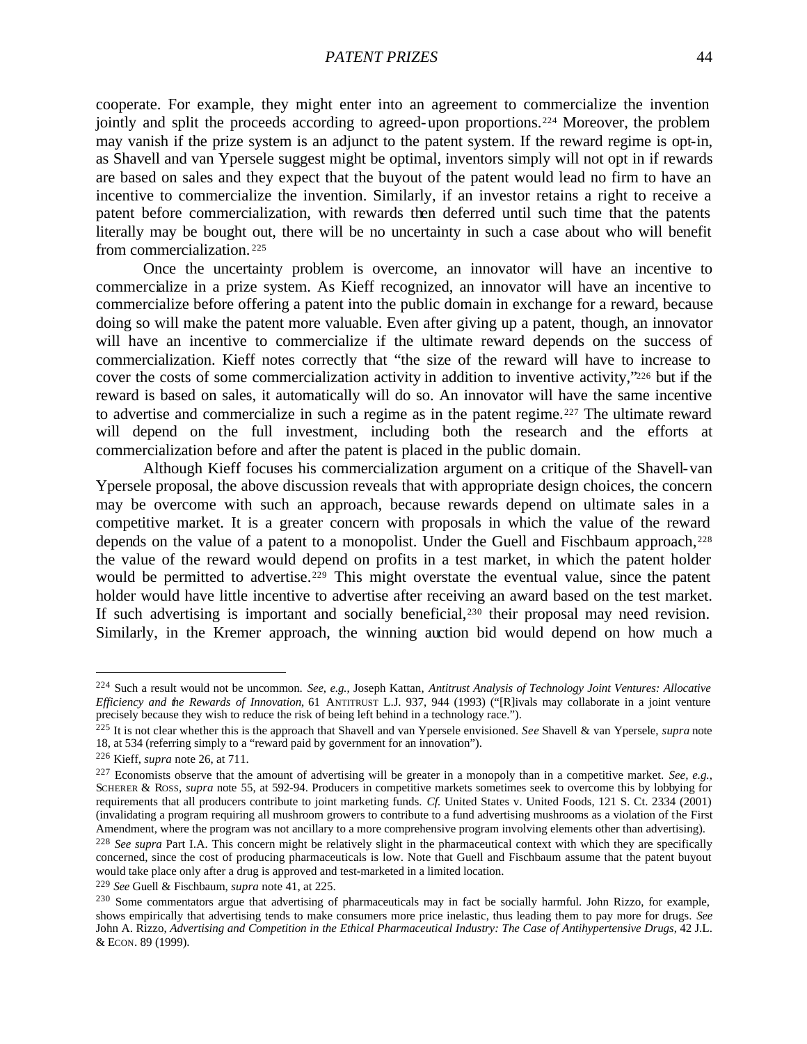cooperate. For example, they might enter into an agreement to commercialize the invention jointly and split the proceeds according to agreed-upon proportions.[224] Moreover, the problem may vanish if the prize system is an adjunct to the patent system. If the reward regime is opt-in, as Shavell and van Ypersele suggest might be optimal, inventors simply will not opt in if rewards are based on sales and they expect that the buyout of the patent would lead no firm to have an incentive to commercialize the invention. Similarly, if an investor retains a right to receive a patent before commercialization, with rewards then deferred until such time that the patents literally may be bought out, there will be no uncertainty in such a case about who will benefit from commercialization.[225]

Once the uncertainty problem is overcome, an innovator will have an incentive to commercialize in a prize system. As Kieff recognized, an innovator will have an incentive to commercialize before offering a patent into the public domain in exchange for a reward, because doing so will make the patent more valuable. Even after giving up a patent, though, an innovator will have an incentive to commercialize if the ultimate reward depends on the success of commercialization. Kieff notes correctly that "the size of the reward will have to increase to cover the costs of some commercialization activity in addition to inventive activity,"[226] but if the reward is based on sales, it automatically will do so. An innovator will have the same incentive to advertise and commercialize in such a regime as in the patent regime.[227] The ultimate reward will depend on the full investment, including both the research and the efforts at commercialization before and after the patent is placed in the public domain.

Although Kieff focuses his commercialization argument on a critique of the Shavell-van Ypersele proposal, the above discussion reveals that with appropriate design choices, the concern may be overcome with such an approach, because rewards depend on ultimate sales in a competitive market. It is a greater concern with proposals in which the value of the reward depends on the value of a patent to a monopolist. Under the Guell and Fischbaum approach,[228] the value of the reward would depend on profits in a test market, in which the patent holder would be permitted to advertise.[229] This might overstate the eventual value, since the patent holder would have little incentive to advertise after receiving an award based on the test market. If such advertising is important and socially beneficial,[230] their proposal may need revision. Similarly, in the Kremer approach, the winning auction bid would depend on how much a

---

[224] Such a result would not be uncommon. *See, e.g.*, Joseph Kattan, *Antitrust Analysis of Technology Joint Ventures: Allocative Efficiency and the Rewards of Innovation*, 61 ANTITRUST L.J. 937, 944 (1993) ("[R]ivals may collaborate in a joint venture precisely because they wish to reduce the risk of being left behind in a technology race.").

[225] It is not clear whether this is the approach that Shavell and van Ypersele envisioned. *See* Shavell & van Ypersele, *supra* note 18, at 534 (referring simply to a "reward paid by government for an innovation").

[226] Kieff, *supra* note 26, at 711.

[227] Economists observe that the amount of advertising will be greater in a monopoly than in a competitive market. *See, e.g.*, SCHERER & ROSS, *supra* note 55, at 592-94. Producers in competitive markets sometimes seek to overcome this by lobbying for requirements that all producers contribute to joint marketing funds. *Cf.* United States v. United Foods, 121 S. Ct. 2334 (2001) (invalidating a program requiring all mushroom growers to contribute to a fund advertising mushrooms as a violation of the First Amendment, where the program was not ancillary to a more comprehensive program involving elements other than advertising).

[228] *See supra* Part I.A. This concern might be relatively slight in the pharmaceutical context with which they are specifically concerned, since the cost of producing pharmaceuticals is low. Note that Guell and Fischbaum assume that the patent buyout would take place only after a drug is approved and test-marketed in a limited location.

[229] *See* Guell & Fischbaum, *supra* note 41, at 225.

[230] Some commentators argue that advertising of pharmaceuticals may in fact be socially harmful. John Rizzo, for example, shows empirically that advertising tends to make consumers more price inelastic, thus leading them to pay more for drugs. *See* John A. Rizzo, *Advertising and Competition in the Ethical Pharmaceutical Industry: The Case of Antihypertensive Drugs*, 42 J.L. & ECON. 89 (1999).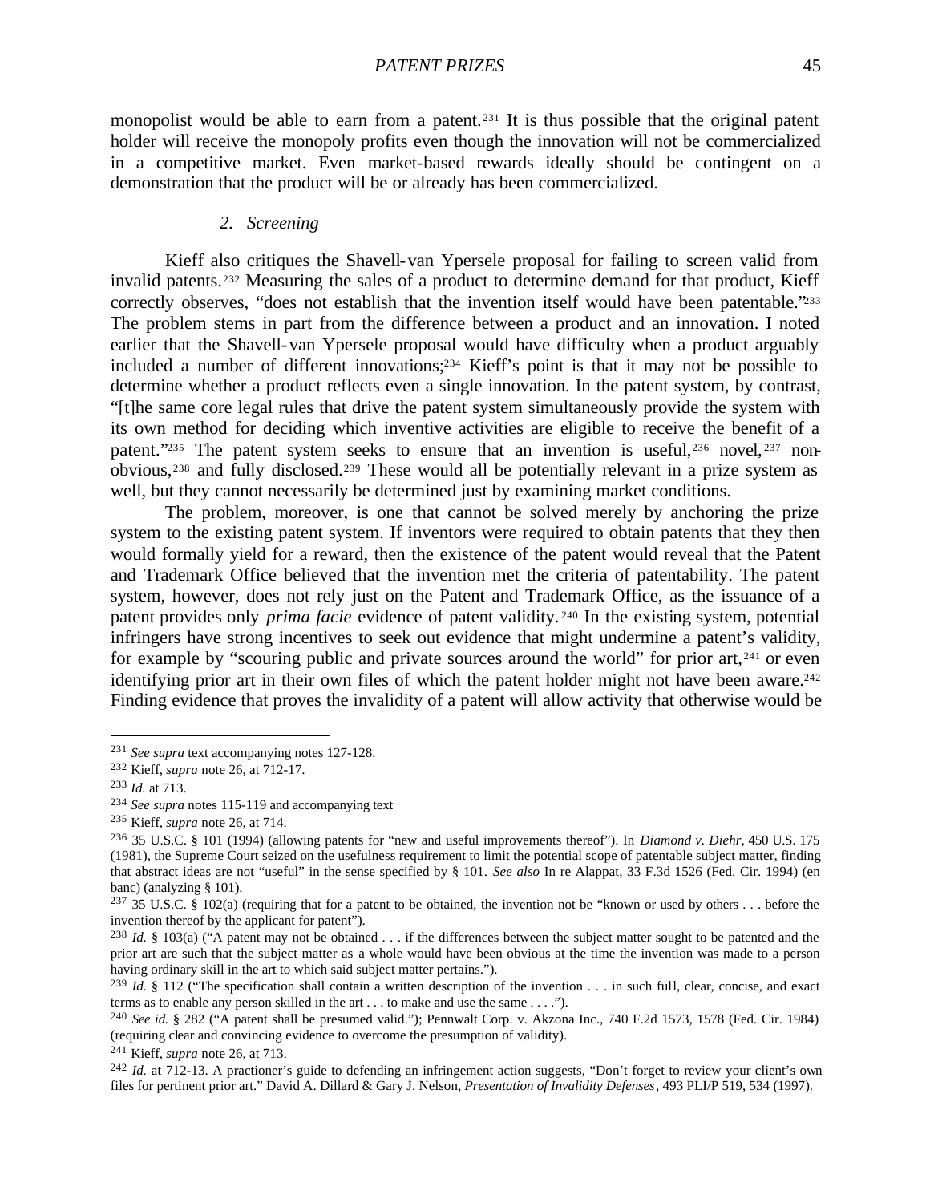monopolist would be able to earn from a patent.[231] It is thus possible that the original patent holder will receive the monopoly profits even though the innovation will not be commercialized in a competitive market. Even market-based rewards ideally should be contingent on a demonstration that the product will be or already has been commercialized.

### 2. *Screening*

Kieff also critiques the Shavell-van Ypersele proposal for failing to screen valid from invalid patents.[232] Measuring the sales of a product to determine demand for that product, Kieff correctly observes, "does not establish that the invention itself would have been patentable."[233] The problem stems in part from the difference between a product and an innovation. I noted earlier that the Shavell-van Ypersele proposal would have difficulty when a product arguably included a number of different innovations;[234] Kieff's point is that it may not be possible to determine whether a product reflects even a single innovation. In the patent system, by contrast, "[t]he same core legal rules that drive the patent system simultaneously provide the system with its own method for deciding which inventive activities are eligible to receive the benefit of a patent."[235] The patent system seeks to ensure that an invention is useful,[236] novel,[237] non-obvious,[238] and fully disclosed.[239] These would all be potentially relevant in a prize system as well, but they cannot necessarily be determined just by examining market conditions.

The problem, moreover, is one that cannot be solved merely by anchoring the prize system to the existing patent system. If inventors were required to obtain patents that they then would formally yield for a reward, then the existence of the patent would reveal that the Patent and Trademark Office believed that the invention met the criteria of patentability. The patent system, however, does not rely just on the Patent and Trademark Office, as the issuance of a patent provides only *prima facie* evidence of patent validity.[240] In the existing system, potential infringers have strong incentives to seek out evidence that might undermine a patent's validity, for example by "scouring public and private sources around the world" for prior art,[241] or even identifying prior art in their own files of which the patent holder might not have been aware.[242] Finding evidence that proves the invalidity of a patent will allow activity that otherwise would be

---

[231] *See supra* text accompanying notes 127-128.

[232] Kieff, *supra* note 26, at 712-17.

[233] *Id.* at 713.

[234] *See supra* notes 115-119 and accompanying text

[235] Kieff, *supra* note 26, at 714.

[236] 35 U.S.C. § 101 (1994) (allowing patents for "new and useful improvements thereof"). In *Diamond v. Diehr*, 450 U.S. 175 (1981), the Supreme Court seized on the usefulness requirement to limit the potential scope of patentable subject matter, finding that abstract ideas are not "useful" in the sense specified by § 101. *See also* In re Alappat, 33 F.3d 1526 (Fed. Cir. 1994) (en banc) (analyzing § 101).

[237] 35 U.S.C. § 102(a) (requiring that for a patent to be obtained, the invention not be "known or used by others . . . before the invention thereof by the applicant for patent").

[238] *Id.* § 103(a) ("A patent may not be obtained . . . if the differences between the subject matter sought to be patented and the prior art are such that the subject matter as a whole would have been obvious at the time the invention was made to a person having ordinary skill in the art to which said subject matter pertains.").

[239] *Id.* § 112 ("The specification shall contain a written description of the invention . . . in such full, clear, concise, and exact terms as to enable any person skilled in the art . . . to make and use the same . . . .").

[240] *See id.* § 282 ("A patent shall be presumed valid."); Pennwalt Corp. v. Akzona Inc., 740 F.2d 1573, 1578 (Fed. Cir. 1984) (requiring clear and convincing evidence to overcome the presumption of validity).

[241] Kieff, *supra* note 26, at 713.

[242] *Id.* at 712-13. A practioner's guide to defending an infringement action suggests, "Don't forget to review your client's own files for pertinent prior art." David A. Dillard & Gary J. Nelson, *Presentation of Invalidity Defenses*, 493 PLI/P 519, 534 (1997).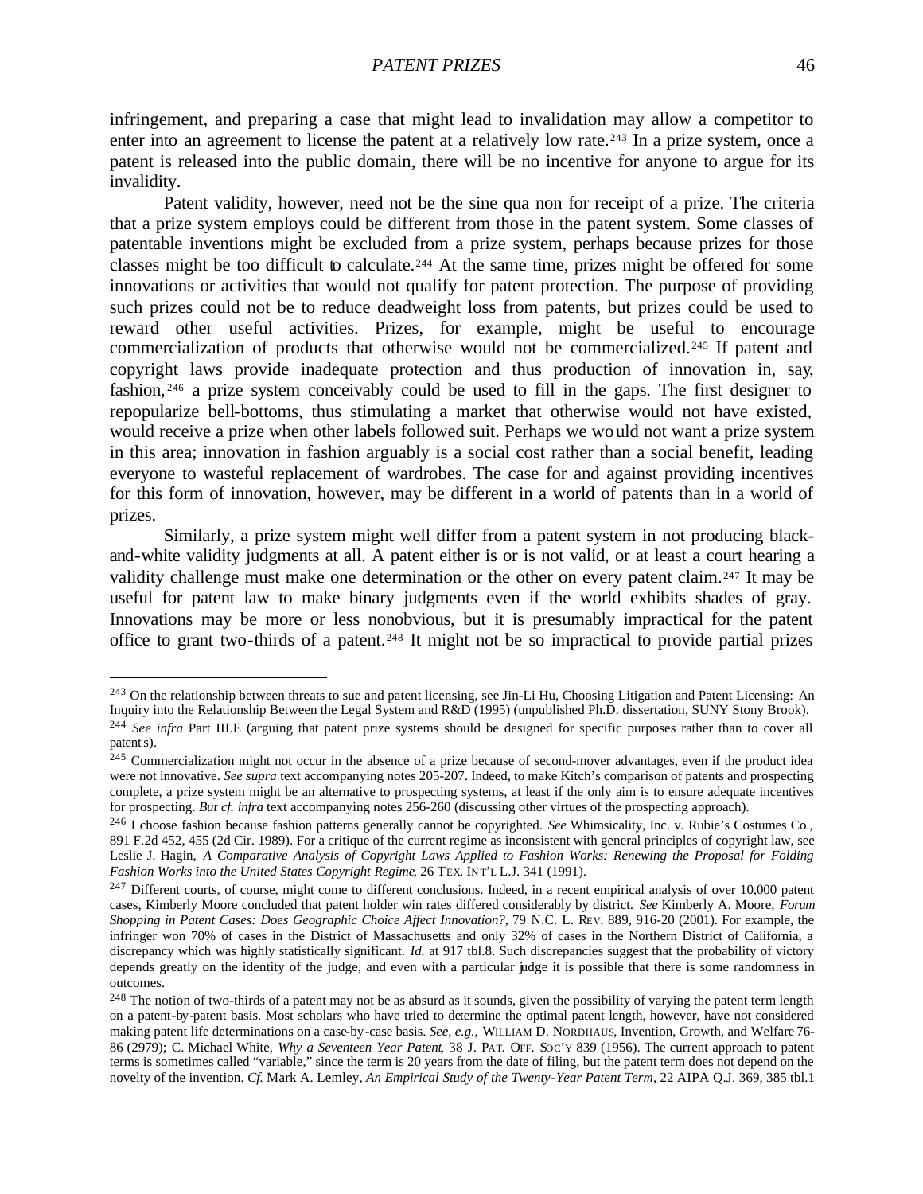infringement, and preparing a case that might lead to invalidation may allow a competitor to enter into an agreement to license the patent at a relatively low rate.[243] In a prize system, once a patent is released into the public domain, there will be no incentive for anyone to argue for its invalidity.

Patent validity, however, need not be the sine qua non for receipt of a prize. The criteria that a prize system employs could be different from those in the patent system. Some classes of patentable inventions might be excluded from a prize system, perhaps because prizes for those classes might be too difficult to calculate.[244] At the same time, prizes might be offered for some innovations or activities that would not qualify for patent protection. The purpose of providing such prizes could not be to reduce deadweight loss from patents, but prizes could be used to reward other useful activities. Prizes, for example, might be useful to encourage commercialization of products that otherwise would not be commercialized.[245] If patent and copyright laws provide inadequate protection and thus production of innovation in, say, fashion,[246] a prize system conceivably could be used to fill in the gaps. The first designer to repopularize bell-bottoms, thus stimulating a market that otherwise would not have existed, would receive a prize when other labels followed suit. Perhaps we would not want a prize system in this area; innovation in fashion arguably is a social cost rather than a social benefit, leading everyone to wasteful replacement of wardrobes. The case for and against providing incentives for this form of innovation, however, may be different in a world of patents than in a world of prizes.

Similarly, a prize system might well differ from a patent system in not producing black-and-white validity judgments at all. A patent either is or is not valid, or at least a court hearing a validity challenge must make one determination or the other on every patent claim.[247] It may be useful for patent law to make binary judgments even if the world exhibits shades of gray. Innovations may be more or less nonobvious, but it is presumably impractical for the patent office to grant two-thirds of a patent.[248] It might not be so impractical to provide partial prizes

---

[243] On the relationship between threats to sue and patent licensing, see Jin-Li Hu, Choosing Litigation and Patent Licensing: An Inquiry into the Relationship Between the Legal System and R&D (1995) (unpublished Ph.D. dissertation, SUNY Stony Brook).

[244] *See infra* Part III.E (arguing that patent prize systems should be designed for specific purposes rather than to cover all patents).

[245] Commercialization might not occur in the absence of a prize because of second-mover advantages, even if the product idea were not innovative. *See supra* text accompanying notes 205-207. Indeed, to make Kitch's comparison of patents and prospecting complete, a prize system might be an alternative to prospecting systems, at least if the only aim is to ensure adequate incentives for prospecting. *But cf. infra* text accompanying notes 256-260 (discussing other virtues of the prospecting approach).

[246] I choose fashion because fashion patterns generally cannot be copyrighted. *See* Whimsicality, Inc. v. Rubie's Costumes Co., 891 F.2d 452, 455 (2d Cir. 1989). For a critique of the current regime as inconsistent with general principles of copyright law, see Leslie J. Hagin, *A Comparative Analysis of Copyright Laws Applied to Fashion Works: Renewing the Proposal for Folding Fashion Works into the United States Copyright Regime*, 26 TEX. INT'L L.J. 341 (1991).

[247] Different courts, of course, might come to different conclusions. Indeed, in a recent empirical analysis of over 10,000 patent cases, Kimberly Moore concluded that patent holder win rates differed considerably by district. *See* Kimberly A. Moore, *Forum Shopping in Patent Cases: Does Geographic Choice Affect Innovation?*, 79 N.C. L. REV. 889, 916-20 (2001). For example, the infringer won 70% of cases in the District of Massachusetts and only 32% of cases in the Northern District of California, a discrepancy which was highly statistically significant. *Id.* at 917 tbl.8. Such discrepancies suggest that the probability of victory depends greatly on the identity of the judge, and even with a particular judge it is possible that there is some randomness in outcomes.

[248] The notion of two-thirds of a patent may not be as absurd as it sounds, given the possibility of varying the patent term length on a patent-by-patent basis. Most scholars who have tried to determine the optimal patent length, however, have not considered making patent life determinations on a case-by-case basis. *See, e.g.*, WILLIAM D. NORDHAUS, Invention, Growth, and Welfare 76-86 (2979); C. Michael White, *Why a Seventeen Year Patent*, 38 J. PAT. OFF. SOC'Y 839 (1956). The current approach to patent terms is sometimes called "variable," since the term is 20 years from the date of filing, but the patent term does not depend on the novelty of the invention. *Cf.* Mark A. Lemley, *An Empirical Study of the Twenty-Year Patent Term*, 22 AIPA Q.J. 369, 385 tbl.1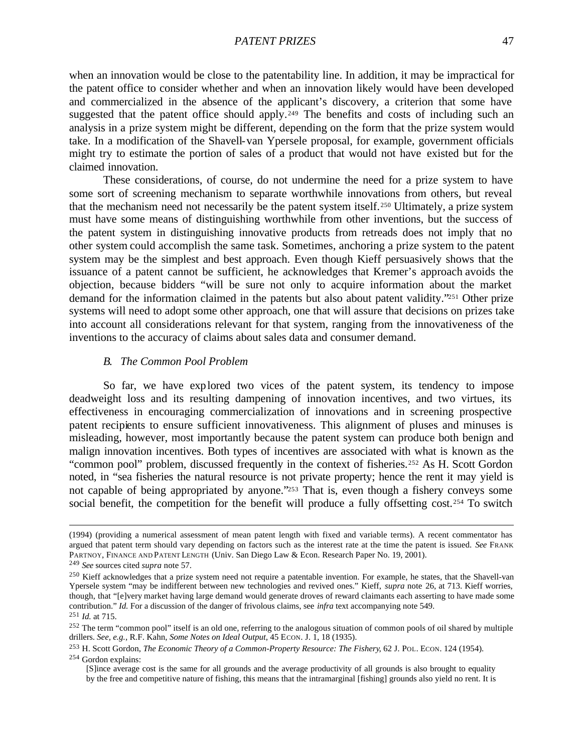when an innovation would be close to the patentability line. In addition, it may be impractical for the patent office to consider whether and when an innovation likely would have been developed and commercialized in the absence of the applicant's discovery, a criterion that some have suggested that the patent office should apply.[249] The benefits and costs of including such an analysis in a prize system might be different, depending on the form that the prize system would take. In a modification of the Shavell-van Ypersele proposal, for example, government officials might try to estimate the portion of sales of a product that would not have existed but for the claimed innovation.

These considerations, of course, do not undermine the need for a prize system to have some sort of screening mechanism to separate worthwhile innovations from others, but reveal that the mechanism need not necessarily be the patent system itself.[250] Ultimately, a prize system must have some means of distinguishing worthwhile from other inventions, but the success of the patent system in distinguishing innovative products from retreads does not imply that no other system could accomplish the same task. Sometimes, anchoring a prize system to the patent system may be the simplest and best approach. Even though Kieff persuasively shows that the issuance of a patent cannot be sufficient, he acknowledges that Kremer's approach avoids the objection, because bidders "will be sure not only to acquire information about the market demand for the information claimed in the patents but also about patent validity."[251] Other prize systems will need to adopt some other approach, one that will assure that decisions on prizes take into account all considerations relevant for that system, ranging from the innovativeness of the inventions to the accuracy of claims about sales data and consumer demand.

### *B. The Common Pool Problem*

So far, we have explored two vices of the patent system, its tendency to impose deadweight loss and its resulting dampening of innovation incentives, and two virtues, its effectiveness in encouraging commercialization of innovations and in screening prospective patent recipients to ensure sufficient innovativeness. This alignment of pluses and minuses is misleading, however, most importantly because the patent system can produce both benign and malign innovation incentives. Both types of incentives are associated with what is known as the "common pool" problem, discussed frequently in the context of fisheries.[252] As H. Scott Gordon noted, in "sea fisheries the natural resource is not private property; hence the rent it may yield is not capable of being appropriated by anyone."[253] That is, even though a fishery conveys some social benefit, the competition for the benefit will produce a fully offsetting cost.[254] To switch

---

(1994) (providing a numerical assessment of mean patent length with fixed and variable terms). A recent commentator has argued that patent term should vary depending on factors such as the interest rate at the time the patent is issued. *See* FRANK PARTNOY, FINANCE AND PATENT LENGTH (Univ. San Diego Law & Econ. Research Paper No. 19, 2001).

[249] *See* sources cited *supra* note 57.

[250] Kieff acknowledges that a prize system need not require a patentable invention. For example, he states, that the Shavell-van Ypersele system "may be indifferent between new technologies and revived ones." Kieff, *supra* note 26, at 713. Kieff worries, though, that "[e]very market having large demand would generate droves of reward claimants each asserting to have made some contribution." *Id.* For a discussion of the danger of frivolous claims, see *infra* text accompanying note 549.

[251] *Id.* at 715.

[252] The term "common pool" itself is an old one, referring to the analogous situation of common pools of oil shared by multiple drillers. *See, e.g.*, R.F. Kahn, *Some Notes on Ideal Output*, 45 ECON. J. 1, 18 (1935).

[253] H. Scott Gordon, *The Economic Theory of a Common-Property Resource: The Fishery*, 62 J. POL. ECON. 124 (1954).

[254] Gordon explains:

> [S]ince average cost is the same for all grounds and the average productivity of all grounds is also brought to equality by the free and competitive nature of fishing, this means that the intramarginal [fishing] grounds also yield no rent. It is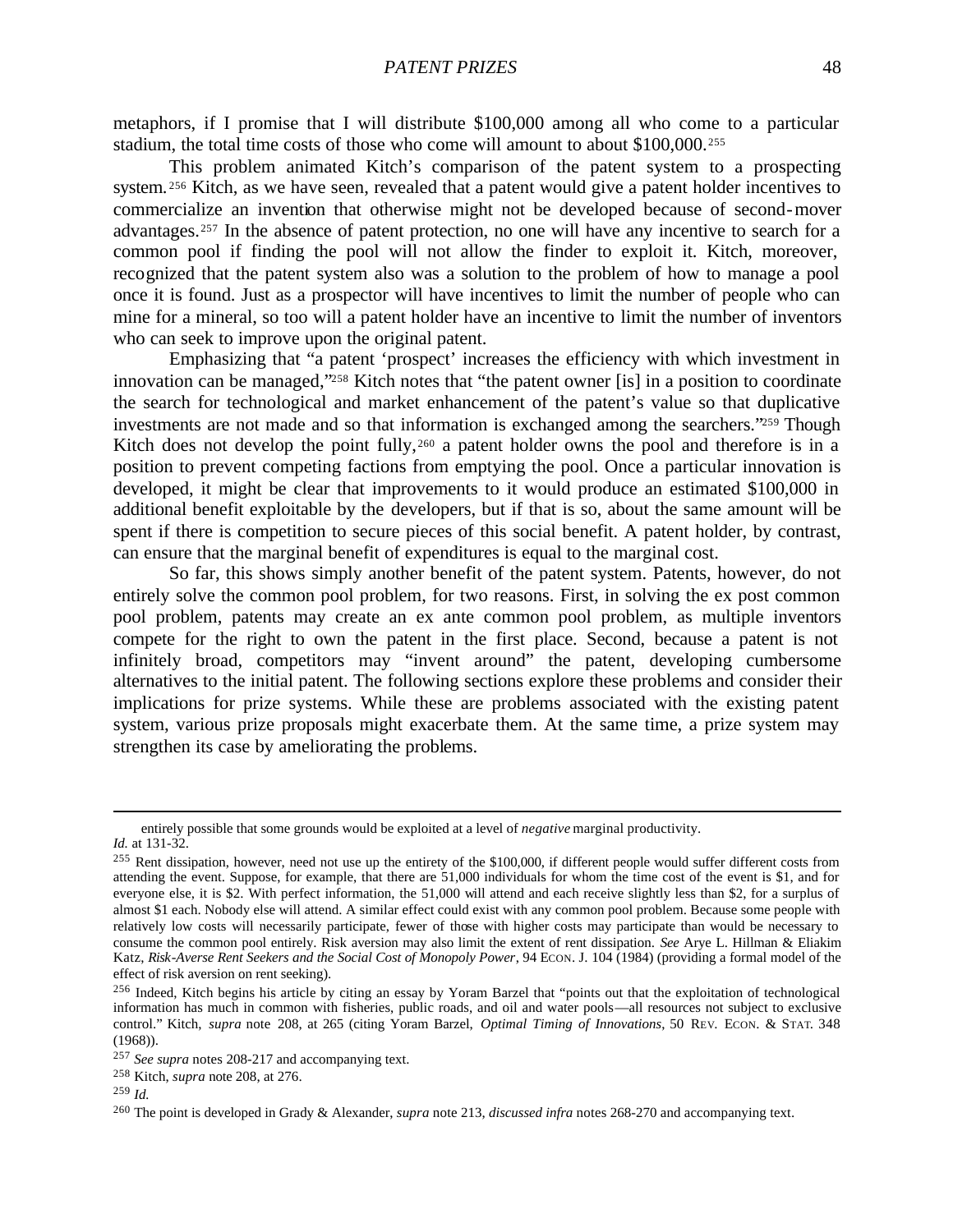metaphors, if I promise that I will distribute $100,000 among all who come to a particular stadium, the total time costs of those who come will amount to about $100,000.[255]

This problem animated Kitch's comparison of the patent system to a prospecting system.[256] Kitch, as we have seen, revealed that a patent would give a patent holder incentives to commercialize an invention that otherwise might not be developed because of second-mover advantages.[257] In the absence of patent protection, no one will have any incentive to search for a common pool if finding the pool will not allow the finder to exploit it. Kitch, moreover, recognized that the patent system also was a solution to the problem of how to manage a pool once it is found. Just as a prospector will have incentives to limit the number of people who can mine for a mineral, so too will a patent holder have an incentive to limit the number of inventors who can seek to improve upon the original patent.

Emphasizing that "a patent 'prospect' increases the efficiency with which investment in innovation can be managed,"[258] Kitch notes that "the patent owner [is] in a position to coordinate the search for technological and market enhancement of the patent's value so that duplicative investments are not made and so that information is exchanged among the searchers."[259] Though Kitch does not develop the point fully,[260] a patent holder owns the pool and therefore is in a position to prevent competing factions from emptying the pool. Once a particular innovation is developed, it might be clear that improvements to it would produce an estimated $100,000 in additional benefit exploitable by the developers, but if that is so, about the same amount will be spent if there is competition to secure pieces of this social benefit. A patent holder, by contrast, can ensure that the marginal benefit of expenditures is equal to the marginal cost.

So far, this shows simply another benefit of the patent system. Patents, however, do not entirely solve the common pool problem, for two reasons. First, in solving the ex post common pool problem, patents may create an ex ante common pool problem, as multiple inventors compete for the right to own the patent in the first place. Second, because a patent is not infinitely broad, competitors may "invent around" the patent, developing cumbersome alternatives to the initial patent. The following sections explore these problems and consider their implications for prize systems. While these are problems associated with the existing patent system, various prize proposals might exacerbate them. At the same time, a prize system may strengthen its case by ameliorating the problems.

---

entirely possible that some grounds would be exploited at a level of *negative* marginal productivity. *Id.* at 131-32.

[255] Rent dissipation, however, need not use up the entirety of the $100,000, if different people would suffer different costs from attending the event. Suppose, for example, that there are 51,000 individuals for whom the time cost of the event is $1, and for everyone else, it is $2. With perfect information, the 51,000 will attend and each receive slightly less than $2, for a surplus of almost $1 each. Nobody else will attend. A similar effect could exist with any common pool problem. Because some people with relatively low costs will necessarily participate, fewer of those with higher costs may participate than would be necessary to consume the common pool entirely. Risk aversion may also limit the extent of rent dissipation. *See* Arye L. Hillman & Eliakim Katz, *Risk-Averse Rent Seekers and the Social Cost of Monopoly Power*, 94 ECON. J. 104 (1984) (providing a formal model of the effect of risk aversion on rent seeking).

[256] Indeed, Kitch begins his article by citing an essay by Yoram Barzel that "points out that the exploitation of technological information has much in common with fisheries, public roads, and oil and water pools—all resources not subject to exclusive control." Kitch, *supra* note 208, at 265 (citing Yoram Barzel, *Optimal Timing of Innovations*, 50 REV. ECON. & STAT. 348 (1968)).

[257] *See supra* notes 208-217 and accompanying text.

[258] Kitch, *supra* note 208, at 276.

[259] *Id.*

[260] The point is developed in Grady & Alexander, *supra* note 213, *discussed infra* notes 268-270 and accompanying text.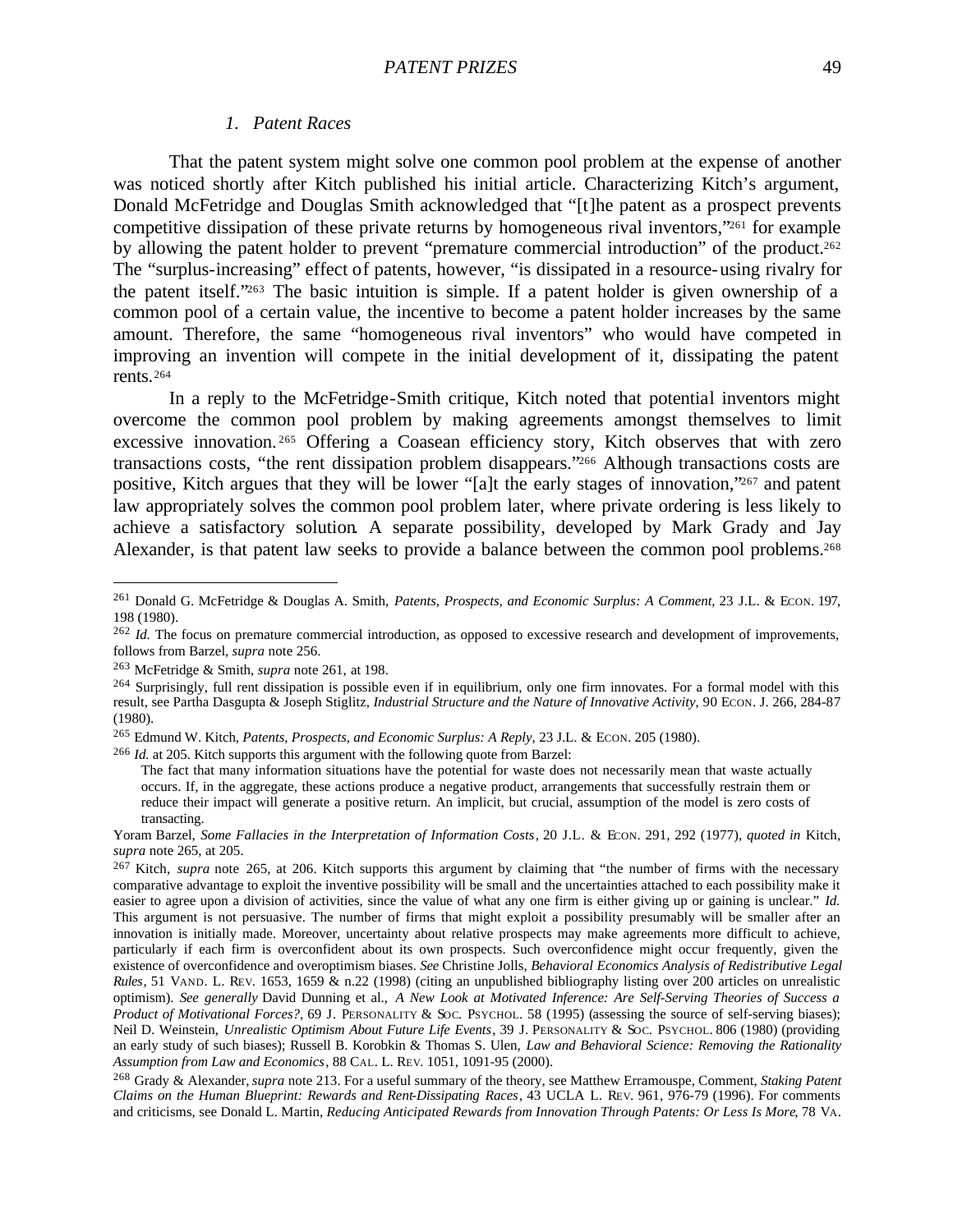### *1. Patent Races*

That the patent system might solve one common pool problem at the expense of another was noticed shortly after Kitch published his initial article. Characterizing Kitch's argument, Donald McFetridge and Douglas Smith acknowledged that "[t]he patent as a prospect prevents competitive dissipation of these private returns by homogeneous rival inventors,"[261] for example by allowing the patent holder to prevent "premature commercial introduction" of the product.[262] The "surplus-increasing" effect of patents, however, "is dissipated in a resource-using rivalry for the patent itself."[263] The basic intuition is simple. If a patent holder is given ownership of a common pool of a certain value, the incentive to become a patent holder increases by the same amount. Therefore, the same "homogeneous rival inventors" who would have competed in improving an invention will compete in the initial development of it, dissipating the patent rents.[264]

In a reply to the McFetridge-Smith critique, Kitch noted that potential inventors might overcome the common pool problem by making agreements amongst themselves to limit excessive innovation.[265] Offering a Coasean efficiency story, Kitch observes that with zero transactions costs, "the rent dissipation problem disappears."[266] Although transactions costs are positive, Kitch argues that they will be lower "[a]t the early stages of innovation,"[267] and patent law appropriately solves the common pool problem later, where private ordering is less likely to achieve a satisfactory solution. A separate possibility, developed by Mark Grady and Jay Alexander, is that patent law seeks to provide a balance between the common pool problems.[268]

---

[261] Donald G. McFetridge & Douglas A. Smith, *Patents, Prospects, and Economic Surplus: A Comment*, 23 J.L. & ECON. 197, 198 (1980).

[262] *Id.* The focus on premature commercial introduction, as opposed to excessive research and development of improvements, follows from Barzel, *supra* note 256.

[263] McFetridge & Smith, *supra* note 261, at 198.

[264] Surprisingly, full rent dissipation is possible even if in equilibrium, only one firm innovates. For a formal model with this result, see Partha Dasgupta & Joseph Stiglitz, *Industrial Structure and the Nature of Innovative Activity*, 90 ECON. J. 266, 284-87 (1980).

[265] Edmund W. Kitch, *Patents, Prospects, and Economic Surplus: A Reply*, 23 J.L. & ECON. 205 (1980).

[266] *Id.* at 205. Kitch supports this argument with the following quote from Barzel:

> The fact that many information situations have the potential for waste does not necessarily mean that waste actually occurs. If, in the aggregate, these actions produce a negative product, arrangements that successfully restrain them or reduce their impact will generate a positive return. An implicit, but crucial, assumption of the model is zero costs of transacting.

Yoram Barzel, *Some Fallacies in the Interpretation of Information Costs*, 20 J.L. & ECON. 291, 292 (1977), *quoted in* Kitch, *supra* note 265, at 205.

[267] Kitch, *supra* note 265, at 206. Kitch supports this argument by claiming that "the number of firms with the necessary comparative advantage to exploit the inventive possibility will be small and the uncertainties attached to each possibility make it easier to agree upon a division of activities, since the value of what any one firm is either giving up or gaining is unclear." *Id.* This argument is not persuasive. The number of firms that might exploit a possibility presumably will be smaller after an innovation is initially made. Moreover, uncertainty about relative prospects may make agreements more difficult to achieve, particularly if each firm is overconfident about its own prospects. Such overconfidence might occur frequently, given the existence of overconfidence and overoptimism biases. *See* Christine Jolls, *Behavioral Economics Analysis of Redistributive Legal Rules*, 51 VAND. L. REV. 1653, 1659 & n.22 (1998) (citing an unpublished bibliography listing over 200 articles on unrealistic optimism). *See generally* David Dunning et al., *A New Look at Motivated Inference: Are Self-Serving Theories of Success a Product of Motivational Forces?*, 69 J. PERSONALITY & SOC. PSYCHOL. 58 (1995) (assessing the source of self-serving biases); Neil D. Weinstein, *Unrealistic Optimism About Future Life Events*, 39 J. PERSONALITY & SOC. PSYCHOL. 806 (1980) (providing an early study of such biases); Russell B. Korobkin & Thomas S. Ulen, *Law and Behavioral Science: Removing the Rationality Assumption from Law and Economics*, 88 CAL. L. REV. 1051, 1091-95 (2000).

[268] Grady & Alexander, *supra* note 213. For a useful summary of the theory, see Matthew Erramouspe, Comment, *Staking Patent Claims on the Human Blueprint: Rewards and Rent-Dissipating Races*, 43 UCLA L. REV. 961, 976-79 (1996). For comments and criticisms, see Donald L. Martin, *Reducing Anticipated Rewards from Innovation Through Patents: Or Less Is More*, 78 VA.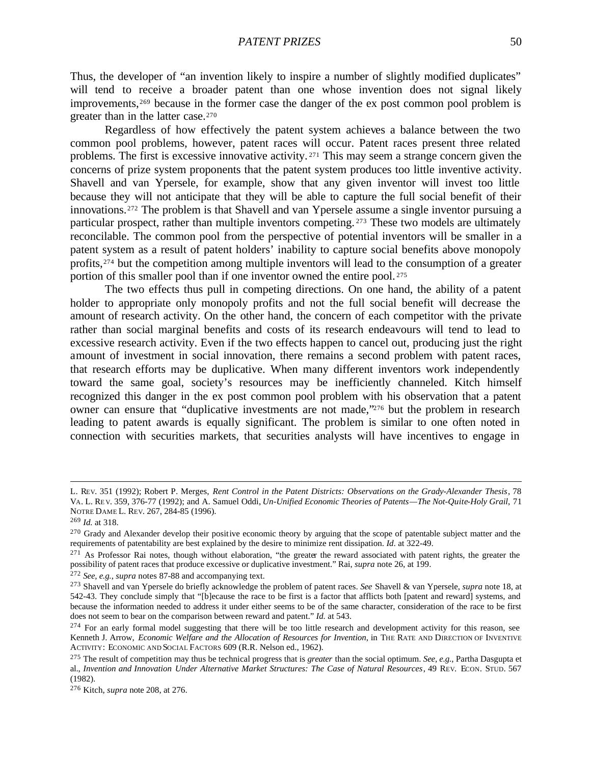Thus, the developer of "an invention likely to inspire a number of slightly modified duplicates" will tend to receive a broader patent than one whose invention does not signal likely improvements,[269] because in the former case the danger of the ex post common pool problem is greater than in the latter case.[270]

Regardless of how effectively the patent system achieves a balance between the two common pool problems, however, patent races will occur. Patent races present three related problems. The first is excessive innovative activity.[271] This may seem a strange concern given the concerns of prize system proponents that the patent system produces too little inventive activity. Shavell and van Ypersele, for example, show that any given inventor will invest too little because they will not anticipate that they will be able to capture the full social benefit of their innovations.[272] The problem is that Shavell and van Ypersele assume a single inventor pursuing a particular prospect, rather than multiple inventors competing.[273] These two models are ultimately reconcilable. The common pool from the perspective of potential inventors will be smaller in a patent system as a result of patent holders' inability to capture social benefits above monopoly profits,[274] but the competition among multiple inventors will lead to the consumption of a greater portion of this smaller pool than if one inventor owned the entire pool.[275]

The two effects thus pull in competing directions. On one hand, the ability of a patent holder to appropriate only monopoly profits and not the full social benefit will decrease the amount of research activity. On the other hand, the concern of each competitor with the private rather than social marginal benefits and costs of its research endeavours will tend to lead to excessive research activity. Even if the two effects happen to cancel out, producing just the right amount of investment in social innovation, there remains a second problem with patent races, that research efforts may be duplicative. When many different inventors work independently toward the same goal, society's resources may be inefficiently channeled. Kitch himself recognized this danger in the ex post common pool problem with his observation that a patent owner can ensure that "duplicative investments are not made,"[276] but the problem in research leading to patent awards is equally significant. The problem is similar to one often noted in connection with securities markets, that securities analysts will have incentives to engage in

---

L. REV. 351 (1992); Robert P. Merges, *Rent Control in the Patent Districts: Observations on the Grady-Alexander Thesis*, 78 VA. L. REV. 359, 376-77 (1992); and A. Samuel Oddi, *Un-Unified Economic Theories of Patents—The Not-Quite-Holy Grail*, 71 NOTRE DAME L. REV. 267, 284-85 (1996).

[269] *Id.* at 318.

[270] Grady and Alexander develop their positive economic theory by arguing that the scope of patentable subject matter and the requirements of patentability are best explained by the desire to minimize rent dissipation. *Id.* at 322-49.

[271] As Professor Rai notes, though without elaboration, "the greater the reward associated with patent rights, the greater the possibility of patent races that produce excessive or duplicative investment." Rai, *supra* note 26, at 199.

[272] *See, e.g.*, *supra* notes 87-88 and accompanying text.

[273] Shavell and van Ypersele do briefly acknowledge the problem of patent races. *See* Shavell & van Ypersele, *supra* note 18, at 542-43. They conclude simply that "[b]ecause the race to be first is a factor that afflicts both [patent and reward] systems, and because the information needed to address it under either seems to be of the same character, consideration of the race to be first does not seem to bear on the comparison between reward and patent." *Id.* at 543.

[274] For an early formal model suggesting that there will be too little research and development activity for this reason, see Kenneth J. Arrow, *Economic Welfare and the Allocation of Resources for Invention*, in THE RATE AND DIRECTION OF INVENTIVE ACTIVITY: ECONOMIC AND SOCIAL FACTORS 609 (R.R. Nelson ed., 1962).

[275] The result of competition may thus be technical progress that is *greater* than the social optimum. *See, e.g.*, Partha Dasgupta et al., *Invention and Innovation Under Alternative Market Structures: The Case of Natural Resources*, 49 REV. ECON. STUD. 567 (1982).

[276] Kitch, *supra* note 208, at 276.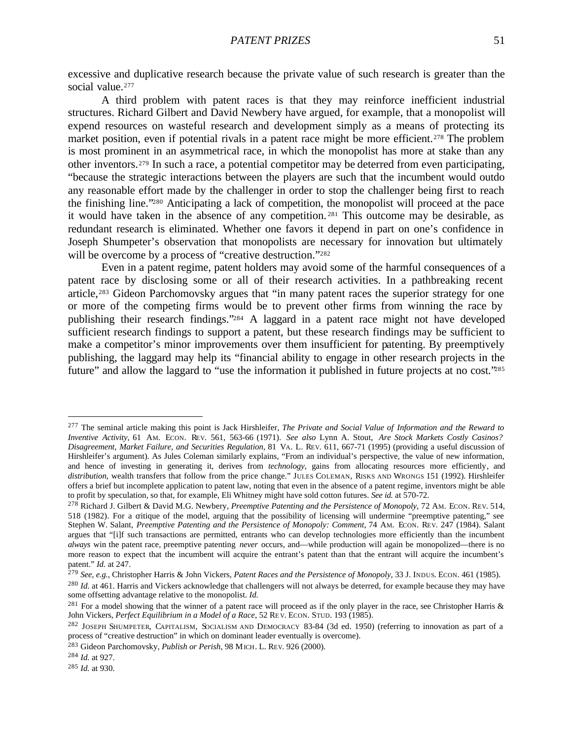excessive and duplicative research because the private value of such research is greater than the social value.[277]

A third problem with patent races is that they may reinforce inefficient industrial structures. Richard Gilbert and David Newbery have argued, for example, that a monopolist will expend resources on wasteful research and development simply as a means of protecting its market position, even if potential rivals in a patent race might be more efficient.[278] The problem is most prominent in an asymmetrical race, in which the monopolist has more at stake than any other inventors.[279] In such a race, a potential competitor may be deterred from even participating, "because the strategic interactions between the players are such that the incumbent would outdo any reasonable effort made by the challenger in order to stop the challenger being first to reach the finishing line."[280] Anticipating a lack of competition, the monopolist will proceed at the pace it would have taken in the absence of any competition.[281] This outcome may be desirable, as redundant research is eliminated. Whether one favors it depend in part on one's confidence in Joseph Shumpeter's observation that monopolists are necessary for innovation but ultimately will be overcome by a process of "creative destruction."[282]

Even in a patent regime, patent holders may avoid some of the harmful consequences of a patent race by disclosing some or all of their research activities. In a pathbreaking recent article,[283] Gideon Parchomovsky argues that "in many patent races the superior strategy for one or more of the competing firms would be to prevent other firms from winning the race by publishing their research findings."[284] A laggard in a patent race might not have developed sufficient research findings to support a patent, but these research findings may be sufficient to make a competitor's minor improvements over them insufficient for patenting. By preemptively publishing, the laggard may help its "financial ability to engage in other research projects in the future" and allow the laggard to "use the information it published in future projects at no cost."[285]

---

[277] The seminal article making this point is Jack Hirshleifer, *The Private and Social Value of Information and the Reward to Inventive Activity*, 61 AM. ECON. REV. 561, 563-66 (1971). *See also* Lynn A. Stout, *Are Stock Markets Costly Casinos? Disagreement, Market Failure, and Securities Regulation*, 81 VA. L. REV. 611, 667-71 (1995) (providing a useful discussion of Hirshleifer's argument). As Jules Coleman similarly explains, "From an individual's perspective, the value of new information, and hence of investing in generating it, derives from *technology*, gains from allocating resources more efficiently, and *distribution*, wealth transfers that follow from the price change." JULES COLEMAN, RISKS AND WRONGS 151 (1992). Hirshleifer offers a brief but incomplete application to patent law, noting that even in the absence of a patent regime, inventors might be able to profit by speculation, so that, for example, Eli Whitney might have sold cotton futures. *See id.* at 570-72.

[278] Richard J. Gilbert & David M.G. Newbery, *Preemptive Patenting and the Persistence of Monopoly*, 72 AM. ECON. REV. 514, 518 (1982). For a critique of the model, arguing that the possibility of licensing will undermine "preemptive patenting," see Stephen W. Salant, *Preemptive Patenting and the Persistence of Monopoly: Comment*, 74 AM. ECON. REV. 247 (1984). Salant argues that "[i]f such transactions are permitted, entrants who can develop technologies more efficiently than the incumbent *always* win the patent race, preemptive patenting *never* occurs, and—while production will again be monopolized—there is no more reason to expect that the incumbent will acquire the entrant's patent than that the entrant will acquire the incumbent's patent." *Id.* at 247.

[279] *See, e.g.*, Christopher Harris & John Vickers, *Patent Races and the Persistence of Monopoly*, 33 J. INDUS. ECON. 461 (1985).

[280] *Id.* at 461. Harris and Vickers acknowledge that challengers will not always be deterred, for example because they may have some offsetting advantage relative to the monopolist. *Id.*

[281] For a model showing that the winner of a patent race will proceed as if the only player in the race, see Christopher Harris & John Vickers, *Perfect Equilibrium in a Model of a Race*, 52 REV. ECON. STUD. 193 (1985).

[282] JOSEPH SHUMPETER, CAPITALISM, SOCIALISM AND DEMOCRACY 83-84 (3d ed. 1950) (referring to innovation as part of a process of "creative destruction" in which on dominant leader eventually is overcome).

[283] Gideon Parchomovsky, *Publish or Perish*, 98 MICH. L. REV. 926 (2000).

[284] *Id.* at 927.

[285] *Id.* at 930.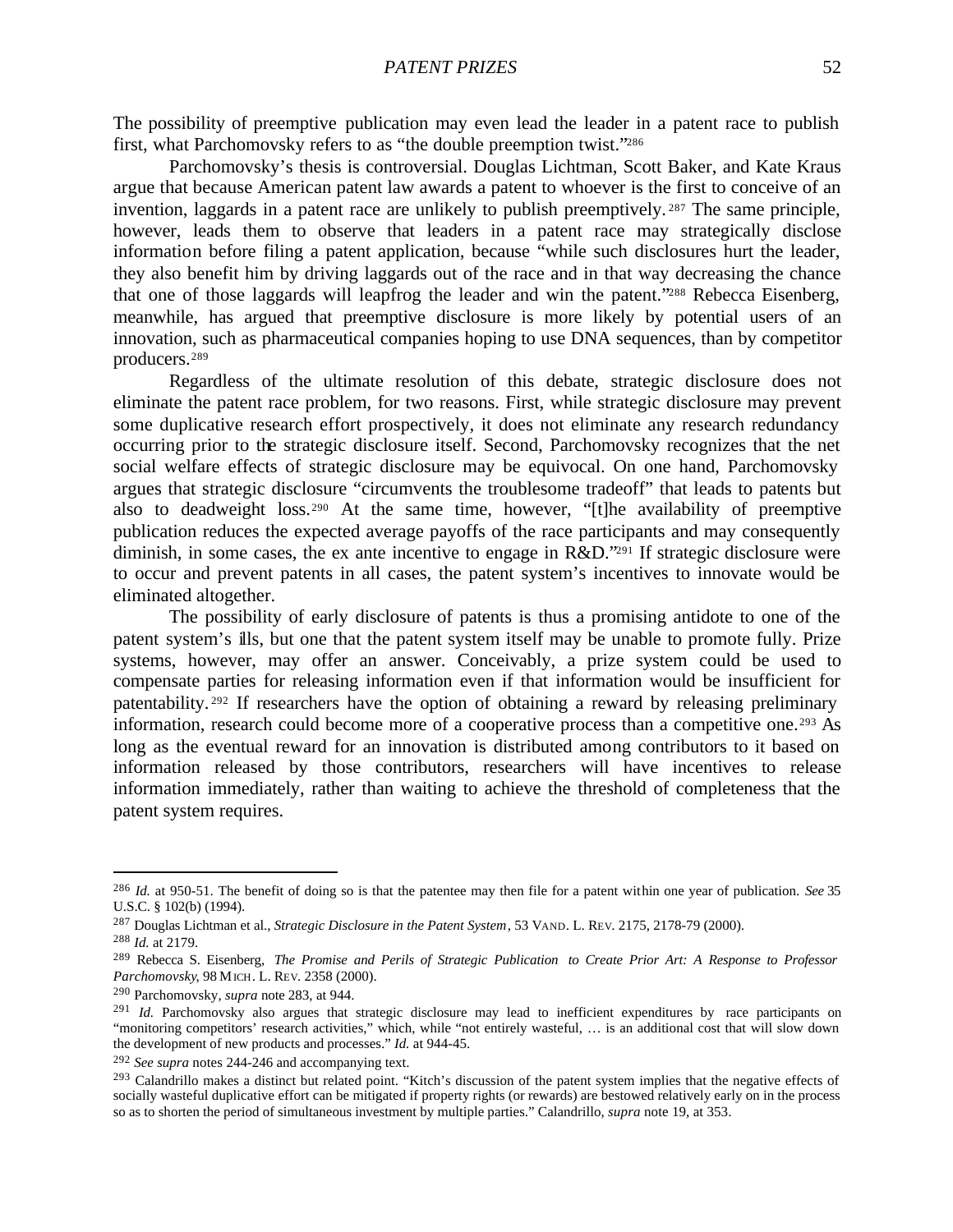The possibility of preemptive publication may even lead the leader in a patent race to publish first, what Parchomovsky refers to as "the double preemption twist."[286]

Parchomovsky's thesis is controversial. Douglas Lichtman, Scott Baker, and Kate Kraus argue that because American patent law awards a patent to whoever is the first to conceive of an invention, laggards in a patent race are unlikely to publish preemptively.[287] The same principle, however, leads them to observe that leaders in a patent race may strategically disclose information before filing a patent application, because "while such disclosures hurt the leader, they also benefit him by driving laggards out of the race and in that way decreasing the chance that one of those laggards will leapfrog the leader and win the patent."[288] Rebecca Eisenberg, meanwhile, has argued that preemptive disclosure is more likely by potential users of an innovation, such as pharmaceutical companies hoping to use DNA sequences, than by competitor producers.[289]

Regardless of the ultimate resolution of this debate, strategic disclosure does not eliminate the patent race problem, for two reasons. First, while strategic disclosure may prevent some duplicative research effort prospectively, it does not eliminate any research redundancy occurring prior to the strategic disclosure itself. Second, Parchomovsky recognizes that the net social welfare effects of strategic disclosure may be equivocal. On one hand, Parchomovsky argues that strategic disclosure "circumvents the troublesome tradeoff" that leads to patents but also to deadweight loss.[290] At the same time, however, "[t]he availability of preemptive publication reduces the expected average payoffs of the race participants and may consequently diminish, in some cases, the ex ante incentive to engage in R&D."[291] If strategic disclosure were to occur and prevent patents in all cases, the patent system's incentives to innovate would be eliminated altogether.

The possibility of early disclosure of patents is thus a promising antidote to one of the patent system's ills, but one that the patent system itself may be unable to promote fully. Prize systems, however, may offer an answer. Conceivably, a prize system could be used to compensate parties for releasing information even if that information would be insufficient for patentability.[292] If researchers have the option of obtaining a reward by releasing preliminary information, research could become more of a cooperative process than a competitive one.[293] As long as the eventual reward for an innovation is distributed among contributors to it based on information released by those contributors, researchers will have incentives to release information immediately, rather than waiting to achieve the threshold of completeness that the patent system requires.

---

[286] *Id.* at 950-51. The benefit of doing so is that the patentee may then file for a patent within one year of publication. *See* 35 U.S.C. § 102(b) (1994).

[287] Douglas Lichtman et al., *Strategic Disclosure in the Patent System*, 53 VAND. L. REV. 2175, 2178-79 (2000).

[288] *Id.* at 2179.

[289] Rebecca S. Eisenberg, *The Promise and Perils of Strategic Publication to Create Prior Art: A Response to Professor Parchomovsky*, 98 MICH. L. REV. 2358 (2000).

[290] Parchomovsky, *supra* note 283, at 944.

[291] *Id.* Parchomovsky also argues that strategic disclosure may lead to inefficient expenditures by race participants on "monitoring competitors' research activities," which, while "not entirely wasteful, … is an additional cost that will slow down the development of new products and processes." *Id.* at 944-45.

[292] *See supra* notes 244-246 and accompanying text.

[293] Calandrillo makes a distinct but related point. "Kitch's discussion of the patent system implies that the negative effects of socially wasteful duplicative effort can be mitigated if property rights (or rewards) are bestowed relatively early on in the process so as to shorten the period of simultaneous investment by multiple parties." Calandrillo, *supra* note 19, at 353.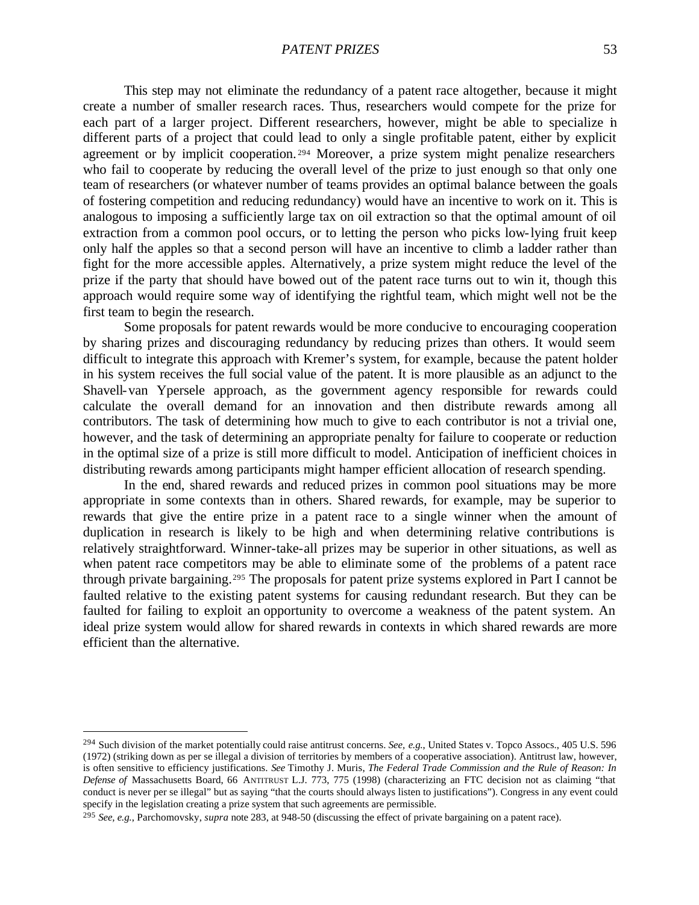This step may not eliminate the redundancy of a patent race altogether, because it might create a number of smaller research races. Thus, researchers would compete for the prize for each part of a larger project. Different researchers, however, might be able to specialize in different parts of a project that could lead to only a single profitable patent, either by explicit agreement or by implicit cooperation.[294] Moreover, a prize system might penalize researchers who fail to cooperate by reducing the overall level of the prize to just enough so that only one team of researchers (or whatever number of teams provides an optimal balance between the goals of fostering competition and reducing redundancy) would have an incentive to work on it. This is analogous to imposing a sufficiently large tax on oil extraction so that the optimal amount of oil extraction from a common pool occurs, or to letting the person who picks low-lying fruit keep only half the apples so that a second person will have an incentive to climb a ladder rather than fight for the more accessible apples. Alternatively, a prize system might reduce the level of the prize if the party that should have bowed out of the patent race turns out to win it, though this approach would require some way of identifying the rightful team, which might well not be the first team to begin the research.

Some proposals for patent rewards would be more conducive to encouraging cooperation by sharing prizes and discouraging redundancy by reducing prizes than others. It would seem difficult to integrate this approach with Kremer's system, for example, because the patent holder in his system receives the full social value of the patent. It is more plausible as an adjunct to the Shavell-van Ypersele approach, as the government agency responsible for rewards could calculate the overall demand for an innovation and then distribute rewards among all contributors. The task of determining how much to give to each contributor is not a trivial one, however, and the task of determining an appropriate penalty for failure to cooperate or reduction in the optimal size of a prize is still more difficult to model. Anticipation of inefficient choices in distributing rewards among participants might hamper efficient allocation of research spending.

In the end, shared rewards and reduced prizes in common pool situations may be more appropriate in some contexts than in others. Shared rewards, for example, may be superior to rewards that give the entire prize in a patent race to a single winner when the amount of duplication in research is likely to be high and when determining relative contributions is relatively straightforward. Winner-take-all prizes may be superior in other situations, as well as when patent race competitors may be able to eliminate some of the problems of a patent race through private bargaining.[295] The proposals for patent prize systems explored in Part I cannot be faulted relative to the existing patent systems for causing redundant research. But they can be faulted for failing to exploit an opportunity to overcome a weakness of the patent system. An ideal prize system would allow for shared rewards in contexts in which shared rewards are more efficient than the alternative.

---

[294] Such division of the market potentially could raise antitrust concerns. *See, e.g.*, United States v. Topco Assocs., 405 U.S. 596 (1972) (striking down as per se illegal a division of territories by members of a cooperative association). Antitrust law, however, is often sensitive to efficiency justifications. *See* Timothy J. Muris, *The Federal Trade Commission and the Rule of Reason: In Defense of* Massachusetts Board, 66 ANTITRUST L.J. 773, 775 (1998) (characterizing an FTC decision not as claiming "that conduct is never per se illegal" but as saying "that the courts should always listen to justifications"). Congress in any event could specify in the legislation creating a prize system that such agreements are permissible.

[295] *See, e.g.*, Parchomovsky, *supra* note 283, at 948-50 (discussing the effect of private bargaining on a patent race).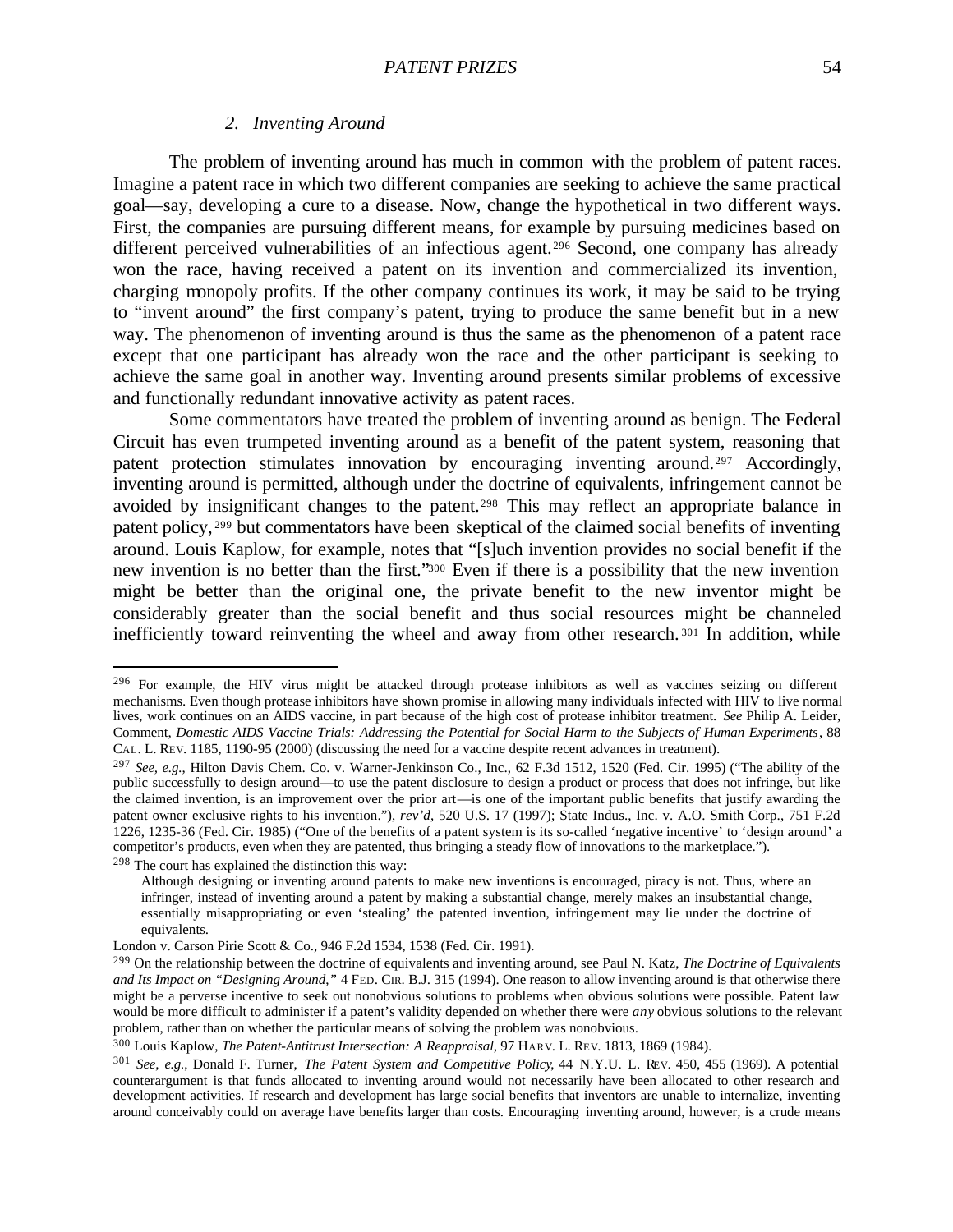### 2. *Inventing Around*

The problem of inventing around has much in common with the problem of patent races. Imagine a patent race in which two different companies are seeking to achieve the same practical goal—say, developing a cure to a disease. Now, change the hypothetical in two different ways. First, the companies are pursuing different means, for example by pursuing medicines based on different perceived vulnerabilities of an infectious agent.[296] Second, one company has already won the race, having received a patent on its invention and commercialized its invention, charging monopoly profits. If the other company continues its work, it may be said to be trying to "invent around" the first company's patent, trying to produce the same benefit but in a new way. The phenomenon of inventing around is thus the same as the phenomenon of a patent race except that one participant has already won the race and the other participant is seeking to achieve the same goal in another way. Inventing around presents similar problems of excessive and functionally redundant innovative activity as patent races.

Some commentators have treated the problem of inventing around as benign. The Federal Circuit has even trumpeted inventing around as a benefit of the patent system, reasoning that patent protection stimulates innovation by encouraging inventing around.[297] Accordingly, inventing around is permitted, although under the doctrine of equivalents, infringement cannot be avoided by insignificant changes to the patent.[298] This may reflect an appropriate balance in patent policy,[299] but commentators have been skeptical of the claimed social benefits of inventing around. Louis Kaplow, for example, notes that "[s]uch invention provides no social benefit if the new invention is no better than the first."[300] Even if there is a possibility that the new invention might be better than the original one, the private benefit to the new inventor might be considerably greater than the social benefit and thus social resources might be channeled inefficiently toward reinventing the wheel and away from other research.[301] In addition, while

---

[296] For example, the HIV virus might be attacked through protease inhibitors as well as vaccines seizing on different mechanisms. Even though protease inhibitors have shown promise in allowing many individuals infected with HIV to live normal lives, work continues on an AIDS vaccine, in part because of the high cost of protease inhibitor treatment. *See* Philip A. Leider, Comment, *Domestic AIDS Vaccine Trials: Addressing the Potential for Social Harm to the Subjects of Human Experiments*, 88 CAL. L. REV. 1185, 1190-95 (2000) (discussing the need for a vaccine despite recent advances in treatment).

[297] *See, e.g.*, Hilton Davis Chem. Co. v. Warner-Jenkinson Co., Inc., 62 F.3d 1512, 1520 (Fed. Cir. 1995) ("The ability of the public successfully to design around—to use the patent disclosure to design a product or process that does not infringe, but like the claimed invention, is an improvement over the prior art—is one of the important public benefits that justify awarding the patent owner exclusive rights to his invention."), *rev'd*, 520 U.S. 17 (1997); State Indus., Inc. v. A.O. Smith Corp., 751 F.2d 1226, 1235-36 (Fed. Cir. 1985) ("One of the benefits of a patent system is its so-called 'negative incentive' to 'design around' a competitor's products, even when they are patented, thus bringing a steady flow of innovations to the marketplace.").

[298] The court has explained the distinction this way:

> Although designing or inventing around patents to make new inventions is encouraged, piracy is not. Thus, where an infringer, instead of inventing around a patent by making a substantial change, merely makes an insubstantial change, essentially misappropriating or even 'stealing' the patented invention, infringement may lie under the doctrine of equivalents.

London v. Carson Pirie Scott & Co., 946 F.2d 1534, 1538 (Fed. Cir. 1991).

[299] On the relationship between the doctrine of equivalents and inventing around, see Paul N. Katz, *The Doctrine of Equivalents and Its Impact on "Designing Around,"* 4 FED. CIR. B.J. 315 (1994). One reason to allow inventing around is that otherwise there might be a perverse incentive to seek out nonobvious solutions to problems when obvious solutions were possible. Patent law would be more difficult to administer if a patent's validity depended on whether there were *any* obvious solutions to the relevant problem, rather than on whether the particular means of solving the problem was nonobvious.

[300] Louis Kaplow, *The Patent-Antitrust Intersection: A Reappraisal*, 97 HARV. L. REV. 1813, 1869 (1984).

[301] *See, e.g.*, Donald F. Turner, *The Patent System and Competitive Policy*, 44 N.Y.U. L. REV. 450, 455 (1969). A potential counterargument is that funds allocated to inventing around would not necessarily have been allocated to other research and development activities. If research and development has large social benefits that inventors are unable to internalize, inventing around conceivably could on average have benefits larger than costs. Encouraging inventing around, however, is a crude means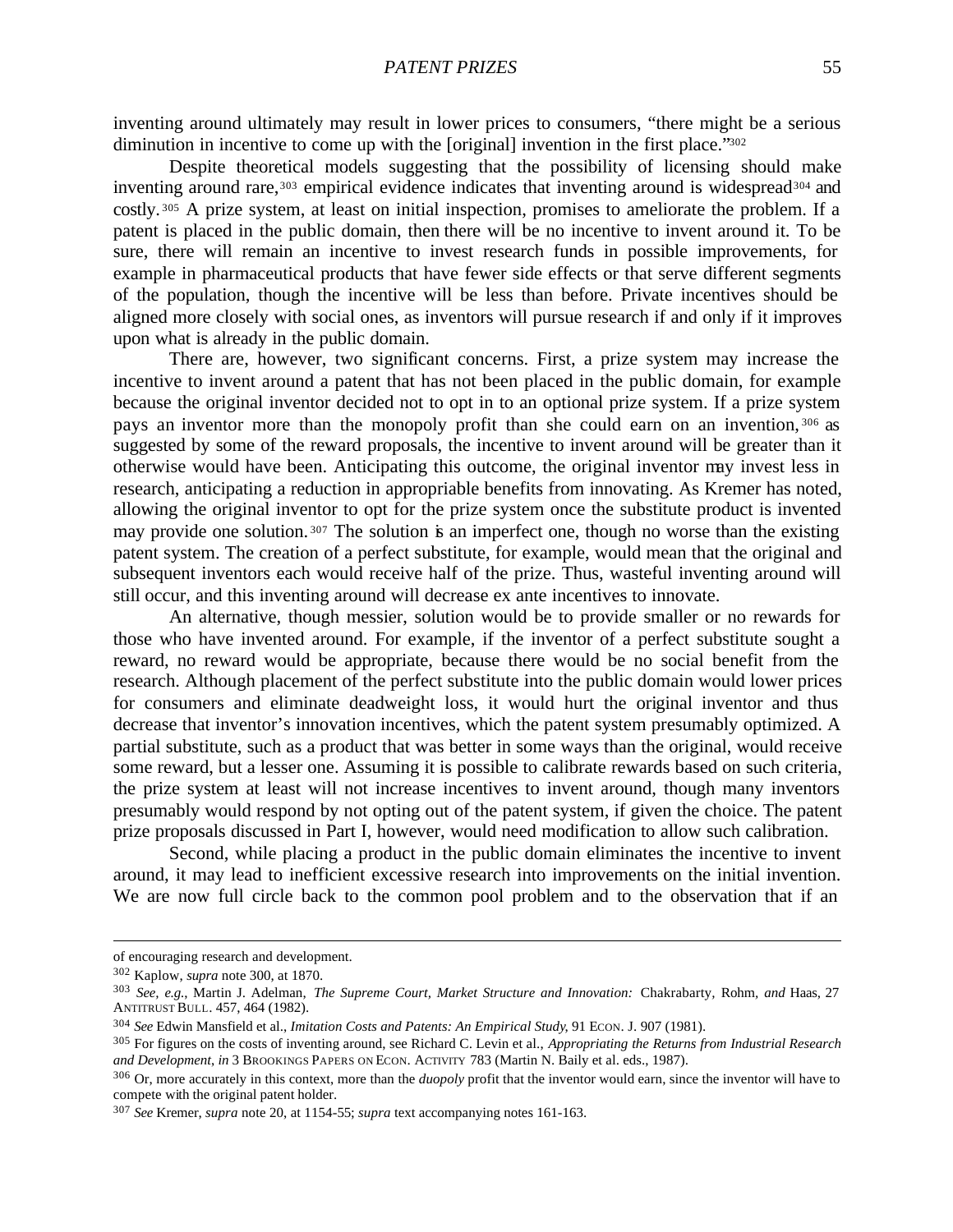inventing around ultimately may result in lower prices to consumers, "there might be a serious diminution in incentive to come up with the [original] invention in the first place."[302]

Despite theoretical models suggesting that the possibility of licensing should make inventing around rare,[303] empirical evidence indicates that inventing around is widespread[304] and costly.[305] A prize system, at least on initial inspection, promises to ameliorate the problem. If a patent is placed in the public domain, then there will be no incentive to invent around it. To be sure, there will remain an incentive to invest research funds in possible improvements, for example in pharmaceutical products that have fewer side effects or that serve different segments of the population, though the incentive will be less than before. Private incentives should be aligned more closely with social ones, as inventors will pursue research if and only if it improves upon what is already in the public domain.

There are, however, two significant concerns. First, a prize system may increase the incentive to invent around a patent that has not been placed in the public domain, for example because the original inventor decided not to opt in to an optional prize system. If a prize system pays an inventor more than the monopoly profit than she could earn on an invention,[306] as suggested by some of the reward proposals, the incentive to invent around will be greater than it otherwise would have been. Anticipating this outcome, the original inventor may invest less in research, anticipating a reduction in appropriable benefits from innovating. As Kremer has noted, allowing the original inventor to opt for the prize system once the substitute product is invented may provide one solution.[307] The solution is an imperfect one, though no worse than the existing patent system. The creation of a perfect substitute, for example, would mean that the original and subsequent inventors each would receive half of the prize. Thus, wasteful inventing around will still occur, and this inventing around will decrease ex ante incentives to innovate.

An alternative, though messier, solution would be to provide smaller or no rewards for those who have invented around. For example, if the inventor of a perfect substitute sought a reward, no reward would be appropriate, because there would be no social benefit from the research. Although placement of the perfect substitute into the public domain would lower prices for consumers and eliminate deadweight loss, it would hurt the original inventor and thus decrease that inventor's innovation incentives, which the patent system presumably optimized. A partial substitute, such as a product that was better in some ways than the original, would receive some reward, but a lesser one. Assuming it is possible to calibrate rewards based on such criteria, the prize system at least will not increase incentives to invent around, though many inventors presumably would respond by not opting out of the patent system, if given the choice. The patent prize proposals discussed in Part I, however, would need modification to allow such calibration.

Second, while placing a product in the public domain eliminates the incentive to invent around, it may lead to inefficient excessive research into improvements on the initial invention. We are now full circle back to the common pool problem and to the observation that if an

---

of encouraging research and development.

[302] Kaplow, *supra* note 300, at 1870.

[303] *See, e.g.*, Martin J. Adelman, *The Supreme Court, Market Structure and Innovation:* Chakrabarty, Rohm, *and* Haas, 27 ANTITRUST BULL. 457, 464 (1982).

[304] *See* Edwin Mansfield et al., *Imitation Costs and Patents: An Empirical Study*, 91 ECON. J. 907 (1981).

[305] For figures on the costs of inventing around, see Richard C. Levin et al., *Appropriating the Returns from Industrial Research and Development*, *in* 3 BROOKINGS PAPERS ON ECON. ACTIVITY 783 (Martin N. Baily et al. eds., 1987).

[306] Or, more accurately in this context, more than the *duopoly* profit that the inventor would earn, since the inventor will have to compete with the original patent holder.

[307] *See* Kremer, *supra* note 20, at 1154-55; *supra* text accompanying notes 161-163.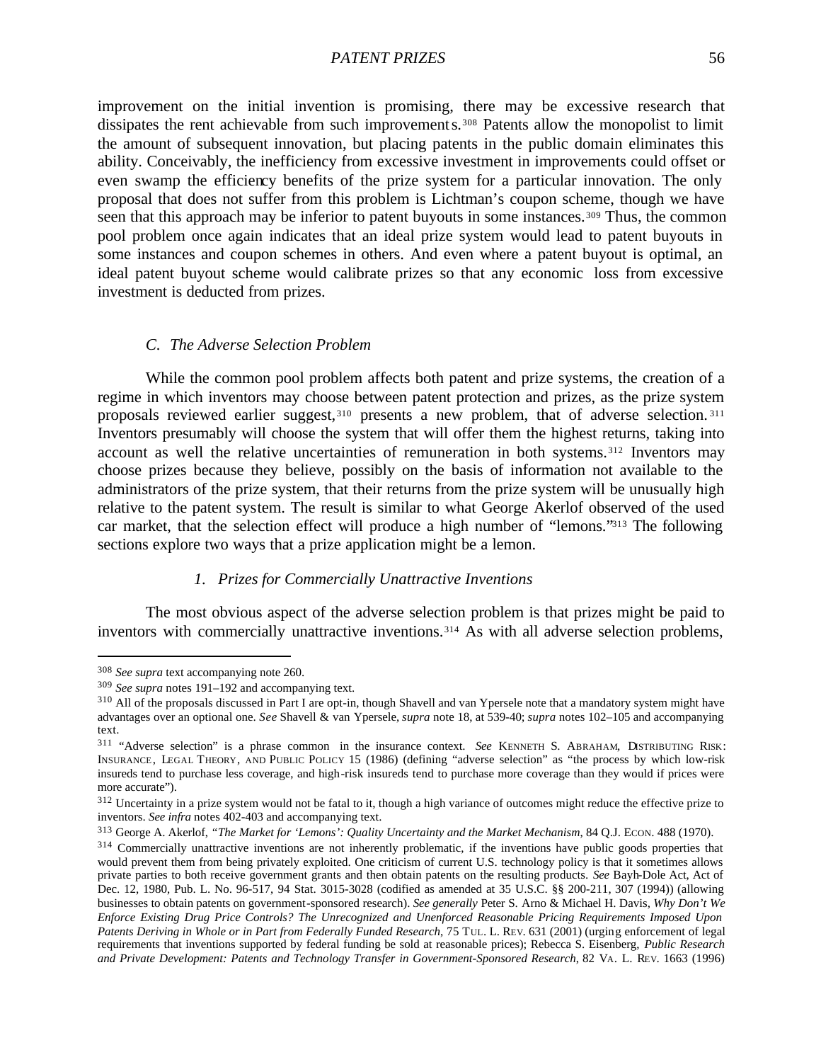improvement on the initial invention is promising, there may be excessive research that dissipates the rent achievable from such improvements.[308] Patents allow the monopolist to limit the amount of subsequent innovation, but placing patents in the public domain eliminates this ability. Conceivably, the inefficiency from excessive investment in improvements could offset or even swamp the efficiency benefits of the prize system for a particular innovation. The only proposal that does not suffer from this problem is Lichtman's coupon scheme, though we have seen that this approach may be inferior to patent buyouts in some instances.[309] Thus, the common pool problem once again indicates that an ideal prize system would lead to patent buyouts in some instances and coupon schemes in others. And even where a patent buyout is optimal, an ideal patent buyout scheme would calibrate prizes so that any economic loss from excessive investment is deducted from prizes.

### *C. The Adverse Selection Problem*

While the common pool problem affects both patent and prize systems, the creation of a regime in which inventors may choose between patent protection and prizes, as the prize system proposals reviewed earlier suggest,[310] presents a new problem, that of adverse selection.[311] Inventors presumably will choose the system that will offer them the highest returns, taking into account as well the relative uncertainties of remuneration in both systems.[312] Inventors may choose prizes because they believe, possibly on the basis of information not available to the administrators of the prize system, that their returns from the prize system will be unusually high relative to the patent system. The result is similar to what George Akerlof observed of the used car market, that the selection effect will produce a high number of "lemons."[313] The following sections explore two ways that a prize application might be a lemon.

#### *1. Prizes for Commercially Unattractive Inventions*

The most obvious aspect of the adverse selection problem is that prizes might be paid to inventors with commercially unattractive inventions.[314] As with all adverse selection problems,

---

[308] *See supra* text accompanying note 260.

[309] *See supra* notes 191–192 and accompanying text.

[310] All of the proposals discussed in Part I are opt-in, though Shavell and van Ypersele note that a mandatory system might have advantages over an optional one. *See* Shavell & van Ypersele, *supra* note 18, at 539-40; *supra* notes 102–105 and accompanying text.

[311] "Adverse selection" is a phrase common in the insurance context. *See* KENNETH S. ABRAHAM, DISTRIBUTING RISK: INSURANCE, LEGAL THEORY, AND PUBLIC POLICY 15 (1986) (defining "adverse selection" as "the process by which low-risk insureds tend to purchase less coverage, and high-risk insureds tend to purchase more coverage than they would if prices were more accurate").

[312] Uncertainty in a prize system would not be fatal to it, though a high variance of outcomes might reduce the effective prize to inventors. *See infra* notes 402-403 and accompanying text.

[313] George A. Akerlof, *"The Market for 'Lemons': Quality Uncertainty and the Market Mechanism*, 84 Q.J. ECON. 488 (1970).

[314] Commercially unattractive inventions are not inherently problematic, if the inventions have public goods properties that would prevent them from being privately exploited. One criticism of current U.S. technology policy is that it sometimes allows private parties to both receive government grants and then obtain patents on the resulting products. *See* Bayh-Dole Act, Act of Dec. 12, 1980, Pub. L. No. 96-517, 94 Stat. 3015-3028 (codified as amended at 35 U.S.C. §§ 200-211, 307 (1994)) (allowing businesses to obtain patents on government-sponsored research). *See generally* Peter S. Arno & Michael H. Davis, *Why Don't We Enforce Existing Drug Price Controls? The Unrecognized and Unenforced Reasonable Pricing Requirements Imposed Upon Patents Deriving in Whole or in Part from Federally Funded Research*, 75 TUL. L. REV. 631 (2001) (urging enforcement of legal requirements that inventions supported by federal funding be sold at reasonable prices); Rebecca S. Eisenberg, *Public Research and Private Development: Patents and Technology Transfer in Government-Sponsored Research*, 82 VA. L. REV. 1663 (1996)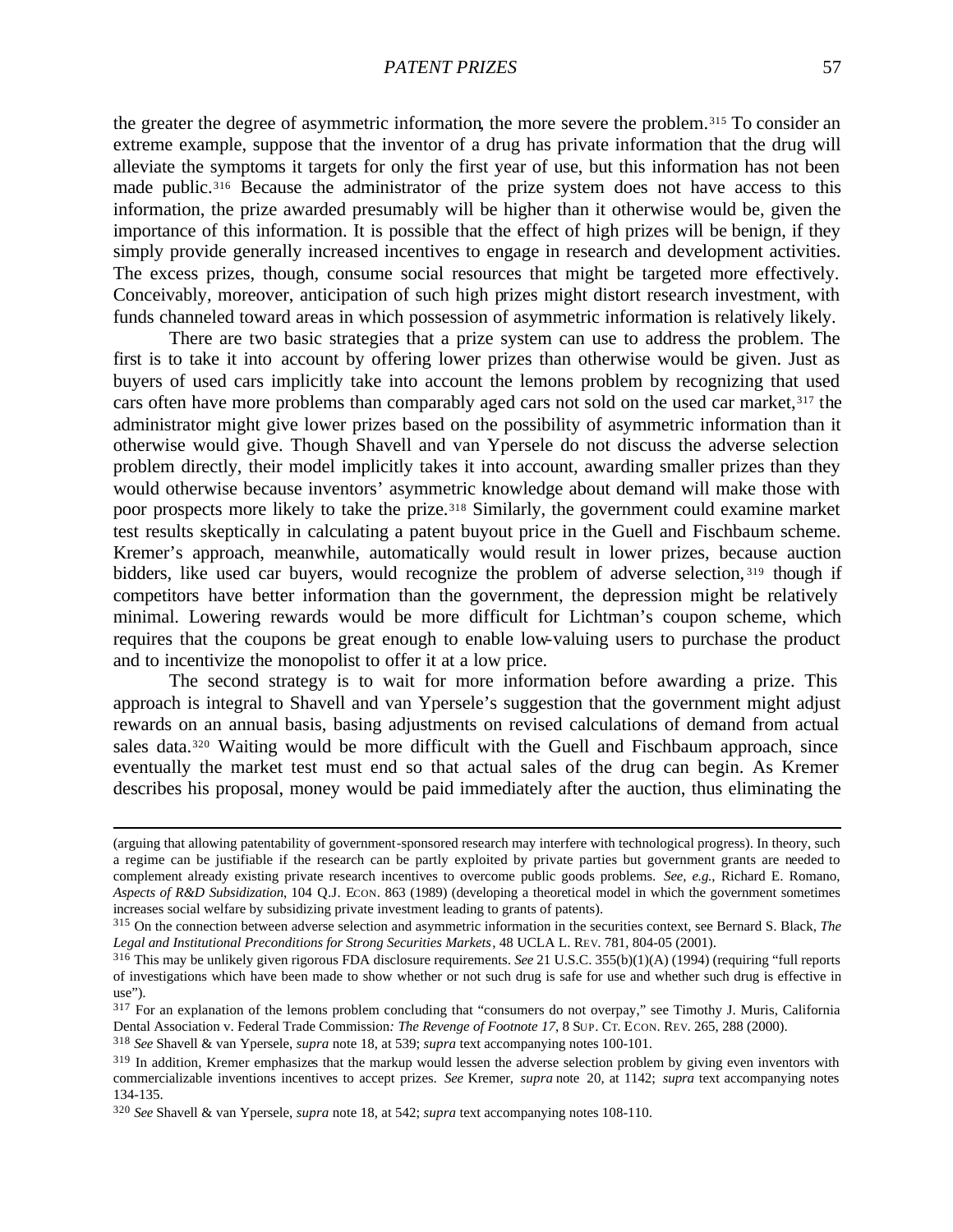the greater the degree of asymmetric information, the more severe the problem.[315] To consider an extreme example, suppose that the inventor of a drug has private information that the drug will alleviate the symptoms it targets for only the first year of use, but this information has not been made public.[316] Because the administrator of the prize system does not have access to this information, the prize awarded presumably will be higher than it otherwise would be, given the importance of this information. It is possible that the effect of high prizes will be benign, if they simply provide generally increased incentives to engage in research and development activities. The excess prizes, though, consume social resources that might be targeted more effectively. Conceivably, moreover, anticipation of such high prizes might distort research investment, with funds channeled toward areas in which possession of asymmetric information is relatively likely.

There are two basic strategies that a prize system can use to address the problem. The first is to take it into account by offering lower prizes than otherwise would be given. Just as buyers of used cars implicitly take into account the lemons problem by recognizing that used cars often have more problems than comparably aged cars not sold on the used car market,[317] the administrator might give lower prizes based on the possibility of asymmetric information than it otherwise would give. Though Shavell and van Ypersele do not discuss the adverse selection problem directly, their model implicitly takes it into account, awarding smaller prizes than they would otherwise because inventors' asymmetric knowledge about demand will make those with poor prospects more likely to take the prize.[318] Similarly, the government could examine market test results skeptically in calculating a patent buyout price in the Guell and Fischbaum scheme. Kremer's approach, meanwhile, automatically would result in lower prizes, because auction bidders, like used car buyers, would recognize the problem of adverse selection,[319] though if competitors have better information than the government, the depression might be relatively minimal. Lowering rewards would be more difficult for Lichtman's coupon scheme, which requires that the coupons be great enough to enable low-valuing users to purchase the product and to incentivize the monopolist to offer it at a low price.

The second strategy is to wait for more information before awarding a prize. This approach is integral to Shavell and van Ypersele's suggestion that the government might adjust rewards on an annual basis, basing adjustments on revised calculations of demand from actual sales data.[320] Waiting would be more difficult with the Guell and Fischbaum approach, since eventually the market test must end so that actual sales of the drug can begin. As Kremer describes his proposal, money would be paid immediately after the auction, thus eliminating the

---

(arguing that allowing patentability of government-sponsored research may interfere with technological progress). In theory, such a regime can be justifiable if the research can be partly exploited by private parties but government grants are needed to complement already existing private research incentives to overcome public goods problems. *See, e.g.*, Richard E. Romano, *Aspects of R&D Subsidization*, 104 Q.J. ECON. 863 (1989) (developing a theoretical model in which the government sometimes increases social welfare by subsidizing private investment leading to grants of patents).

[315] On the connection between adverse selection and asymmetric information in the securities context, see Bernard S. Black, *The Legal and Institutional Preconditions for Strong Securities Markets*, 48 UCLA L. REV. 781, 804-05 (2001).

[316] This may be unlikely given rigorous FDA disclosure requirements. *See* 21 U.S.C. 355(b)(1)(A) (1994) (requiring "full reports of investigations which have been made to show whether or not such drug is safe for use and whether such drug is effective in use").

[317] For an explanation of the lemons problem concluding that "consumers do not overpay," see Timothy J. Muris, California Dental Association v. Federal Trade Commission*: The Revenge of Footnote 17*, 8 SUP. CT. ECON. REV. 265, 288 (2000).

[318] *See* Shavell & van Ypersele, *supra* note 18, at 539; *supra* text accompanying notes 100-101.

[319] In addition, Kremer emphasizes that the markup would lessen the adverse selection problem by giving even inventors with commercializable inventions incentives to accept prizes. *See* Kremer, *supra* note 20, at 1142; *supra* text accompanying notes 134-135.

[320] *See* Shavell & van Ypersele, *supra* note 18, at 542; *supra* text accompanying notes 108-110.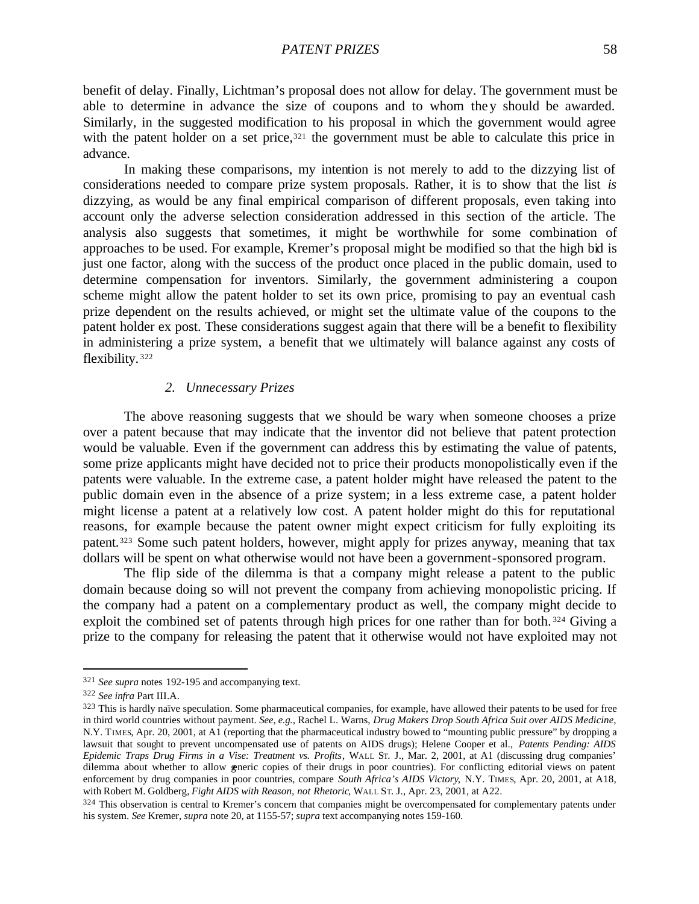benefit of delay. Finally, Lichtman's proposal does not allow for delay. The government must be able to determine in advance the size of coupons and to whom they should be awarded. Similarly, in the suggested modification to his proposal in which the government would agree with the patent holder on a set price,[321] the government must be able to calculate this price in advance.

In making these comparisons, my intention is not merely to add to the dizzying list of considerations needed to compare prize system proposals. Rather, it is to show that the list *is* dizzying, as would be any final empirical comparison of different proposals, even taking into account only the adverse selection consideration addressed in this section of the article. The analysis also suggests that sometimes, it might be worthwhile for some combination of approaches to be used. For example, Kremer's proposal might be modified so that the high bid is just one factor, along with the success of the product once placed in the public domain, used to determine compensation for inventors. Similarly, the government administering a coupon scheme might allow the patent holder to set its own price, promising to pay an eventual cash prize dependent on the results achieved, or might set the ultimate value of the coupons to the patent holder ex post. These considerations suggest again that there will be a benefit to flexibility in administering a prize system, a benefit that we ultimately will balance against any costs of flexibility.[322]

### *2. Unnecessary Prizes*

The above reasoning suggests that we should be wary when someone chooses a prize over a patent because that may indicate that the inventor did not believe that patent protection would be valuable. Even if the government can address this by estimating the value of patents, some prize applicants might have decided not to price their products monopolistically even if the patents were valuable. In the extreme case, a patent holder might have released the patent to the public domain even in the absence of a prize system; in a less extreme case, a patent holder might license a patent at a relatively low cost. A patent holder might do this for reputational reasons, for example because the patent owner might expect criticism for fully exploiting its patent.[323] Some such patent holders, however, might apply for prizes anyway, meaning that tax dollars will be spent on what otherwise would not have been a government-sponsored program.

The flip side of the dilemma is that a company might release a patent to the public domain because doing so will not prevent the company from achieving monopolistic pricing. If the company had a patent on a complementary product as well, the company might decide to exploit the combined set of patents through high prices for one rather than for both.[324] Giving a prize to the company for releasing the patent that it otherwise would not have exploited may not

---

[321] *See supra* notes 192-195 and accompanying text.

[322] *See infra* Part III.A.

[323] This is hardly naïve speculation. Some pharmaceutical companies, for example, have allowed their patents to be used for free in third world countries without payment. *See, e.g.*, Rachel L. Warns, *Drug Makers Drop South Africa Suit over AIDS Medicine*, N.Y. TIMES, Apr. 20, 2001, at A1 (reporting that the pharmaceutical industry bowed to "mounting public pressure" by dropping a lawsuit that sought to prevent uncompensated use of patents on AIDS drugs); Helene Cooper et al., *Patents Pending: AIDS Epidemic Traps Drug Firms in a Vise: Treatment vs. Profits*, WALL ST. J., Mar. 2, 2001, at A1 (discussing drug companies' dilemma about whether to allow generic copies of their drugs in poor countries). For conflicting editorial views on patent enforcement by drug companies in poor countries, compare *South Africa's AIDS Victory*, N.Y. TIMES, Apr. 20, 2001, at A18, with Robert M. Goldberg, *Fight AIDS with Reason, not Rhetoric*, WALL ST. J., Apr. 23, 2001, at A22.

[324] This observation is central to Kremer's concern that companies might be overcompensated for complementary patents under his system. *See* Kremer, *supra* note 20, at 1155-57; *supra* text accompanying notes 159-160.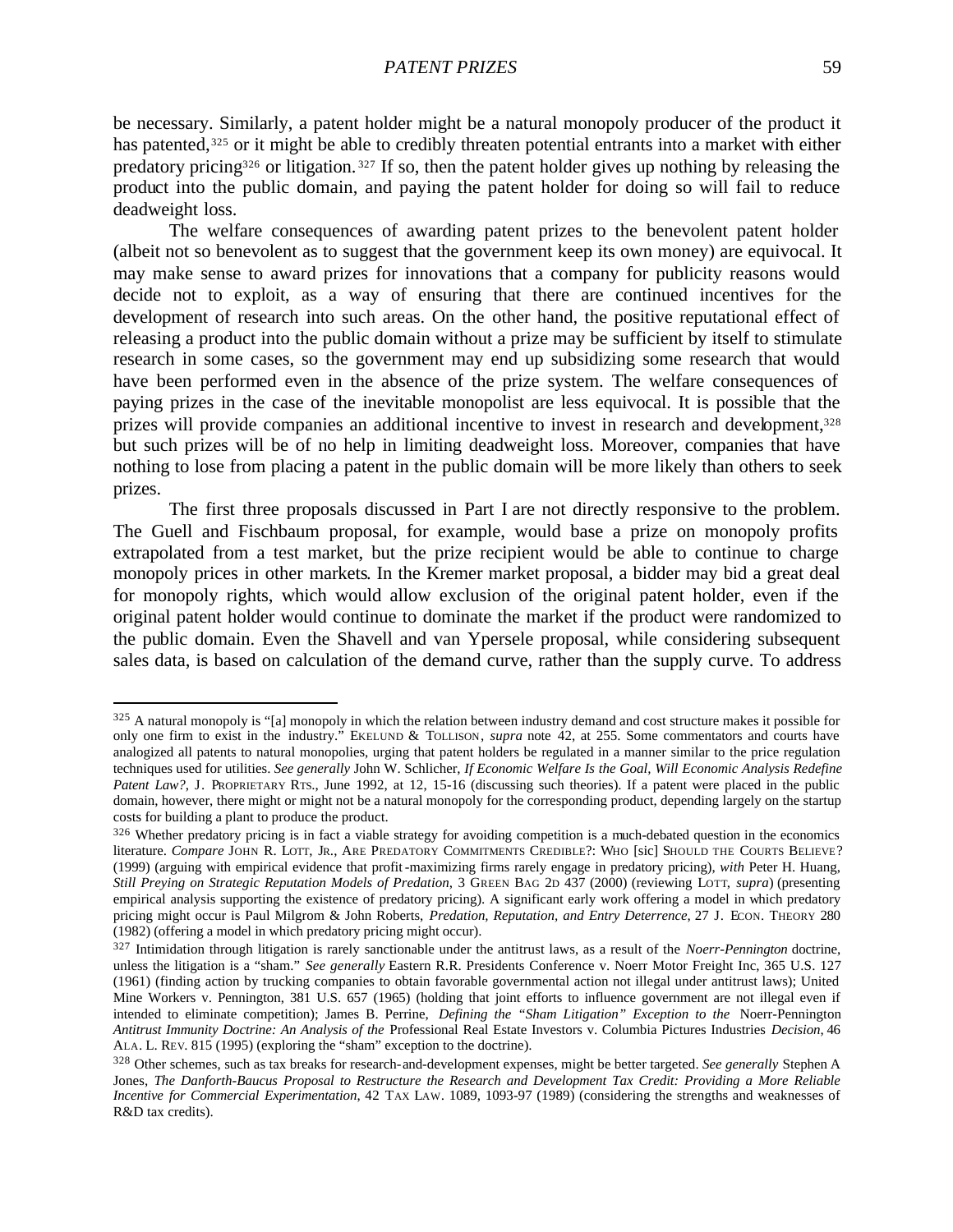be necessary. Similarly, a patent holder might be a natural monopoly producer of the product it has patented,[325] or it might be able to credibly threaten potential entrants into a market with either predatory pricing[326] or litigation.[327] If so, then the patent holder gives up nothing by releasing the product into the public domain, and paying the patent holder for doing so will fail to reduce deadweight loss.

The welfare consequences of awarding patent prizes to the benevolent patent holder (albeit not so benevolent as to suggest that the government keep its own money) are equivocal. It may make sense to award prizes for innovations that a company for publicity reasons would decide not to exploit, as a way of ensuring that there are continued incentives for the development of research into such areas. On the other hand, the positive reputational effect of releasing a product into the public domain without a prize may be sufficient by itself to stimulate research in some cases, so the government may end up subsidizing some research that would have been performed even in the absence of the prize system. The welfare consequences of paying prizes in the case of the inevitable monopolist are less equivocal. It is possible that the prizes will provide companies an additional incentive to invest in research and development,[328] but such prizes will be of no help in limiting deadweight loss. Moreover, companies that have nothing to lose from placing a patent in the public domain will be more likely than others to seek prizes.

The first three proposals discussed in Part I are not directly responsive to the problem. The Guell and Fischbaum proposal, for example, would base a prize on monopoly profits extrapolated from a test market, but the prize recipient would be able to continue to charge monopoly prices in other markets. In the Kremer market proposal, a bidder may bid a great deal for monopoly rights, which would allow exclusion of the original patent holder, even if the original patent holder would continue to dominate the market if the product were randomized to the public domain. Even the Shavell and van Ypersele proposal, while considering subsequent sales data, is based on calculation of the demand curve, rather than the supply curve. To address

---

[325] A natural monopoly is "[a] monopoly in which the relation between industry demand and cost structure makes it possible for only one firm to exist in the industry." EKELUND & TOLLISON, *supra* note 42, at 255. Some commentators and courts have analogized all patents to natural monopolies, urging that patent holders be regulated in a manner similar to the price regulation techniques used for utilities. *See generally* John W. Schlicher, *If Economic Welfare Is the Goal, Will Economic Analysis Redefine Patent Law?*, J. PROPRIETARY RTS., June 1992, at 12, 15-16 (discussing such theories). If a patent were placed in the public domain, however, there might or might not be a natural monopoly for the corresponding product, depending largely on the startup costs for building a plant to produce the product.

[326] Whether predatory pricing is in fact a viable strategy for avoiding competition is a much-debated question in the economics literature. *Compare* JOHN R. LOTT, JR., ARE PREDATORY COMMITMENTS CREDIBLE?: WHO [sic] SHOULD THE COURTS BELIEVE? (1999) (arguing with empirical evidence that profit-maximizing firms rarely engage in predatory pricing), *with* Peter H. Huang, *Still Preying on Strategic Reputation Models of Predation*, 3 GREEN BAG 2D 437 (2000) (reviewing LOTT, *supra*) (presenting empirical analysis supporting the existence of predatory pricing). A significant early work offering a model in which predatory pricing might occur is Paul Milgrom & John Roberts, *Predation, Reputation, and Entry Deterrence*, 27 J. ECON. THEORY 280 (1982) (offering a model in which predatory pricing might occur).

[327] Intimidation through litigation is rarely sanctionable under the antitrust laws, as a result of the *Noerr-Pennington* doctrine, unless the litigation is a "sham." *See generally* Eastern R.R. Presidents Conference v. Noerr Motor Freight Inc, 365 U.S. 127 (1961) (finding action by trucking companies to obtain favorable governmental action not illegal under antitrust laws); United Mine Workers v. Pennington, 381 U.S. 657 (1965) (holding that joint efforts to influence government are not illegal even if intended to eliminate competition); James B. Perrine, *Defining the "Sham Litigation" Exception to the* Noerr-Pennington *Antitrust Immunity Doctrine: An Analysis of the* Professional Real Estate Investors v. Columbia Pictures Industries *Decision*, 46 ALA. L. REV. 815 (1995) (exploring the "sham" exception to the doctrine).

[328] Other schemes, such as tax breaks for research-and-development expenses, might be better targeted. *See generally* Stephen A Jones, *The Danforth-Baucus Proposal to Restructure the Research and Development Tax Credit: Providing a More Reliable Incentive for Commercial Experimentation*, 42 TAX LAW. 1089, 1093-97 (1989) (considering the strengths and weaknesses of R&D tax credits).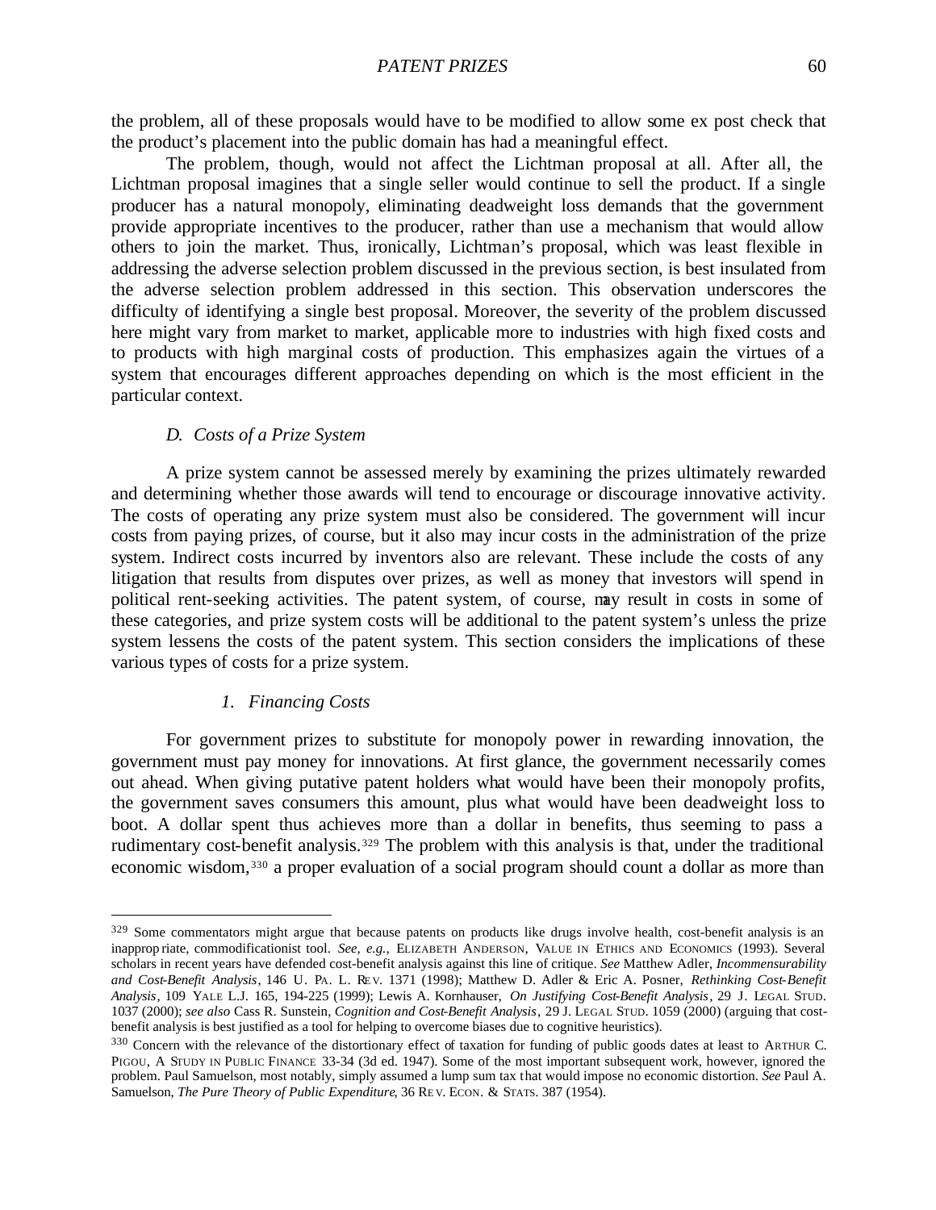the problem, all of these proposals would have to be modified to allow some ex post check that the product's placement into the public domain has had a meaningful effect.

The problem, though, would not affect the Lichtman proposal at all. After all, the Lichtman proposal imagines that a single seller would continue to sell the product. If a single producer has a natural monopoly, eliminating deadweight loss demands that the government provide appropriate incentives to the producer, rather than use a mechanism that would allow others to join the market. Thus, ironically, Lichtman's proposal, which was least flexible in addressing the adverse selection problem discussed in the previous section, is best insulated from the adverse selection problem addressed in this section. This observation underscores the difficulty of identifying a single best proposal. Moreover, the severity of the problem discussed here might vary from market to market, applicable more to industries with high fixed costs and to products with high marginal costs of production. This emphasizes again the virtues of a system that encourages different approaches depending on which is the most efficient in the particular context.

### *D. Costs of a Prize System*

A prize system cannot be assessed merely by examining the prizes ultimately rewarded and determining whether those awards will tend to encourage or discourage innovative activity. The costs of operating any prize system must also be considered. The government will incur costs from paying prizes, of course, but it also may incur costs in the administration of the prize system. Indirect costs incurred by inventors also are relevant. These include the costs of any litigation that results from disputes over prizes, as well as money that investors will spend in political rent-seeking activities. The patent system, of course, may result in costs in some of these categories, and prize system costs will be additional to the patent system's unless the prize system lessens the costs of the patent system. This section considers the implications of these various types of costs for a prize system.

#### *1. Financing Costs*

For government prizes to substitute for monopoly power in rewarding innovation, the government must pay money for innovations. At first glance, the government necessarily comes out ahead. When giving putative patent holders what would have been their monopoly profits, the government saves consumers this amount, plus what would have been deadweight loss to boot. A dollar spent thus achieves more than a dollar in benefits, thus seeming to pass a rudimentary cost-benefit analysis.[329] The problem with this analysis is that, under the traditional economic wisdom,[330] a proper evaluation of a social program should count a dollar as more than

---

[329] Some commentators might argue that because patents on products like drugs involve health, cost-benefit analysis is an inappropriate, commodificationist tool. *See, e.g.*, ELIZABETH ANDERSON, VALUE IN ETHICS AND ECONOMICS (1993). Several scholars in recent years have defended cost-benefit analysis against this line of critique. *See* Matthew Adler, *Incommensurability and Cost-Benefit Analysis*, 146 U. PA. L. REV. 1371 (1998); Matthew D. Adler & Eric A. Posner, *Rethinking Cost-Benefit Analysis*, 109 YALE L.J. 165, 194-225 (1999); Lewis A. Kornhauser, *On Justifying Cost-Benefit Analysis*, 29 J. LEGAL STUD. 1037 (2000); *see also* Cass R. Sunstein, *Cognition and Cost-Benefit Analysis*, 29 J. LEGAL STUD. 1059 (2000) (arguing that cost-benefit analysis is best justified as a tool for helping to overcome biases due to cognitive heuristics).

[330] Concern with the relevance of the distortionary effect of taxation for funding of public goods dates at least to ARTHUR C. PIGOU, A STUDY IN PUBLIC FINANCE 33-34 (3d ed. 1947). Some of the most important subsequent work, however, ignored the problem. Paul Samuelson, most notably, simply assumed a lump sum tax that would impose no economic distortion. *See* Paul A. Samuelson, *The Pure Theory of Public Expenditure*, 36 REV. ECON. & STATS. 387 (1954).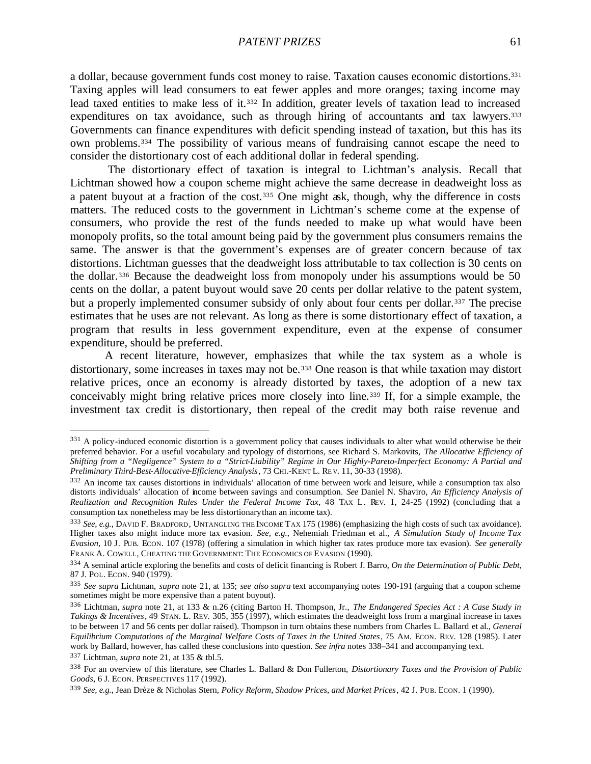a dollar, because government funds cost money to raise. Taxation causes economic distortions.[331] Taxing apples will lead consumers to eat fewer apples and more oranges; taxing income may lead taxed entities to make less of it.[332] In addition, greater levels of taxation lead to increased expenditures on tax avoidance, such as through hiring of accountants and tax lawyers.[333] Governments can finance expenditures with deficit spending instead of taxation, but this has its own problems.[334] The possibility of various means of fundraising cannot escape the need to consider the distortionary cost of each additional dollar in federal spending.

The distortionary effect of taxation is integral to Lichtman's analysis. Recall that Lichtman showed how a coupon scheme might achieve the same decrease in deadweight loss as a patent buyout at a fraction of the cost.[335] One might ask, though, why the difference in costs matters. The reduced costs to the government in Lichtman's scheme come at the expense of consumers, who provide the rest of the funds needed to make up what would have been monopoly profits, so the total amount being paid by the government plus consumers remains the same. The answer is that the government's expenses are of greater concern because of tax distortions. Lichtman guesses that the deadweight loss attributable to tax collection is 30 cents on the dollar.[336] Because the deadweight loss from monopoly under his assumptions would be 50 cents on the dollar, a patent buyout would save 20 cents per dollar relative to the patent system, but a properly implemented consumer subsidy of only about four cents per dollar.[337] The precise estimates that he uses are not relevant. As long as there is some distortionary effect of taxation, a program that results in less government expenditure, even at the expense of consumer expenditure, should be preferred.

A recent literature, however, emphasizes that while the tax system as a whole is distortionary, some increases in taxes may not be.[338] One reason is that while taxation may distort relative prices, once an economy is already distorted by taxes, the adoption of a new tax conceivably might bring relative prices more closely into line.[339] If, for a simple example, the investment tax credit is distortionary, then repeal of the credit may both raise revenue and

---

[331] A policy-induced economic distortion is a government policy that causes individuals to alter what would otherwise be their preferred behavior. For a useful vocabulary and typology of distortions, see Richard S. Markovits, *The Allocative Efficiency of Shifting from a "Negligence" System to a "Strict-Liability" Regime in Our Highly-Pareto-Imperfect Economy: A Partial and Preliminary Third-Best-Allocative-Efficiency Analysis*, 73 CHI.-KENT L. REV. 11, 30-33 (1998).

[332] An income tax causes distortions in individuals' allocation of time between work and leisure, while a consumption tax also distorts individuals' allocation of income between savings and consumption. *See* Daniel N. Shaviro, *An Efficiency Analysis of Realization and Recognition Rules Under the Federal Income Tax*, 48 TAX L. REV. 1, 24-25 (1992) (concluding that a consumption tax nonetheless may be less distortionary than an income tax).

[333] *See, e.g.*, DAVID F. BRADFORD, UNTANGLING THE INCOME TAX 175 (1986) (emphasizing the high costs of such tax avoidance). Higher taxes also might induce more tax evasion. *See, e.g.*, Nehemiah Friedman et al., *A Simulation Study of Income Tax Evasion*, 10 J. PUB. ECON. 107 (1978) (offering a simulation in which higher tax rates produce more tax evasion). *See generally* FRANK A. COWELL, CHEATING THE GOVERNMENT: THE ECONOMICS OF EVASION (1990).

[334] A seminal article exploring the benefits and costs of deficit financing is Robert J. Barro, *On the Determination of Public Debt*, 87 J. POL. ECON. 940 (1979).

[335] *See supra* Lichtman, *supra* note 21, at 135; *see also supra* text accompanying notes 190-191 (arguing that a coupon scheme sometimes might be more expensive than a patent buyout).

[336] Lichtman, *supra* note 21, at 133 & n.26 (citing Barton H. Thompson, Jr., *The Endangered Species Act : A Case Study in Takings & Incentives*, 49 STAN. L. REV. 305, 355 (1997), which estimates the deadweight loss from a marginal increase in taxes to be between 17 and 56 cents per dollar raised). Thompson in turn obtains these numbers from Charles L. Ballard et al., *General Equilibrium Computations of the Marginal Welfare Costs of Taxes in the United States*, 75 AM. ECON. REV. 128 (1985). Later work by Ballard, however, has called these conclusions into question. *See infra* notes 338–341 and accompanying text.

[337] Lichtman, *supra* note 21, at 135 & tbl.5.

[338] For an overview of this literature, see Charles L. Ballard & Don Fullerton, *Distortionary Taxes and the Provision of Public Goods*, 6 J. ECON. PERSPECTIVES 117 (1992).

[339] *See, e.g.*, Jean Drèze & Nicholas Stern, *Policy Reform, Shadow Prices, and Market Prices*, 42 J. PUB. ECON. 1 (1990).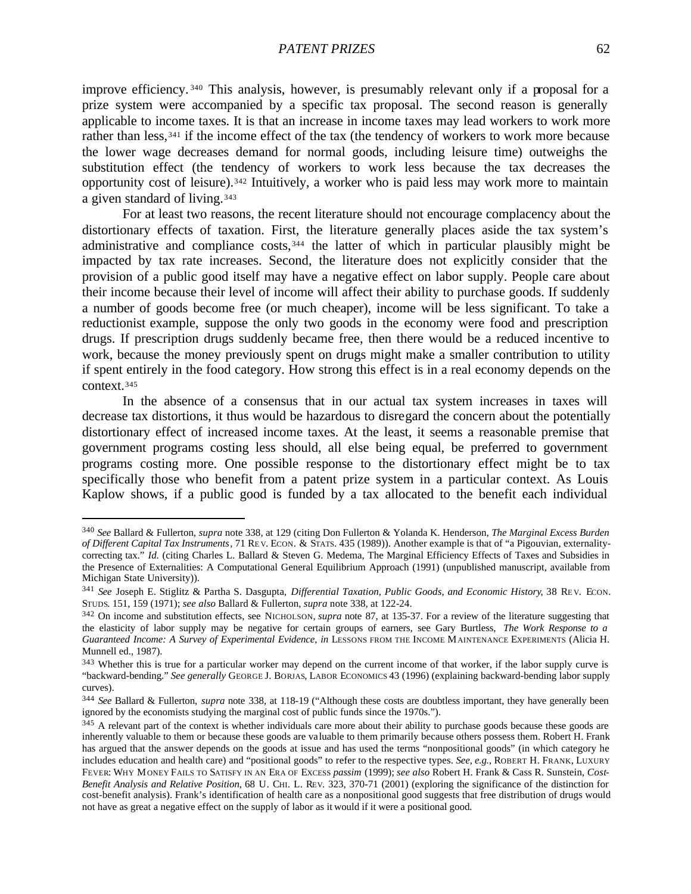improve efficiency.[340] This analysis, however, is presumably relevant only if a proposal for a prize system were accompanied by a specific tax proposal. The second reason is generally applicable to income taxes. It is that an increase in income taxes may lead workers to work more rather than less,[341] if the income effect of the tax (the tendency of workers to work more because the lower wage decreases demand for normal goods, including leisure time) outweighs the substitution effect (the tendency of workers to work less because the tax decreases the opportunity cost of leisure).[342] Intuitively, a worker who is paid less may work more to maintain a given standard of living.[343]

For at least two reasons, the recent literature should not encourage complacency about the distortionary effects of taxation. First, the literature generally places aside the tax system's administrative and compliance costs,[344] the latter of which in particular plausibly might be impacted by tax rate increases. Second, the literature does not explicitly consider that the provision of a public good itself may have a negative effect on labor supply. People care about their income because their level of income will affect their ability to purchase goods. If suddenly a number of goods become free (or much cheaper), income will be less significant. To take a reductionist example, suppose the only two goods in the economy were food and prescription drugs. If prescription drugs suddenly became free, then there would be a reduced incentive to work, because the money previously spent on drugs might make a smaller contribution to utility if spent entirely in the food category. How strong this effect is in a real economy depends on the context.[345]

In the absence of a consensus that in our actual tax system increases in taxes will decrease tax distortions, it thus would be hazardous to disregard the concern about the potentially distortionary effect of increased income taxes. At the least, it seems a reasonable premise that government programs costing less should, all else being equal, be preferred to government programs costing more. One possible response to the distortionary effect might be to tax specifically those who benefit from a patent prize system in a particular context. As Louis Kaplow shows, if a public good is funded by a tax allocated to the benefit each individual

---

[340] *See* Ballard & Fullerton, *supra* note 338, at 129 (citing Don Fullerton & Yolanda K. Henderson, *The Marginal Excess Burden of Different Capital Tax Instruments*, 71 REV. ECON. & STATS. 435 (1989)). Another example is that of "a Pigouvian, externality-correcting tax." *Id.* (citing Charles L. Ballard & Steven G. Medema, The Marginal Efficiency Effects of Taxes and Subsidies in the Presence of Externalities: A Computational General Equilibrium Approach (1991) (unpublished manuscript, available from Michigan State University)).

[341] *See* Joseph E. Stiglitz & Partha S. Dasgupta, *Differential Taxation, Public Goods, and Economic History*, 38 REV. ECON. STUDS. 151, 159 (1971); *see also* Ballard & Fullerton, *supra* note 338, at 122-24.

[342] On income and substitution effects, see NICHOLSON, *supra* note 87, at 135-37. For a review of the literature suggesting that the elasticity of labor supply may be negative for certain groups of earners, see Gary Burtless, *The Work Response to a Guaranteed Income: A Survey of Experimental Evidence*, *in* LESSONS FROM THE INCOME MAINTENANCE EXPERIMENTS (Alicia H. Munnell ed., 1987).

[343] Whether this is true for a particular worker may depend on the current income of that worker, if the labor supply curve is "backward-bending." *See generally* GEORGE J. BORJAS, LABOR ECONOMICS 43 (1996) (explaining backward-bending labor supply curves).

[344] *See* Ballard & Fullerton, *supra* note 338, at 118-19 ("Although these costs are doubtless important, they have generally been ignored by the economists studying the marginal cost of public funds since the 1970s.").

[345] A relevant part of the context is whether individuals care more about their ability to purchase goods because these goods are inherently valuable to them or because these goods are valuable to them primarily because others possess them. Robert H. Frank has argued that the answer depends on the goods at issue and has used the terms "nonpositional goods" (in which category he includes education and health care) and "positional goods" to refer to the respective types. *See, e.g.*, ROBERT H. FRANK, LUXURY FEVER: WHY MONEY FAILS TO SATISFY IN AN ERA OF EXCESS *passim* (1999); *see also* Robert H. Frank & Cass R. Sunstein, *Cost-Benefit Analysis and Relative Position*, 68 U. CHI. L. REV. 323, 370-71 (2001) (exploring the significance of the distinction for cost-benefit analysis). Frank's identification of health care as a nonpositional good suggests that free distribution of drugs would not have as great a negative effect on the supply of labor as it would if it were a positional good.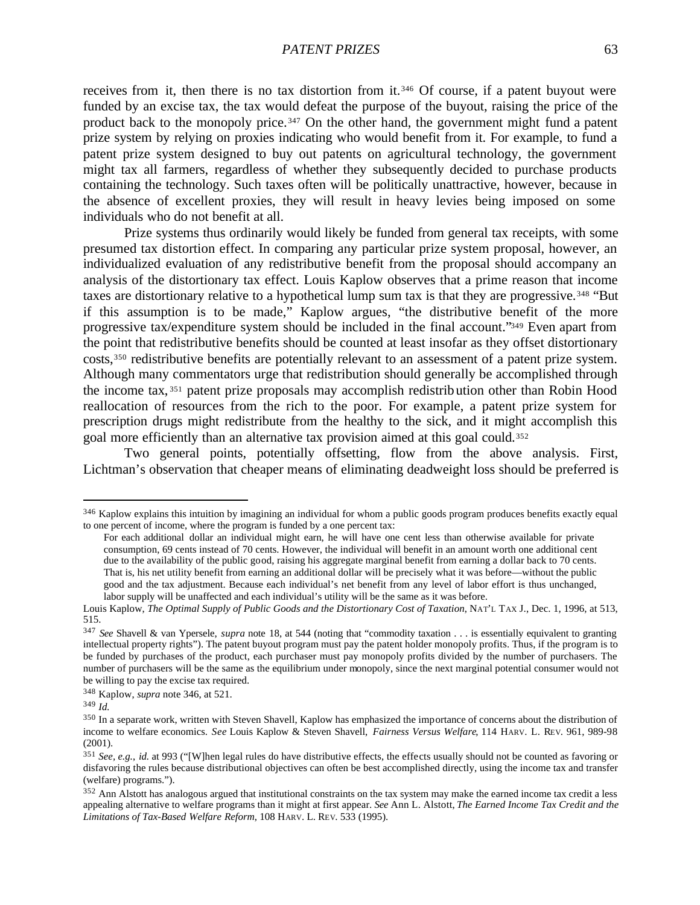receives from it, then there is no tax distortion from it.[346] Of course, if a patent buyout were funded by an excise tax, the tax would defeat the purpose of the buyout, raising the price of the product back to the monopoly price.[347] On the other hand, the government might fund a patent prize system by relying on proxies indicating who would benefit from it. For example, to fund a patent prize system designed to buy out patents on agricultural technology, the government might tax all farmers, regardless of whether they subsequently decided to purchase products containing the technology. Such taxes often will be politically unattractive, however, because in the absence of excellent proxies, they will result in heavy levies being imposed on some individuals who do not benefit at all.

Prize systems thus ordinarily would likely be funded from general tax receipts, with some presumed tax distortion effect. In comparing any particular prize system proposal, however, an individualized evaluation of any redistributive benefit from the proposal should accompany an analysis of the distortionary tax effect. Louis Kaplow observes that a prime reason that income taxes are distortionary relative to a hypothetical lump sum tax is that they are progressive.[348] "But if this assumption is to be made," Kaplow argues, "the distributive benefit of the more progressive tax/expenditure system should be included in the final account."[349] Even apart from the point that redistributive benefits should be counted at least insofar as they offset distortionary costs,[350] redistributive benefits are potentially relevant to an assessment of a patent prize system. Although many commentators urge that redistribution should generally be accomplished through the income tax,[351] patent prize proposals may accomplish redistribution other than Robin Hood reallocation of resources from the rich to the poor. For example, a patent prize system for prescription drugs might redistribute from the healthy to the sick, and it might accomplish this goal more efficiently than an alternative tax provision aimed at this goal could.[352]

Two general points, potentially offsetting, flow from the above analysis. First, Lichtman's observation that cheaper means of eliminating deadweight loss should be preferred is

---

[346] Kaplow explains this intuition by imagining an individual for whom a public goods program produces benefits exactly equal to one percent of income, where the program is funded by a one percent tax:

> For each additional dollar an individual might earn, he will have one cent less than otherwise available for private consumption, 69 cents instead of 70 cents. However, the individual will benefit in an amount worth one additional cent due to the availability of the public good, raising his aggregate marginal benefit from earning a dollar back to 70 cents. That is, his net utility benefit from earning an additional dollar will be precisely what it was before—without the public good and the tax adjustment. Because each individual's net benefit from any level of labor effort is thus unchanged, labor supply will be unaffected and each individual's utility will be the same as it was before.

Louis Kaplow, *The Optimal Supply of Public Goods and the Distortionary Cost of Taxation*, NAT'L TAX J., Dec. 1, 1996, at 513, 515.

[347] *See* Shavell & van Ypersele, *supra* note 18, at 544 (noting that "commodity taxation . . . is essentially equivalent to granting intellectual property rights"). The patent buyout program must pay the patent holder monopoly profits. Thus, if the program is to be funded by purchases of the product, each purchaser must pay monopoly profits divided by the number of purchasers. The number of purchasers will be the same as the equilibrium under monopoly, since the next marginal potential consumer would not be willing to pay the excise tax required.

[348] Kaplow, *supra* note 346, at 521.

[349] *Id.*

[350] In a separate work, written with Steven Shavell, Kaplow has emphasized the importance of concerns about the distribution of income to welfare economics. *See* Louis Kaplow & Steven Shavell, *Fairness Versus Welfare*, 114 HARV. L. REV. 961, 989-98 (2001).

[351] *See, e.g.*, *id.* at 993 ("[W]hen legal rules do have distributive effects, the effects usually should not be counted as favoring or disfavoring the rules because distributional objectives can often be best accomplished directly, using the income tax and transfer (welfare) programs.").

[352] Ann Alstott has analogous argued that institutional constraints on the tax system may make the earned income tax credit a less appealing alternative to welfare programs than it might at first appear. *See* Ann L. Alstott, *The Earned Income Tax Credit and the Limitations of Tax-Based Welfare Reform*, 108 HARV. L. REV. 533 (1995).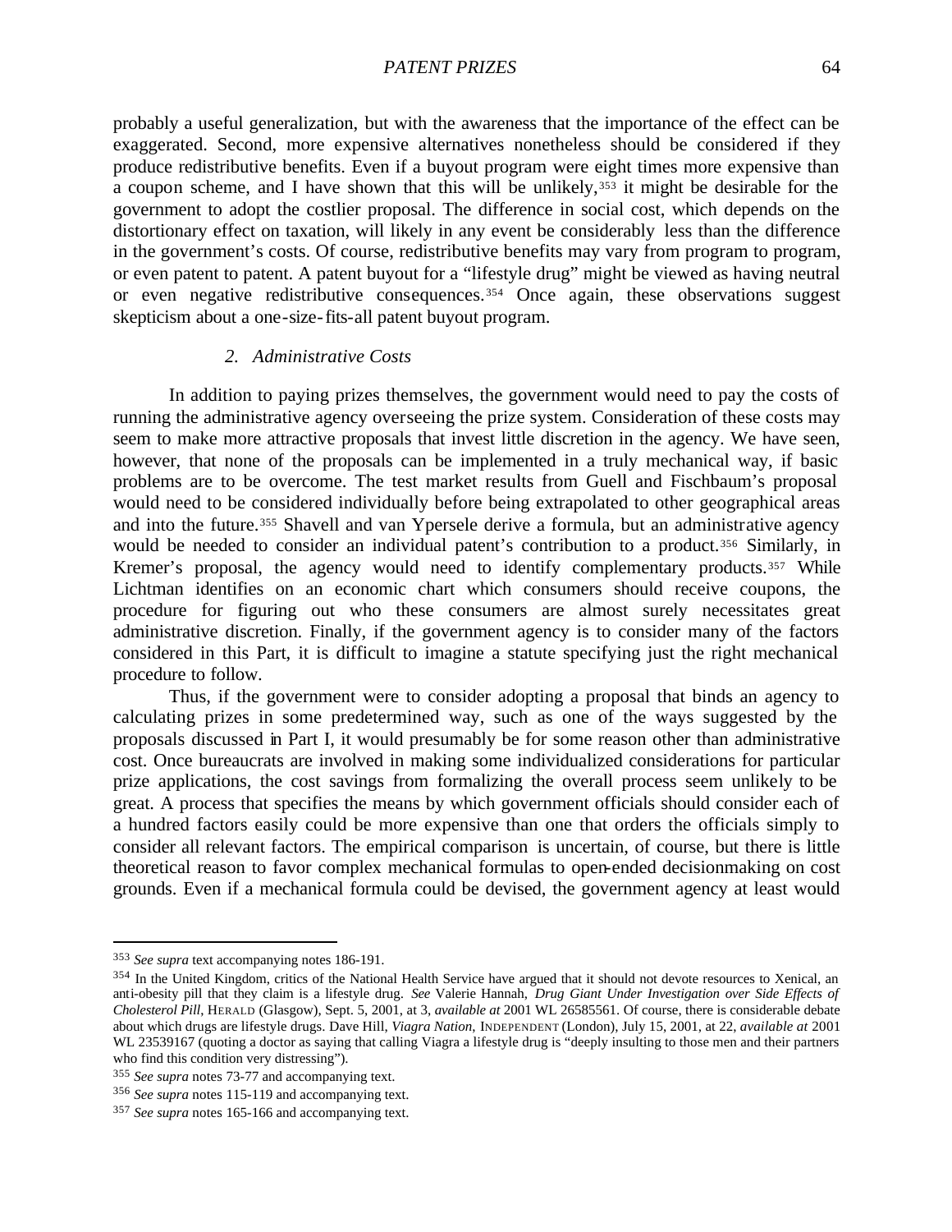probably a useful generalization, but with the awareness that the importance of the effect can be exaggerated. Second, more expensive alternatives nonetheless should be considered if they produce redistributive benefits. Even if a buyout program were eight times more expensive than a coupon scheme, and I have shown that this will be unlikely,[353] it might be desirable for the government to adopt the costlier proposal. The difference in social cost, which depends on the distortionary effect on taxation, will likely in any event be considerably less than the difference in the government's costs. Of course, redistributive benefits may vary from program to program, or even patent to patent. A patent buyout for a "lifestyle drug" might be viewed as having neutral or even negative redistributive consequences.[354] Once again, these observations suggest skepticism about a one-size-fits-all patent buyout program.

### *2. Administrative Costs*

In addition to paying prizes themselves, the government would need to pay the costs of running the administrative agency overseeing the prize system. Consideration of these costs may seem to make more attractive proposals that invest little discretion in the agency. We have seen, however, that none of the proposals can be implemented in a truly mechanical way, if basic problems are to be overcome. The test market results from Guell and Fischbaum's proposal would need to be considered individually before being extrapolated to other geographical areas and into the future.[355] Shavell and van Ypersele derive a formula, but an administrative agency would be needed to consider an individual patent's contribution to a product.[356] Similarly, in Kremer's proposal, the agency would need to identify complementary products.[357] While Lichtman identifies on an economic chart which consumers should receive coupons, the procedure for figuring out who these consumers are almost surely necessitates great administrative discretion. Finally, if the government agency is to consider many of the factors considered in this Part, it is difficult to imagine a statute specifying just the right mechanical procedure to follow.

Thus, if the government were to consider adopting a proposal that binds an agency to calculating prizes in some predetermined way, such as one of the ways suggested by the proposals discussed in Part I, it would presumably be for some reason other than administrative cost. Once bureaucrats are involved in making some individualized considerations for particular prize applications, the cost savings from formalizing the overall process seem unlikely to be great. A process that specifies the means by which government officials should consider each of a hundred factors easily could be more expensive than one that orders the officials simply to consider all relevant factors. The empirical comparison is uncertain, of course, but there is little theoretical reason to favor complex mechanical formulas to open-ended decisionmaking on cost grounds. Even if a mechanical formula could be devised, the government agency at least would

---

[353] *See supra* text accompanying notes 186-191.

[354] In the United Kingdom, critics of the National Health Service have argued that it should not devote resources to Xenical, an anti-obesity pill that they claim is a lifestyle drug. *See* Valerie Hannah, *Drug Giant Under Investigation over Side Effects of Cholesterol Pill*, HERALD (Glasgow), Sept. 5, 2001, at 3, *available at* 2001 WL 26585561. Of course, there is considerable debate about which drugs are lifestyle drugs. Dave Hill, *Viagra Nation*, INDEPENDENT (London), July 15, 2001, at 22, *available at* 2001 WL 23539167 (quoting a doctor as saying that calling Viagra a lifestyle drug is "deeply insulting to those men and their partners who find this condition very distressing").

[355] *See supra* notes 73-77 and accompanying text.

[356] *See supra* notes 115-119 and accompanying text.

[357] *See supra* notes 165-166 and accompanying text.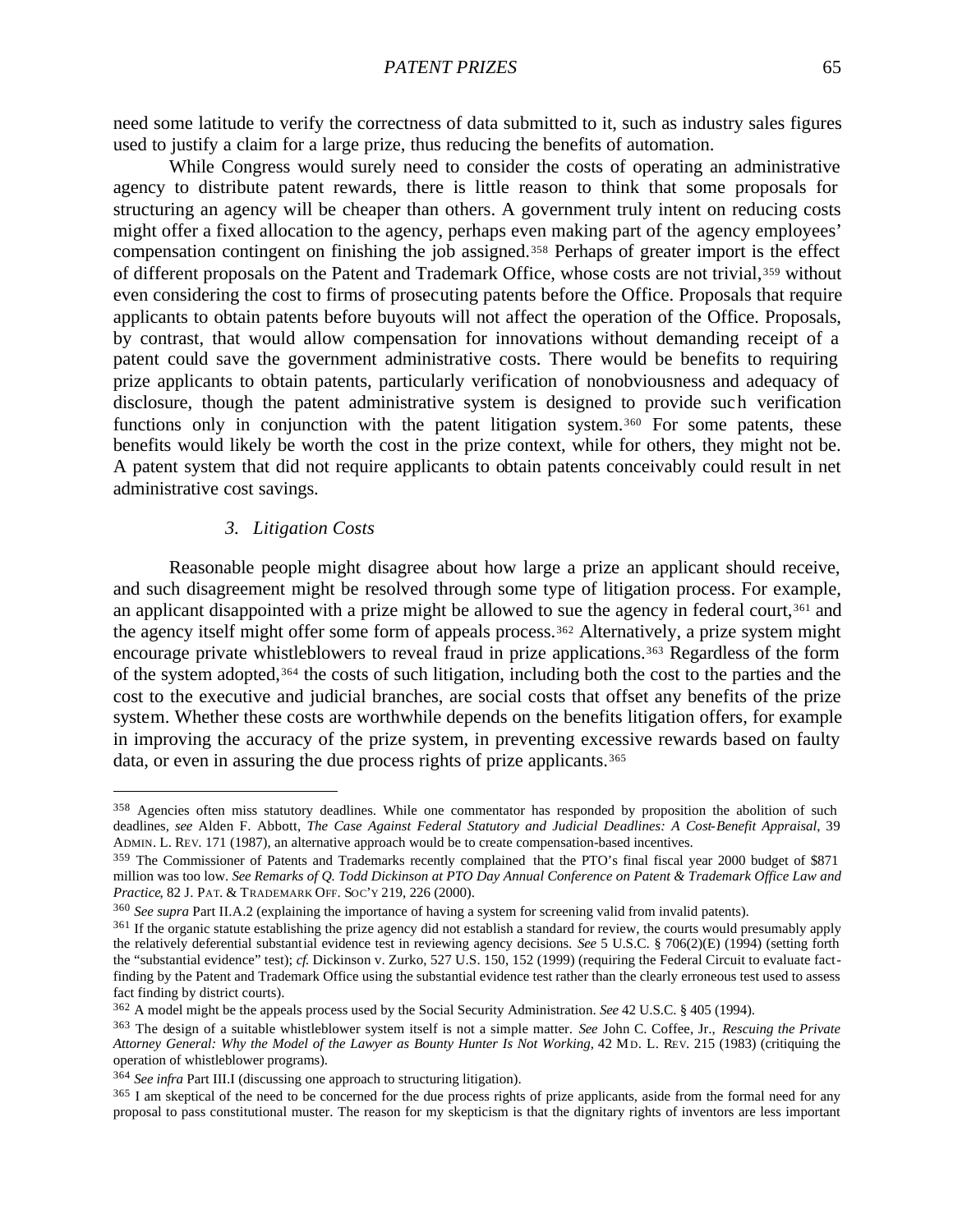need some latitude to verify the correctness of data submitted to it, such as industry sales figures used to justify a claim for a large prize, thus reducing the benefits of automation.

While Congress would surely need to consider the costs of operating an administrative agency to distribute patent rewards, there is little reason to think that some proposals for structuring an agency will be cheaper than others. A government truly intent on reducing costs might offer a fixed allocation to the agency, perhaps even making part of the agency employees' compensation contingent on finishing the job assigned.[358] Perhaps of greater import is the effect of different proposals on the Patent and Trademark Office, whose costs are not trivial,[359] without even considering the cost to firms of prosecuting patents before the Office. Proposals that require applicants to obtain patents before buyouts will not affect the operation of the Office. Proposals, by contrast, that would allow compensation for innovations without demanding receipt of a patent could save the government administrative costs. There would be benefits to requiring prize applicants to obtain patents, particularly verification of nonobviousness and adequacy of disclosure, though the patent administrative system is designed to provide such verification functions only in conjunction with the patent litigation system.[360] For some patents, these benefits would likely be worth the cost in the prize context, while for others, they might not be. A patent system that did not require applicants to obtain patents conceivably could result in net administrative cost savings.

### *3. Litigation Costs*

Reasonable people might disagree about how large a prize an applicant should receive, and such disagreement might be resolved through some type of litigation process. For example, an applicant disappointed with a prize might be allowed to sue the agency in federal court,[361] and the agency itself might offer some form of appeals process.[362] Alternatively, a prize system might encourage private whistleblowers to reveal fraud in prize applications.[363] Regardless of the form of the system adopted,[364] the costs of such litigation, including both the cost to the parties and the cost to the executive and judicial branches, are social costs that offset any benefits of the prize system. Whether these costs are worthwhile depends on the benefits litigation offers, for example in improving the accuracy of the prize system, in preventing excessive rewards based on faulty data, or even in assuring the due process rights of prize applicants.[365]

---

[358] Agencies often miss statutory deadlines. While one commentator has responded by proposition the abolition of such deadlines, *see* Alden F. Abbott, *The Case Against Federal Statutory and Judicial Deadlines: A Cost-Benefit Appraisal*, 39 ADMIN. L. REV. 171 (1987), an alternative approach would be to create compensation-based incentives.

[359] The Commissioner of Patents and Trademarks recently complained that the PTO's final fiscal year 2000 budget of $871 million was too low. *See Remarks of Q. Todd Dickinson at PTO Day Annual Conference on Patent & Trademark Office Law and Practice*, 82 J. PAT. & TRADEMARK OFF. SOC'Y 219, 226 (2000).

[360] *See supra* Part II.A.2 (explaining the importance of having a system for screening valid from invalid patents).

[361] If the organic statute establishing the prize agency did not establish a standard for review, the courts would presumably apply the relatively deferential substantial evidence test in reviewing agency decisions. *See* 5 U.S.C. § 706(2)(E) (1994) (setting forth the "substantial evidence" test); *cf.* Dickinson v. Zurko, 527 U.S. 150, 152 (1999) (requiring the Federal Circuit to evaluate fact-finding by the Patent and Trademark Office using the substantial evidence test rather than the clearly erroneous test used to assess fact finding by district courts).

[362] A model might be the appeals process used by the Social Security Administration. *See* 42 U.S.C. § 405 (1994).

[363] The design of a suitable whistleblower system itself is not a simple matter. *See* John C. Coffee, Jr., *Rescuing the Private Attorney General: Why the Model of the Lawyer as Bounty Hunter Is Not Working*, 42 MD. L. REV. 215 (1983) (critiquing the operation of whistleblower programs).

[364] *See infra* Part III.I (discussing one approach to structuring litigation).

[365] I am skeptical of the need to be concerned for the due process rights of prize applicants, aside from the formal need for any proposal to pass constitutional muster. The reason for my skepticism is that the dignitary rights of inventors are less important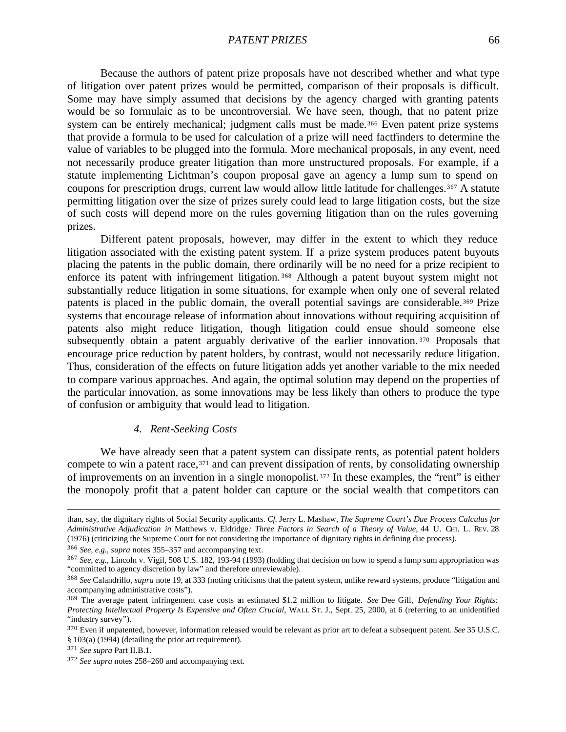Because the authors of patent prize proposals have not described whether and what type of litigation over patent prizes would be permitted, comparison of their proposals is difficult. Some may have simply assumed that decisions by the agency charged with granting patents would be so formulaic as to be uncontroversial. We have seen, though, that no patent prize system can be entirely mechanical; judgment calls must be made.[366] Even patent prize systems that provide a formula to be used for calculation of a prize will need factfinders to determine the value of variables to be plugged into the formula. More mechanical proposals, in any event, need not necessarily produce greater litigation than more unstructured proposals. For example, if a statute implementing Lichtman's coupon proposal gave an agency a lump sum to spend on coupons for prescription drugs, current law would allow little latitude for challenges.[367] A statute permitting litigation over the size of prizes surely could lead to large litigation costs, but the size of such costs will depend more on the rules governing litigation than on the rules governing prizes.

Different patent proposals, however, may differ in the extent to which they reduce litigation associated with the existing patent system. If a prize system produces patent buyouts placing the patents in the public domain, there ordinarily will be no need for a prize recipient to enforce its patent with infringement litigation.[368] Although a patent buyout system might not substantially reduce litigation in some situations, for example when only one of several related patents is placed in the public domain, the overall potential savings are considerable.[369] Prize systems that encourage release of information about innovations without requiring acquisition of patents also might reduce litigation, though litigation could ensue should someone else subsequently obtain a patent arguably derivative of the earlier innovation.[370] Proposals that encourage price reduction by patent holders, by contrast, would not necessarily reduce litigation. Thus, consideration of the effects on future litigation adds yet another variable to the mix needed to compare various approaches. And again, the optimal solution may depend on the properties of the particular innovation, as some innovations may be less likely than others to produce the type of confusion or ambiguity that would lead to litigation.

#### *4. Rent-Seeking Costs*

We have already seen that a patent system can dissipate rents, as potential patent holders compete to win a patent race,[371] and can prevent dissipation of rents, by consolidating ownership of improvements on an invention in a single monopolist.[372] In these examples, the "rent" is either the monopoly profit that a patent holder can capture or the social wealth that competitors can

---

than, say, the dignitary rights of Social Security applicants. *Cf.* Jerry L. Mashaw, *The Supreme Court's Due Process Calculus for Administrative Adjudication in* Matthews v. Eldridge*: Three Factors in Search of a Theory of Value*, 44 U. CHI. L. REV. 28 (1976) (criticizing the Supreme Court for not considering the importance of dignitary rights in defining due process).

[366] *See, e.g.*, *supra* notes 355–357 and accompanying text.

[367] *See, e.g.*, Lincoln v. Vigil, 508 U.S. 182, 193-94 (1993) (holding that decision on how to spend a lump sum appropriation was "committed to agency discretion by law" and therefore unreviewable).

[368] *See* Calandrillo, *supra* note 19, at 333 (noting criticisms that the patent system, unlike reward systems, produce "litigation and accompanying administrative costs").

[369] The average patent infringement case costs an estimated $1.2 million to litigate. *See* Dee Gill, *Defending Your Rights: Protecting Intellectual Property Is Expensive and Often Crucial*, WALL ST. J., Sept. 25, 2000, at 6 (referring to an unidentified "industry survey").

[370] Even if unpatented, however, information released would be relevant as prior art to defeat a subsequent patent. *See* 35 U.S.C. § 103(a) (1994) (detailing the prior art requirement).

[371] *See supra* Part II.B.1.

[372] *See supra* notes 258–260 and accompanying text.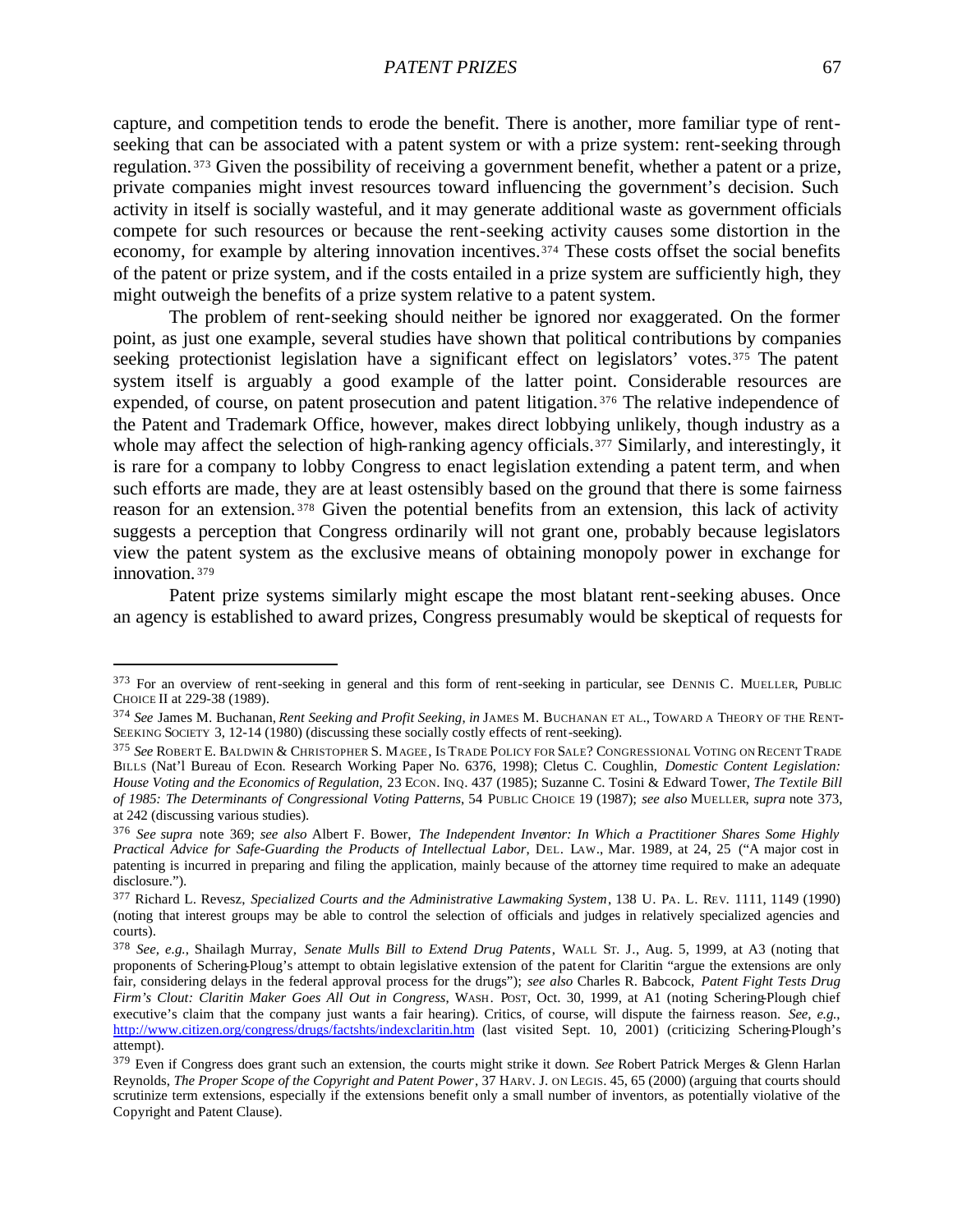capture, and competition tends to erode the benefit. There is another, more familiar type of rent-seeking that can be associated with a patent system or with a prize system: rent-seeking through regulation.[373] Given the possibility of receiving a government benefit, whether a patent or a prize, private companies might invest resources toward influencing the government's decision. Such activity in itself is socially wasteful, and it may generate additional waste as government officials compete for such resources or because the rent-seeking activity causes some distortion in the economy, for example by altering innovation incentives.[374] These costs offset the social benefits of the patent or prize system, and if the costs entailed in a prize system are sufficiently high, they might outweigh the benefits of a prize system relative to a patent system.

The problem of rent-seeking should neither be ignored nor exaggerated. On the former point, as just one example, several studies have shown that political contributions by companies seeking protectionist legislation have a significant effect on legislators' votes.[375] The patent system itself is arguably a good example of the latter point. Considerable resources are expended, of course, on patent prosecution and patent litigation.[376] The relative independence of the Patent and Trademark Office, however, makes direct lobbying unlikely, though industry as a whole may affect the selection of high-ranking agency officials.[377] Similarly, and interestingly, it is rare for a company to lobby Congress to enact legislation extending a patent term, and when such efforts are made, they are at least ostensibly based on the ground that there is some fairness reason for an extension.[378] Given the potential benefits from an extension, this lack of activity suggests a perception that Congress ordinarily will not grant one, probably because legislators view the patent system as the exclusive means of obtaining monopoly power in exchange for innovation.[379]

Patent prize systems similarly might escape the most blatant rent-seeking abuses. Once an agency is established to award prizes, Congress presumably would be skeptical of requests for

---

[373] For an overview of rent-seeking in general and this form of rent-seeking in particular, see DENNIS C. MUELLER, PUBLIC CHOICE II at 229-38 (1989).

[374] *See* James M. Buchanan, *Rent Seeking and Profit Seeking*, *in* JAMES M. BUCHANAN ET AL., TOWARD A THEORY OF THE RENT-SEEKING SOCIETY 3, 12-14 (1980) (discussing these socially costly effects of rent-seeking).

[375] *See* ROBERT E. BALDWIN & CHRISTOPHER S. MAGEE, IS TRADE POLICY FOR SALE? CONGRESSIONAL VOTING ON RECENT TRADE BILLS (Nat'l Bureau of Econ. Research Working Paper No. 6376, 1998); Cletus C. Coughlin, *Domestic Content Legislation: House Voting and the Economics of Regulation*, 23 ECON. INQ. 437 (1985); Suzanne C. Tosini & Edward Tower, *The Textile Bill of 1985: The Determinants of Congressional Voting Patterns*, 54 PUBLIC CHOICE 19 (1987); *see also* MUELLER, *supra* note 373, at 242 (discussing various studies).

[376] *See supra* note 369; *see also* Albert F. Bower, *The Independent Inventor: In Which a Practitioner Shares Some Highly Practical Advice for Safe-Guarding the Products of Intellectual Labor*, DEL. LAW., Mar. 1989, at 24, 25 ("A major cost in patenting is incurred in preparing and filing the application, mainly because of the attorney time required to make an adequate disclosure.").

[377] Richard L. Revesz, *Specialized Courts and the Administrative Lawmaking System*, 138 U. PA. L. REV. 1111, 1149 (1990) (noting that interest groups may be able to control the selection of officials and judges in relatively specialized agencies and courts).

[378] *See, e.g.*, Shailagh Murray, *Senate Mulls Bill to Extend Drug Patents*, WALL ST. J., Aug. 5, 1999, at A3 (noting that proponents of Schering-Ploug's attempt to obtain legislative extension of the patent for Claritin "argue the extensions are only fair, considering delays in the federal approval process for the drugs"); *see also* Charles R. Babcock, *Patent Fight Tests Drug Firm's Clout: Claritin Maker Goes All Out in Congress*, WASH. POST, Oct. 30, 1999, at A1 (noting Schering-Plough chief executive's claim that the company just wants a fair hearing). Critics, of course, will dispute the fairness reason. *See, e.g.*, http://www.citizen.org/congress/drugs/factshts/indexclaritin.htm (last visited Sept. 10, 2001) (criticizing Schering-Plough's attempt).

[379] Even if Congress does grant such an extension, the courts might strike it down. *See* Robert Patrick Merges & Glenn Harlan Reynolds, *The Proper Scope of the Copyright and Patent Power*, 37 HARV. J. ON LEGIS. 45, 65 (2000) (arguing that courts should scrutinize term extensions, especially if the extensions benefit only a small number of inventors, as potentially violative of the Copyright and Patent Clause).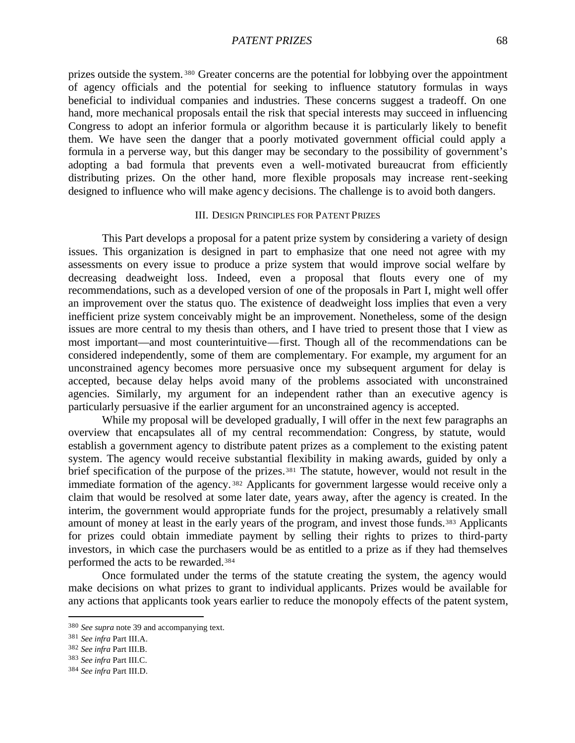prizes outside the system.[380] Greater concerns are the potential for lobbying over the appointment of agency officials and the potential for seeking to influence statutory formulas in ways beneficial to individual companies and industries. These concerns suggest a tradeoff. On one hand, more mechanical proposals entail the risk that special interests may succeed in influencing Congress to adopt an inferior formula or algorithm because it is particularly likely to benefit them. We have seen the danger that a poorly motivated government official could apply a formula in a perverse way, but this danger may be secondary to the possibility of government's adopting a bad formula that prevents even a well-motivated bureaucrat from efficiently distributing prizes. On the other hand, more flexible proposals may increase rent-seeking designed to influence who will make agency decisions. The challenge is to avoid both dangers.

## III. DESIGN PRINCIPLES FOR PATENT PRIZES

This Part develops a proposal for a patent prize system by considering a variety of design issues. This organization is designed in part to emphasize that one need not agree with my assessments on every issue to produce a prize system that would improve social welfare by decreasing deadweight loss. Indeed, even a proposal that flouts every one of my recommendations, such as a developed version of one of the proposals in Part I, might well offer an improvement over the status quo. The existence of deadweight loss implies that even a very inefficient prize system conceivably might be an improvement. Nonetheless, some of the design issues are more central to my thesis than others, and I have tried to present those that I view as most important—and most counterintuitive—first. Though all of the recommendations can be considered independently, some of them are complementary. For example, my argument for an unconstrained agency becomes more persuasive once my subsequent argument for delay is accepted, because delay helps avoid many of the problems associated with unconstrained agencies. Similarly, my argument for an independent rather than an executive agency is particularly persuasive if the earlier argument for an unconstrained agency is accepted.

While my proposal will be developed gradually, I will offer in the next few paragraphs an overview that encapsulates all of my central recommendation: Congress, by statute, would establish a government agency to distribute patent prizes as a complement to the existing patent system. The agency would receive substantial flexibility in making awards, guided by only a brief specification of the purpose of the prizes.[381] The statute, however, would not result in the immediate formation of the agency.[382] Applicants for government largesse would receive only a claim that would be resolved at some later date, years away, after the agency is created. In the interim, the government would appropriate funds for the project, presumably a relatively small amount of money at least in the early years of the program, and invest those funds.[383] Applicants for prizes could obtain immediate payment by selling their rights to prizes to third-party investors, in which case the purchasers would be as entitled to a prize as if they had themselves performed the acts to be rewarded.[384]

Once formulated under the terms of the statute creating the system, the agency would make decisions on what prizes to grant to individual applicants. Prizes would be available for any actions that applicants took years earlier to reduce the monopoly effects of the patent system,

---

[380] *See supra* note 39 and accompanying text.

[381] *See infra* Part III.A.

[382] *See infra* Part III.B.

[383] *See infra* Part III.C.

[384] *See infra* Part III.D.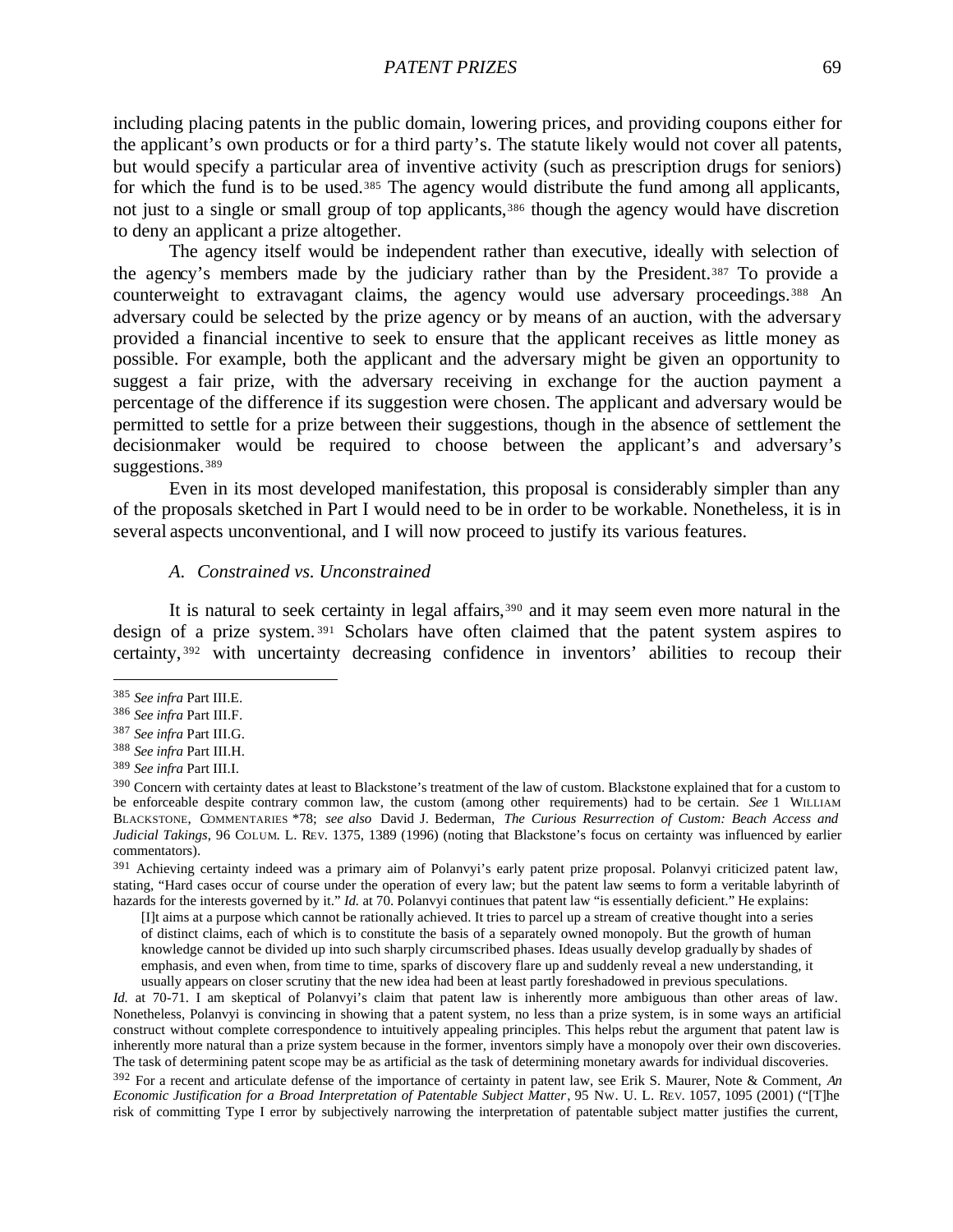including placing patents in the public domain, lowering prices, and providing coupons either for the applicant's own products or for a third party's. The statute likely would not cover all patents, but would specify a particular area of inventive activity (such as prescription drugs for seniors) for which the fund is to be used.[385] The agency would distribute the fund among all applicants, not just to a single or small group of top applicants,[386] though the agency would have discretion to deny an applicant a prize altogether.

The agency itself would be independent rather than executive, ideally with selection of the agency's members made by the judiciary rather than by the President.[387] To provide a counterweight to extravagant claims, the agency would use adversary proceedings.[388] An adversary could be selected by the prize agency or by means of an auction, with the adversary provided a financial incentive to seek to ensure that the applicant receives as little money as possible. For example, both the applicant and the adversary might be given an opportunity to suggest a fair prize, with the adversary receiving in exchange for the auction payment a percentage of the difference if its suggestion were chosen. The applicant and adversary would be permitted to settle for a prize between their suggestions, though in the absence of settlement the decisionmaker would be required to choose between the applicant's and adversary's suggestions.[389]

Even in its most developed manifestation, this proposal is considerably simpler than any of the proposals sketched in Part I would need to be in order to be workable. Nonetheless, it is in several aspects unconventional, and I will now proceed to justify its various features.

### *A. Constrained vs. Unconstrained*

It is natural to seek certainty in legal affairs,[390] and it may seem even more natural in the design of a prize system.[391] Scholars have often claimed that the patent system aspires to certainty,[392] with uncertainty decreasing confidence in inventors' abilities to recoup their

---

[385] *See infra* Part III.E.

[386] *See infra* Part III.F.

[387] *See infra* Part III.G.

[388] *See infra* Part III.H.

[389] *See infra* Part III.I.

[390] Concern with certainty dates at least to Blackstone's treatment of the law of custom. Blackstone explained that for a custom to be enforceable despite contrary common law, the custom (among other requirements) had to be certain. *See* 1 WILLIAM BLACKSTONE, COMMENTARIES \*78; *see also* David J. Bederman, *The Curious Resurrection of Custom: Beach Access and Judicial Takings*, 96 COLUM. L. REV. 1375, 1389 (1996) (noting that Blackstone's focus on certainty was influenced by earlier commentators).

[391] Achieving certainty indeed was a primary aim of Polanvyi's early patent prize proposal. Polanvyi criticized patent law, stating, "Hard cases occur of course under the operation of every law; but the patent law seems to form a veritable labyrinth of hazards for the interests governed by it." *Id.* at 70. Polanvyi continues that patent law "is essentially deficient." He explains:

> [I]t aims at a purpose which cannot be rationally achieved. It tries to parcel up a stream of creative thought into a series of distinct claims, each of which is to constitute the basis of a separately owned monopoly. But the growth of human knowledge cannot be divided up into such sharply circumscribed phases. Ideas usually develop gradually by shades of emphasis, and even when, from time to time, sparks of discovery flare up and suddenly reveal a new understanding, it usually appears on closer scrutiny that the new idea had been at least partly foreshadowed in previous speculations.

*Id.* at 70-71. I am skeptical of Polanvyi's claim that patent law is inherently more ambiguous than other areas of law. Nonetheless, Polanvyi is convincing in showing that a patent system, no less than a prize system, is in some ways an artificial construct without complete correspondence to intuitively appealing principles. This helps rebut the argument that patent law is inherently more natural than a prize system because in the former, inventors simply have a monopoly over their own discoveries. The task of determining patent scope may be as artificial as the task of determining monetary awards for individual discoveries.

[392] For a recent and articulate defense of the importance of certainty in patent law, see Erik S. Maurer, Note & Comment, *An Economic Justification for a Broad Interpretation of Patentable Subject Matter*, 95 NW. U. L. REV. 1057, 1095 (2001) ("[T]he risk of committing Type I error by subjectively narrowing the interpretation of patentable subject matter justifies the current,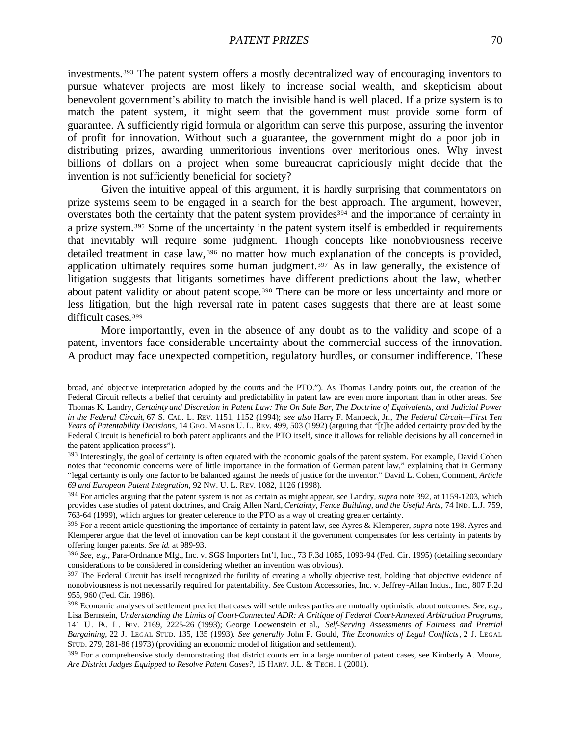investments.[393] The patent system offers a mostly decentralized way of encouraging inventors to pursue whatever projects are most likely to increase social wealth, and skepticism about benevolent government's ability to match the invisible hand is well placed. If a prize system is to match the patent system, it might seem that the government must provide some form of guarantee. A sufficiently rigid formula or algorithm can serve this purpose, assuring the inventor of profit for innovation. Without such a guarantee, the government might do a poor job in distributing prizes, awarding unmeritorious inventions over meritorious ones. Why invest billions of dollars on a project when some bureaucrat capriciously might decide that the invention is not sufficiently beneficial for society?

Given the intuitive appeal of this argument, it is hardly surprising that commentators on prize systems seem to be engaged in a search for the best approach. The argument, however, overstates both the certainty that the patent system provides[394] and the importance of certainty in a prize system.[395] Some of the uncertainty in the patent system itself is embedded in requirements that inevitably will require some judgment. Though concepts like nonobviousness receive detailed treatment in case law,[396] no matter how much explanation of the concepts is provided, application ultimately requires some human judgment.[397] As in law generally, the existence of litigation suggests that litigants sometimes have different predictions about the law, whether about patent validity or about patent scope.[398] There can be more or less uncertainty and more or less litigation, but the high reversal rate in patent cases suggests that there are at least some difficult cases.[399]

More importantly, even in the absence of any doubt as to the validity and scope of a patent, inventors face considerable uncertainty about the commercial success of the innovation. A product may face unexpected competition, regulatory hurdles, or consumer indifference. These

---

broad, and objective interpretation adopted by the courts and the PTO."). As Thomas Landry points out, the creation of the Federal Circuit reflects a belief that certainty and predictability in patent law are even more important than in other areas. *See* Thomas K. Landry, *Certainty and Discretion in Patent Law: The On Sale Bar, The Doctrine of Equivalents, and Judicial Power in the Federal Circuit*, 67 S. CAL. L. REV. 1151, 1152 (1994); *see also* Harry F. Manbeck, Jr., *The Federal Circuit—First Ten Years of Patentability Decisions*, 14 GEO. MASON U. L. REV. 499, 503 (1992) (arguing that "[t]he added certainty provided by the Federal Circuit is beneficial to both patent applicants and the PTO itself, since it allows for reliable decisions by all concerned in the patent application process").

[393] Interestingly, the goal of certainty is often equated with the economic goals of the patent system. For example, David Cohen notes that "economic concerns were of little importance in the formation of German patent law," explaining that in Germany "legal certainty is only one factor to be balanced against the needs of justice for the inventor." David L. Cohen, Comment, *Article 69 and European Patent Integration*, 92 NW. U. L. REV. 1082, 1126 (1998).

[394] For articles arguing that the patent system is not as certain as might appear, see Landry, *supra* note 392, at 1159-1203, which provides case studies of patent doctrines, and Craig Allen Nard, *Certainty, Fence Building, and the Useful Arts*, 74 IND. L.J. 759, 763-64 (1999), which argues for greater deference to the PTO as a way of creating greater certainty.

[395] For a recent article questioning the importance of certainty in patent law, see Ayres & Klemperer, *supra* note 198. Ayres and Klemperer argue that the level of innovation can be kept constant if the government compensates for less certainty in patents by offering longer patents. *See id.* at 989-93.

[396] *See, e.g.*, Para-Ordnance Mfg., Inc. v. SGS Importers Int'l, Inc., 73 F.3d 1085, 1093-94 (Fed. Cir. 1995) (detailing secondary considerations to be considered in considering whether an invention was obvious).

[397] The Federal Circuit has itself recognized the futility of creating a wholly objective test, holding that objective evidence of nonobviousness is not necessarily required for patentability. *See* Custom Accessories, Inc. v. Jeffrey-Allan Indus., Inc., 807 F.2d 955, 960 (Fed. Cir. 1986).

[398] Economic analyses of settlement predict that cases will settle unless parties are mutually optimistic about outcomes. *See, e.g.*, Lisa Bernstein, *Understanding the Limits of Court-Connected ADR: A Critique of Federal Court-Annexed Arbitration Programs*, 141 U. PA. L. REV. 2169, 2225-26 (1993); George Loewenstein et al., *Self-Serving Assessments of Fairness and Pretrial Bargaining*, 22 J. LEGAL STUD. 135, 135 (1993). *See generally* John P. Gould, *The Economics of Legal Conflicts*, 2 J. LEGAL STUD. 279, 281-86 (1973) (providing an economic model of litigation and settlement).

[399] For a comprehensive study demonstrating that district courts err in a large number of patent cases, see Kimberly A. Moore, *Are District Judges Equipped to Resolve Patent Cases?*, 15 HARV. J.L. & TECH. 1 (2001).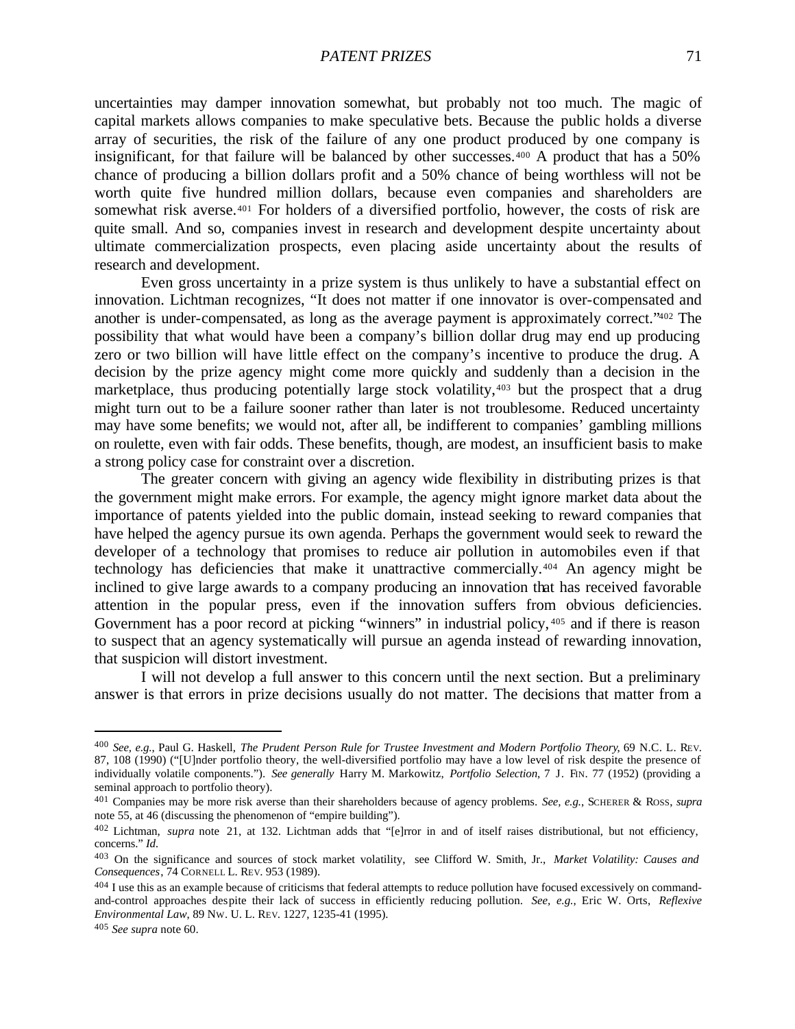uncertainties may damper innovation somewhat, but probably not too much. The magic of capital markets allows companies to make speculative bets. Because the public holds a diverse array of securities, the risk of the failure of any one product produced by one company is insignificant, for that failure will be balanced by other successes.[400] A product that has a 50% chance of producing a billion dollars profit and a 50% chance of being worthless will not be worth quite five hundred million dollars, because even companies and shareholders are somewhat risk averse.[401] For holders of a diversified portfolio, however, the costs of risk are quite small. And so, companies invest in research and development despite uncertainty about ultimate commercialization prospects, even placing aside uncertainty about the results of research and development.

Even gross uncertainty in a prize system is thus unlikely to have a substantial effect on innovation. Lichtman recognizes, "It does not matter if one innovator is over-compensated and another is under-compensated, as long as the average payment is approximately correct."[402] The possibility that what would have been a company's billion dollar drug may end up producing zero or two billion will have little effect on the company's incentive to produce the drug. A decision by the prize agency might come more quickly and suddenly than a decision in the marketplace, thus producing potentially large stock volatility,[403] but the prospect that a drug might turn out to be a failure sooner rather than later is not troublesome. Reduced uncertainty may have some benefits; we would not, after all, be indifferent to companies' gambling millions on roulette, even with fair odds. These benefits, though, are modest, an insufficient basis to make a strong policy case for constraint over a discretion.

The greater concern with giving an agency wide flexibility in distributing prizes is that the government might make errors. For example, the agency might ignore market data about the importance of patents yielded into the public domain, instead seeking to reward companies that have helped the agency pursue its own agenda. Perhaps the government would seek to reward the developer of a technology that promises to reduce air pollution in automobiles even if that technology has deficiencies that make it unattractive commercially.[404] An agency might be inclined to give large awards to a company producing an innovation that has received favorable attention in the popular press, even if the innovation suffers from obvious deficiencies. Government has a poor record at picking "winners" in industrial policy,[405] and if there is reason to suspect that an agency systematically will pursue an agenda instead of rewarding innovation, that suspicion will distort investment.

I will not develop a full answer to this concern until the next section. But a preliminary answer is that errors in prize decisions usually do not matter. The decisions that matter from a

---

[400] *See, e.g.*, Paul G. Haskell, *The Prudent Person Rule for Trustee Investment and Modern Portfolio Theory*, 69 N.C. L. REV. 87, 108 (1990) ("[U]nder portfolio theory, the well-diversified portfolio may have a low level of risk despite the presence of individually volatile components."). *See generally* Harry M. Markowitz, *Portfolio Selection*, 7 J. FIN. 77 (1952) (providing a seminal approach to portfolio theory).

[401] Companies may be more risk averse than their shareholders because of agency problems. *See, e.g.*, SCHERER & ROSS, *supra* note 55, at 46 (discussing the phenomenon of "empire building").

[402] Lichtman, *supra* note 21, at 132. Lichtman adds that "[e]rror in and of itself raises distributional, but not efficiency, concerns." *Id*.

[403] On the significance and sources of stock market volatility, see Clifford W. Smith, Jr., *Market Volatility: Causes and Consequences*, 74 CORNELL L. REV. 953 (1989).

[404] I use this as an example because of criticisms that federal attempts to reduce pollution have focused excessively on command-and-control approaches despite their lack of success in efficiently reducing pollution. *See, e.g.*, Eric W. Orts, *Reflexive Environmental Law*, 89 NW. U. L. REV. 1227, 1235-41 (1995).

[405] *See supra* note 60.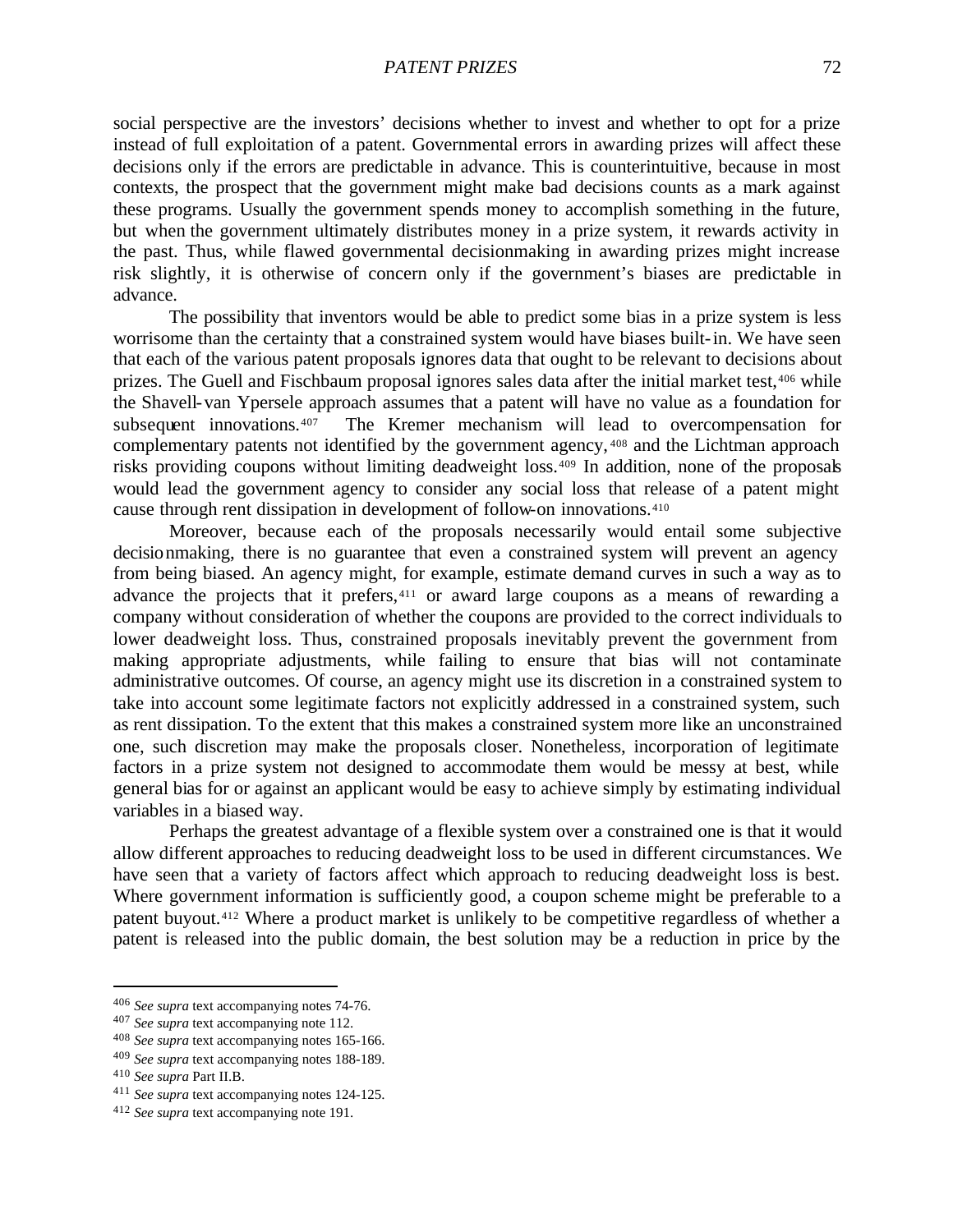social perspective are the investors' decisions whether to invest and whether to opt for a prize instead of full exploitation of a patent. Governmental errors in awarding prizes will affect these decisions only if the errors are predictable in advance. This is counterintuitive, because in most contexts, the prospect that the government might make bad decisions counts as a mark against these programs. Usually the government spends money to accomplish something in the future, but when the government ultimately distributes money in a prize system, it rewards activity in the past. Thus, while flawed governmental decisionmaking in awarding prizes might increase risk slightly, it is otherwise of concern only if the government's biases are predictable in advance.

The possibility that inventors would be able to predict some bias in a prize system is less worrisome than the certainty that a constrained system would have biases built-in. We have seen that each of the various patent proposals ignores data that ought to be relevant to decisions about prizes. The Guell and Fischbaum proposal ignores sales data after the initial market test,[406] while the Shavell-van Ypersele approach assumes that a patent will have no value as a foundation for subsequent innovations.[407] The Kremer mechanism will lead to overcompensation for complementary patents not identified by the government agency,[408] and the Lichtman approach risks providing coupons without limiting deadweight loss.[409] In addition, none of the proposals would lead the government agency to consider any social loss that release of a patent might cause through rent dissipation in development of follow-on innovations.[410]

Moreover, because each of the proposals necessarily would entail some subjective decisionmaking, there is no guarantee that even a constrained system will prevent an agency from being biased. An agency might, for example, estimate demand curves in such a way as to advance the projects that it prefers,[411] or award large coupons as a means of rewarding a company without consideration of whether the coupons are provided to the correct individuals to lower deadweight loss. Thus, constrained proposals inevitably prevent the government from making appropriate adjustments, while failing to ensure that bias will not contaminate administrative outcomes. Of course, an agency might use its discretion in a constrained system to take into account some legitimate factors not explicitly addressed in a constrained system, such as rent dissipation. To the extent that this makes a constrained system more like an unconstrained one, such discretion may make the proposals closer. Nonetheless, incorporation of legitimate factors in a prize system not designed to accommodate them would be messy at best, while general bias for or against an applicant would be easy to achieve simply by estimating individual variables in a biased way.

Perhaps the greatest advantage of a flexible system over a constrained one is that it would allow different approaches to reducing deadweight loss to be used in different circumstances. We have seen that a variety of factors affect which approach to reducing deadweight loss is best. Where government information is sufficiently good, a coupon scheme might be preferable to a patent buyout.[412] Where a product market is unlikely to be competitive regardless of whether a patent is released into the public domain, the best solution may be a reduction in price by the

---

[406] *See supra* text accompanying notes 74-76.

[407] *See supra* text accompanying note 112.

[408] *See supra* text accompanying notes 165-166.

[409] *See supra* text accompanying notes 188-189.

[410] *See supra* Part II.B.

[411] *See supra* text accompanying notes 124-125.

[412] *See supra* text accompanying note 191.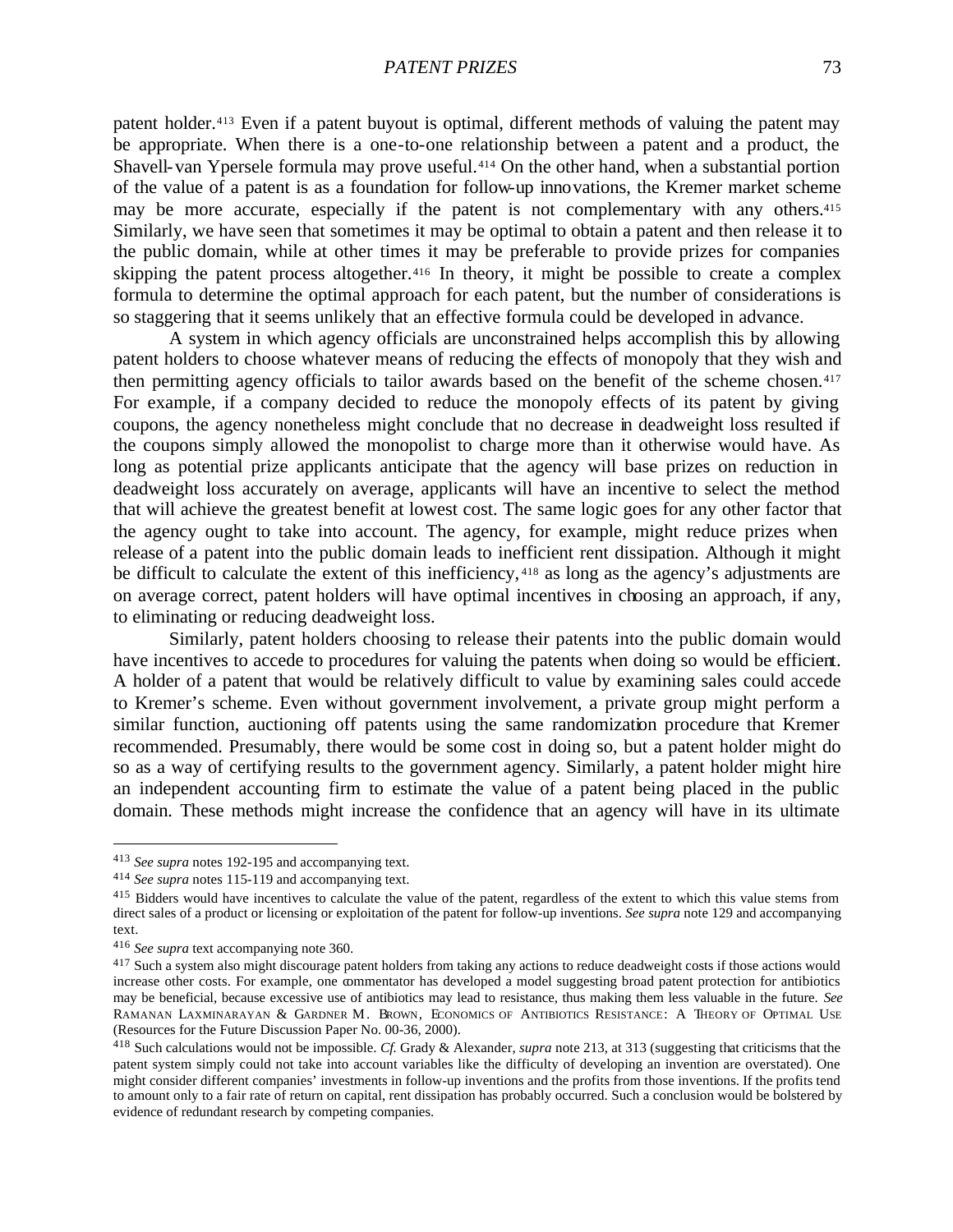patent holder.[413] Even if a patent buyout is optimal, different methods of valuing the patent may be appropriate. When there is a one-to-one relationship between a patent and a product, the Shavell-van Ypersele formula may prove useful.[414] On the other hand, when a substantial portion of the value of a patent is as a foundation for follow-up innovations, the Kremer market scheme may be more accurate, especially if the patent is not complementary with any others.[415] Similarly, we have seen that sometimes it may be optimal to obtain a patent and then release it to the public domain, while at other times it may be preferable to provide prizes for companies skipping the patent process altogether.[416] In theory, it might be possible to create a complex formula to determine the optimal approach for each patent, but the number of considerations is so staggering that it seems unlikely that an effective formula could be developed in advance.

A system in which agency officials are unconstrained helps accomplish this by allowing patent holders to choose whatever means of reducing the effects of monopoly that they wish and then permitting agency officials to tailor awards based on the benefit of the scheme chosen.[417] For example, if a company decided to reduce the monopoly effects of its patent by giving coupons, the agency nonetheless might conclude that no decrease in deadweight loss resulted if the coupons simply allowed the monopolist to charge more than it otherwise would have. As long as potential prize applicants anticipate that the agency will base prizes on reduction in deadweight loss accurately on average, applicants will have an incentive to select the method that will achieve the greatest benefit at lowest cost. The same logic goes for any other factor that the agency ought to take into account. The agency, for example, might reduce prizes when release of a patent into the public domain leads to inefficient rent dissipation. Although it might be difficult to calculate the extent of this inefficiency,[418] as long as the agency's adjustments are on average correct, patent holders will have optimal incentives in choosing an approach, if any, to eliminating or reducing deadweight loss.

Similarly, patent holders choosing to release their patents into the public domain would have incentives to accede to procedures for valuing the patents when doing so would be efficient. A holder of a patent that would be relatively difficult to value by examining sales could accede to Kremer's scheme. Even without government involvement, a private group might perform a similar function, auctioning off patents using the same randomization procedure that Kremer recommended. Presumably, there would be some cost in doing so, but a patent holder might do so as a way of certifying results to the government agency. Similarly, a patent holder might hire an independent accounting firm to estimate the value of a patent being placed in the public domain. These methods might increase the confidence that an agency will have in its ultimate

---

[413] *See supra* notes 192-195 and accompanying text.

[414] *See supra* notes 115-119 and accompanying text.

[415] Bidders would have incentives to calculate the value of the patent, regardless of the extent to which this value stems from direct sales of a product or licensing or exploitation of the patent for follow-up inventions. *See supra* note 129 and accompanying text.

[416] *See supra* text accompanying note 360.

[417] Such a system also might discourage patent holders from taking any actions to reduce deadweight costs if those actions would increase other costs. For example, one commentator has developed a model suggesting broad patent protection for antibiotics may be beneficial, because excessive use of antibiotics may lead to resistance, thus making them less valuable in the future. *See* RAMANAN LAXMINARAYAN & GARDNER M. BROWN, ECONOMICS OF ANTIBIOTICS RESISTANCE: A THEORY OF OPTIMAL USE (Resources for the Future Discussion Paper No. 00-36, 2000).

[418] Such calculations would not be impossible. *Cf.* Grady & Alexander, *supra* note 213, at 313 (suggesting that criticisms that the patent system simply could not take into account variables like the difficulty of developing an invention are overstated). One might consider different companies' investments in follow-up inventions and the profits from those inventions. If the profits tend to amount only to a fair rate of return on capital, rent dissipation has probably occurred. Such a conclusion would be bolstered by evidence of redundant research by competing companies.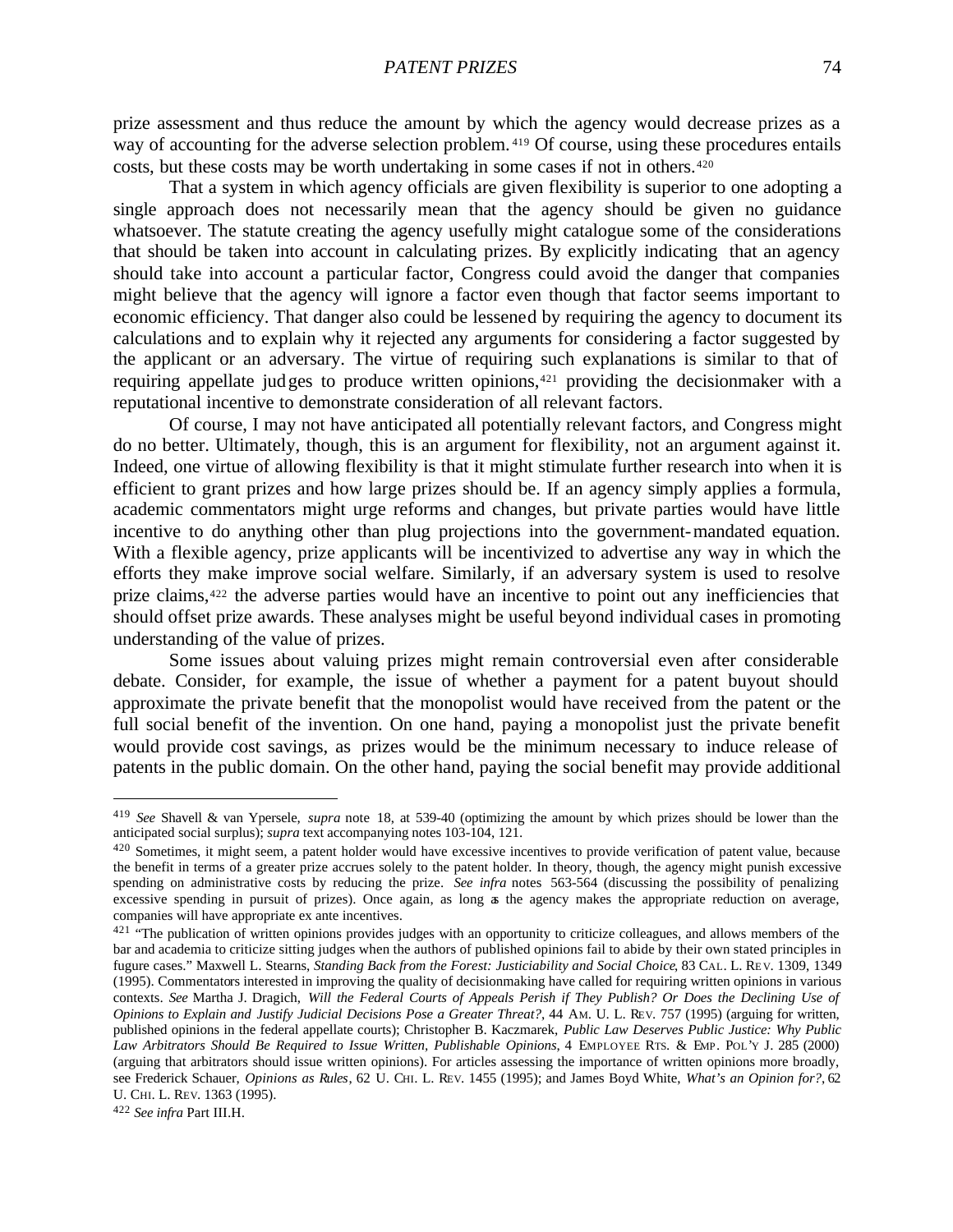prize assessment and thus reduce the amount by which the agency would decrease prizes as a way of accounting for the adverse selection problem.[419] Of course, using these procedures entails costs, but these costs may be worth undertaking in some cases if not in others.[420]

That a system in which agency officials are given flexibility is superior to one adopting a single approach does not necessarily mean that the agency should be given no guidance whatsoever. The statute creating the agency usefully might catalogue some of the considerations that should be taken into account in calculating prizes. By explicitly indicating that an agency should take into account a particular factor, Congress could avoid the danger that companies might believe that the agency will ignore a factor even though that factor seems important to economic efficiency. That danger also could be lessened by requiring the agency to document its calculations and to explain why it rejected any arguments for considering a factor suggested by the applicant or an adversary. The virtue of requiring such explanations is similar to that of requiring appellate judges to produce written opinions,[421] providing the decisionmaker with a reputational incentive to demonstrate consideration of all relevant factors.

Of course, I may not have anticipated all potentially relevant factors, and Congress might do no better. Ultimately, though, this is an argument for flexibility, not an argument against it. Indeed, one virtue of allowing flexibility is that it might stimulate further research into when it is efficient to grant prizes and how large prizes should be. If an agency simply applies a formula, academic commentators might urge reforms and changes, but private parties would have little incentive to do anything other than plug projections into the government-mandated equation. With a flexible agency, prize applicants will be incentivized to advertise any way in which the efforts they make improve social welfare. Similarly, if an adversary system is used to resolve prize claims,[422] the adverse parties would have an incentive to point out any inefficiencies that should offset prize awards. These analyses might be useful beyond individual cases in promoting understanding of the value of prizes.

Some issues about valuing prizes might remain controversial even after considerable debate. Consider, for example, the issue of whether a payment for a patent buyout should approximate the private benefit that the monopolist would have received from the patent or the full social benefit of the invention. On one hand, paying a monopolist just the private benefit would provide cost savings, as prizes would be the minimum necessary to induce release of patents in the public domain. On the other hand, paying the social benefit may provide additional

---

[419] *See* Shavell & van Ypersele, *supra* note 18, at 539-40 (optimizing the amount by which prizes should be lower than the anticipated social surplus); *supra* text accompanying notes 103-104, 121.

[420] Sometimes, it might seem, a patent holder would have excessive incentives to provide verification of patent value, because the benefit in terms of a greater prize accrues solely to the patent holder. In theory, though, the agency might punish excessive spending on administrative costs by reducing the prize. *See infra* notes 563-564 (discussing the possibility of penalizing excessive spending in pursuit of prizes). Once again, as long as the agency makes the appropriate reduction on average, companies will have appropriate ex ante incentives.

[421] "The publication of written opinions provides judges with an opportunity to criticize colleagues, and allows members of the bar and academia to criticize sitting judges when the authors of published opinions fail to abide by their own stated principles in fugure cases." Maxwell L. Stearns, *Standing Back from the Forest: Justiciability and Social Choice*, 83 CAL. L. REV. 1309, 1349 (1995). Commentators interested in improving the quality of decisionmaking have called for requiring written opinions in various contexts. *See* Martha J. Dragich, *Will the Federal Courts of Appeals Perish if They Publish? Or Does the Declining Use of Opinions to Explain and Justify Judicial Decisions Pose a Greater Threat?*, 44 AM. U. L. REV. 757 (1995) (arguing for written, published opinions in the federal appellate courts); Christopher B. Kaczmarek, *Public Law Deserves Public Justice: Why Public Law Arbitrators Should Be Required to Issue Written, Publishable Opinions*, 4 EMPLOYEE RTS. & EMP. POL'Y J. 285 (2000) (arguing that arbitrators should issue written opinions). For articles assessing the importance of written opinions more broadly, see Frederick Schauer, *Opinions as Rules*, 62 U. CHI. L. REV. 1455 (1995); and James Boyd White, *What's an Opinion for?*, 62 U. CHI. L. REV. 1363 (1995).

[422] *See infra* Part III.H.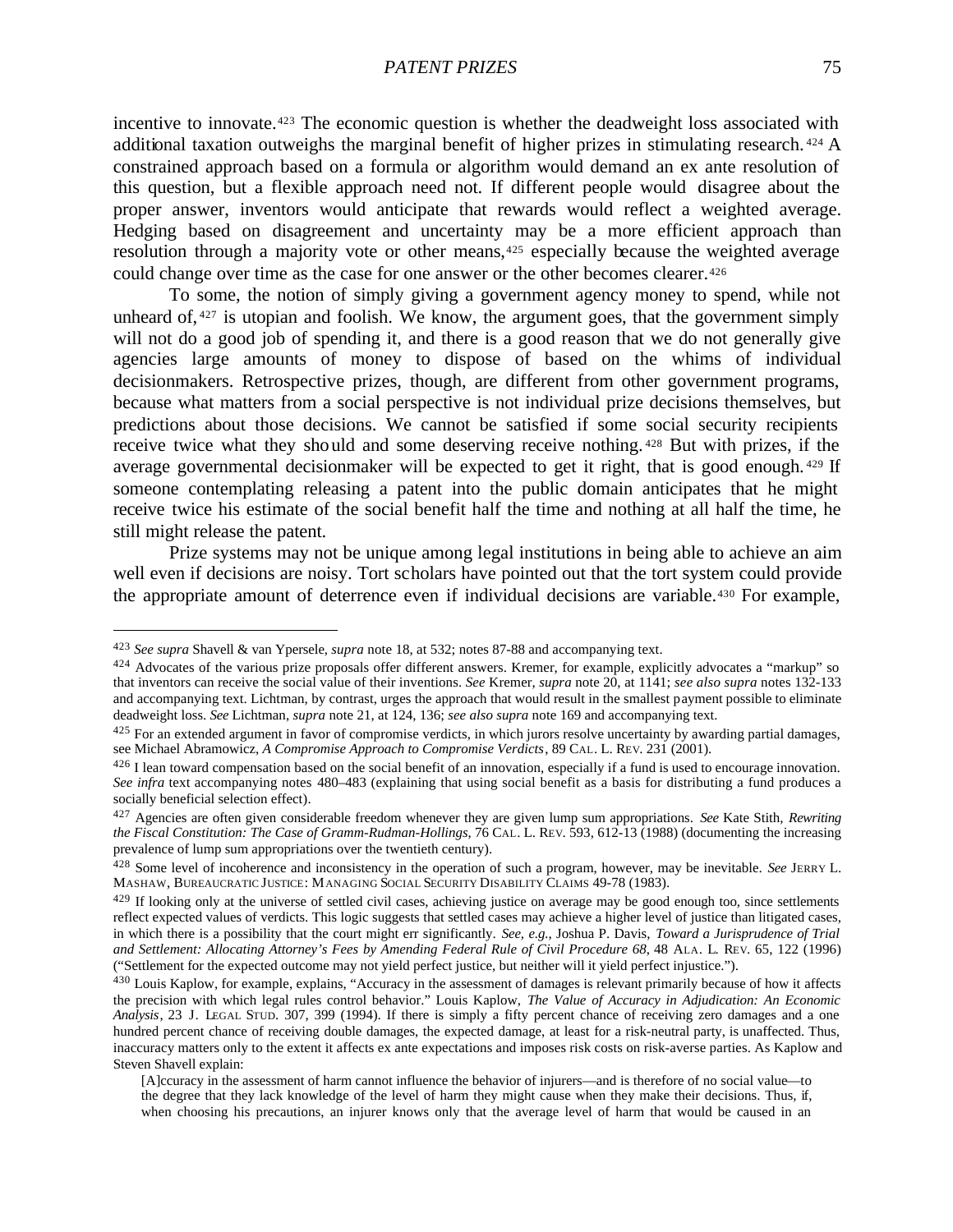incentive to innovate.[423] The economic question is whether the deadweight loss associated with additional taxation outweighs the marginal benefit of higher prizes in stimulating research.[424] A constrained approach based on a formula or algorithm would demand an ex ante resolution of this question, but a flexible approach need not. If different people would disagree about the proper answer, inventors would anticipate that rewards would reflect a weighted average. Hedging based on disagreement and uncertainty may be a more efficient approach than resolution through a majority vote or other means,[425] especially because the weighted average could change over time as the case for one answer or the other becomes clearer.[426]

To some, the notion of simply giving a government agency money to spend, while not unheard of,[427] is utopian and foolish. We know, the argument goes, that the government simply will not do a good job of spending it, and there is a good reason that we do not generally give agencies large amounts of money to dispose of based on the whims of individual decisionmakers. Retrospective prizes, though, are different from other government programs, because what matters from a social perspective is not individual prize decisions themselves, but predictions about those decisions. We cannot be satisfied if some social security recipients receive twice what they should and some deserving receive nothing.[428] But with prizes, if the average governmental decisionmaker will be expected to get it right, that is good enough.[429] If someone contemplating releasing a patent into the public domain anticipates that he might receive twice his estimate of the social benefit half the time and nothing at all half the time, he still might release the patent.

Prize systems may not be unique among legal institutions in being able to achieve an aim well even if decisions are noisy. Tort scholars have pointed out that the tort system could provide the appropriate amount of deterrence even if individual decisions are variable.[430] For example,

---

[423] *See supra* Shavell & van Ypersele, *supra* note 18, at 532; notes 87-88 and accompanying text.

[424] Advocates of the various prize proposals offer different answers. Kremer, for example, explicitly advocates a "markup" so that inventors can receive the social value of their inventions. *See* Kremer, *supra* note 20, at 1141; *see also supra* notes 132-133 and accompanying text. Lichtman, by contrast, urges the approach that would result in the smallest payment possible to eliminate deadweight loss. *See* Lichtman, *supra* note 21, at 124, 136; *see also supra* note 169 and accompanying text.

[425] For an extended argument in favor of compromise verdicts, in which jurors resolve uncertainty by awarding partial damages, see Michael Abramowicz, *A Compromise Approach to Compromise Verdicts*, 89 CAL. L. REV. 231 (2001).

[426] I lean toward compensation based on the social benefit of an innovation, especially if a fund is used to encourage innovation. *See infra* text accompanying notes 480–483 (explaining that using social benefit as a basis for distributing a fund produces a socially beneficial selection effect).

[427] Agencies are often given considerable freedom whenever they are given lump sum appropriations. *See* Kate Stith, *Rewriting the Fiscal Constitution: The Case of Gramm-Rudman-Hollings*, 76 CAL. L. REV. 593, 612-13 (1988) (documenting the increasing prevalence of lump sum appropriations over the twentieth century).

[428] Some level of incoherence and inconsistency in the operation of such a program, however, may be inevitable. *See* JERRY L. MASHAW, BUREAUCRATIC JUSTICE: MANAGING SOCIAL SECURITY DISABILITY CLAIMS 49-78 (1983).

[429] If looking only at the universe of settled civil cases, achieving justice on average may be good enough too, since settlements reflect expected values of verdicts. This logic suggests that settled cases may achieve a higher level of justice than litigated cases, in which there is a possibility that the court might err significantly. *See, e.g.*, Joshua P. Davis, *Toward a Jurisprudence of Trial and Settlement: Allocating Attorney's Fees by Amending Federal Rule of Civil Procedure 68*, 48 ALA. L. REV. 65, 122 (1996) ("Settlement for the expected outcome may not yield perfect justice, but neither will it yield perfect injustice.").

[430] Louis Kaplow, for example, explains, "Accuracy in the assessment of damages is relevant primarily because of how it affects the precision with which legal rules control behavior." Louis Kaplow, *The Value of Accuracy in Adjudication: An Economic Analysis*, 23 J. LEGAL STUD. 307, 399 (1994). If there is simply a fifty percent chance of receiving zero damages and a one hundred percent chance of receiving double damages, the expected damage, at least for a risk-neutral party, is unaffected. Thus, inaccuracy matters only to the extent it affects ex ante expectations and imposes risk costs on risk-averse parties. As Kaplow and Steven Shavell explain:

> [A]ccuracy in the assessment of harm cannot influence the behavior of injurers—and is therefore of no social value—to the degree that they lack knowledge of the level of harm they might cause when they make their decisions. Thus, if, when choosing his precautions, an injurer knows only that the average level of harm that would be caused in an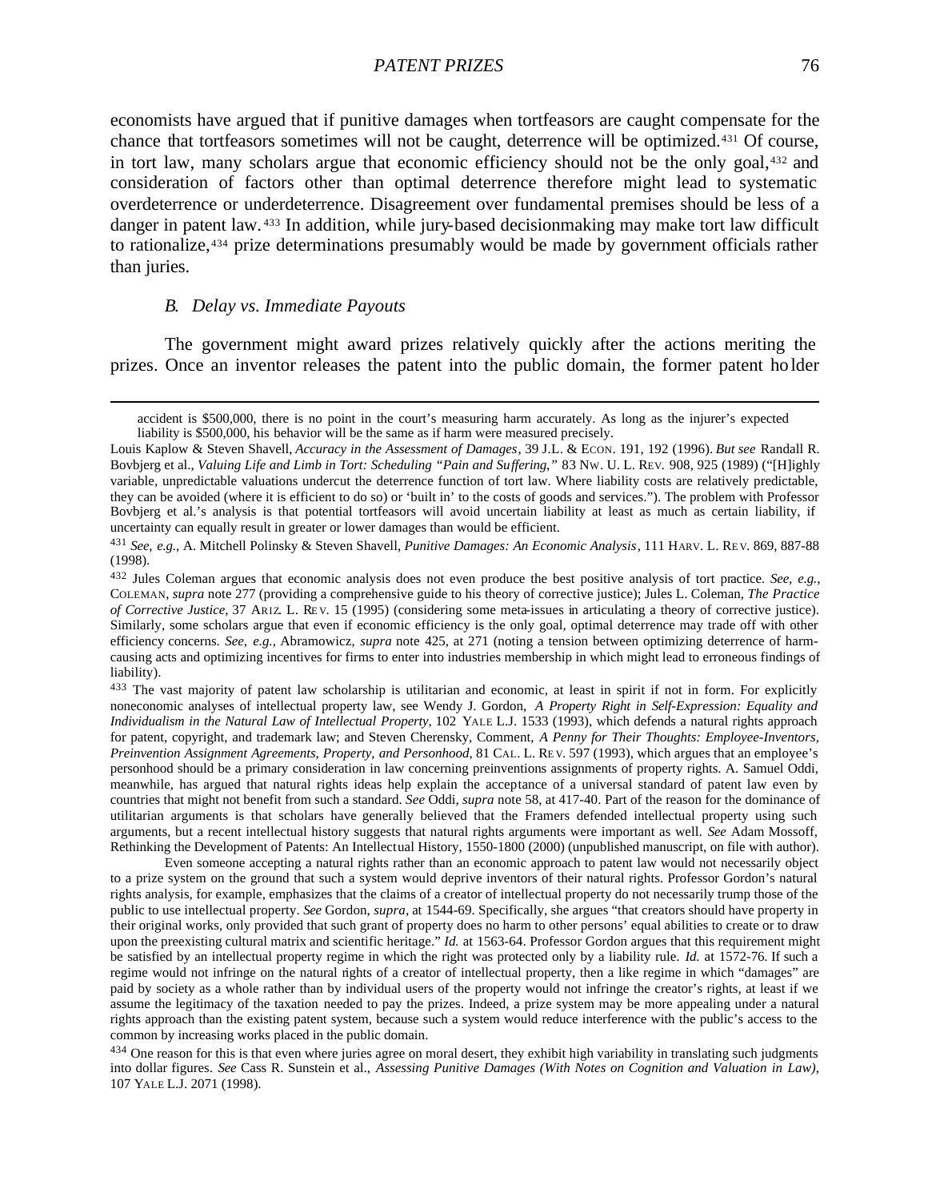economists have argued that if punitive damages when tortfeasors are caught compensate for the chance that tortfeasors sometimes will not be caught, deterrence will be optimized.[431] Of course, in tort law, many scholars argue that economic efficiency should not be the only goal,[432] and consideration of factors other than optimal deterrence therefore might lead to systematic overdeterrence or underdeterrence. Disagreement over fundamental premises should be less of a danger in patent law.[433] In addition, while jury-based decisionmaking may make tort law difficult to rationalize,[434] prize determinations presumably would be made by government officials rather than juries.

### B. Delay vs. Immediate Payouts

The government might award prizes relatively quickly after the actions meriting the prizes. Once an inventor releases the patent into the public domain, the former patent holder

---

> accident is $500,000, there is no point in the court's measuring harm accurately. As long as the injurer's expected liability is $500,000, his behavior will be the same as if harm were measured precisely.

Louis Kaplow & Steven Shavell, *Accuracy in the Assessment of Damages*, 39 J.L. & ECON. 191, 192 (1996). *But see* Randall R. Bovbjerg et al., *Valuing Life and Limb in Tort: Scheduling "Pain and Suffering,"* 83 NW. U. L. REV. 908, 925 (1989) ("[H]ighly variable, unpredictable valuations undercut the deterrence function of tort law. Where liability costs are relatively predictable, they can be avoided (where it is efficient to do so) or 'built in' to the costs of goods and services."). The problem with Professor Bovbjerg et al.'s analysis is that potential tortfeasors will avoid uncertain liability at least as much as certain liability, if uncertainty can equally result in greater or lower damages than would be efficient.

[431] *See, e.g.*, A. Mitchell Polinsky & Steven Shavell, *Punitive Damages: An Economic Analysis*, 111 HARV. L. REV. 869, 887-88 (1998).

[432] Jules Coleman argues that economic analysis does not even produce the best positive analysis of tort practice. *See, e.g.*, COLEMAN, *supra* note 277 (providing a comprehensive guide to his theory of corrective justice); Jules L. Coleman, *The Practice of Corrective Justice*, 37 ARIZ. L. REV. 15 (1995) (considering some meta-issues in articulating a theory of corrective justice). Similarly, some scholars argue that even if economic efficiency is the only goal, optimal deterrence may trade off with other efficiency concerns. *See, e.g.*, Abramowicz, *supra* note 425, at 271 (noting a tension between optimizing deterrence of harm-causing acts and optimizing incentives for firms to enter into industries membership in which might lead to erroneous findings of liability).

[433] The vast majority of patent law scholarship is utilitarian and economic, at least in spirit if not in form. For explicitly noneconomic analyses of intellectual property law, see Wendy J. Gordon, *A Property Right in Self-Expression: Equality and Individualism in the Natural Law of Intellectual Property*, 102 YALE L.J. 1533 (1993), which defends a natural rights approach for patent, copyright, and trademark law; and Steven Cherensky, Comment, *A Penny for Their Thoughts: Employee-Inventors, Preinvention Assignment Agreements, Property, and Personhood*, 81 CAL. L. REV. 597 (1993), which argues that an employee's personhood should be a primary consideration in law concerning preinventions assignments of property rights. A. Samuel Oddi, meanwhile, has argued that natural rights ideas help explain the acceptance of a universal standard of patent law even by countries that might not benefit from such a standard. *See* Oddi, *supra* note 58, at 417-40. Part of the reason for the dominance of utilitarian arguments is that scholars have generally believed that the Framers defended intellectual property using such arguments, but a recent intellectual history suggests that natural rights arguments were important as well. *See* Adam Mossoff, Rethinking the Development of Patents: An Intellectual History, 1550-1800 (2000) (unpublished manuscript, on file with author).

Even someone accepting a natural rights rather than an economic approach to patent law would not necessarily object to a prize system on the ground that such a system would deprive inventors of their natural rights. Professor Gordon's natural rights analysis, for example, emphasizes that the claims of a creator of intellectual property do not necessarily trump those of the public to use intellectual property. *See* Gordon, *supra*, at 1544-69. Specifically, she argues "that creators should have property in their original works, only provided that such grant of property does no harm to other persons' equal abilities to create or to draw upon the preexisting cultural matrix and scientific heritage." *Id.* at 1563-64. Professor Gordon argues that this requirement might be satisfied by an intellectual property regime in which the right was protected only by a liability rule. *Id.* at 1572-76. If such a regime would not infringe on the natural rights of a creator of intellectual property, then a like regime in which "damages" are paid by society as a whole rather than by individual users of the property would not infringe the creator's rights, at least if we assume the legitimacy of the taxation needed to pay the prizes. Indeed, a prize system may be more appealing under a natural rights approach than the existing patent system, because such a system would reduce interference with the public's access to the common by increasing works placed in the public domain.

[434] One reason for this is that even where juries agree on moral desert, they exhibit high variability in translating such judgments into dollar figures. *See* Cass R. Sunstein et al., *Assessing Punitive Damages (With Notes on Cognition and Valuation in Law)*, 107 YALE L.J. 2071 (1998).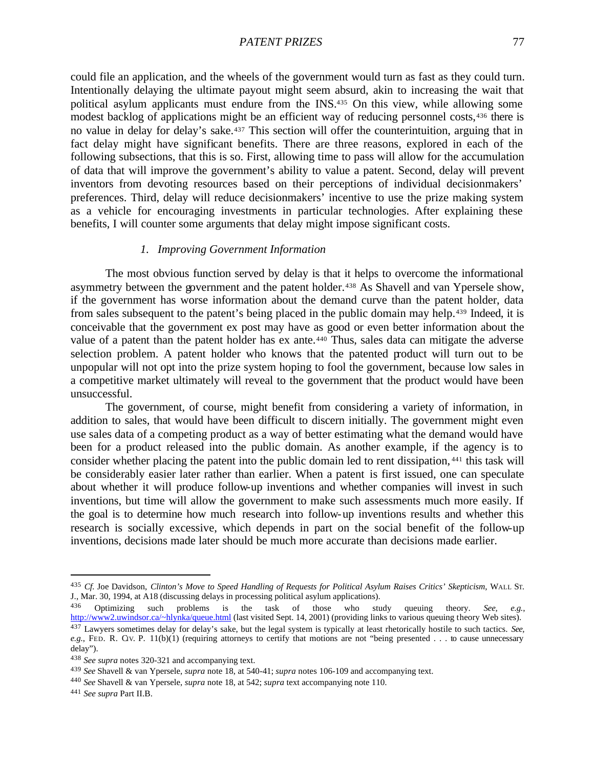could file an application, and the wheels of the government would turn as fast as they could turn. Intentionally delaying the ultimate payout might seem absurd, akin to increasing the wait that political asylum applicants must endure from the INS.[435] On this view, while allowing some modest backlog of applications might be an efficient way of reducing personnel costs,[436] there is no value in delay for delay's sake.[437] This section will offer the counterintuition, arguing that in fact delay might have significant benefits. There are three reasons, explored in each of the following subsections, that this is so. First, allowing time to pass will allow for the accumulation of data that will improve the government's ability to value a patent. Second, delay will prevent inventors from devoting resources based on their perceptions of individual decisionmakers' preferences. Third, delay will reduce decisionmakers' incentive to use the prize making system as a vehicle for encouraging investments in particular technologies. After explaining these benefits, I will counter some arguments that delay might impose significant costs.

### *1. Improving Government Information*

The most obvious function served by delay is that it helps to overcome the informational asymmetry between the government and the patent holder.[438] As Shavell and van Ypersele show, if the government has worse information about the demand curve than the patent holder, data from sales subsequent to the patent's being placed in the public domain may help.[439] Indeed, it is conceivable that the government ex post may have as good or even better information about the value of a patent than the patent holder has ex ante.[440] Thus, sales data can mitigate the adverse selection problem. A patent holder who knows that the patented product will turn out to be unpopular will not opt into the prize system hoping to fool the government, because low sales in a competitive market ultimately will reveal to the government that the product would have been unsuccessful.

The government, of course, might benefit from considering a variety of information, in addition to sales, that would have been difficult to discern initially. The government might even use sales data of a competing product as a way of better estimating what the demand would have been for a product released into the public domain. As another example, if the agency is to consider whether placing the patent into the public domain led to rent dissipation,[441] this task will be considerably easier later rather than earlier. When a patent is first issued, one can speculate about whether it will produce follow-up inventions and whether companies will invest in such inventions, but time will allow the government to make such assessments much more easily. If the goal is to determine how much research into follow-up inventions results and whether this research is socially excessive, which depends in part on the social benefit of the follow-up inventions, decisions made later should be much more accurate than decisions made earlier.

---

[435] *Cf.* Joe Davidson, *Clinton's Move to Speed Handling of Requests for Political Asylum Raises Critics' Skepticism*, WALL ST. J., Mar. 30, 1994, at A18 (discussing delays in processing political asylum applications).

[436] Optimizing such problems is the task of those who study queuing theory. *See, e.g.*, http://www2.uwindsor.ca/~hlynka/queue.html (last visited Sept. 14, 2001) (providing links to various queuing theory Web sites).

[437] Lawyers sometimes delay for delay's sake, but the legal system is typically at least rhetorically hostile to such tactics. *See, e.g.*, FED. R. CIV. P. 11(b)(1) (requiring attorneys to certify that motions are not "being presented . . . to cause unnecessary delay").

[438] *See supra* notes 320-321 and accompanying text.

[439] *See* Shavell & van Ypersele, *supra* note 18, at 540-41; *supra* notes 106-109 and accompanying text.

[440] *See* Shavell & van Ypersele, *supra* note 18, at 542; *supra* text accompanying note 110.

[441] *See supra* Part II.B.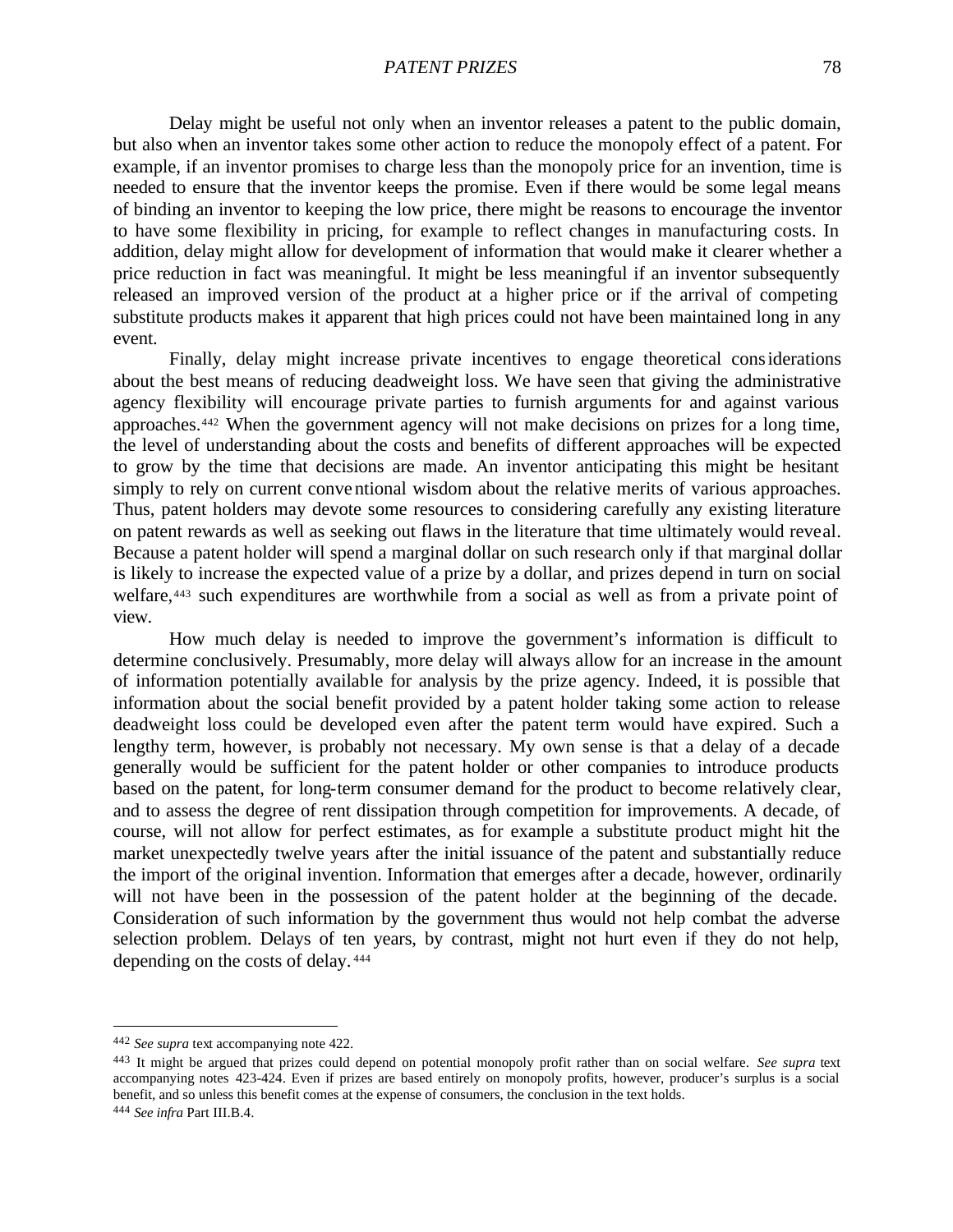Delay might be useful not only when an inventor releases a patent to the public domain, but also when an inventor takes some other action to reduce the monopoly effect of a patent. For example, if an inventor promises to charge less than the monopoly price for an invention, time is needed to ensure that the inventor keeps the promise. Even if there would be some legal means of binding an inventor to keeping the low price, there might be reasons to encourage the inventor to have some flexibility in pricing, for example to reflect changes in manufacturing costs. In addition, delay might allow for development of information that would make it clearer whether a price reduction in fact was meaningful. It might be less meaningful if an inventor subsequently released an improved version of the product at a higher price or if the arrival of competing substitute products makes it apparent that high prices could not have been maintained long in any event.

Finally, delay might increase private incentives to engage theoretical considerations about the best means of reducing deadweight loss. We have seen that giving the administrative agency flexibility will encourage private parties to furnish arguments for and against various approaches.[442] When the government agency will not make decisions on prizes for a long time, the level of understanding about the costs and benefits of different approaches will be expected to grow by the time that decisions are made. An inventor anticipating this might be hesitant simply to rely on current conventional wisdom about the relative merits of various approaches. Thus, patent holders may devote some resources to considering carefully any existing literature on patent rewards as well as seeking out flaws in the literature that time ultimately would reveal. Because a patent holder will spend a marginal dollar on such research only if that marginal dollar is likely to increase the expected value of a prize by a dollar, and prizes depend in turn on social welfare,[443] such expenditures are worthwhile from a social as well as from a private point of view.

How much delay is needed to improve the government's information is difficult to determine conclusively. Presumably, more delay will always allow for an increase in the amount of information potentially available for analysis by the prize agency. Indeed, it is possible that information about the social benefit provided by a patent holder taking some action to release deadweight loss could be developed even after the patent term would have expired. Such a lengthy term, however, is probably not necessary. My own sense is that a delay of a decade generally would be sufficient for the patent holder or other companies to introduce products based on the patent, for long-term consumer demand for the product to become relatively clear, and to assess the degree of rent dissipation through competition for improvements. A decade, of course, will not allow for perfect estimates, as for example a substitute product might hit the market unexpectedly twelve years after the initial issuance of the patent and substantially reduce the import of the original invention. Information that emerges after a decade, however, ordinarily will not have been in the possession of the patent holder at the beginning of the decade. Consideration of such information by the government thus would not help combat the adverse selection problem. Delays of ten years, by contrast, might not hurt even if they do not help, depending on the costs of delay.[444]

---

[442] *See supra* text accompanying note 422.

[443] It might be argued that prizes could depend on potential monopoly profit rather than on social welfare. *See supra* text accompanying notes 423-424. Even if prizes are based entirely on monopoly profits, however, producer's surplus is a social benefit, and so unless this benefit comes at the expense of consumers, the conclusion in the text holds.

[444] *See infra* Part III.B.4.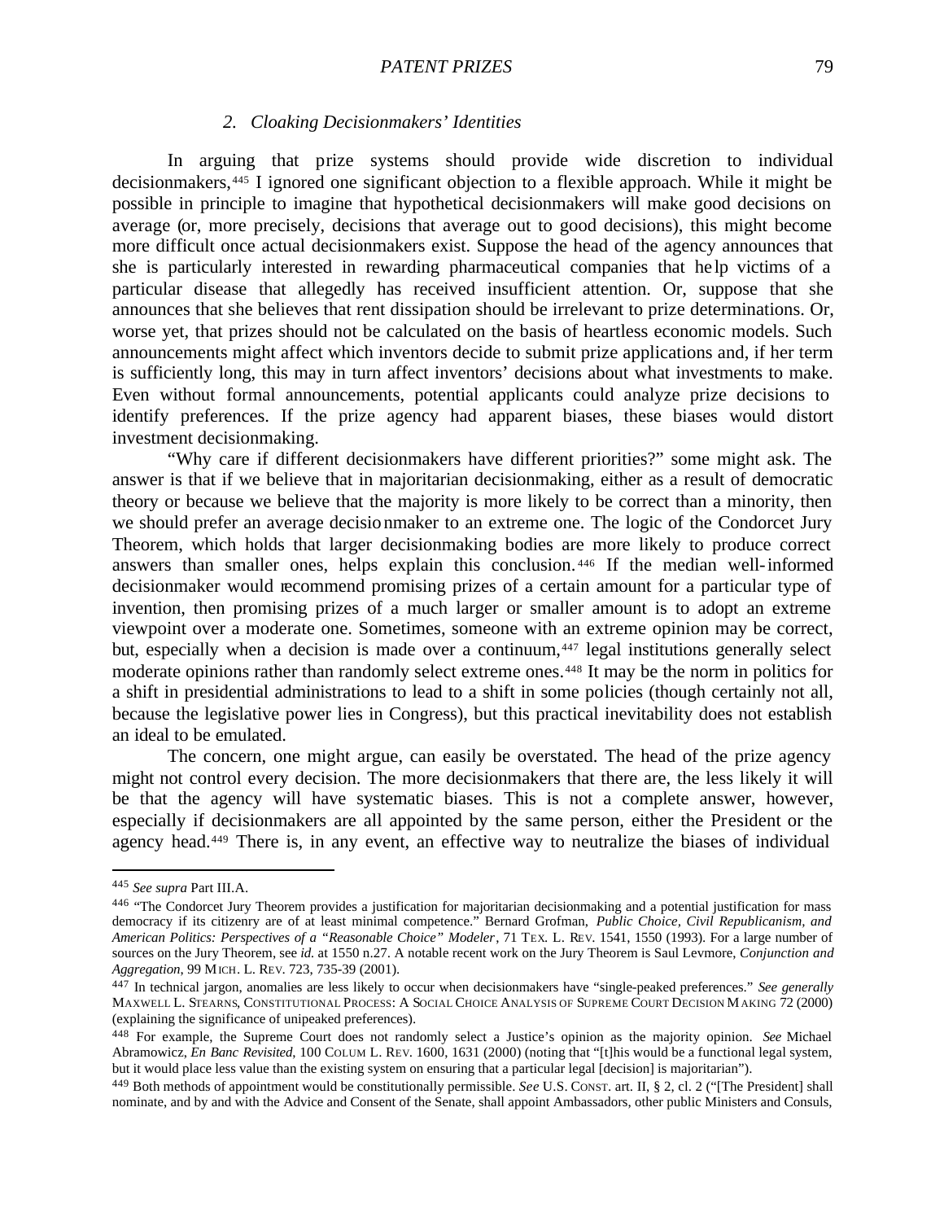### 2. *Cloaking Decisionmakers' Identities*

In arguing that prize systems should provide wide discretion to individual decisionmakers,[445] I ignored one significant objection to a flexible approach. While it might be possible in principle to imagine that hypothetical decisionmakers will make good decisions on average (or, more precisely, decisions that average out to good decisions), this might become more difficult once actual decisionmakers exist. Suppose the head of the agency announces that she is particularly interested in rewarding pharmaceutical companies that help victims of a particular disease that allegedly has received insufficient attention. Or, suppose that she announces that she believes that rent dissipation should be irrelevant to prize determinations. Or, worse yet, that prizes should not be calculated on the basis of heartless economic models. Such announcements might affect which inventors decide to submit prize applications and, if her term is sufficiently long, this may in turn affect inventors' decisions about what investments to make. Even without formal announcements, potential applicants could analyze prize decisions to identify preferences. If the prize agency had apparent biases, these biases would distort investment decisionmaking.

"Why care if different decisionmakers have different priorities?" some might ask. The answer is that if we believe that in majoritarian decisionmaking, either as a result of democratic theory or because we believe that the majority is more likely to be correct than a minority, then we should prefer an average decisionmaker to an extreme one. The logic of the Condorcet Jury Theorem, which holds that larger decisionmaking bodies are more likely to produce correct answers than smaller ones, helps explain this conclusion.[446] If the median well-informed decisionmaker would recommend promising prizes of a certain amount for a particular type of invention, then promising prizes of a much larger or smaller amount is to adopt an extreme viewpoint over a moderate one. Sometimes, someone with an extreme opinion may be correct, but, especially when a decision is made over a continuum,[447] legal institutions generally select moderate opinions rather than randomly select extreme ones.[448] It may be the norm in politics for a shift in presidential administrations to lead to a shift in some policies (though certainly not all, because the legislative power lies in Congress), but this practical inevitability does not establish an ideal to be emulated.

The concern, one might argue, can easily be overstated. The head of the prize agency might not control every decision. The more decisionmakers that there are, the less likely it will be that the agency will have systematic biases. This is not a complete answer, however, especially if decisionmakers are all appointed by the same person, either the President or the agency head.[449] There is, in any event, an effective way to neutralize the biases of individual

---

[445] *See supra* Part III.A.

[446] "The Condorcet Jury Theorem provides a justification for majoritarian decisionmaking and a potential justification for mass democracy if its citizenry are of at least minimal competence." Bernard Grofman, *Public Choice, Civil Republicanism, and American Politics: Perspectives of a "Reasonable Choice" Modeler*, 71 TEX. L. REV. 1541, 1550 (1993). For a large number of sources on the Jury Theorem, see *id.* at 1550 n.27. A notable recent work on the Jury Theorem is Saul Levmore, *Conjunction and Aggregation*, 99 MICH. L. REV. 723, 735-39 (2001).

[447] In technical jargon, anomalies are less likely to occur when decisionmakers have "single-peaked preferences." *See generally* MAXWELL L. STEARNS, CONSTITUTIONAL PROCESS: A SOCIAL CHOICE ANALYSIS OF SUPREME COURT DECISION MAKING 72 (2000) (explaining the significance of unipeaked preferences).

[448] For example, the Supreme Court does not randomly select a Justice's opinion as the majority opinion. *See* Michael Abramowicz, *En Banc Revisited*, 100 COLUM L. REV. 1600, 1631 (2000) (noting that "[t]his would be a functional legal system, but it would place less value than the existing system on ensuring that a particular legal [decision] is majoritarian").

[449] Both methods of appointment would be constitutionally permissible. *See* U.S. CONST. art. II, § 2, cl. 2 ("[The President] shall nominate, and by and with the Advice and Consent of the Senate, shall appoint Ambassadors, other public Ministers and Consuls,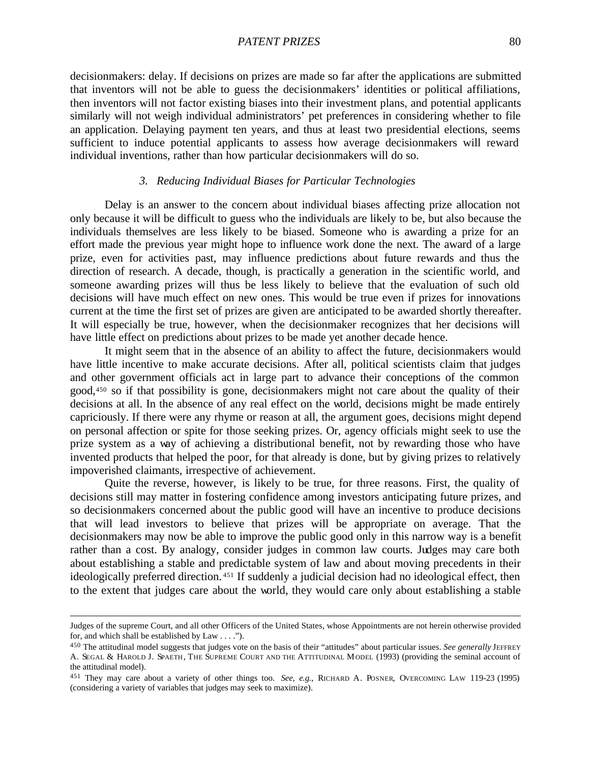decisionmakers: delay. If decisions on prizes are made so far after the applications are submitted that inventors will not be able to guess the decisionmakers' identities or political affiliations, then inventors will not factor existing biases into their investment plans, and potential applicants similarly will not weigh individual administrators' pet preferences in considering whether to file an application. Delaying payment ten years, and thus at least two presidential elections, seems sufficient to induce potential applicants to assess how average decisionmakers will reward individual inventions, rather than how particular decisionmakers will do so.

### *3. Reducing Individual Biases for Particular Technologies*

Delay is an answer to the concern about individual biases affecting prize allocation not only because it will be difficult to guess who the individuals are likely to be, but also because the individuals themselves are less likely to be biased. Someone who is awarding a prize for an effort made the previous year might hope to influence work done the next. The award of a large prize, even for activities past, may influence predictions about future rewards and thus the direction of research. A decade, though, is practically a generation in the scientific world, and someone awarding prizes will thus be less likely to believe that the evaluation of such old decisions will have much effect on new ones. This would be true even if prizes for innovations current at the time the first set of prizes are given are anticipated to be awarded shortly thereafter. It will especially be true, however, when the decisionmaker recognizes that her decisions will have little effect on predictions about prizes to be made yet another decade hence.

It might seem that in the absence of an ability to affect the future, decisionmakers would have little incentive to make accurate decisions. After all, political scientists claim that judges and other government officials act in large part to advance their conceptions of the common good,[450] so if that possibility is gone, decisionmakers might not care about the quality of their decisions at all. In the absence of any real effect on the world, decisions might be made entirely capriciously. If there were any rhyme or reason at all, the argument goes, decisions might depend on personal affection or spite for those seeking prizes. Or, agency officials might seek to use the prize system as a way of achieving a distributional benefit, not by rewarding those who have invented products that helped the poor, for that already is done, but by giving prizes to relatively impoverished claimants, irrespective of achievement.

Quite the reverse, however, is likely to be true, for three reasons. First, the quality of decisions still may matter in fostering confidence among investors anticipating future prizes, and so decisionmakers concerned about the public good will have an incentive to produce decisions that will lead investors to believe that prizes will be appropriate on average. That the decisionmakers may now be able to improve the public good only in this narrow way is a benefit rather than a cost. By analogy, consider judges in common law courts. Judges may care both about establishing a stable and predictable system of law and about moving precedents in their ideologically preferred direction.[451] If suddenly a judicial decision had no ideological effect, then to the extent that judges care about the world, they would care only about establishing a stable

---

Judges of the supreme Court, and all other Officers of the United States, whose Appointments are not herein otherwise provided for, and which shall be established by Law . . . .").

[450] The attitudinal model suggests that judges vote on the basis of their "attitudes" about particular issues. *See generally* JEFFREY A. SEGAL & HAROLD J. SPAETH, THE SUPREME COURT AND THE ATTITUDINAL MODEL (1993) (providing the seminal account of the attitudinal model).

[451] They may care about a variety of other things too. *See, e.g.*, RICHARD A. POSNER, OVERCOMING LAW 119-23 (1995) (considering a variety of variables that judges may seek to maximize).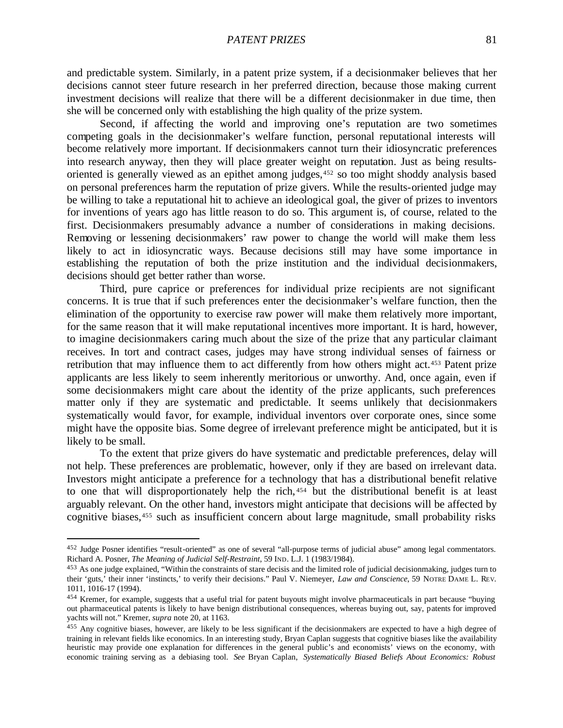and predictable system. Similarly, in a patent prize system, if a decisionmaker believes that her decisions cannot steer future research in her preferred direction, because those making current investment decisions will realize that there will be a different decisionmaker in due time, then she will be concerned only with establishing the high quality of the prize system.

Second, if affecting the world and improving one's reputation are two sometimes competing goals in the decisionmaker's welfare function, personal reputational interests will become relatively more important. If decisionmakers cannot turn their idiosyncratic preferences into research anyway, then they will place greater weight on reputation. Just as being results-oriented is generally viewed as an epithet among judges,[452] so too might shoddy analysis based on personal preferences harm the reputation of prize givers. While the results-oriented judge may be willing to take a reputational hit to achieve an ideological goal, the giver of prizes to inventors for inventions of years ago has little reason to do so. This argument is, of course, related to the first. Decisionmakers presumably advance a number of considerations in making decisions. Removing or lessening decisionmakers' raw power to change the world will make them less likely to act in idiosyncratic ways. Because decisions still may have some importance in establishing the reputation of both the prize institution and the individual decisionmakers, decisions should get better rather than worse.

Third, pure caprice or preferences for individual prize recipients are not significant concerns. It is true that if such preferences enter the decisionmaker's welfare function, then the elimination of the opportunity to exercise raw power will make them relatively more important, for the same reason that it will make reputational incentives more important. It is hard, however, to imagine decisionmakers caring much about the size of the prize that any particular claimant receives. In tort and contract cases, judges may have strong individual senses of fairness or retribution that may influence them to act differently from how others might act.[453] Patent prize applicants are less likely to seem inherently meritorious or unworthy. And, once again, even if some decisionmakers might care about the identity of the prize applicants, such preferences matter only if they are systematic and predictable. It seems unlikely that decisionmakers systematically would favor, for example, individual inventors over corporate ones, since some might have the opposite bias. Some degree of irrelevant preference might be anticipated, but it is likely to be small.

To the extent that prize givers do have systematic and predictable preferences, delay will not help. These preferences are problematic, however, only if they are based on irrelevant data. Investors might anticipate a preference for a technology that has a distributional benefit relative to one that will disproportionately help the rich,[454] but the distributional benefit is at least arguably relevant. On the other hand, investors might anticipate that decisions will be affected by cognitive biases,[455] such as insufficient concern about large magnitude, small probability risks

---

[452] Judge Posner identifies "result-oriented" as one of several "all-purpose terms of judicial abuse" among legal commentators. Richard A. Posner, *The Meaning of Judicial Self-Restraint*, 59 IND. L.J. 1 (1983/1984).

[453] As one judge explained, "Within the constraints of stare decisis and the limited role of judicial decisionmaking, judges turn to their 'guts,' their inner 'instincts,' to verify their decisions." Paul V. Niemeyer, *Law and Conscience*, 59 NOTRE DAME L. REV. 1011, 1016-17 (1994).

[454] Kremer, for example, suggests that a useful trial for patent buyouts might involve pharmaceuticals in part because "buying out pharmaceutical patents is likely to have benign distributional consequences, whereas buying out, say, patents for improved yachts will not." Kremer, *supra* note 20, at 1163.

[455] Any cognitive biases, however, are likely to be less significant if the decisionmakers are expected to have a high degree of training in relevant fields like economics. In an interesting study, Bryan Caplan suggests that cognitive biases like the availability heuristic may provide one explanation for differences in the general public's and economists' views on the economy, with economic training serving as a debiasing tool. *See* Bryan Caplan, *Systematically Biased Beliefs About Economics: Robust*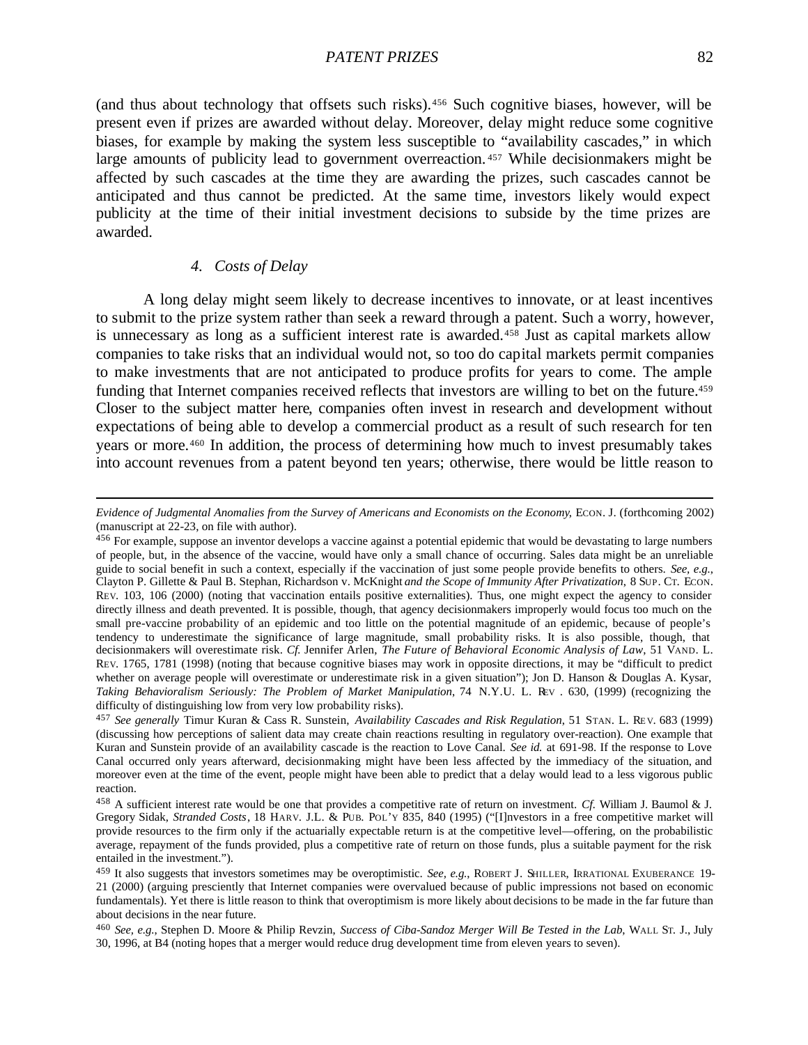(and thus about technology that offsets such risks).[456] Such cognitive biases, however, will be present even if prizes are awarded without delay. Moreover, delay might reduce some cognitive biases, for example by making the system less susceptible to "availability cascades," in which large amounts of publicity lead to government overreaction.[457] While decisionmakers might be affected by such cascades at the time they are awarding the prizes, such cascades cannot be anticipated and thus cannot be predicted. At the same time, investors likely would expect publicity at the time of their initial investment decisions to subside by the time prizes are awarded.

#### 4. *Costs of Delay*

A long delay might seem likely to decrease incentives to innovate, or at least incentives to submit to the prize system rather than seek a reward through a patent. Such a worry, however, is unnecessary as long as a sufficient interest rate is awarded.[458] Just as capital markets allow companies to take risks that an individual would not, so too do capital markets permit companies to make investments that are not anticipated to produce profits for years to come. The ample funding that Internet companies received reflects that investors are willing to bet on the future.[459] Closer to the subject matter here, companies often invest in research and development without expectations of being able to develop a commercial product as a result of such research for ten years or more.[460] In addition, the process of determining how much to invest presumably takes into account revenues from a patent beyond ten years; otherwise, there would be little reason to

---

*Evidence of Judgmental Anomalies from the Survey of Americans and Economists on the Economy*, ECON. J. (forthcoming 2002) (manuscript at 22-23, on file with author).

[456] For example, suppose an inventor develops a vaccine against a potential epidemic that would be devastating to large numbers of people, but, in the absence of the vaccine, would have only a small chance of occurring. Sales data might be an unreliable guide to social benefit in such a context, especially if the vaccination of just some people provide benefits to others. *See, e.g.*, Clayton P. Gillette & Paul B. Stephan, Richardson v. McKnight *and the Scope of Immunity After Privatization*, 8 SUP. CT. ECON. REV. 103, 106 (2000) (noting that vaccination entails positive externalities). Thus, one might expect the agency to consider directly illness and death prevented. It is possible, though, that agency decisionmakers improperly would focus too much on the small pre-vaccine probability of an epidemic and too little on the potential magnitude of an epidemic, because of people's tendency to underestimate the significance of large magnitude, small probability risks. It is also possible, though, that decisionmakers will overestimate risk. *Cf.* Jennifer Arlen, *The Future of Behavioral Economic Analysis of Law*, 51 VAND. L. REV. 1765, 1781 (1998) (noting that because cognitive biases may work in opposite directions, it may be "difficult to predict whether on average people will overestimate or underestimate risk in a given situation"); Jon D. Hanson & Douglas A. Kysar, *Taking Behavioralism Seriously: The Problem of Market Manipulation*, 74 N.Y.U. L. REV. 630, (1999) (recognizing the difficulty of distinguishing low from very low probability risks).

[457] *See generally* Timur Kuran & Cass R. Sunstein, *Availability Cascades and Risk Regulation*, 51 STAN. L. REV. 683 (1999) (discussing how perceptions of salient data may create chain reactions resulting in regulatory over-reaction). One example that Kuran and Sunstein provide of an availability cascade is the reaction to Love Canal. *See id.* at 691-98. If the response to Love Canal occurred only years afterward, decisionmaking might have been less affected by the immediacy of the situation, and moreover even at the time of the event, people might have been able to predict that a delay would lead to a less vigorous public reaction.

[458] A sufficient interest rate would be one that provides a competitive rate of return on investment. *Cf.* William J. Baumol & J. Gregory Sidak, *Stranded Costs*, 18 HARV. J.L. & PUB. POL'Y 835, 840 (1995) ("[I]nvestors in a free competitive market will provide resources to the firm only if the actuarially expectable return is at the competitive level—offering, on the probabilistic average, repayment of the funds provided, plus a competitive rate of return on those funds, plus a suitable payment for the risk entailed in the investment.").

[459] It also suggests that investors sometimes may be overoptimistic. *See, e.g.*, ROBERT J. SHILLER, IRRATIONAL EXUBERANCE 19-21 (2000) (arguing presciently that Internet companies were overvalued because of public impressions not based on economic fundamentals). Yet there is little reason to think that overoptimism is more likely about decisions to be made in the far future than about decisions in the near future.

[460] *See, e.g.*, Stephen D. Moore & Philip Revzin, *Success of Ciba-Sandoz Merger Will Be Tested in the Lab*, WALL ST. J., July 30, 1996, at B4 (noting hopes that a merger would reduce drug development time from eleven years to seven).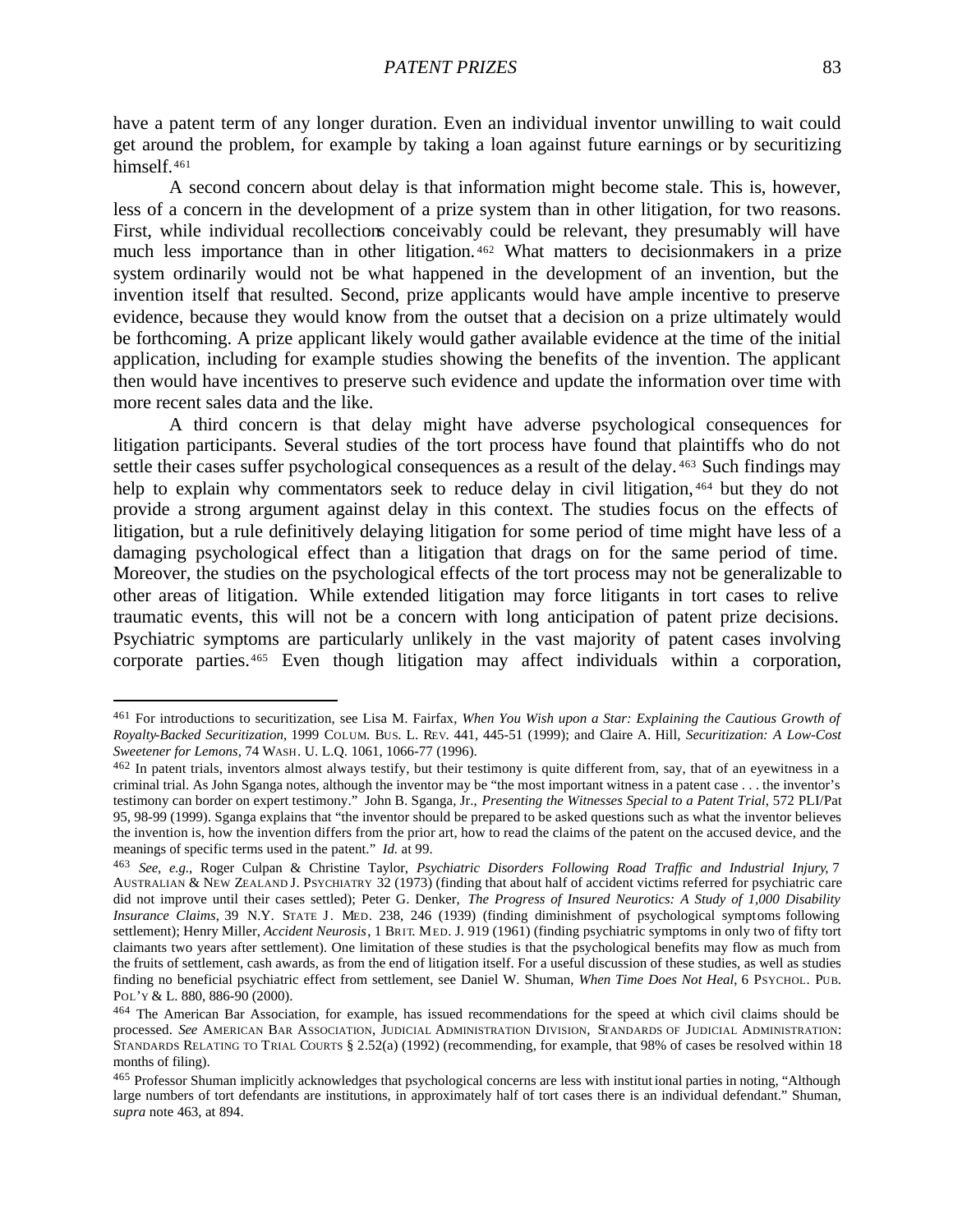have a patent term of any longer duration. Even an individual inventor unwilling to wait could get around the problem, for example by taking a loan against future earnings or by securitizing himself.[461]

A second concern about delay is that information might become stale. This is, however, less of a concern in the development of a prize system than in other litigation, for two reasons. First, while individual recollections conceivably could be relevant, they presumably will have much less importance than in other litigation.[462] What matters to decisionmakers in a prize system ordinarily would not be what happened in the development of an invention, but the invention itself that resulted. Second, prize applicants would have ample incentive to preserve evidence, because they would know from the outset that a decision on a prize ultimately would be forthcoming. A prize applicant likely would gather available evidence at the time of the initial application, including for example studies showing the benefits of the invention. The applicant then would have incentives to preserve such evidence and update the information over time with more recent sales data and the like.

A third concern is that delay might have adverse psychological consequences for litigation participants. Several studies of the tort process have found that plaintiffs who do not settle their cases suffer psychological consequences as a result of the delay.[463] Such findings may help to explain why commentators seek to reduce delay in civil litigation,[464] but they do not provide a strong argument against delay in this context. The studies focus on the effects of litigation, but a rule definitively delaying litigation for some period of time might have less of a damaging psychological effect than a litigation that drags on for the same period of time. Moreover, the studies on the psychological effects of the tort process may not be generalizable to other areas of litigation. While extended litigation may force litigants in tort cases to relive traumatic events, this will not be a concern with long anticipation of patent prize decisions. Psychiatric symptoms are particularly unlikely in the vast majority of patent cases involving corporate parties.[465] Even though litigation may affect individuals within a corporation,

---

[461] For introductions to securitization, see Lisa M. Fairfax, *When You Wish upon a Star: Explaining the Cautious Growth of Royalty-Backed Securitization*, 1999 COLUM. BUS. L. REV. 441, 445-51 (1999); and Claire A. Hill, *Securitization: A Low-Cost Sweetener for Lemons*, 74 WASH. U. L.Q. 1061, 1066-77 (1996).

[462] In patent trials, inventors almost always testify, but their testimony is quite different from, say, that of an eyewitness in a criminal trial. As John Sganga notes, although the inventor may be "the most important witness in a patent case . . . the inventor's testimony can border on expert testimony." John B. Sganga, Jr., *Presenting the Witnesses Special to a Patent Trial*, 572 PLI/Pat 95, 98-99 (1999). Sganga explains that "the inventor should be prepared to be asked questions such as what the inventor believes the invention is, how the invention differs from the prior art, how to read the claims of the patent on the accused device, and the meanings of specific terms used in the patent." *Id.* at 99.

[463] *See, e.g.*, Roger Culpan & Christine Taylor, *Psychiatric Disorders Following Road Traffic and Industrial Injury*, 7 AUSTRALIAN & NEW ZEALAND J. PSYCHIATRY 32 (1973) (finding that about half of accident victims referred for psychiatric care did not improve until their cases settled); Peter G. Denker, *The Progress of Insured Neurotics: A Study of 1,000 Disability Insurance Claims*, 39 N.Y. STATE J. MED. 238, 246 (1939) (finding diminishment of psychological symptoms following settlement); Henry Miller, *Accident Neurosis*, 1 BRIT. MED. J. 919 (1961) (finding psychiatric symptoms in only two of fifty tort claimants two years after settlement). One limitation of these studies is that the psychological benefits may flow as much from the fruits of settlement, cash awards, as from the end of litigation itself. For a useful discussion of these studies, as well as studies finding no beneficial psychiatric effect from settlement, see Daniel W. Shuman, *When Time Does Not Heal*, 6 PSYCHOL. PUB. POL'Y & L. 880, 886-90 (2000).

[464] The American Bar Association, for example, has issued recommendations for the speed at which civil claims should be processed. *See* AMERICAN BAR ASSOCIATION, JUDICIAL ADMINISTRATION DIVISION, STANDARDS OF JUDICIAL ADMINISTRATION: STANDARDS RELATING TO TRIAL COURTS § 2.52(a) (1992) (recommending, for example, that 98% of cases be resolved within 18 months of filing).

[465] Professor Shuman implicitly acknowledges that psychological concerns are less with institutional parties in noting, "Although large numbers of tort defendants are institutions, in approximately half of tort cases there is an individual defendant." Shuman, *supra* note 463, at 894.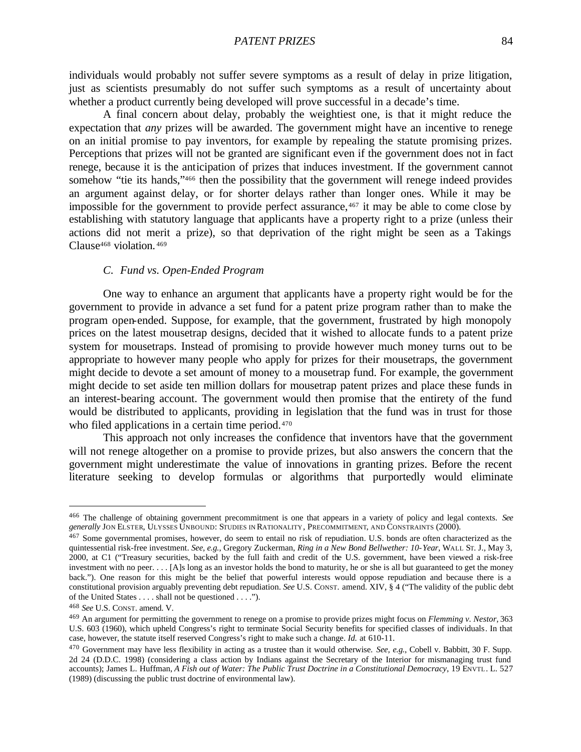individuals would probably not suffer severe symptoms as a result of delay in prize litigation, just as scientists presumably do not suffer such symptoms as a result of uncertainty about whether a product currently being developed will prove successful in a decade's time.

A final concern about delay, probably the weightiest one, is that it might reduce the expectation that *any* prizes will be awarded. The government might have an incentive to renege on an initial promise to pay inventors, for example by repealing the statute promising prizes. Perceptions that prizes will not be granted are significant even if the government does not in fact renege, because it is the anticipation of prizes that induces investment. If the government cannot somehow "tie its hands,"[466] then the possibility that the government will renege indeed provides an argument against delay, or for shorter delays rather than longer ones. While it may be impossible for the government to provide perfect assurance,[467] it may be able to come close by establishing with statutory language that applicants have a property right to a prize (unless their actions did not merit a prize), so that deprivation of the right might be seen as a Takings Clause[468] violation.[469]

### *C. Fund vs. Open-Ended Program*

One way to enhance an argument that applicants have a property right would be for the government to provide in advance a set fund for a patent prize program rather than to make the program open-ended. Suppose, for example, that the government, frustrated by high monopoly prices on the latest mousetrap designs, decided that it wished to allocate funds to a patent prize system for mousetraps. Instead of promising to provide however much money turns out to be appropriate to however many people who apply for prizes for their mousetraps, the government might decide to devote a set amount of money to a mousetrap fund. For example, the government might decide to set aside ten million dollars for mousetrap patent prizes and place these funds in an interest-bearing account. The government would then promise that the entirety of the fund would be distributed to applicants, providing in legislation that the fund was in trust for those who filed applications in a certain time period.[470]

This approach not only increases the confidence that inventors have that the government will not renege altogether on a promise to provide prizes, but also answers the concern that the government might underestimate the value of innovations in granting prizes. Before the recent literature seeking to develop formulas or algorithms that purportedly would eliminate

---

[466] The challenge of obtaining government precommitment is one that appears in a variety of policy and legal contexts. *See generally* JON ELSTER, ULYSSES UNBOUND: STUDIES IN RATIONALITY, PRECOMMITMENT, AND CONSTRAINTS (2000).

[467] Some governmental promises, however, do seem to entail no risk of repudiation. U.S. bonds are often characterized as the quintessential risk-free investment. *See, e.g.*, Gregory Zuckerman, *Ring in a New Bond Bellwether: 10-Year*, WALL ST. J., May 3, 2000, at C1 ("Treasury securities, backed by the full faith and credit of the U.S. government, have been viewed a risk-free investment with no peer. . . . [A]s long as an investor holds the bond to maturity, he or she is all but guaranteed to get the money back."). One reason for this might be the belief that powerful interests would oppose repudiation and because there is a constitutional provision arguably preventing debt repudiation. *See* U.S. CONST. amend. XIV, § 4 ("The validity of the public debt of the United States . . . . shall not be questioned . . . .").

[468] *See* U.S. CONST. amend. V.

[469] An argument for permitting the government to renege on a promise to provide prizes might focus on *Flemming v. Nestor*, 363 U.S. 603 (1960), which upheld Congress's right to terminate Social Security benefits for specified classes of individuals. In that case, however, the statute itself reserved Congress's right to make such a change. *Id.* at 610-11.

[470] Government may have less flexibility in acting as a trustee than it would otherwise. *See, e.g.*, Cobell v. Babbitt, 30 F. Supp. 2d 24 (D.D.C. 1998) (considering a class action by Indians against the Secretary of the Interior for mismanaging trust fund accounts); James L. Huffman, *A Fish out of Water: The Public Trust Doctrine in a Constitutional Democracy*, 19 ENVTL. L. 527 (1989) (discussing the public trust doctrine of environmental law).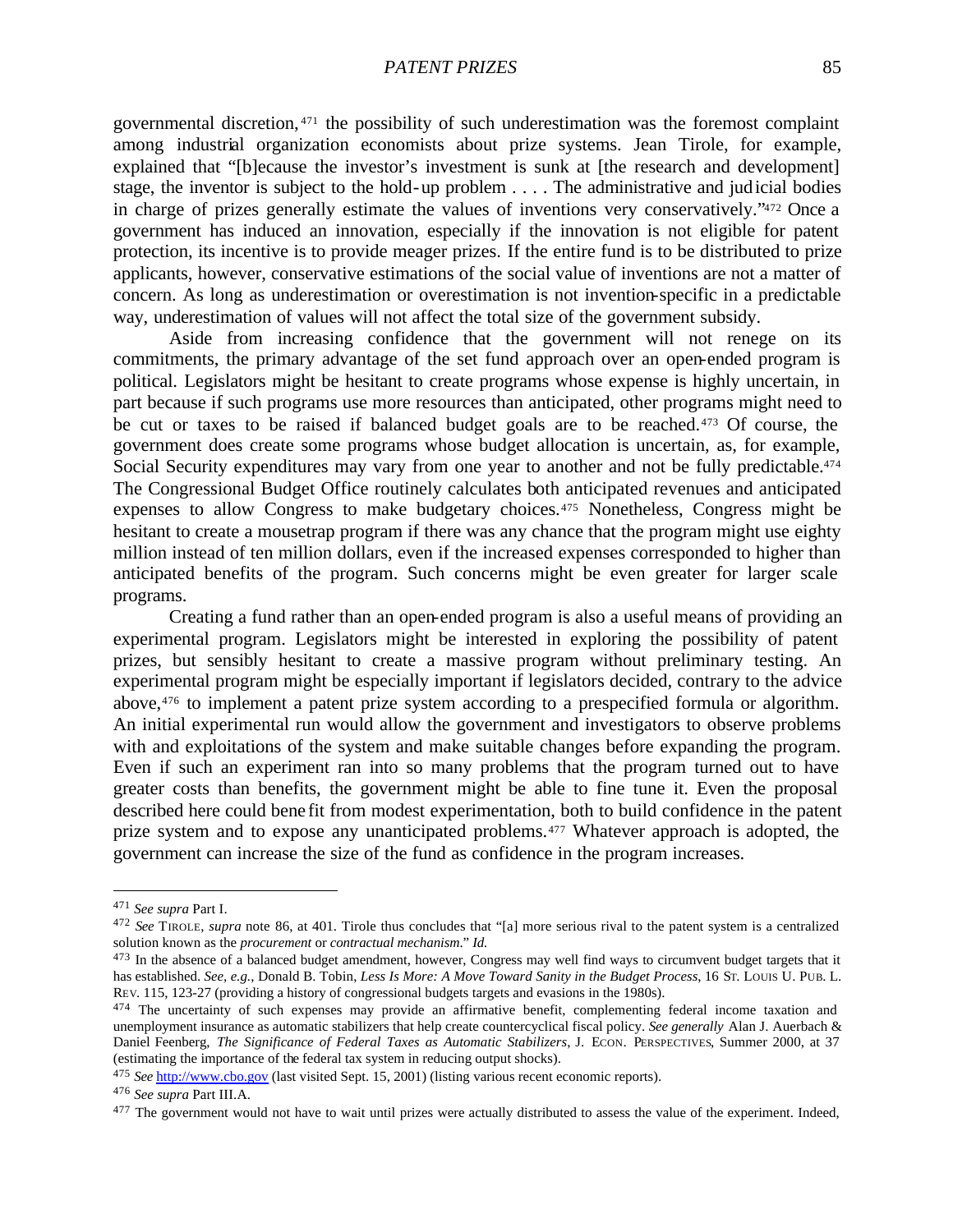governmental discretion,[471] the possibility of such underestimation was the foremost complaint among industrial organization economists about prize systems. Jean Tirole, for example, explained that "[b]ecause the investor's investment is sunk at [the research and development] stage, the inventor is subject to the hold-up problem . . . . The administrative and judicial bodies in charge of prizes generally estimate the values of inventions very conservatively."[472] Once a government has induced an innovation, especially if the innovation is not eligible for patent protection, its incentive is to provide meager prizes. If the entire fund is to be distributed to prize applicants, however, conservative estimations of the social value of inventions are not a matter of concern. As long as underestimation or overestimation is not invention-specific in a predictable way, underestimation of values will not affect the total size of the government subsidy.

Aside from increasing confidence that the government will not renege on its commitments, the primary advantage of the set fund approach over an open-ended program is political. Legislators might be hesitant to create programs whose expense is highly uncertain, in part because if such programs use more resources than anticipated, other programs might need to be cut or taxes to be raised if balanced budget goals are to be reached.[473] Of course, the government does create some programs whose budget allocation is uncertain, as, for example, Social Security expenditures may vary from one year to another and not be fully predictable.[474] The Congressional Budget Office routinely calculates both anticipated revenues and anticipated expenses to allow Congress to make budgetary choices.[475] Nonetheless, Congress might be hesitant to create a mousetrap program if there was any chance that the program might use eighty million instead of ten million dollars, even if the increased expenses corresponded to higher than anticipated benefits of the program. Such concerns might be even greater for larger scale programs.

Creating a fund rather than an open-ended program is also a useful means of providing an experimental program. Legislators might be interested in exploring the possibility of patent prizes, but sensibly hesitant to create a massive program without preliminary testing. An experimental program might be especially important if legislators decided, contrary to the advice above,[476] to implement a patent prize system according to a prespecified formula or algorithm. An initial experimental run would allow the government and investigators to observe problems with and exploitations of the system and make suitable changes before expanding the program. Even if such an experiment ran into so many problems that the program turned out to have greater costs than benefits, the government might be able to fine tune it. Even the proposal described here could benefit from modest experimentation, both to build confidence in the patent prize system and to expose any unanticipated problems.[477] Whatever approach is adopted, the government can increase the size of the fund as confidence in the program increases.

---

[471] *See supra* Part I.

[472] *See* TIROLE, *supra* note 86, at 401. Tirole thus concludes that "[a] more serious rival to the patent system is a centralized solution known as the *procurement* or *contractual mechanism*." *Id.*

[473] In the absence of a balanced budget amendment, however, Congress may well find ways to circumvent budget targets that it has established. *See, e.g.*, Donald B. Tobin, *Less Is More: A Move Toward Sanity in the Budget Process*, 16 ST. LOUIS U. PUB. L. REV. 115, 123-27 (providing a history of congressional budgets targets and evasions in the 1980s).

[474] The uncertainty of such expenses may provide an affirmative benefit, complementing federal income taxation and unemployment insurance as automatic stabilizers that help create countercyclical fiscal policy. *See generally* Alan J. Auerbach & Daniel Feenberg, *The Significance of Federal Taxes as Automatic Stabilizers*, J. ECON. PERSPECTIVES, Summer 2000, at 37 (estimating the importance of the federal tax system in reducing output shocks).

[475] *See* http://www.cbo.gov (last visited Sept. 15, 2001) (listing various recent economic reports).

[476] *See supra* Part III.A.

[477] The government would not have to wait until prizes were actually distributed to assess the value of the experiment. Indeed,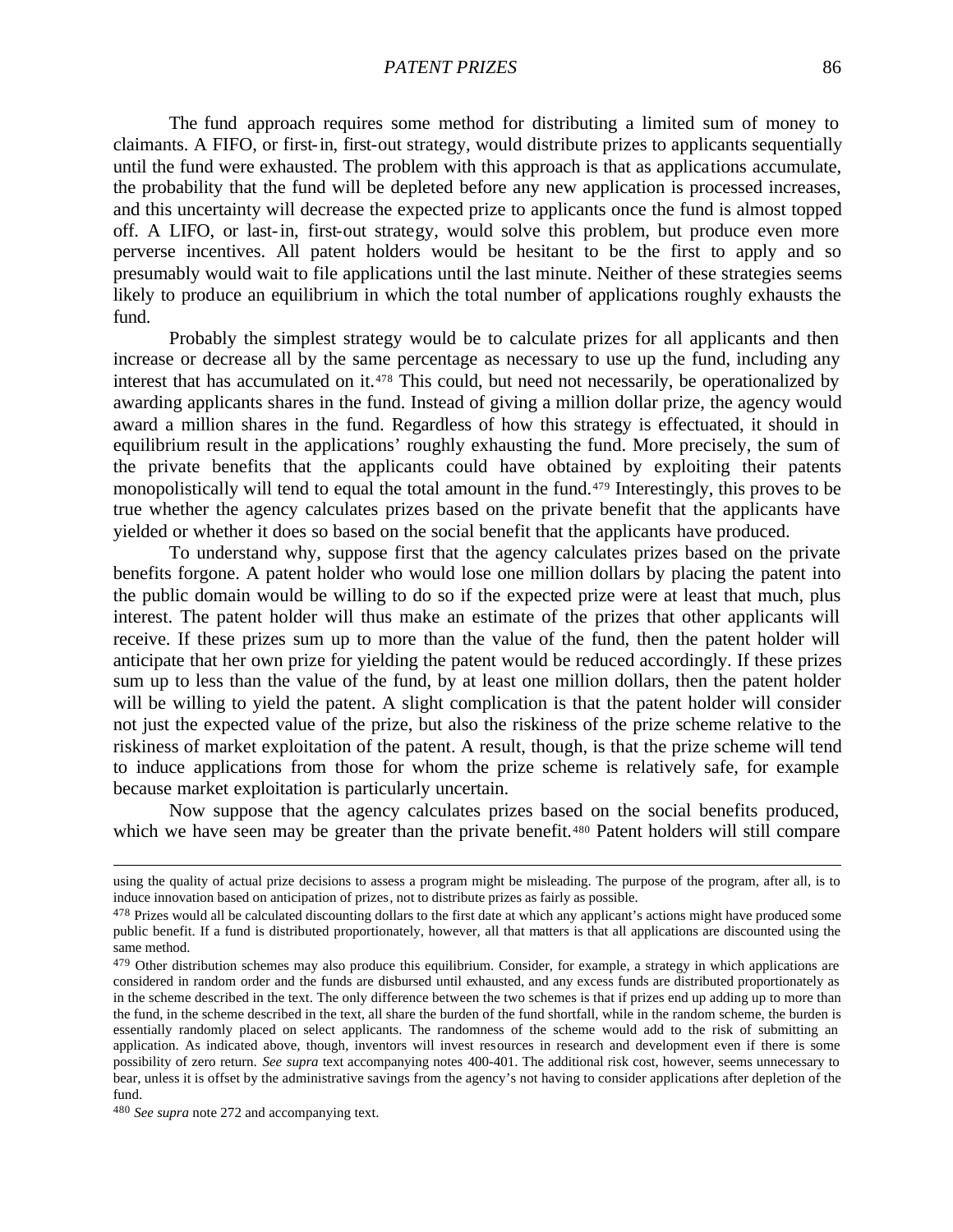The fund approach requires some method for distributing a limited sum of money to claimants. A FIFO, or first-in, first-out strategy, would distribute prizes to applicants sequentially until the fund were exhausted. The problem with this approach is that as applications accumulate, the probability that the fund will be depleted before any new application is processed increases, and this uncertainty will decrease the expected prize to applicants once the fund is almost topped off. A LIFO, or last-in, first-out strategy, would solve this problem, but produce even more perverse incentives. All patent holders would be hesitant to be the first to apply and so presumably would wait to file applications until the last minute. Neither of these strategies seems likely to produce an equilibrium in which the total number of applications roughly exhausts the fund.

Probably the simplest strategy would be to calculate prizes for all applicants and then increase or decrease all by the same percentage as necessary to use up the fund, including any interest that has accumulated on it.[478] This could, but need not necessarily, be operationalized by awarding applicants shares in the fund. Instead of giving a million dollar prize, the agency would award a million shares in the fund. Regardless of how this strategy is effectuated, it should in equilibrium result in the applications' roughly exhausting the fund. More precisely, the sum of the private benefits that the applicants could have obtained by exploiting their patents monopolistically will tend to equal the total amount in the fund.[479] Interestingly, this proves to be true whether the agency calculates prizes based on the private benefit that the applicants have yielded or whether it does so based on the social benefit that the applicants have produced.

To understand why, suppose first that the agency calculates prizes based on the private benefits forgone. A patent holder who would lose one million dollars by placing the patent into the public domain would be willing to do so if the expected prize were at least that much, plus interest. The patent holder will thus make an estimate of the prizes that other applicants will receive. If these prizes sum up to more than the value of the fund, then the patent holder will anticipate that her own prize for yielding the patent would be reduced accordingly. If these prizes sum up to less than the value of the fund, by at least one million dollars, then the patent holder will be willing to yield the patent. A slight complication is that the patent holder will consider not just the expected value of the prize, but also the riskiness of the prize scheme relative to the riskiness of market exploitation of the patent. A result, though, is that the prize scheme will tend to induce applications from those for whom the prize scheme is relatively safe, for example because market exploitation is particularly uncertain.

Now suppose that the agency calculates prizes based on the social benefits produced, which we have seen may be greater than the private benefit.[480] Patent holders will still compare

---

using the quality of actual prize decisions to assess a program might be misleading. The purpose of the program, after all, is to induce innovation based on anticipation of prizes, not to distribute prizes as fairly as possible.

[478] Prizes would all be calculated discounting dollars to the first date at which any applicant's actions might have produced some public benefit. If a fund is distributed proportionately, however, all that matters is that all applications are discounted using the same method.

[479] Other distribution schemes may also produce this equilibrium. Consider, for example, a strategy in which applications are considered in random order and the funds are disbursed until exhausted, and any excess funds are distributed proportionately as in the scheme described in the text. The only difference between the two schemes is that if prizes end up adding up to more than the fund, in the scheme described in the text, all share the burden of the fund shortfall, while in the random scheme, the burden is essentially randomly placed on select applicants. The randomness of the scheme would add to the risk of submitting an application. As indicated above, though, inventors will invest resources in research and development even if there is some possibility of zero return. *See supra* text accompanying notes 400-401. The additional risk cost, however, seems unnecessary to bear, unless it is offset by the administrative savings from the agency's not having to consider applications after depletion of the fund.

[480] *See supra* note 272 and accompanying text.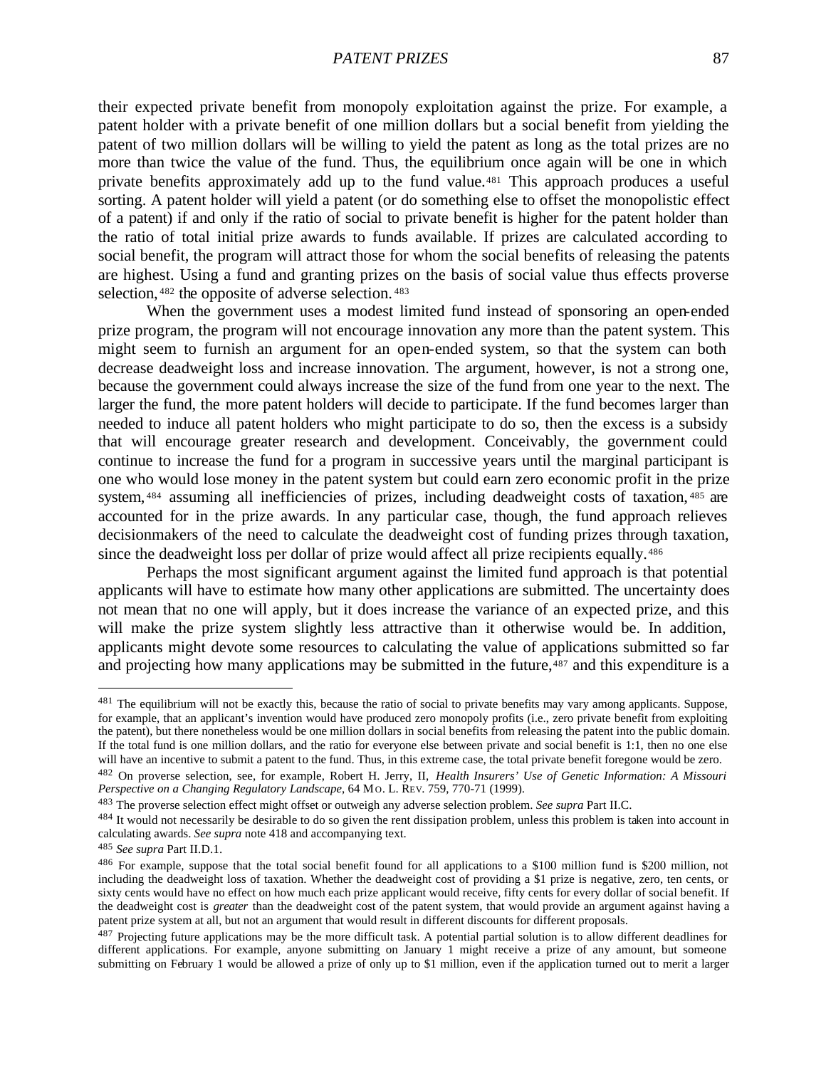their expected private benefit from monopoly exploitation against the prize. For example, a patent holder with a private benefit of one million dollars but a social benefit from yielding the patent of two million dollars will be willing to yield the patent as long as the total prizes are no more than twice the value of the fund. Thus, the equilibrium once again will be one in which private benefits approximately add up to the fund value.[481] This approach produces a useful sorting. A patent holder will yield a patent (or do something else to offset the monopolistic effect of a patent) if and only if the ratio of social to private benefit is higher for the patent holder than the ratio of total initial prize awards to funds available. If prizes are calculated according to social benefit, the program will attract those for whom the social benefits of releasing the patents are highest. Using a fund and granting prizes on the basis of social value thus effects proverse selection,[482] the opposite of adverse selection.[483]

When the government uses a modest limited fund instead of sponsoring an open-ended prize program, the program will not encourage innovation any more than the patent system. This might seem to furnish an argument for an open-ended system, so that the system can both decrease deadweight loss and increase innovation. The argument, however, is not a strong one, because the government could always increase the size of the fund from one year to the next. The larger the fund, the more patent holders will decide to participate. If the fund becomes larger than needed to induce all patent holders who might participate to do so, then the excess is a subsidy that will encourage greater research and development. Conceivably, the government could continue to increase the fund for a program in successive years until the marginal participant is one who would lose money in the patent system but could earn zero economic profit in the prize system,[484] assuming all inefficiencies of prizes, including deadweight costs of taxation,[485] are accounted for in the prize awards. In any particular case, though, the fund approach relieves decisionmakers of the need to calculate the deadweight cost of funding prizes through taxation, since the deadweight loss per dollar of prize would affect all prize recipients equally.[486]

Perhaps the most significant argument against the limited fund approach is that potential applicants will have to estimate how many other applications are submitted. The uncertainty does not mean that no one will apply, but it does increase the variance of an expected prize, and this will make the prize system slightly less attractive than it otherwise would be. In addition, applicants might devote some resources to calculating the value of applications submitted so far and projecting how many applications may be submitted in the future,[487] and this expenditure is a

---

[481] The equilibrium will not be exactly this, because the ratio of social to private benefits may vary among applicants. Suppose, for example, that an applicant's invention would have produced zero monopoly profits (i.e., zero private benefit from exploiting the patent), but there nonetheless would be one million dollars in social benefits from releasing the patent into the public domain. If the total fund is one million dollars, and the ratio for everyone else between private and social benefit is 1:1, then no one else will have an incentive to submit a patent to the fund. Thus, in this extreme case, the total private benefit foregone would be zero.

[482] On proverse selection, see, for example, Robert H. Jerry, II, *Health Insurers' Use of Genetic Information: A Missouri Perspective on a Changing Regulatory Landscape*, 64 MO. L. REV. 759, 770-71 (1999).

[483] The proverse selection effect might offset or outweigh any adverse selection problem. *See supra* Part II.C.

[484] It would not necessarily be desirable to do so given the rent dissipation problem, unless this problem is taken into account in calculating awards. *See supra* note 418 and accompanying text.

[485] *See supra* Part II.D.1.

[486] For example, suppose that the total social benefit found for all applications to a $100 million fund is $200 million, not including the deadweight loss of taxation. Whether the deadweight cost of providing a $1 prize is negative, zero, ten cents, or sixty cents would have no effect on how much each prize applicant would receive, fifty cents for every dollar of social benefit. If the deadweight cost is *greater* than the deadweight cost of the patent system, that would provide an argument against having a patent prize system at all, but not an argument that would result in different discounts for different proposals.

[487] Projecting future applications may be the more difficult task. A potential partial solution is to allow different deadlines for different applications. For example, anyone submitting on January 1 might receive a prize of any amount, but someone submitting on February 1 would be allowed a prize of only up to $1 million, even if the application turned out to merit a larger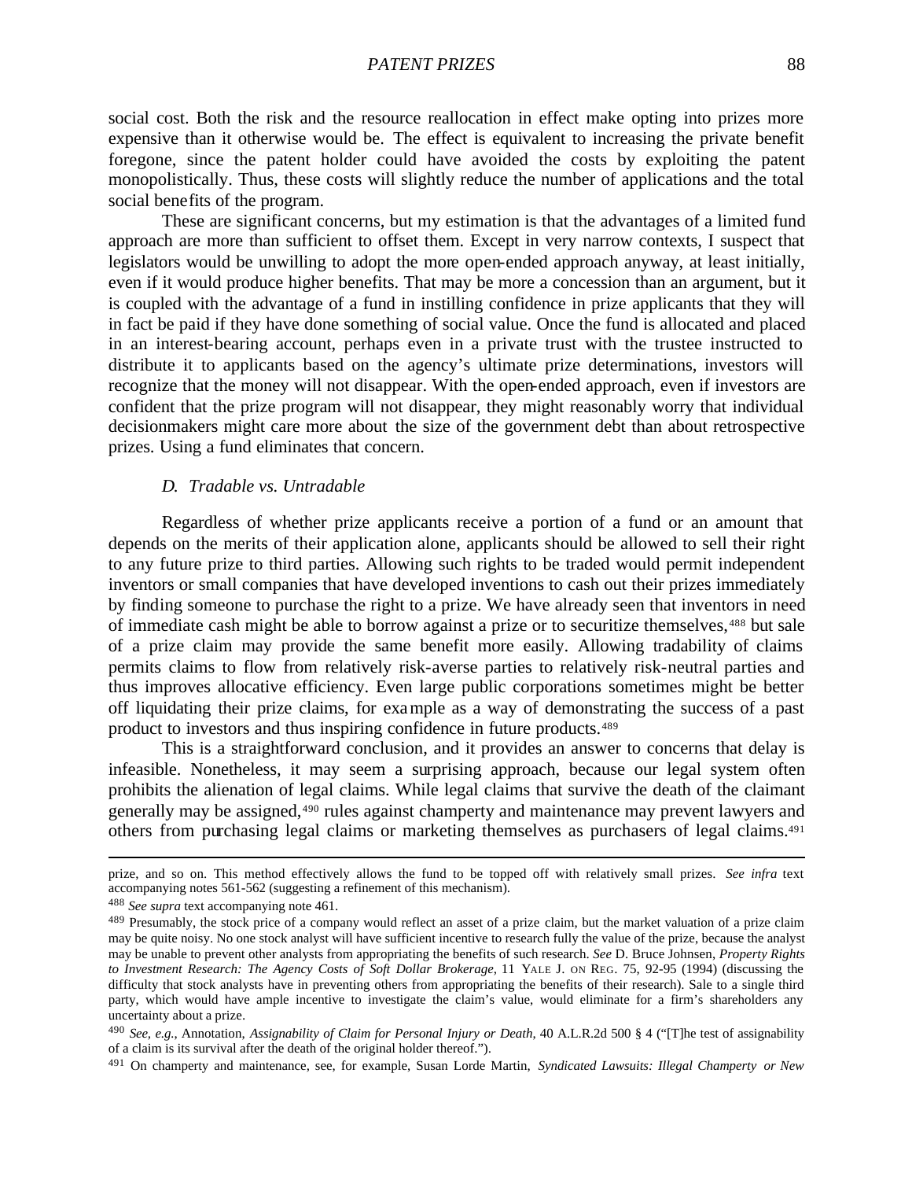social cost. Both the risk and the resource reallocation in effect make opting into prizes more expensive than it otherwise would be. The effect is equivalent to increasing the private benefit foregone, since the patent holder could have avoided the costs by exploiting the patent monopolistically. Thus, these costs will slightly reduce the number of applications and the total social benefits of the program.

These are significant concerns, but my estimation is that the advantages of a limited fund approach are more than sufficient to offset them. Except in very narrow contexts, I suspect that legislators would be unwilling to adopt the more open-ended approach anyway, at least initially, even if it would produce higher benefits. That may be more a concession than an argument, but it is coupled with the advantage of a fund in instilling confidence in prize applicants that they will in fact be paid if they have done something of social value. Once the fund is allocated and placed in an interest-bearing account, perhaps even in a private trust with the trustee instructed to distribute it to applicants based on the agency's ultimate prize determinations, investors will recognize that the money will not disappear. With the open-ended approach, even if investors are confident that the prize program will not disappear, they might reasonably worry that individual decisionmakers might care more about the size of the government debt than about retrospective prizes. Using a fund eliminates that concern.

### *D. Tradable vs. Untradable*

Regardless of whether prize applicants receive a portion of a fund or an amount that depends on the merits of their application alone, applicants should be allowed to sell their right to any future prize to third parties. Allowing such rights to be traded would permit independent inventors or small companies that have developed inventions to cash out their prizes immediately by finding someone to purchase the right to a prize. We have already seen that inventors in need of immediate cash might be able to borrow against a prize or to securitize themselves,[488] but sale of a prize claim may provide the same benefit more easily. Allowing tradability of claims permits claims to flow from relatively risk-averse parties to relatively risk-neutral parties and thus improves allocative efficiency. Even large public corporations sometimes might be better off liquidating their prize claims, for example as a way of demonstrating the success of a past product to investors and thus inspiring confidence in future products.[489]

This is a straightforward conclusion, and it provides an answer to concerns that delay is infeasible. Nonetheless, it may seem a surprising approach, because our legal system often prohibits the alienation of legal claims. While legal claims that survive the death of the claimant generally may be assigned,[490] rules against champerty and maintenance may prevent lawyers and others from purchasing legal claims or marketing themselves as purchasers of legal claims.[491]

---

prize, and so on. This method effectively allows the fund to be topped off with relatively small prizes. *See infra* text accompanying notes 561-562 (suggesting a refinement of this mechanism).

[488] *See supra* text accompanying note 461.

[489] Presumably, the stock price of a company would reflect an asset of a prize claim, but the market valuation of a prize claim may be quite noisy. No one stock analyst will have sufficient incentive to research fully the value of the prize, because the analyst may be unable to prevent other analysts from appropriating the benefits of such research. *See* D. Bruce Johnsen, *Property Rights to Investment Research: The Agency Costs of Soft Dollar Brokerage*, 11 YALE J. ON REG. 75, 92-95 (1994) (discussing the difficulty that stock analysts have in preventing others from appropriating the benefits of their research). Sale to a single third party, which would have ample incentive to investigate the claim's value, would eliminate for a firm's shareholders any uncertainty about a prize.

[490] *See, e.g.*, Annotation, *Assignability of Claim for Personal Injury or Death*, 40 A.L.R.2d 500 § 4 ("[T]he test of assignability of a claim is its survival after the death of the original holder thereof.").

[491] On champerty and maintenance, see, for example, Susan Lorde Martin, *Syndicated Lawsuits: Illegal Champerty or New*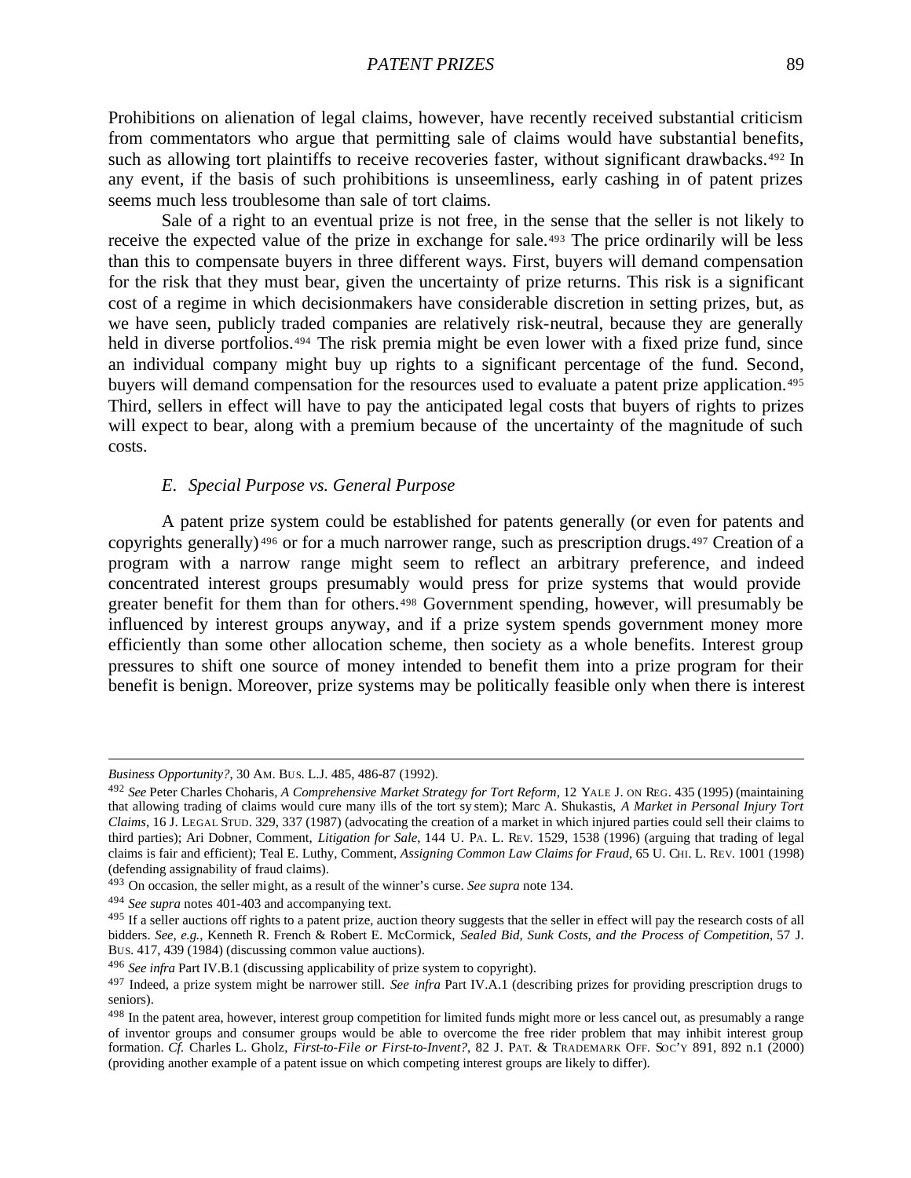Prohibitions on alienation of legal claims, however, have recently received substantial criticism from commentators who argue that permitting sale of claims would have substantial benefits, such as allowing tort plaintiffs to receive recoveries faster, without significant drawbacks.[492] In any event, if the basis of such prohibitions is unseemliness, early cashing in of patent prizes seems much less troublesome than sale of tort claims.

Sale of a right to an eventual prize is not free, in the sense that the seller is not likely to receive the expected value of the prize in exchange for sale.[493] The price ordinarily will be less than this to compensate buyers in three different ways. First, buyers will demand compensation for the risk that they must bear, given the uncertainty of prize returns. This risk is a significant cost of a regime in which decisionmakers have considerable discretion in setting prizes, but, as we have seen, publicly traded companies are relatively risk-neutral, because they are generally held in diverse portfolios.[494] The risk premia might be even lower with a fixed prize fund, since an individual company might buy up rights to a significant percentage of the fund. Second, buyers will demand compensation for the resources used to evaluate a patent prize application.[495] Third, sellers in effect will have to pay the anticipated legal costs that buyers of rights to prizes will expect to bear, along with a premium because of the uncertainty of the magnitude of such costs.

### *E. Special Purpose vs. General Purpose*

A patent prize system could be established for patents generally (or even for patents and copyrights generally)[496] or for a much narrower range, such as prescription drugs.[497] Creation of a program with a narrow range might seem to reflect an arbitrary preference, and indeed concentrated interest groups presumably would press for prize systems that would provide greater benefit for them than for others.[498] Government spending, however, will presumably be influenced by interest groups anyway, and if a prize system spends government money more efficiently than some other allocation scheme, then society as a whole benefits. Interest group pressures to shift one source of money intended to benefit them into a prize program for their benefit is benign. Moreover, prize systems may be politically feasible only when there is interest

---

*Business Opportunity?*, 30 AM. BUS. L.J. 485, 486-87 (1992).

[492] *See* Peter Charles Choharis, *A Comprehensive Market Strategy for Tort Reform*, 12 YALE J. ON REG. 435 (1995) (maintaining that allowing trading of claims would cure many ills of the tort system); Marc A. Shukastis, *A Market in Personal Injury Tort Claims*, 16 J. LEGAL STUD. 329, 337 (1987) (advocating the creation of a market in which injured parties could sell their claims to third parties); Ari Dobner, Comment, *Litigation for Sale*, 144 U. PA. L. REV. 1529, 1538 (1996) (arguing that trading of legal claims is fair and efficient); Teal E. Luthy, Comment, *Assigning Common Law Claims for Fraud*, 65 U. CHI. L. REV. 1001 (1998) (defending assignability of fraud claims).

[493] On occasion, the seller might, as a result of the winner's curse. *See supra* note 134.

[494] *See supra* notes 401-403 and accompanying text.

[495] If a seller auctions off rights to a patent prize, auction theory suggests that the seller in effect will pay the research costs of all bidders. *See, e.g.*, Kenneth R. French & Robert E. McCormick, *Sealed Bid, Sunk Costs, and the Process of Competition*, 57 J. BUS. 417, 439 (1984) (discussing common value auctions).

[496] *See infra* Part IV.B.1 (discussing applicability of prize system to copyright).

[497] Indeed, a prize system might be narrower still. *See infra* Part IV.A.1 (describing prizes for providing prescription drugs to seniors).

[498] In the patent area, however, interest group competition for limited funds might more or less cancel out, as presumably a range of inventor groups and consumer groups would be able to overcome the free rider problem that may inhibit interest group formation. *Cf.* Charles L. Gholz, *First-to-File or First-to-Invent?*, 82 J. PAT. & TRADEMARK OFF. SOC'Y 891, 892 n.1 (2000) (providing another example of a patent issue on which competing interest groups are likely to differ).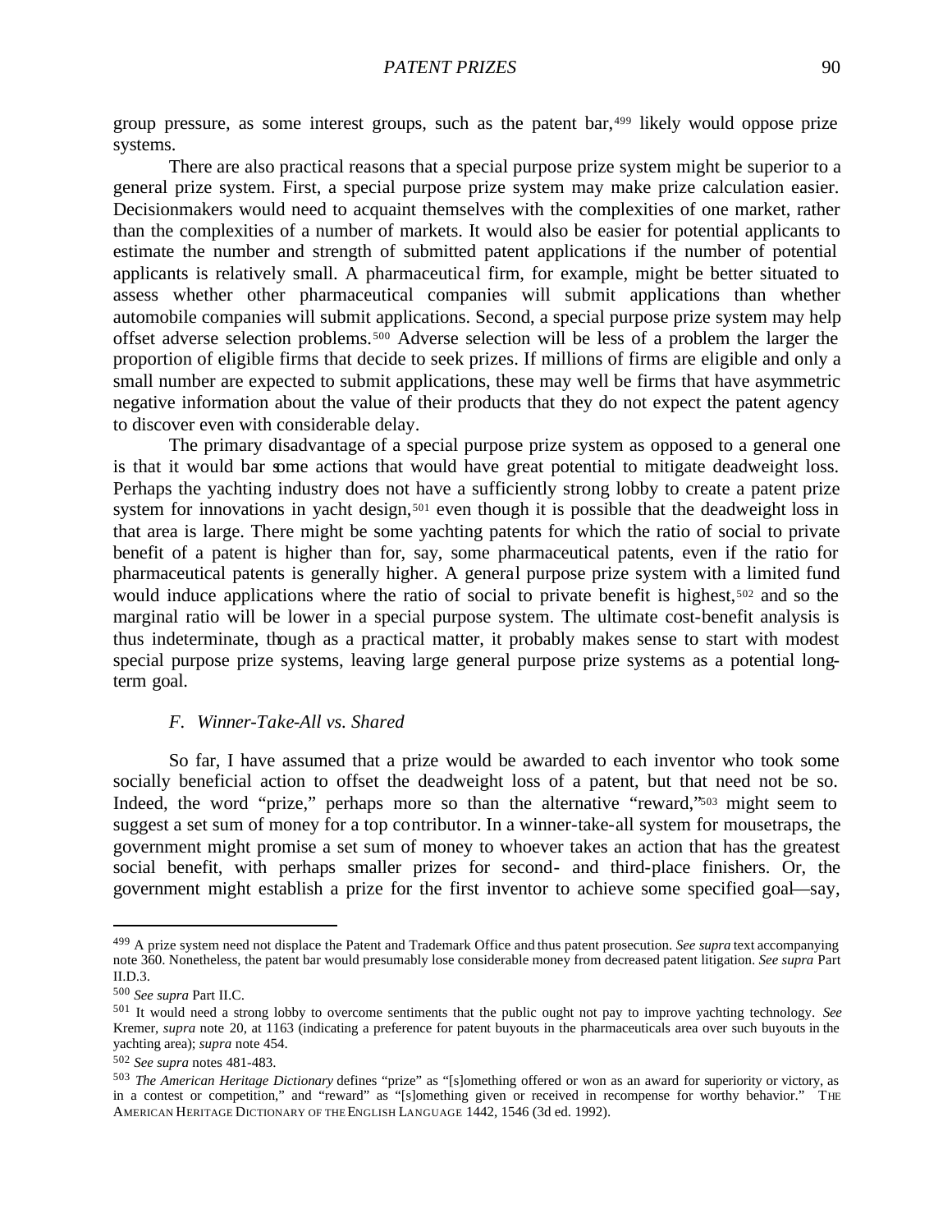group pressure, as some interest groups, such as the patent bar,[499] likely would oppose prize systems.

There are also practical reasons that a special purpose prize system might be superior to a general prize system. First, a special purpose prize system may make prize calculation easier. Decisionmakers would need to acquaint themselves with the complexities of one market, rather than the complexities of a number of markets. It would also be easier for potential applicants to estimate the number and strength of submitted patent applications if the number of potential applicants is relatively small. A pharmaceutical firm, for example, might be better situated to assess whether other pharmaceutical companies will submit applications than whether automobile companies will submit applications. Second, a special purpose prize system may help offset adverse selection problems.[500] Adverse selection will be less of a problem the larger the proportion of eligible firms that decide to seek prizes. If millions of firms are eligible and only a small number are expected to submit applications, these may well be firms that have asymmetric negative information about the value of their products that they do not expect the patent agency to discover even with considerable delay.

The primary disadvantage of a special purpose prize system as opposed to a general one is that it would bar some actions that would have great potential to mitigate deadweight loss. Perhaps the yachting industry does not have a sufficiently strong lobby to create a patent prize system for innovations in yacht design,[501] even though it is possible that the deadweight loss in that area is large. There might be some yachting patents for which the ratio of social to private benefit of a patent is higher than for, say, some pharmaceutical patents, even if the ratio for pharmaceutical patents is generally higher. A general purpose prize system with a limited fund would induce applications where the ratio of social to private benefit is highest,[502] and so the marginal ratio will be lower in a special purpose system. The ultimate cost-benefit analysis is thus indeterminate, though as a practical matter, it probably makes sense to start with modest special purpose prize systems, leaving large general purpose prize systems as a potential long-term goal.

### *F. Winner-Take-All vs. Shared*

So far, I have assumed that a prize would be awarded to each inventor who took some socially beneficial action to offset the deadweight loss of a patent, but that need not be so. Indeed, the word "prize," perhaps more so than the alternative "reward,"[503] might seem to suggest a set sum of money for a top contributor. In a winner-take-all system for mousetraps, the government might promise a set sum of money to whoever takes an action that has the greatest social benefit, with perhaps smaller prizes for second- and third-place finishers. Or, the government might establish a prize for the first inventor to achieve some specified goal—say,

---

[499] A prize system need not displace the Patent and Trademark Office and thus patent prosecution. *See supra* text accompanying note 360. Nonetheless, the patent bar would presumably lose considerable money from decreased patent litigation. *See supra* Part II.D.3.

[500] *See supra* Part II.C.

[501] It would need a strong lobby to overcome sentiments that the public ought not pay to improve yachting technology. *See* Kremer, *supra* note 20, at 1163 (indicating a preference for patent buyouts in the pharmaceuticals area over such buyouts in the yachting area); *supra* note 454.

[502] *See supra* notes 481-483.

[503] *The American Heritage Dictionary* defines "prize" as "[s]omething offered or won as an award for superiority or victory, as in a contest or competition," and "reward" as "[s]omething given or received in recompense for worthy behavior." THE AMERICAN HERITAGE DICTIONARY OF THE ENGLISH LANGUAGE 1442, 1546 (3d ed. 1992).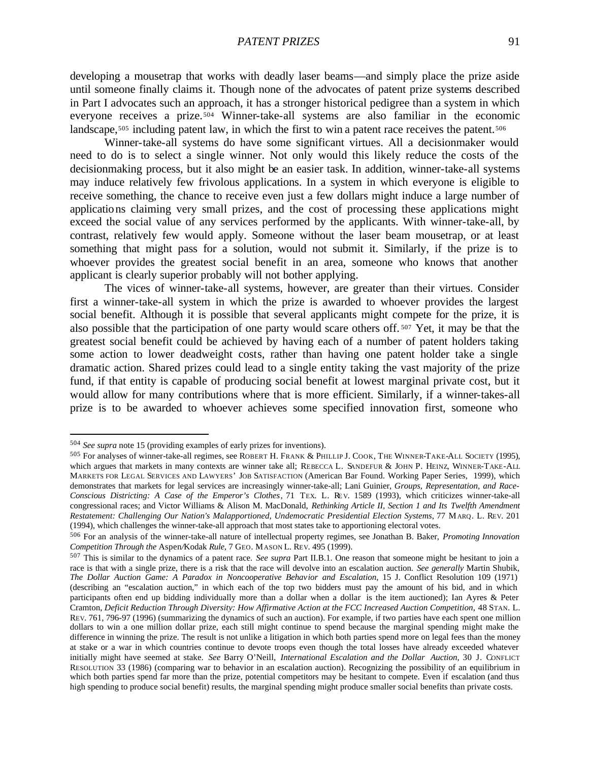developing a mousetrap that works with deadly laser beams—and simply place the prize aside until someone finally claims it. Though none of the advocates of patent prize systems described in Part I advocates such an approach, it has a stronger historical pedigree than a system in which everyone receives a prize.[504] Winner-take-all systems are also familiar in the economic landscape,[505] including patent law, in which the first to win a patent race receives the patent.[506]

Winner-take-all systems do have some significant virtues. All a decisionmaker would need to do is to select a single winner. Not only would this likely reduce the costs of the decisionmaking process, but it also might be an easier task. In addition, winner-take-all systems may induce relatively few frivolous applications. In a system in which everyone is eligible to receive something, the chance to receive even just a few dollars might induce a large number of applications claiming very small prizes, and the cost of processing these applications might exceed the social value of any services performed by the applicants. With winner-take-all, by contrast, relatively few would apply. Someone without the laser beam mousetrap, or at least something that might pass for a solution, would not submit it. Similarly, if the prize is to whoever provides the greatest social benefit in an area, someone who knows that another applicant is clearly superior probably will not bother applying.

The vices of winner-take-all systems, however, are greater than their virtues. Consider first a winner-take-all system in which the prize is awarded to whoever provides the largest social benefit. Although it is possible that several applicants might compete for the prize, it is also possible that the participation of one party would scare others off.[507] Yet, it may be that the greatest social benefit could be achieved by having each of a number of patent holders taking some action to lower deadweight costs, rather than having one patent holder take a single dramatic action. Shared prizes could lead to a single entity taking the vast majority of the prize fund, if that entity is capable of producing social benefit at lowest marginal private cost, but it would allow for many contributions where that is more efficient. Similarly, if a winner-takes-all prize is to be awarded to whoever achieves some specified innovation first, someone who

---

[504] *See supra* note 15 (providing examples of early prizes for inventions).

[505] For analyses of winner-take-all regimes, see ROBERT H. FRANK & PHILLIP J. COOK, THE WINNER-TAKE-ALL SOCIETY (1995), which argues that markets in many contexts are winner take all; REBECCA L. SANDEFUR & JOHN P. HEINZ, WINNER-TAKE-ALL MARKETS FOR LEGAL SERVICES AND LAWYERS' JOB SATISFACTION (American Bar Found. Working Paper Series, 1999), which demonstrates that markets for legal services are increasingly winner-take-all; Lani Guinier, *Groups, Representation, and Race-Conscious Districting: A Case of the Emperor's Clothes*, 71 TEX. L. REV. 1589 (1993), which criticizes winner-take-all congressional races; and Victor Williams & Alison M. MacDonald, *Rethinking Article II, Section 1 and Its Twelfth Amendment Restatement: Challenging Our Nation's Malapportioned, Undemocratic Presidential Election Systems*, 77 MARQ. L. REV. 201 (1994), which challenges the winner-take-all approach that most states take to apportioning electoral votes.

[506] For an analysis of the winner-take-all nature of intellectual property regimes, see Jonathan B. Baker, *Promoting Innovation Competition Through the* Aspen/Kodak *Rule*, 7 GEO. MASON L. REV. 495 (1999).

[507] This is similar to the dynamics of a patent race. *See supra* Part II.B.1. One reason that someone might be hesitant to join a race is that with a single prize, there is a risk that the race will devolve into an escalation auction. *See generally* Martin Shubik, *The Dollar Auction Game: A Paradox in Noncooperative Behavior and Escalation*, 15 J. Conflict Resolution 109 (1971) (describing an "escalation auction," in which each of the top two bidders must pay the amount of his bid, and in which participants often end up bidding individually more than a dollar when a dollar is the item auctioned); Ian Ayres & Peter Cramton, *Deficit Reduction Through Diversity: How Affirmative Action at the FCC Increased Auction Competition*, 48 STAN. L. REV. 761, 796-97 (1996) (summarizing the dynamics of such an auction). For example, if two parties have each spent one million dollars to win a one million dollar prize, each still might continue to spend because the marginal spending might make the difference in winning the prize. The result is not unlike a litigation in which both parties spend more on legal fees than the money at stake or a war in which countries continue to devote troops even though the total losses have already exceeded whatever initially might have seemed at stake. *See* Barry O'Neill, *International Escalation and the Dollar Auction*, 30 J. CONFLICT RESOLUTION 33 (1986) (comparing war to behavior in an escalation auction). Recognizing the possibility of an equilibrium in which both parties spend far more than the prize, potential competitors may be hesitant to compete. Even if escalation (and thus high spending to produce social benefit) results, the marginal spending might produce smaller social benefits than private costs.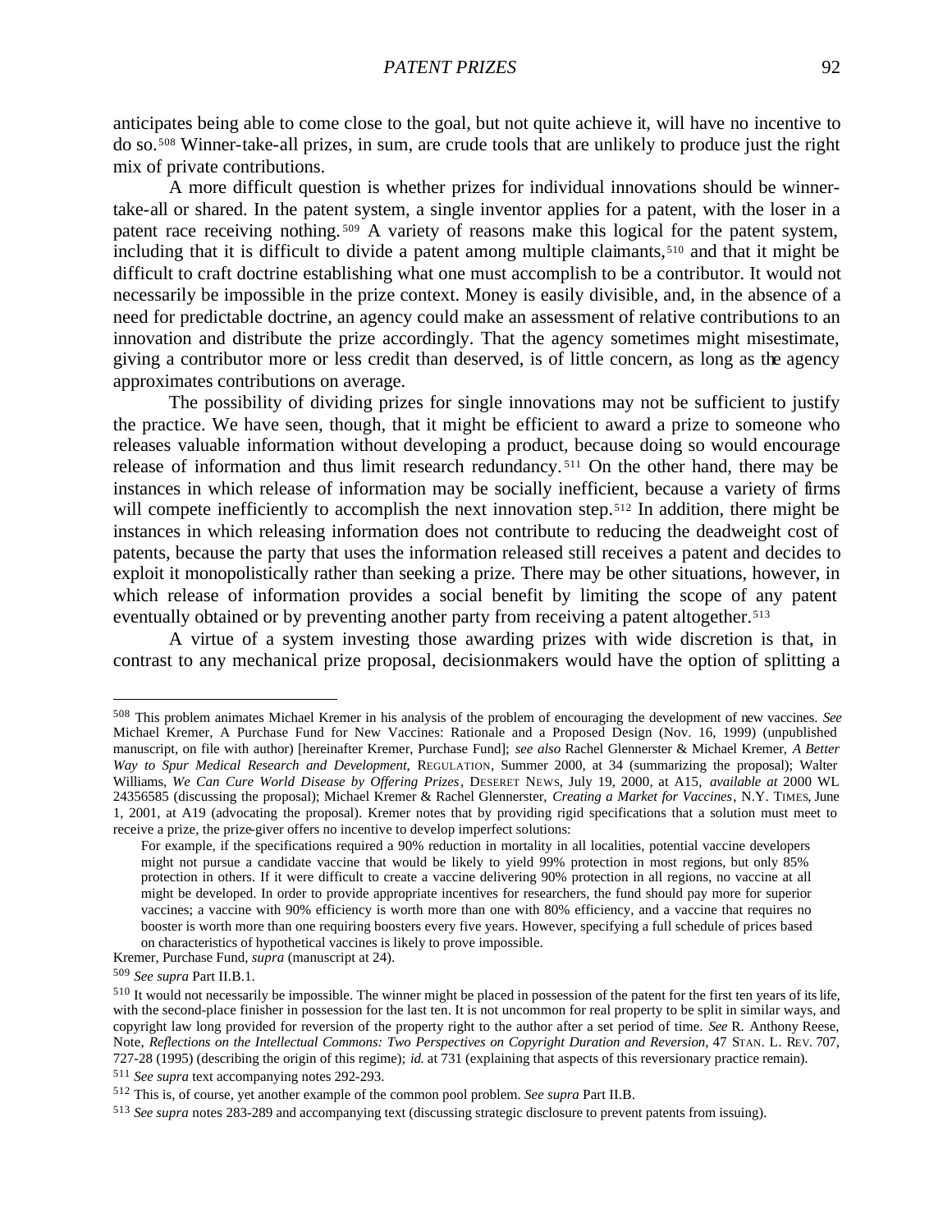anticipates being able to come close to the goal, but not quite achieve it, will have no incentive to do so.[508] Winner-take-all prizes, in sum, are crude tools that are unlikely to produce just the right mix of private contributions.

A more difficult question is whether prizes for individual innovations should be winner-take-all or shared. In the patent system, a single inventor applies for a patent, with the loser in a patent race receiving nothing.[509] A variety of reasons make this logical for the patent system, including that it is difficult to divide a patent among multiple claimants,[510] and that it might be difficult to craft doctrine establishing what one must accomplish to be a contributor. It would not necessarily be impossible in the prize context. Money is easily divisible, and, in the absence of a need for predictable doctrine, an agency could make an assessment of relative contributions to an innovation and distribute the prize accordingly. That the agency sometimes might misestimate, giving a contributor more or less credit than deserved, is of little concern, as long as the agency approximates contributions on average.

The possibility of dividing prizes for single innovations may not be sufficient to justify the practice. We have seen, though, that it might be efficient to award a prize to someone who releases valuable information without developing a product, because doing so would encourage release of information and thus limit research redundancy.[511] On the other hand, there may be instances in which release of information may be socially inefficient, because a variety of firms will compete inefficiently to accomplish the next innovation step.[512] In addition, there might be instances in which releasing information does not contribute to reducing the deadweight cost of patents, because the party that uses the information released still receives a patent and decides to exploit it monopolistically rather than seeking a prize. There may be other situations, however, in which release of information provides a social benefit by limiting the scope of any patent eventually obtained or by preventing another party from receiving a patent altogether.[513]

A virtue of a system investing those awarding prizes with wide discretion is that, in contrast to any mechanical prize proposal, decisionmakers would have the option of splitting a

---

[508] This problem animates Michael Kremer in his analysis of the problem of encouraging the development of new vaccines. *See* Michael Kremer, A Purchase Fund for New Vaccines: Rationale and a Proposed Design (Nov. 16, 1999) (unpublished manuscript, on file with author) [hereinafter Kremer, Purchase Fund]; *see also* Rachel Glennerster & Michael Kremer, *A Better Way to Spur Medical Research and Development*, REGULATION, Summer 2000, at 34 (summarizing the proposal); Walter Williams, *We Can Cure World Disease by Offering Prizes*, DESERET NEWS, July 19, 2000, at A15, *available at* 2000 WL 24356585 (discussing the proposal); Michael Kremer & Rachel Glennerster, *Creating a Market for Vaccines*, N.Y. TIMES, June 1, 2001, at A19 (advocating the proposal). Kremer notes that by providing rigid specifications that a solution must meet to receive a prize, the prize-giver offers no incentive to develop imperfect solutions:

> For example, if the specifications required a 90% reduction in mortality in all localities, potential vaccine developers might not pursue a candidate vaccine that would be likely to yield 99% protection in most regions, but only 85% protection in others. If it were difficult to create a vaccine delivering 90% protection in all regions, no vaccine at all might be developed. In order to provide appropriate incentives for researchers, the fund should pay more for superior vaccines; a vaccine with 90% efficiency is worth more than one with 80% efficiency, and a vaccine that requires no booster is worth more than one requiring boosters every five years. However, specifying a full schedule of prices based on characteristics of hypothetical vaccines is likely to prove impossible.

Kremer, Purchase Fund, *supra* (manuscript at 24).

[509] *See supra* Part II.B.1.

[510] It would not necessarily be impossible. The winner might be placed in possession of the patent for the first ten years of its life, with the second-place finisher in possession for the last ten. It is not uncommon for real property to be split in similar ways, and copyright law long provided for reversion of the property right to the author after a set period of time. *See* R. Anthony Reese, Note, *Reflections on the Intellectual Commons: Two Perspectives on Copyright Duration and Reversion*, 47 STAN. L. REV. 707, 727-28 (1995) (describing the origin of this regime); *id.* at 731 (explaining that aspects of this reversionary practice remain).

[511] *See supra* text accompanying notes 292-293.

[512] This is, of course, yet another example of the common pool problem. *See supra* Part II.B.

[513] *See supra* notes 283-289 and accompanying text (discussing strategic disclosure to prevent patents from issuing).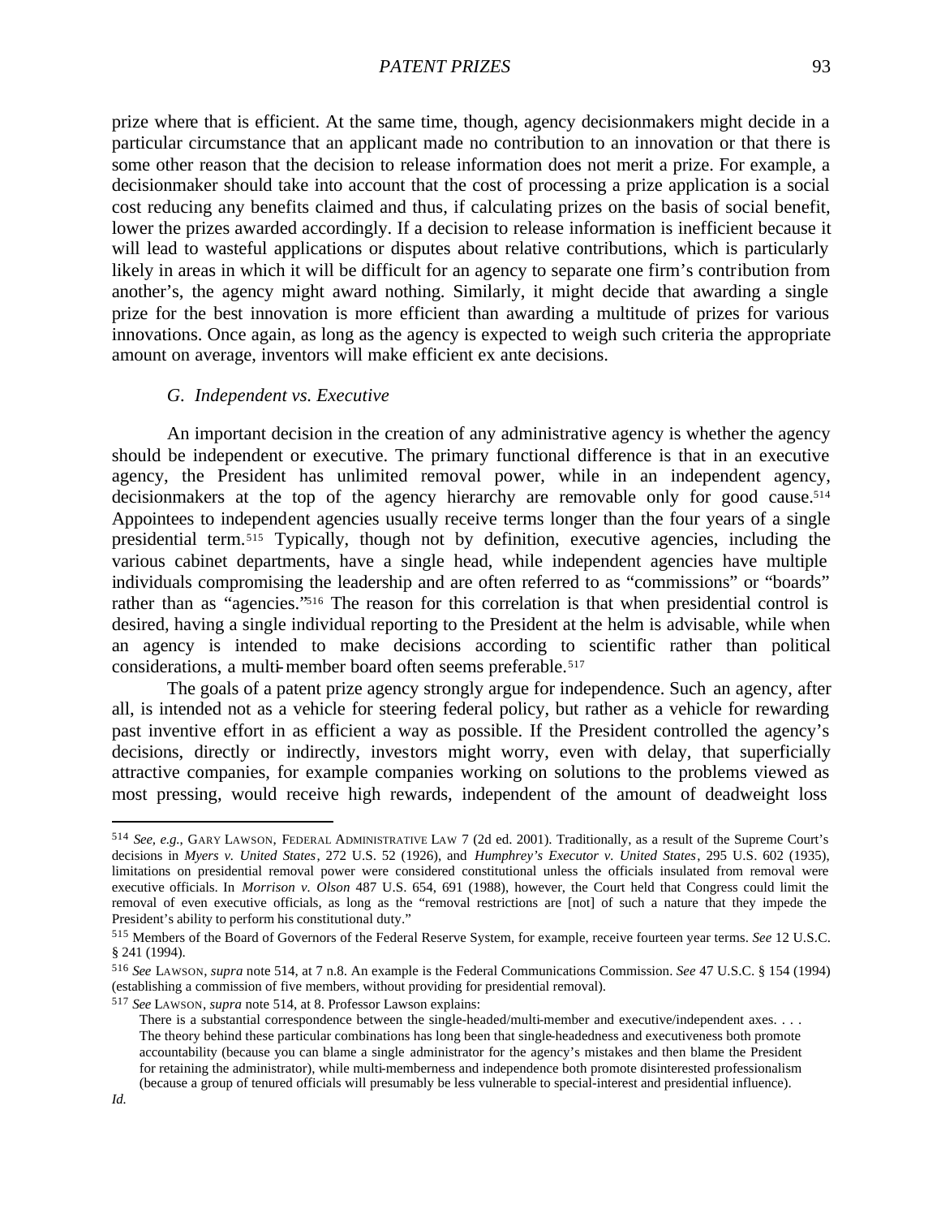prize where that is efficient. At the same time, though, agency decisionmakers might decide in a particular circumstance that an applicant made no contribution to an innovation or that there is some other reason that the decision to release information does not merit a prize. For example, a decisionmaker should take into account that the cost of processing a prize application is a social cost reducing any benefits claimed and thus, if calculating prizes on the basis of social benefit, lower the prizes awarded accordingly. If a decision to release information is inefficient because it will lead to wasteful applications or disputes about relative contributions, which is particularly likely in areas in which it will be difficult for an agency to separate one firm's contribution from another's, the agency might award nothing. Similarly, it might decide that awarding a single prize for the best innovation is more efficient than awarding a multitude of prizes for various innovations. Once again, as long as the agency is expected to weigh such criteria the appropriate amount on average, inventors will make efficient ex ante decisions.

### *G. Independent vs. Executive*

An important decision in the creation of any administrative agency is whether the agency should be independent or executive. The primary functional difference is that in an executive agency, the President has unlimited removal power, while in an independent agency, decisionmakers at the top of the agency hierarchy are removable only for good cause.[514] Appointees to independent agencies usually receive terms longer than the four years of a single presidential term.[515] Typically, though not by definition, executive agencies, including the various cabinet departments, have a single head, while independent agencies have multiple individuals compromising the leadership and are often referred to as "commissions" or "boards" rather than as "agencies."[516] The reason for this correlation is that when presidential control is desired, having a single individual reporting to the President at the helm is advisable, while when an agency is intended to make decisions according to scientific rather than political considerations, a multi-member board often seems preferable.[517]

The goals of a patent prize agency strongly argue for independence. Such an agency, after all, is intended not as a vehicle for steering federal policy, but rather as a vehicle for rewarding past inventive effort in as efficient a way as possible. If the President controlled the agency's decisions, directly or indirectly, investors might worry, even with delay, that superficially attractive companies, for example companies working on solutions to the problems viewed as most pressing, would receive high rewards, independent of the amount of deadweight loss

---

[514] *See, e.g.*, GARY LAWSON, FEDERAL ADMINISTRATIVE LAW 7 (2d ed. 2001). Traditionally, as a result of the Supreme Court's decisions in *Myers v. United States*, 272 U.S. 52 (1926), and *Humphrey's Executor v. United States*, 295 U.S. 602 (1935), limitations on presidential removal power were considered constitutional unless the officials insulated from removal were executive officials. In *Morrison v. Olson* 487 U.S. 654, 691 (1988), however, the Court held that Congress could limit the removal of even executive officials, as long as the "removal restrictions are [not] of such a nature that they impede the President's ability to perform his constitutional duty."

[515] Members of the Board of Governors of the Federal Reserve System, for example, receive fourteen year terms. *See* 12 U.S.C. § 241 (1994).

[516] *See* LAWSON, *supra* note 514, at 7 n.8. An example is the Federal Communications Commission. *See* 47 U.S.C. § 154 (1994) (establishing a commission of five members, without providing for presidential removal).

[517] *See* LAWSON, *supra* note 514, at 8. Professor Lawson explains:

> There is a substantial correspondence between the single-headed/multi-member and executive/independent axes. . . . The theory behind these particular combinations has long been that single-headedness and executiveness both promote accountability (because you can blame a single administrator for the agency's mistakes and then blame the President for retaining the administrator), while multi-memberness and independence both promote disinterested professionalism (because a group of tenured officials will presumably be less vulnerable to special-interest and presidential influence).

*Id.*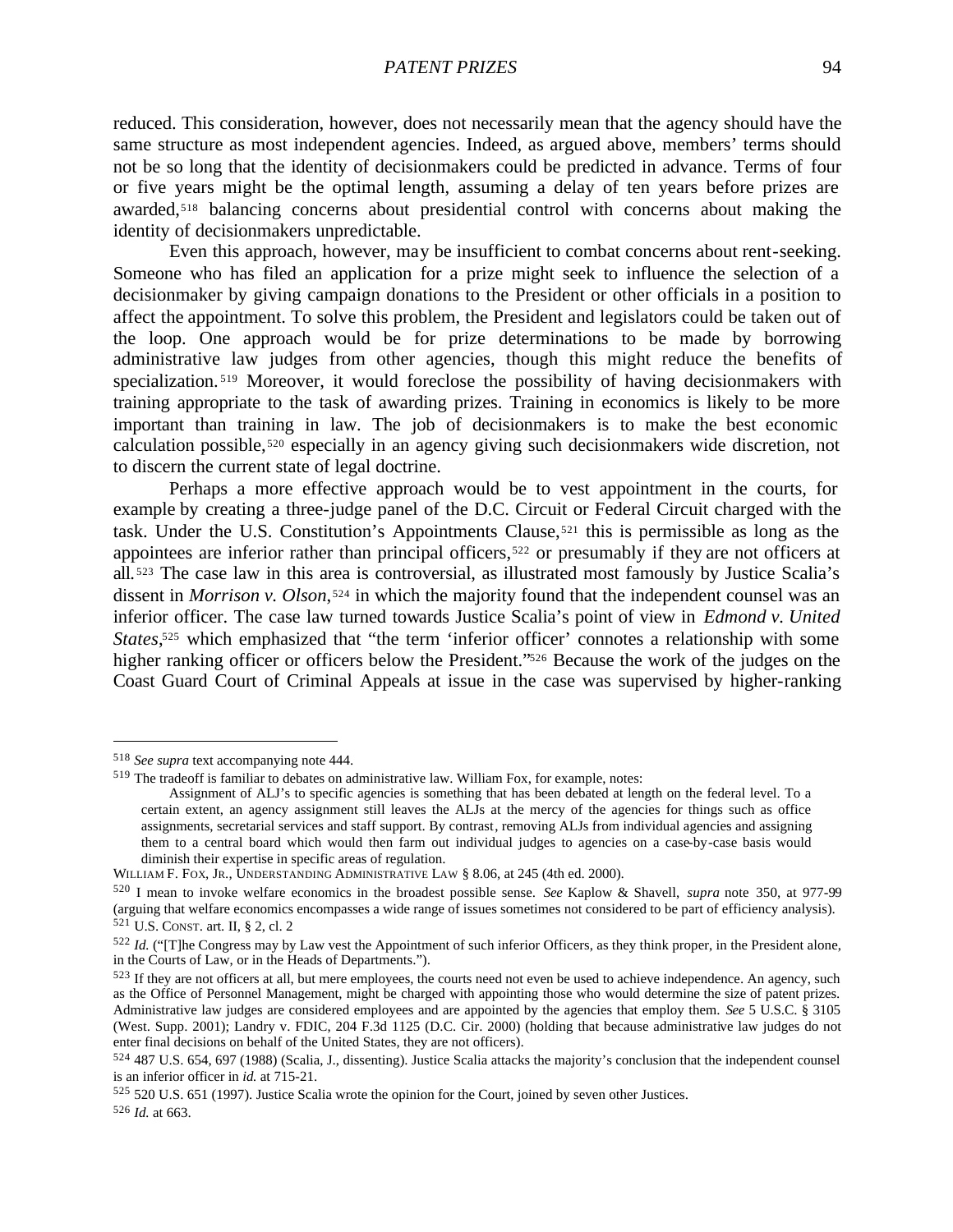reduced. This consideration, however, does not necessarily mean that the agency should have the same structure as most independent agencies. Indeed, as argued above, members' terms should not be so long that the identity of decisionmakers could be predicted in advance. Terms of four or five years might be the optimal length, assuming a delay of ten years before prizes are awarded,[518] balancing concerns about presidential control with concerns about making the identity of decisionmakers unpredictable.

Even this approach, however, may be insufficient to combat concerns about rent-seeking. Someone who has filed an application for a prize might seek to influence the selection of a decisionmaker by giving campaign donations to the President or other officials in a position to affect the appointment. To solve this problem, the President and legislators could be taken out of the loop. One approach would be for prize determinations to be made by borrowing administrative law judges from other agencies, though this might reduce the benefits of specialization.[519] Moreover, it would foreclose the possibility of having decisionmakers with training appropriate to the task of awarding prizes. Training in economics is likely to be more important than training in law. The job of decisionmakers is to make the best economic calculation possible,[520] especially in an agency giving such decisionmakers wide discretion, not to discern the current state of legal doctrine.

Perhaps a more effective approach would be to vest appointment in the courts, for example by creating a three-judge panel of the D.C. Circuit or Federal Circuit charged with the task. Under the U.S. Constitution's Appointments Clause,[521] this is permissible as long as the appointees are inferior rather than principal officers,[522] or presumably if they are not officers at all.[523] The case law in this area is controversial, as illustrated most famously by Justice Scalia's dissent in *Morrison v. Olson*,[524] in which the majority found that the independent counsel was an inferior officer. The case law turned towards Justice Scalia's point of view in *Edmond v. United States*,[525] which emphasized that "the term 'inferior officer' connotes a relationship with some higher ranking officer or officers below the President."[526] Because the work of the judges on the Coast Guard Court of Criminal Appeals at issue in the case was supervised by higher-ranking

---

[518] *See supra* text accompanying note 444.

[519] The tradeoff is familiar to debates on administrative law. William Fox, for example, notes:

> Assignment of ALJ's to specific agencies is something that has been debated at length on the federal level. To a certain extent, an agency assignment still leaves the ALJs at the mercy of the agencies for things such as office assignments, secretarial services and staff support. By contrast, removing ALJs from individual agencies and assigning them to a central board which would then farm out individual judges to agencies on a case-by-case basis would diminish their expertise in specific areas of regulation.

WILLIAM F. FOX, JR., UNDERSTANDING ADMINISTRATIVE LAW § 8.06, at 245 (4th ed. 2000).

[520] I mean to invoke welfare economics in the broadest possible sense. *See* Kaplow & Shavell, *supra* note 350, at 977-99 (arguing that welfare economics encompasses a wide range of issues sometimes not considered to be part of efficiency analysis).

[521] U.S. CONST. art. II, § 2, cl. 2

[522] *Id.* ("[T]he Congress may by Law vest the Appointment of such inferior Officers, as they think proper, in the President alone, in the Courts of Law, or in the Heads of Departments.").

[523] If they are not officers at all, but mere employees, the courts need not even be used to achieve independence. An agency, such as the Office of Personnel Management, might be charged with appointing those who would determine the size of patent prizes. Administrative law judges are considered employees and are appointed by the agencies that employ them. *See* 5 U.S.C. § 3105 (West. Supp. 2001); Landry v. FDIC, 204 F.3d 1125 (D.C. Cir. 2000) (holding that because administrative law judges do not enter final decisions on behalf of the United States, they are not officers).

[524] 487 U.S. 654, 697 (1988) (Scalia, J., dissenting). Justice Scalia attacks the majority's conclusion that the independent counsel is an inferior officer in *id.* at 715-21.

[525] 520 U.S. 651 (1997). Justice Scalia wrote the opinion for the Court, joined by seven other Justices.

[526] *Id.* at 663.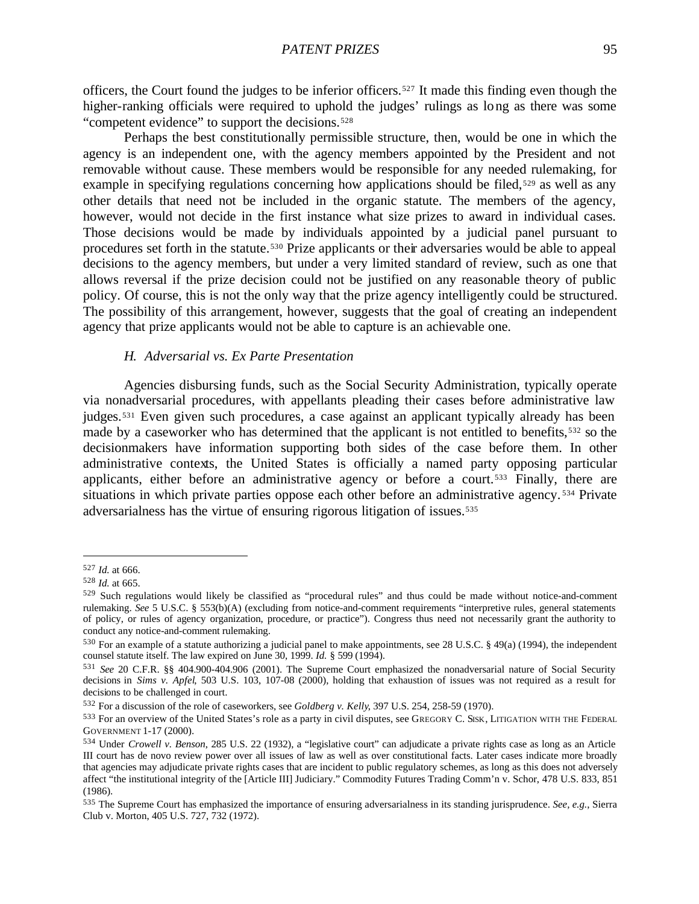officers, the Court found the judges to be inferior officers.[527] It made this finding even though the higher-ranking officials were required to uphold the judges' rulings as long as there was some "competent evidence" to support the decisions.[528]

Perhaps the best constitutionally permissible structure, then, would be one in which the agency is an independent one, with the agency members appointed by the President and not removable without cause. These members would be responsible for any needed rulemaking, for example in specifying regulations concerning how applications should be filed,[529] as well as any other details that need not be included in the organic statute. The members of the agency, however, would not decide in the first instance what size prizes to award in individual cases. Those decisions would be made by individuals appointed by a judicial panel pursuant to procedures set forth in the statute.[530] Prize applicants or their adversaries would be able to appeal decisions to the agency members, but under a very limited standard of review, such as one that allows reversal if the prize decision could not be justified on any reasonable theory of public policy. Of course, this is not the only way that the prize agency intelligently could be structured. The possibility of this arrangement, however, suggests that the goal of creating an independent agency that prize applicants would not be able to capture is an achievable one.

### *H. Adversarial vs. Ex Parte Presentation*

Agencies disbursing funds, such as the Social Security Administration, typically operate via nonadversarial procedures, with appellants pleading their cases before administrative law judges.[531] Even given such procedures, a case against an applicant typically already has been made by a caseworker who has determined that the applicant is not entitled to benefits,[532] so the decisionmakers have information supporting both sides of the case before them. In other administrative contexts, the United States is officially a named party opposing particular applicants, either before an administrative agency or before a court.[533] Finally, there are situations in which private parties oppose each other before an administrative agency.[534] Private adversarialness has the virtue of ensuring rigorous litigation of issues.[535]

---

[527] *Id.* at 666.

[528] *Id.* at 665.

[529] Such regulations would likely be classified as "procedural rules" and thus could be made without notice-and-comment rulemaking. *See* 5 U.S.C. § 553(b)(A) (excluding from notice-and-comment requirements "interpretive rules, general statements of policy, or rules of agency organization, procedure, or practice"). Congress thus need not necessarily grant the authority to conduct any notice-and-comment rulemaking.

[530] For an example of a statute authorizing a judicial panel to make appointments, see 28 U.S.C. § 49(a) (1994), the independent counsel statute itself. The law expired on June 30, 1999. *Id.* § 599 (1994).

[531] *See* 20 C.F.R. §§ 404.900-404.906 (2001). The Supreme Court emphasized the nonadversarial nature of Social Security decisions in *Sims v. Apfel*, 503 U.S. 103, 107-08 (2000), holding that exhaustion of issues was not required as a result for decisions to be challenged in court.

[532] For a discussion of the role of caseworkers, see *Goldberg v. Kelly*, 397 U.S. 254, 258-59 (1970).

[533] For an overview of the United States's role as a party in civil disputes, see GREGORY C. SISK, LITIGATION WITH THE FEDERAL GOVERNMENT 1-17 (2000).

[534] Under *Crowell v. Benson*, 285 U.S. 22 (1932), a "legislative court" can adjudicate a private rights case as long as an Article III court has de novo review power over all issues of law as well as over constitutional facts. Later cases indicate more broadly that agencies may adjudicate private rights cases that are incident to public regulatory schemes, as long as this does not adversely affect "the institutional integrity of the [Article III] Judiciary." Commodity Futures Trading Comm'n v. Schor, 478 U.S. 833, 851 (1986).

[535] The Supreme Court has emphasized the importance of ensuring adversarialness in its standing jurisprudence. *See, e.g.*, Sierra Club v. Morton, 405 U.S. 727, 732 (1972).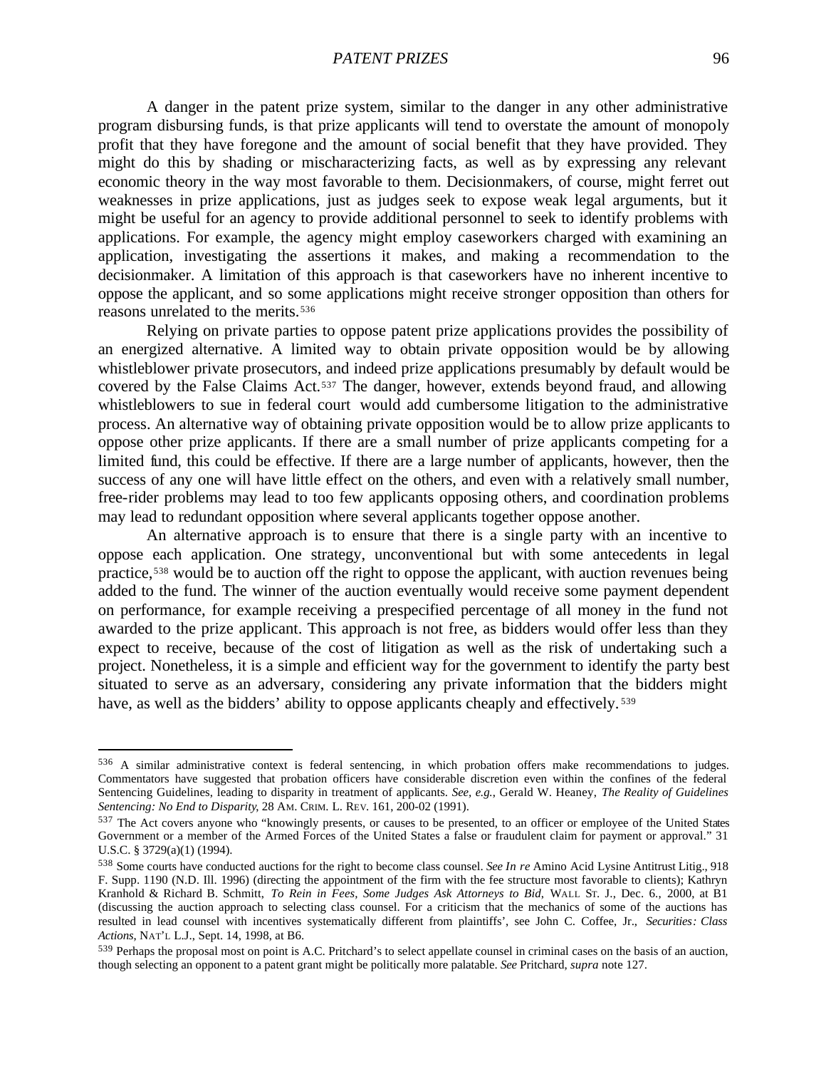A danger in the patent prize system, similar to the danger in any other administrative program disbursing funds, is that prize applicants will tend to overstate the amount of monopoly profit that they have foregone and the amount of social benefit that they have provided. They might do this by shading or mischaracterizing facts, as well as by expressing any relevant economic theory in the way most favorable to them. Decisionmakers, of course, might ferret out weaknesses in prize applications, just as judges seek to expose weak legal arguments, but it might be useful for an agency to provide additional personnel to seek to identify problems with applications. For example, the agency might employ caseworkers charged with examining an application, investigating the assertions it makes, and making a recommendation to the decisionmaker. A limitation of this approach is that caseworkers have no inherent incentive to oppose the applicant, and so some applications might receive stronger opposition than others for reasons unrelated to the merits.[536]

Relying on private parties to oppose patent prize applications provides the possibility of an energized alternative. A limited way to obtain private opposition would be by allowing whistleblower private prosecutors, and indeed prize applications presumably by default would be covered by the False Claims Act.[537] The danger, however, extends beyond fraud, and allowing whistleblowers to sue in federal court would add cumbersome litigation to the administrative process. An alternative way of obtaining private opposition would be to allow prize applicants to oppose other prize applicants. If there are a small number of prize applicants competing for a limited fund, this could be effective. If there are a large number of applicants, however, then the success of any one will have little effect on the others, and even with a relatively small number, free-rider problems may lead to too few applicants opposing others, and coordination problems may lead to redundant opposition where several applicants together oppose another.

An alternative approach is to ensure that there is a single party with an incentive to oppose each application. One strategy, unconventional but with some antecedents in legal practice,[538] would be to auction off the right to oppose the applicant, with auction revenues being added to the fund. The winner of the auction eventually would receive some payment dependent on performance, for example receiving a prespecified percentage of all money in the fund not awarded to the prize applicant. This approach is not free, as bidders would offer less than they expect to receive, because of the cost of litigation as well as the risk of undertaking such a project. Nonetheless, it is a simple and efficient way for the government to identify the party best situated to serve as an adversary, considering any private information that the bidders might have, as well as the bidders' ability to oppose applicants cheaply and effectively.[539]

---

[536] A similar administrative context is federal sentencing, in which probation offers make recommendations to judges. Commentators have suggested that probation officers have considerable discretion even within the confines of the federal Sentencing Guidelines, leading to disparity in treatment of applicants. *See, e.g.*, Gerald W. Heaney, *The Reality of Guidelines Sentencing: No End to Disparity*, 28 AM. CRIM. L. REV. 161, 200-02 (1991).

[537] The Act covers anyone who "knowingly presents, or causes to be presented, to an officer or employee of the United States Government or a member of the Armed Forces of the United States a false or fraudulent claim for payment or approval." 31 U.S.C. § 3729(a)(1) (1994).

[538] Some courts have conducted auctions for the right to become class counsel. *See In re* Amino Acid Lysine Antitrust Litig., 918 F. Supp. 1190 (N.D. Ill. 1996) (directing the appointment of the firm with the fee structure most favorable to clients); Kathryn Kranhold & Richard B. Schmitt, *To Rein in Fees, Some Judges Ask Attorneys to Bid*, WALL ST. J., Dec. 6., 2000, at B1 (discussing the auction approach to selecting class counsel. For a criticism that the mechanics of some of the auctions has resulted in lead counsel with incentives systematically different from plaintiffs', see John C. Coffee, Jr., *Securities: Class Actions*, NAT'L L.J., Sept. 14, 1998, at B6.

[539] Perhaps the proposal most on point is A.C. Pritchard's to select appellate counsel in criminal cases on the basis of an auction, though selecting an opponent to a patent grant might be politically more palatable. *See* Pritchard, *supra* note 127.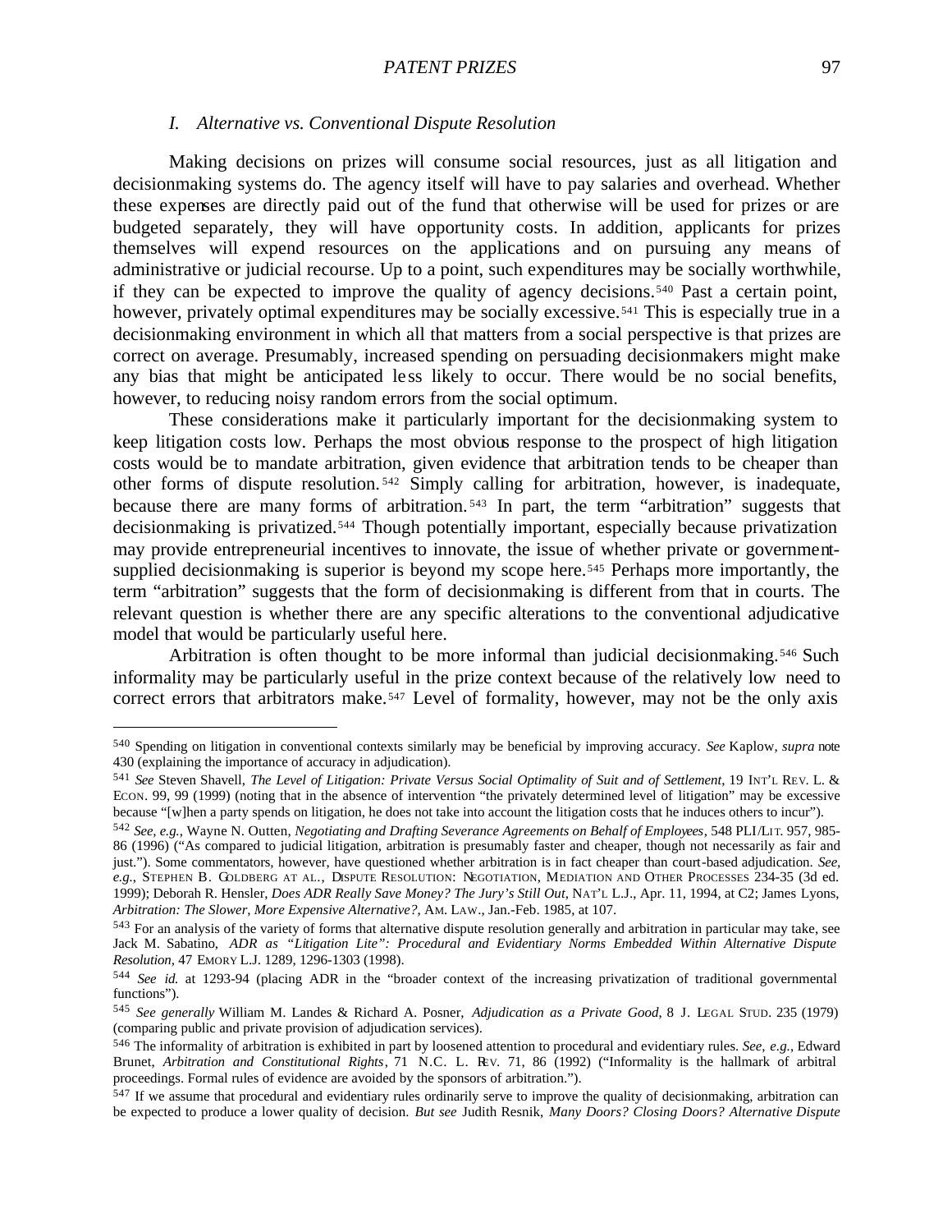### *I. Alternative vs. Conventional Dispute Resolution*

Making decisions on prizes will consume social resources, just as all litigation and decisionmaking systems do. The agency itself will have to pay salaries and overhead. Whether these expenses are directly paid out of the fund that otherwise will be used for prizes or are budgeted separately, they will have opportunity costs. In addition, applicants for prizes themselves will expend resources on the applications and on pursuing any means of administrative or judicial recourse. Up to a point, such expenditures may be socially worthwhile, if they can be expected to improve the quality of agency decisions.[540] Past a certain point, however, privately optimal expenditures may be socially excessive.[541] This is especially true in a decisionmaking environment in which all that matters from a social perspective is that prizes are correct on average. Presumably, increased spending on persuading decisionmakers might make any bias that might be anticipated less likely to occur. There would be no social benefits, however, to reducing noisy random errors from the social optimum.

These considerations make it particularly important for the decisionmaking system to keep litigation costs low. Perhaps the most obvious response to the prospect of high litigation costs would be to mandate arbitration, given evidence that arbitration tends to be cheaper than other forms of dispute resolution.[542] Simply calling for arbitration, however, is inadequate, because there are many forms of arbitration.[543] In part, the term "arbitration" suggests that decisionmaking is privatized.[544] Though potentially important, especially because privatization may provide entrepreneurial incentives to innovate, the issue of whether private or government-supplied decisionmaking is superior is beyond my scope here.[545] Perhaps more importantly, the term "arbitration" suggests that the form of decisionmaking is different from that in courts. The relevant question is whether there are any specific alterations to the conventional adjudicative model that would be particularly useful here.

Arbitration is often thought to be more informal than judicial decisionmaking.[546] Such informality may be particularly useful in the prize context because of the relatively low need to correct errors that arbitrators make.[547] Level of formality, however, may not be the only axis

---

[540] Spending on litigation in conventional contexts similarly may be beneficial by improving accuracy. *See* Kaplow, *supra* note 430 (explaining the importance of accuracy in adjudication).

[541] *See* Steven Shavell, *The Level of Litigation: Private Versus Social Optimality of Suit and of Settlement*, 19 INT'L REV. L. & ECON. 99, 99 (1999) (noting that in the absence of intervention "the privately determined level of litigation" may be excessive because "[w]hen a party spends on litigation, he does not take into account the litigation costs that he induces others to incur").

[542] *See, e.g.*, Wayne N. Outten, *Negotiating and Drafting Severance Agreements on Behalf of Employees*, 548 PLI/LIT. 957, 985-86 (1996) ("As compared to judicial litigation, arbitration is presumably faster and cheaper, though not necessarily as fair and just."). Some commentators, however, have questioned whether arbitration is in fact cheaper than court-based adjudication. *See, e.g.*, STEPHEN B. GOLDBERG AT AL., DISPUTE RESOLUTION: NEGOTIATION, MEDIATION AND OTHER PROCESSES 234-35 (3d ed. 1999); Deborah R. Hensler, *Does ADR Really Save Money? The Jury's Still Out*, NAT'L L.J., Apr. 11, 1994, at C2; James Lyons, *Arbitration: The Slower, More Expensive Alternative?*, AM. LAW., Jan.-Feb. 1985, at 107.

[543] For an analysis of the variety of forms that alternative dispute resolution generally and arbitration in particular may take, see Jack M. Sabatino, *ADR as "Litigation Lite": Procedural and Evidentiary Norms Embedded Within Alternative Dispute Resolution*, 47 EMORY L.J. 1289, 1296-1303 (1998).

[544] *See id.* at 1293-94 (placing ADR in the "broader context of the increasing privatization of traditional governmental functions").

[545] *See generally* William M. Landes & Richard A. Posner, *Adjudication as a Private Good*, 8 J. LEGAL STUD. 235 (1979) (comparing public and private provision of adjudication services).

[546] The informality of arbitration is exhibited in part by loosened attention to procedural and evidentiary rules. *See, e.g.*, Edward Brunet, *Arbitration and Constitutional Rights*, 71 N.C. L. REV. 71, 86 (1992) ("Informality is the hallmark of arbitral proceedings. Formal rules of evidence are avoided by the sponsors of arbitration.").

[547] If we assume that procedural and evidentiary rules ordinarily serve to improve the quality of decisionmaking, arbitration can be expected to produce a lower quality of decision. *But see* Judith Resnik, *Many Doors? Closing Doors? Alternative Dispute*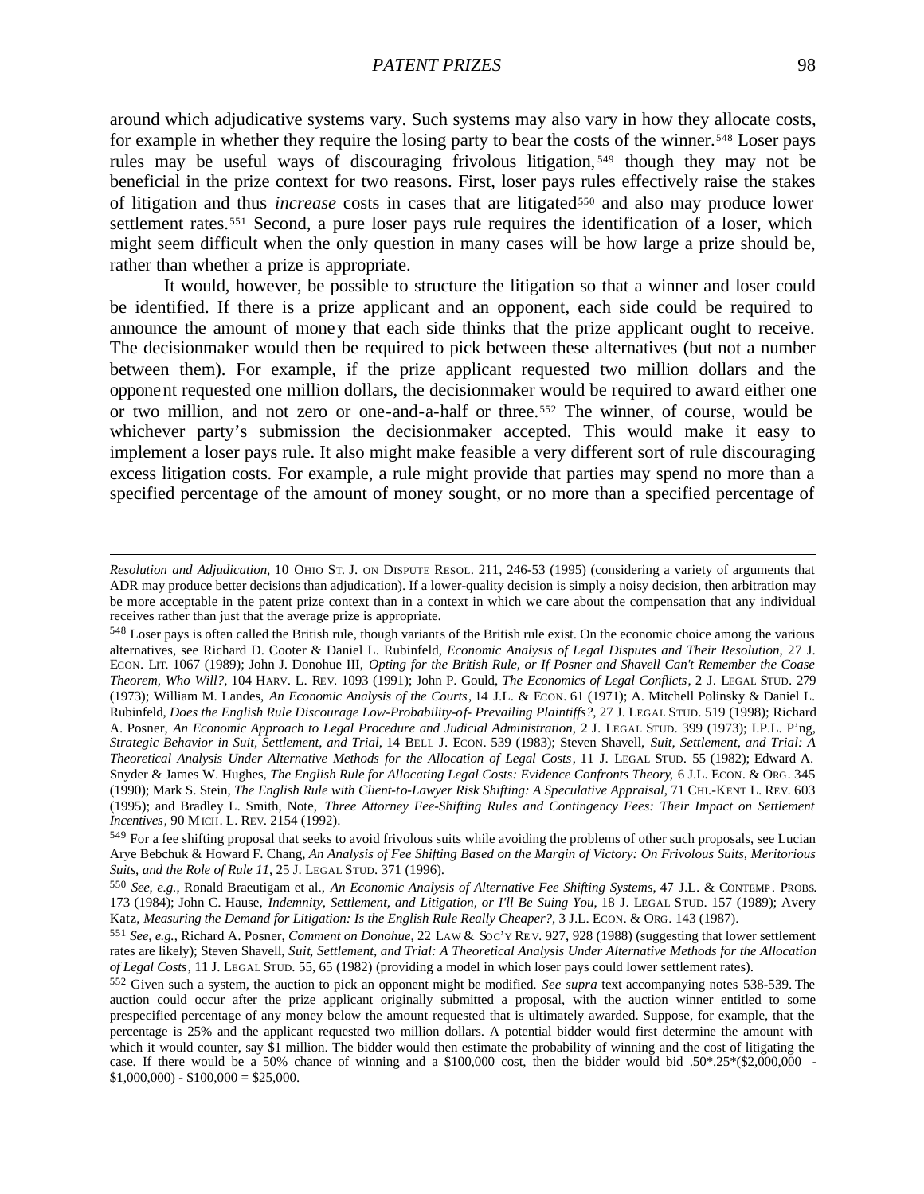around which adjudicative systems vary. Such systems may also vary in how they allocate costs, for example in whether they require the losing party to bear the costs of the winner.[548] Loser pays rules may be useful ways of discouraging frivolous litigation,[549] though they may not be beneficial in the prize context for two reasons. First, loser pays rules effectively raise the stakes of litigation and thus *increase* costs in cases that are litigated[550] and also may produce lower settlement rates.[551] Second, a pure loser pays rule requires the identification of a loser, which might seem difficult when the only question in many cases will be how large a prize should be, rather than whether a prize is appropriate.

It would, however, be possible to structure the litigation so that a winner and loser could be identified. If there is a prize applicant and an opponent, each side could be required to announce the amount of money that each side thinks that the prize applicant ought to receive. The decisionmaker would then be required to pick between these alternatives (but not a number between them). For example, if the prize applicant requested two million dollars and the opponent requested one million dollars, the decisionmaker would be required to award either one or two million, and not zero or one-and-a-half or three.[552] The winner, of course, would be whichever party's submission the decisionmaker accepted. This would make it easy to implement a loser pays rule. It also might make feasible a very different sort of rule discouraging excess litigation costs. For example, a rule might provide that parties may spend no more than a specified percentage of the amount of money sought, or no more than a specified percentage of

---

*Resolution and Adjudication*, 10 OHIO ST. J. ON DISPUTE RESOL. 211, 246-53 (1995) (considering a variety of arguments that ADR may produce better decisions than adjudication). If a lower-quality decision is simply a noisy decision, then arbitration may be more acceptable in the patent prize context than in a context in which we care about the compensation that any individual receives rather than just that the average prize is appropriate.

[548] Loser pays is often called the British rule, though variants of the British rule exist. On the economic choice among the various alternatives, see Richard D. Cooter & Daniel L. Rubinfeld, *Economic Analysis of Legal Disputes and Their Resolution*, 27 J. ECON. LIT. 1067 (1989); John J. Donohue III, *Opting for the British Rule, or If Posner and Shavell Can't Remember the Coase Theorem, Who Will?*, 104 HARV. L. REV. 1093 (1991); John P. Gould, *The Economics of Legal Conflicts*, 2 J. LEGAL STUD. 279 (1973); William M. Landes, *An Economic Analysis of the Courts*, 14 J.L. & ECON. 61 (1971); A. Mitchell Polinsky & Daniel L. Rubinfeld, *Does the English Rule Discourage Low-Probability-of- Prevailing Plaintiffs?*, 27 J. LEGAL STUD. 519 (1998); Richard A. Posner, *An Economic Approach to Legal Procedure and Judicial Administration*, 2 J. LEGAL STUD. 399 (1973); I.P.L. P'ng, *Strategic Behavior in Suit, Settlement, and Trial*, 14 BELL J. ECON. 539 (1983); Steven Shavell, *Suit, Settlement, and Trial: A Theoretical Analysis Under Alternative Methods for the Allocation of Legal Costs*, 11 J. LEGAL STUD. 55 (1982); Edward A. Snyder & James W. Hughes, *The English Rule for Allocating Legal Costs: Evidence Confronts Theory*, 6 J.L. ECON. & ORG. 345 (1990); Mark S. Stein, *The English Rule with Client-to-Lawyer Risk Shifting: A Speculative Appraisal*, 71 CHI.-KENT L. REV. 603 (1995); and Bradley L. Smith, Note, *Three Attorney Fee-Shifting Rules and Contingency Fees: Their Impact on Settlement Incentives*, 90 MICH. L. REV. 2154 (1992).

[549] For a fee shifting proposal that seeks to avoid frivolous suits while avoiding the problems of other such proposals, see Lucian Arye Bebchuk & Howard F. Chang, *An Analysis of Fee Shifting Based on the Margin of Victory: On Frivolous Suits, Meritorious Suits, and the Role of Rule 11*, 25 J. LEGAL STUD. 371 (1996).

[550] *See, e.g.*, Ronald Braeutigam et al., *An Economic Analysis of Alternative Fee Shifting Systems*, 47 J.L. & CONTEMP. PROBS. 173 (1984); John C. Hause, *Indemnity, Settlement, and Litigation, or I'll Be Suing You*, 18 J. LEGAL STUD. 157 (1989); Avery Katz, *Measuring the Demand for Litigation: Is the English Rule Really Cheaper?*, 3 J.L. ECON. & ORG. 143 (1987).

[551] *See, e.g.*, Richard A. Posner, *Comment on Donohue*, 22 LAW & SOC'Y REV. 927, 928 (1988) (suggesting that lower settlement rates are likely); Steven Shavell, *Suit, Settlement, and Trial: A Theoretical Analysis Under Alternative Methods for the Allocation of Legal Costs*, 11 J. LEGAL STUD. 55, 65 (1982) (providing a model in which loser pays could lower settlement rates).

[552] Given such a system, the auction to pick an opponent might be modified. *See supra* text accompanying notes 538-539. The auction could occur after the prize applicant originally submitted a proposal, with the auction winner entitled to some prespecified percentage of any money below the amount requested that is ultimately awarded. Suppose, for example, that the percentage is 25% and the applicant requested two million dollars. A potential bidder would first determine the amount with which it would counter, say $1 million. The bidder would then estimate the probability of winning and the cost of litigating the case. If there would be a 50% chance of winning and a $100,000 cost, then the bidder would bid .50*.25*($2,000,000 - $1,000,000) - $100,000 = $25,000.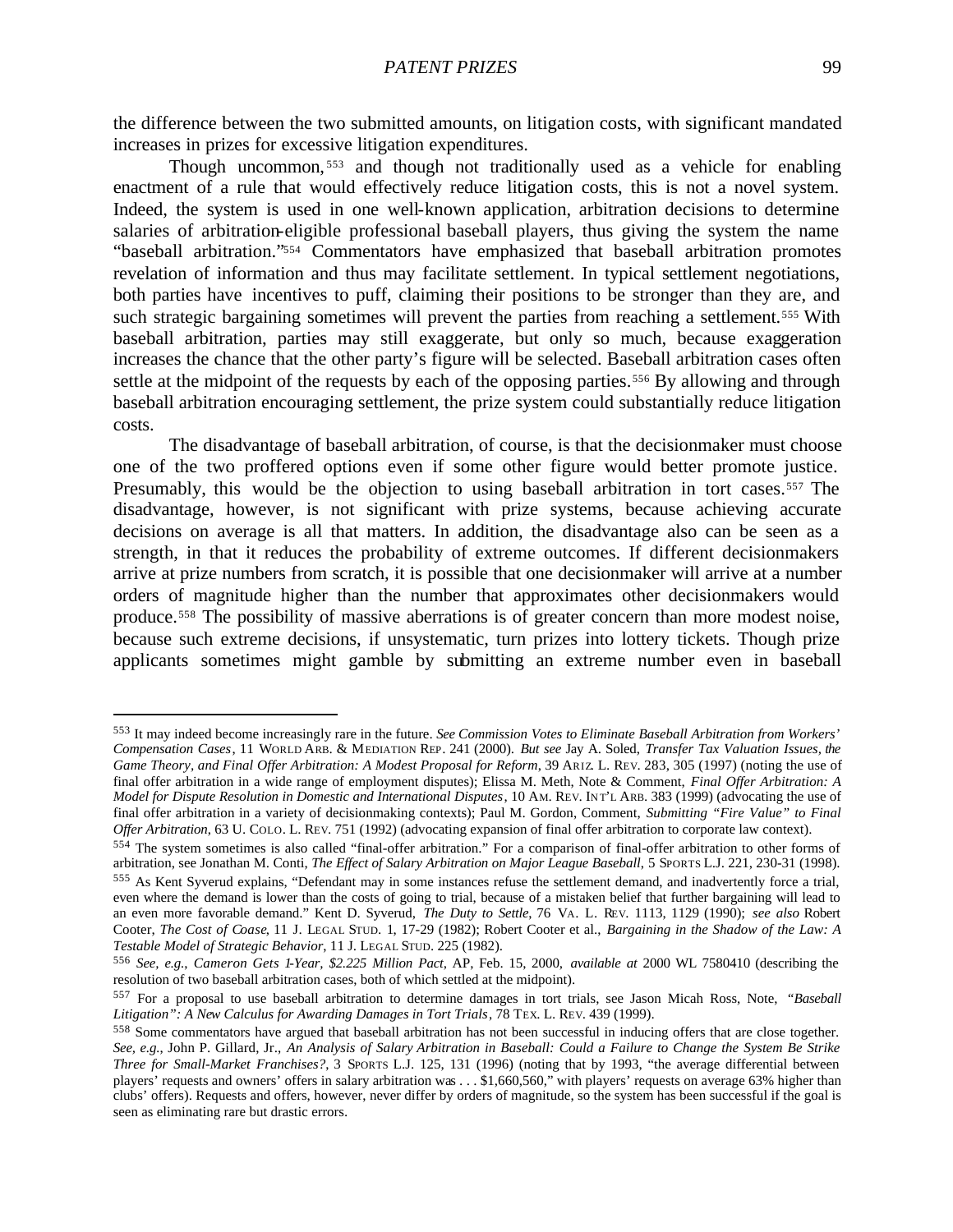the difference between the two submitted amounts, on litigation costs, with significant mandated increases in prizes for excessive litigation expenditures.

Though uncommon,[553] and though not traditionally used as a vehicle for enabling enactment of a rule that would effectively reduce litigation costs, this is not a novel system. Indeed, the system is used in one well-known application, arbitration decisions to determine salaries of arbitration-eligible professional baseball players, thus giving the system the name "baseball arbitration."[554] Commentators have emphasized that baseball arbitration promotes revelation of information and thus may facilitate settlement. In typical settlement negotiations, both parties have incentives to puff, claiming their positions to be stronger than they are, and such strategic bargaining sometimes will prevent the parties from reaching a settlement.[555] With baseball arbitration, parties may still exaggerate, but only so much, because exaggeration increases the chance that the other party's figure will be selected. Baseball arbitration cases often settle at the midpoint of the requests by each of the opposing parties.[556] By allowing and through baseball arbitration encouraging settlement, the prize system could substantially reduce litigation costs.

The disadvantage of baseball arbitration, of course, is that the decisionmaker must choose one of the two proffered options even if some other figure would better promote justice. Presumably, this would be the objection to using baseball arbitration in tort cases.[557] The disadvantage, however, is not significant with prize systems, because achieving accurate decisions on average is all that matters. In addition, the disadvantage also can be seen as a strength, in that it reduces the probability of extreme outcomes. If different decisionmakers arrive at prize numbers from scratch, it is possible that one decisionmaker will arrive at a number orders of magnitude higher than the number that approximates other decisionmakers would produce.[558] The possibility of massive aberrations is of greater concern than more modest noise, because such extreme decisions, if unsystematic, turn prizes into lottery tickets. Though prize applicants sometimes might gamble by submitting an extreme number even in baseball

---

[553] It may indeed become increasingly rare in the future. *See Commission Votes to Eliminate Baseball Arbitration from Workers' Compensation Cases*, 11 WORLD ARB. & MEDIATION REP. 241 (2000). *But see* Jay A. Soled, *Transfer Tax Valuation Issues, the Game Theory, and Final Offer Arbitration: A Modest Proposal for Reform*, 39 ARIZ. L. REV. 283, 305 (1997) (noting the use of final offer arbitration in a wide range of employment disputes); Elissa M. Meth, Note & Comment, *Final Offer Arbitration: A Model for Dispute Resolution in Domestic and International Disputes*, 10 AM. REV. INT'L ARB. 383 (1999) (advocating the use of final offer arbitration in a variety of decisionmaking contexts); Paul M. Gordon, Comment, *Submitting "Fire Value" to Final Offer Arbitration*, 63 U. COLO. L. REV. 751 (1992) (advocating expansion of final offer arbitration to corporate law context).

[554] The system sometimes is also called "final-offer arbitration." For a comparison of final-offer arbitration to other forms of arbitration, see Jonathan M. Conti, *The Effect of Salary Arbitration on Major League Baseball*, 5 SPORTS L.J. 221, 230-31 (1998).

[555] As Kent Syverud explains, "Defendant may in some instances refuse the settlement demand, and inadvertently force a trial, even where the demand is lower than the costs of going to trial, because of a mistaken belief that further bargaining will lead to an even more favorable demand." Kent D. Syverud, *The Duty to Settle*, 76 VA. L. REV. 1113, 1129 (1990); *see also* Robert Cooter, *The Cost of Coase*, 11 J. LEGAL STUD. 1, 17-29 (1982); Robert Cooter et al., *Bargaining in the Shadow of the Law: A Testable Model of Strategic Behavior*, 11 J. LEGAL STUD. 225 (1982).

[556] *See, e.g., Cameron Gets 1-Year, $2.225 Million Pact*, AP, Feb. 15, 2000, *available at* 2000 WL 7580410 (describing the resolution of two baseball arbitration cases, both of which settled at the midpoint).

[557] For a proposal to use baseball arbitration to determine damages in tort trials, see Jason Micah Ross, Note, *"Baseball Litigation": A New Calculus for Awarding Damages in Tort Trials*, 78 TEX. L. REV. 439 (1999).

[558] Some commentators have argued that baseball arbitration has not been successful in inducing offers that are close together. *See, e.g.*, John P. Gillard, Jr., *An Analysis of Salary Arbitration in Baseball: Could a Failure to Change the System Be Strike Three for Small-Market Franchises?*, 3 SPORTS L.J. 125, 131 (1996) (noting that by 1993, "the average differential between players' requests and owners' offers in salary arbitration was . . . $1,660,560," with players' requests on average 63% higher than clubs' offers). Requests and offers, however, never differ by orders of magnitude, so the system has been successful if the goal is seen as eliminating rare but drastic errors.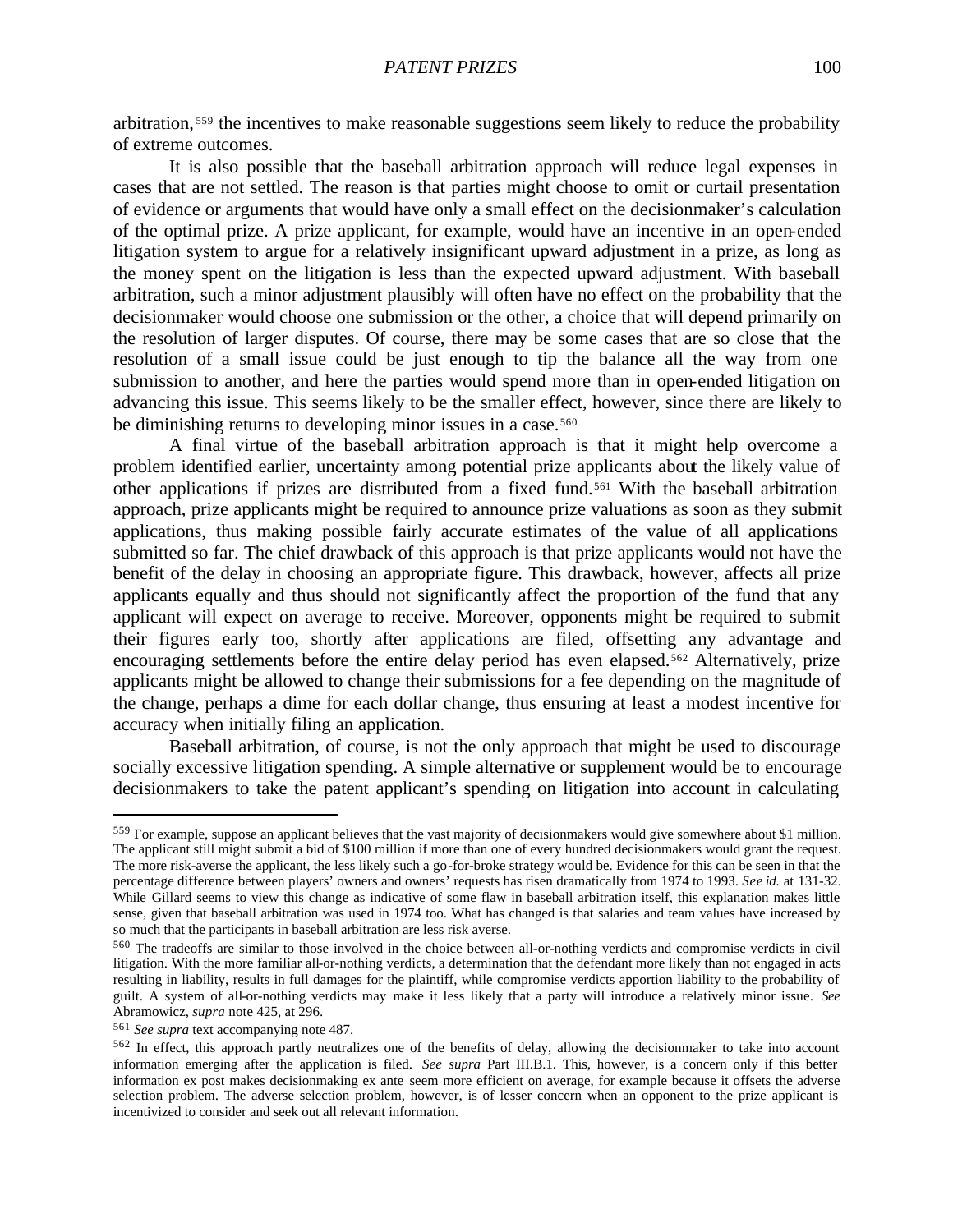arbitration,[559] the incentives to make reasonable suggestions seem likely to reduce the probability of extreme outcomes.

It is also possible that the baseball arbitration approach will reduce legal expenses in cases that are not settled. The reason is that parties might choose to omit or curtail presentation of evidence or arguments that would have only a small effect on the decisionmaker's calculation of the optimal prize. A prize applicant, for example, would have an incentive in an open-ended litigation system to argue for a relatively insignificant upward adjustment in a prize, as long as the money spent on the litigation is less than the expected upward adjustment. With baseball arbitration, such a minor adjustment plausibly will often have no effect on the probability that the decisionmaker would choose one submission or the other, a choice that will depend primarily on the resolution of larger disputes. Of course, there may be some cases that are so close that the resolution of a small issue could be just enough to tip the balance all the way from one submission to another, and here the parties would spend more than in open-ended litigation on advancing this issue. This seems likely to be the smaller effect, however, since there are likely to be diminishing returns to developing minor issues in a case.[560]

A final virtue of the baseball arbitration approach is that it might help overcome a problem identified earlier, uncertainty among potential prize applicants about the likely value of other applications if prizes are distributed from a fixed fund.[561] With the baseball arbitration approach, prize applicants might be required to announce prize valuations as soon as they submit applications, thus making possible fairly accurate estimates of the value of all applications submitted so far. The chief drawback of this approach is that prize applicants would not have the benefit of the delay in choosing an appropriate figure. This drawback, however, affects all prize applicants equally and thus should not significantly affect the proportion of the fund that any applicant will expect on average to receive. Moreover, opponents might be required to submit their figures early too, shortly after applications are filed, offsetting any advantage and encouraging settlements before the entire delay period has even elapsed.[562] Alternatively, prize applicants might be allowed to change their submissions for a fee depending on the magnitude of the change, perhaps a dime for each dollar change, thus ensuring at least a modest incentive for accuracy when initially filing an application.

Baseball arbitration, of course, is not the only approach that might be used to discourage socially excessive litigation spending. A simple alternative or supplement would be to encourage decisionmakers to take the patent applicant's spending on litigation into account in calculating

---

[559] For example, suppose an applicant believes that the vast majority of decisionmakers would give somewhere about $1 million. The applicant still might submit a bid of $100 million if more than one of every hundred decisionmakers would grant the request. The more risk-averse the applicant, the less likely such a go-for-broke strategy would be. Evidence for this can be seen in that the percentage difference between players' owners and owners' requests has risen dramatically from 1974 to 1993. *See id.* at 131-32. While Gillard seems to view this change as indicative of some flaw in baseball arbitration itself, this explanation makes little sense, given that baseball arbitration was used in 1974 too. What has changed is that salaries and team values have increased by so much that the participants in baseball arbitration are less risk averse.

[560] The tradeoffs are similar to those involved in the choice between all-or-nothing verdicts and compromise verdicts in civil litigation. With the more familiar all-or-nothing verdicts, a determination that the defendant more likely than not engaged in acts resulting in liability, results in full damages for the plaintiff, while compromise verdicts apportion liability to the probability of guilt. A system of all-or-nothing verdicts may make it less likely that a party will introduce a relatively minor issue. *See* Abramowicz, *supra* note 425, at 296.

[561] *See supra* text accompanying note 487.

[562] In effect, this approach partly neutralizes one of the benefits of delay, allowing the decisionmaker to take into account information emerging after the application is filed. *See supra* Part III.B.1. This, however, is a concern only if this better information ex post makes decisionmaking ex ante seem more efficient on average, for example because it offsets the adverse selection problem. The adverse selection problem, however, is of lesser concern when an opponent to the prize applicant is incentivized to consider and seek out all relevant information.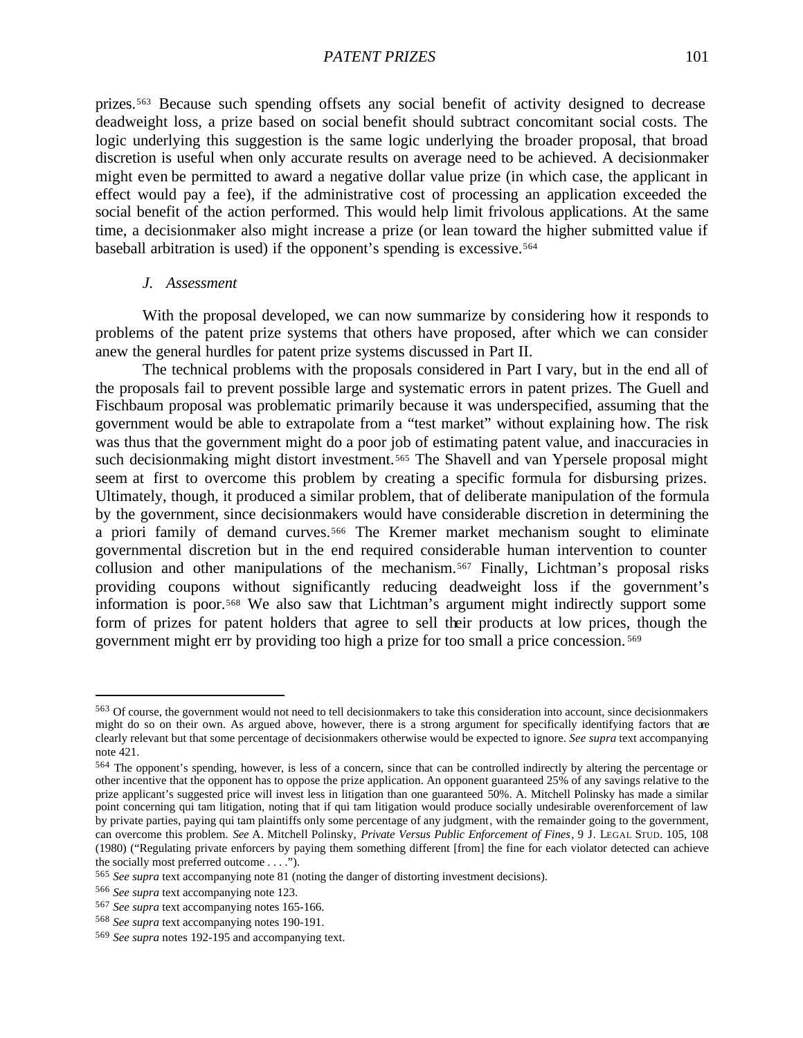prizes.[563] Because such spending offsets any social benefit of activity designed to decrease deadweight loss, a prize based on social benefit should subtract concomitant social costs. The logic underlying this suggestion is the same logic underlying the broader proposal, that broad discretion is useful when only accurate results on average need to be achieved. A decisionmaker might even be permitted to award a negative dollar value prize (in which case, the applicant in effect would pay a fee), if the administrative cost of processing an application exceeded the social benefit of the action performed. This would help limit frivolous applications. At the same time, a decisionmaker also might increase a prize (or lean toward the higher submitted value if baseball arbitration is used) if the opponent's spending is excessive.[564]

### *J. Assessment*

With the proposal developed, we can now summarize by considering how it responds to problems of the patent prize systems that others have proposed, after which we can consider anew the general hurdles for patent prize systems discussed in Part II.

The technical problems with the proposals considered in Part I vary, but in the end all of the proposals fail to prevent possible large and systematic errors in patent prizes. The Guell and Fischbaum proposal was problematic primarily because it was underspecified, assuming that the government would be able to extrapolate from a "test market" without explaining how. The risk was thus that the government might do a poor job of estimating patent value, and inaccuracies in such decisionmaking might distort investment.[565] The Shavell and van Ypersele proposal might seem at first to overcome this problem by creating a specific formula for disbursing prizes. Ultimately, though, it produced a similar problem, that of deliberate manipulation of the formula by the government, since decisionmakers would have considerable discretion in determining the a priori family of demand curves.[566] The Kremer market mechanism sought to eliminate governmental discretion but in the end required considerable human intervention to counter collusion and other manipulations of the mechanism.[567] Finally, Lichtman's proposal risks providing coupons without significantly reducing deadweight loss if the government's information is poor.[568] We also saw that Lichtman's argument might indirectly support some form of prizes for patent holders that agree to sell their products at low prices, though the government might err by providing too high a prize for too small a price concession.[569]

---

[563] Of course, the government would not need to tell decisionmakers to take this consideration into account, since decisionmakers might do so on their own. As argued above, however, there is a strong argument for specifically identifying factors that are clearly relevant but that some percentage of decisionmakers otherwise would be expected to ignore. *See supra* text accompanying note 421.

[564] The opponent's spending, however, is less of a concern, since that can be controlled indirectly by altering the percentage or other incentive that the opponent has to oppose the prize application. An opponent guaranteed 25% of any savings relative to the prize applicant's suggested price will invest less in litigation than one guaranteed 50%. A. Mitchell Polinsky has made a similar point concerning qui tam litigation, noting that if qui tam litigation would produce socially undesirable overenforcement of law by private parties, paying qui tam plaintiffs only some percentage of any judgment, with the remainder going to the government, can overcome this problem. *See* A. Mitchell Polinsky, *Private Versus Public Enforcement of Fines*, 9 J. LEGAL STUD. 105, 108 (1980) ("Regulating private enforcers by paying them something different [from] the fine for each violator detected can achieve the socially most preferred outcome . . . .").

[565] *See supra* text accompanying note 81 (noting the danger of distorting investment decisions).

[566] *See supra* text accompanying note 123.

[567] *See supra* text accompanying notes 165-166.

[568] *See supra* text accompanying notes 190-191.

[569] *See supra* notes 192-195 and accompanying text.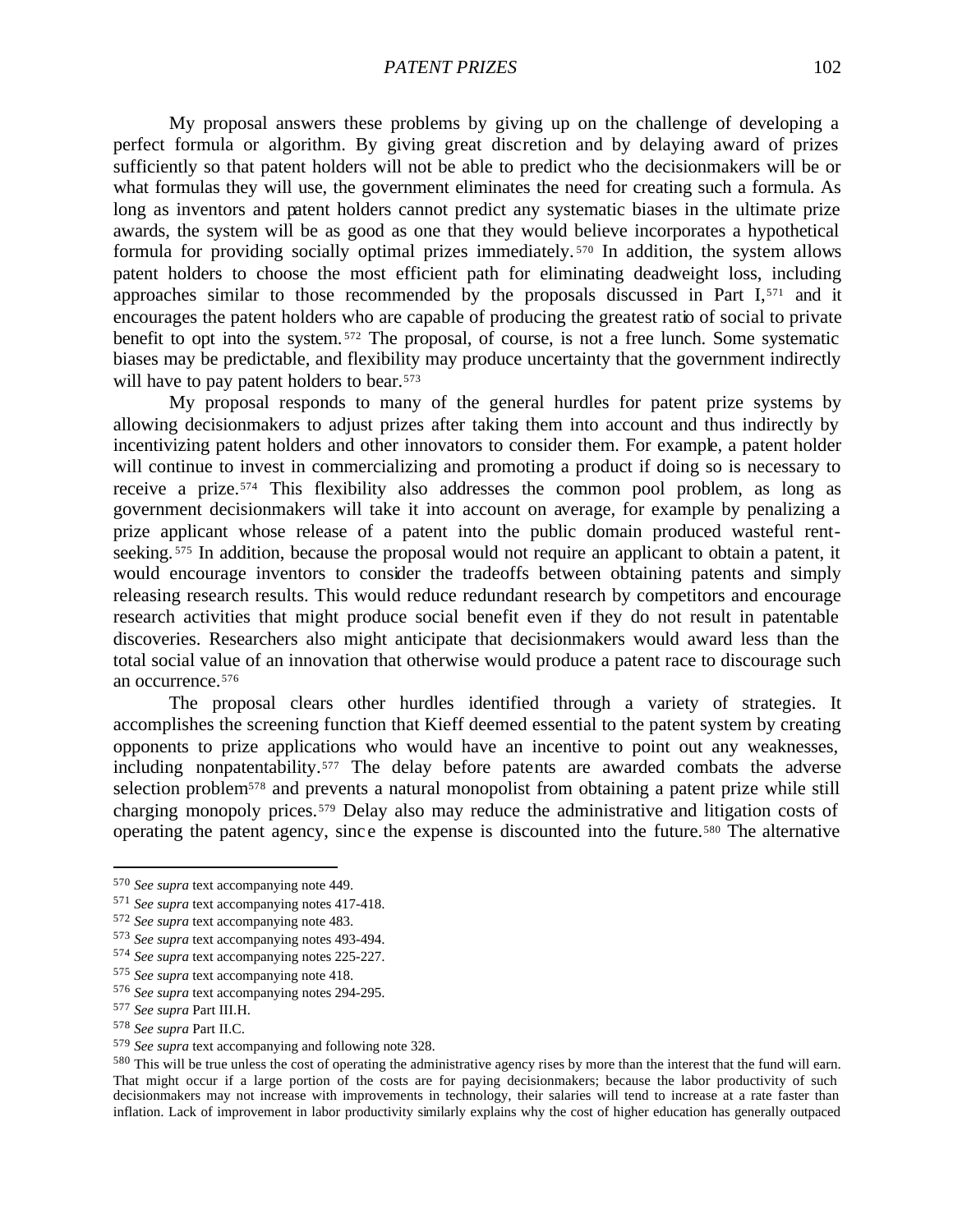My proposal answers these problems by giving up on the challenge of developing a perfect formula or algorithm. By giving great discretion and by delaying award of prizes sufficiently so that patent holders will not be able to predict who the decisionmakers will be or what formulas they will use, the government eliminates the need for creating such a formula. As long as inventors and patent holders cannot predict any systematic biases in the ultimate prize awards, the system will be as good as one that they would believe incorporates a hypothetical formula for providing socially optimal prizes immediately.[570] In addition, the system allows patent holders to choose the most efficient path for eliminating deadweight loss, including approaches similar to those recommended by the proposals discussed in Part I,[571] and it encourages the patent holders who are capable of producing the greatest ratio of social to private benefit to opt into the system.[572] The proposal, of course, is not a free lunch. Some systematic biases may be predictable, and flexibility may produce uncertainty that the government indirectly will have to pay patent holders to bear.[573]

My proposal responds to many of the general hurdles for patent prize systems by allowing decisionmakers to adjust prizes after taking them into account and thus indirectly by incentivizing patent holders and other innovators to consider them. For example, a patent holder will continue to invest in commercializing and promoting a product if doing so is necessary to receive a prize.[574] This flexibility also addresses the common pool problem, as long as government decisionmakers will take it into account on average, for example by penalizing a prize applicant whose release of a patent into the public domain produced wasteful rent-seeking.[575] In addition, because the proposal would not require an applicant to obtain a patent, it would encourage inventors to consider the tradeoffs between obtaining patents and simply releasing research results. This would reduce redundant research by competitors and encourage research activities that might produce social benefit even if they do not result in patentable discoveries. Researchers also might anticipate that decisionmakers would award less than the total social value of an innovation that otherwise would produce a patent race to discourage such an occurrence.[576]

The proposal clears other hurdles identified through a variety of strategies. It accomplishes the screening function that Kieff deemed essential to the patent system by creating opponents to prize applications who would have an incentive to point out any weaknesses, including nonpatentability.[577] The delay before patents are awarded combats the adverse selection problem[578] and prevents a natural monopolist from obtaining a patent prize while still charging monopoly prices.[579] Delay also may reduce the administrative and litigation costs of operating the patent agency, since the expense is discounted into the future.[580] The alternative

---

[570] *See supra* text accompanying note 449.

[571] *See supra* text accompanying notes 417-418.

[572] *See supra* text accompanying note 483.

[573] *See supra* text accompanying notes 493-494.

[574] *See supra* text accompanying notes 225-227.

[575] *See supra* text accompanying note 418.

[576] *See supra* text accompanying notes 294-295.

[577] *See supra* Part III.H.

[578] *See supra* Part II.C.

[579] *See supra* text accompanying and following note 328.

[580] This will be true unless the cost of operating the administrative agency rises by more than the interest that the fund will earn. That might occur if a large portion of the costs are for paying decisionmakers; because the labor productivity of such decisionmakers may not increase with improvements in technology, their salaries will tend to increase at a rate faster than inflation. Lack of improvement in labor productivity similarly explains why the cost of higher education has generally outpaced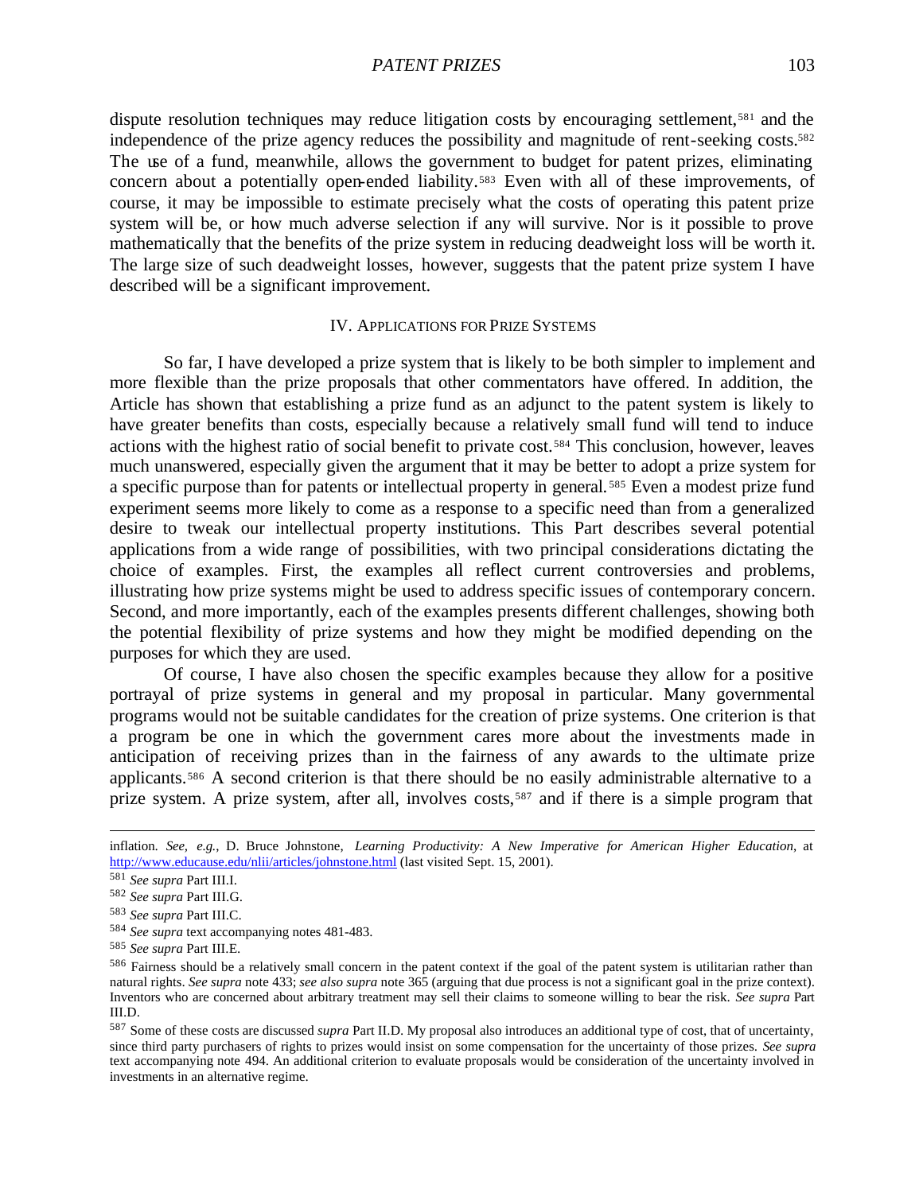dispute resolution techniques may reduce litigation costs by encouraging settlement,[581] and the independence of the prize agency reduces the possibility and magnitude of rent-seeking costs.[582] The use of a fund, meanwhile, allows the government to budget for patent prizes, eliminating concern about a potentially open-ended liability.[583] Even with all of these improvements, of course, it may be impossible to estimate precisely what the costs of operating this patent prize system will be, or how much adverse selection if any will survive. Nor is it possible to prove mathematically that the benefits of the prize system in reducing deadweight loss will be worth it. The large size of such deadweight losses, however, suggests that the patent prize system I have described will be a significant improvement.

## IV. APPLICATIONS FOR PRIZE SYSTEMS

So far, I have developed a prize system that is likely to be both simpler to implement and more flexible than the prize proposals that other commentators have offered. In addition, the Article has shown that establishing a prize fund as an adjunct to the patent system is likely to have greater benefits than costs, especially because a relatively small fund will tend to induce actions with the highest ratio of social benefit to private cost.[584] This conclusion, however, leaves much unanswered, especially given the argument that it may be better to adopt a prize system for a specific purpose than for patents or intellectual property in general.[585] Even a modest prize fund experiment seems more likely to come as a response to a specific need than from a generalized desire to tweak our intellectual property institutions. This Part describes several potential applications from a wide range of possibilities, with two principal considerations dictating the choice of examples. First, the examples all reflect current controversies and problems, illustrating how prize systems might be used to address specific issues of contemporary concern. Second, and more importantly, each of the examples presents different challenges, showing both the potential flexibility of prize systems and how they might be modified depending on the purposes for which they are used.

Of course, I have also chosen the specific examples because they allow for a positive portrayal of prize systems in general and my proposal in particular. Many governmental programs would not be suitable candidates for the creation of prize systems. One criterion is that a program be one in which the government cares more about the investments made in anticipation of receiving prizes than in the fairness of any awards to the ultimate prize applicants.[586] A second criterion is that there should be no easily administrable alternative to a prize system. A prize system, after all, involves costs,[587] and if there is a simple program that

---

inflation. *See, e.g.*, D. Bruce Johnstone, *Learning Productivity: A New Imperative for American Higher Education*, at http://www.educause.edu/nlii/articles/johnstone.html (last visited Sept. 15, 2001).

[581] *See supra* Part III.I.

[582] *See supra* Part III.G.

[583] *See supra* Part III.C.

[584] *See supra* text accompanying notes 481-483.

[585] *See supra* Part III.E.

[586] Fairness should be a relatively small concern in the patent context if the goal of the patent system is utilitarian rather than natural rights. *See supra* note 433; *see also supra* note 365 (arguing that due process is not a significant goal in the prize context). Inventors who are concerned about arbitrary treatment may sell their claims to someone willing to bear the risk. *See supra* Part III.D.

[587] Some of these costs are discussed *supra* Part II.D. My proposal also introduces an additional type of cost, that of uncertainty, since third party purchasers of rights to prizes would insist on some compensation for the uncertainty of those prizes. *See supra* text accompanying note 494. An additional criterion to evaluate proposals would be consideration of the uncertainty involved in investments in an alternative regime.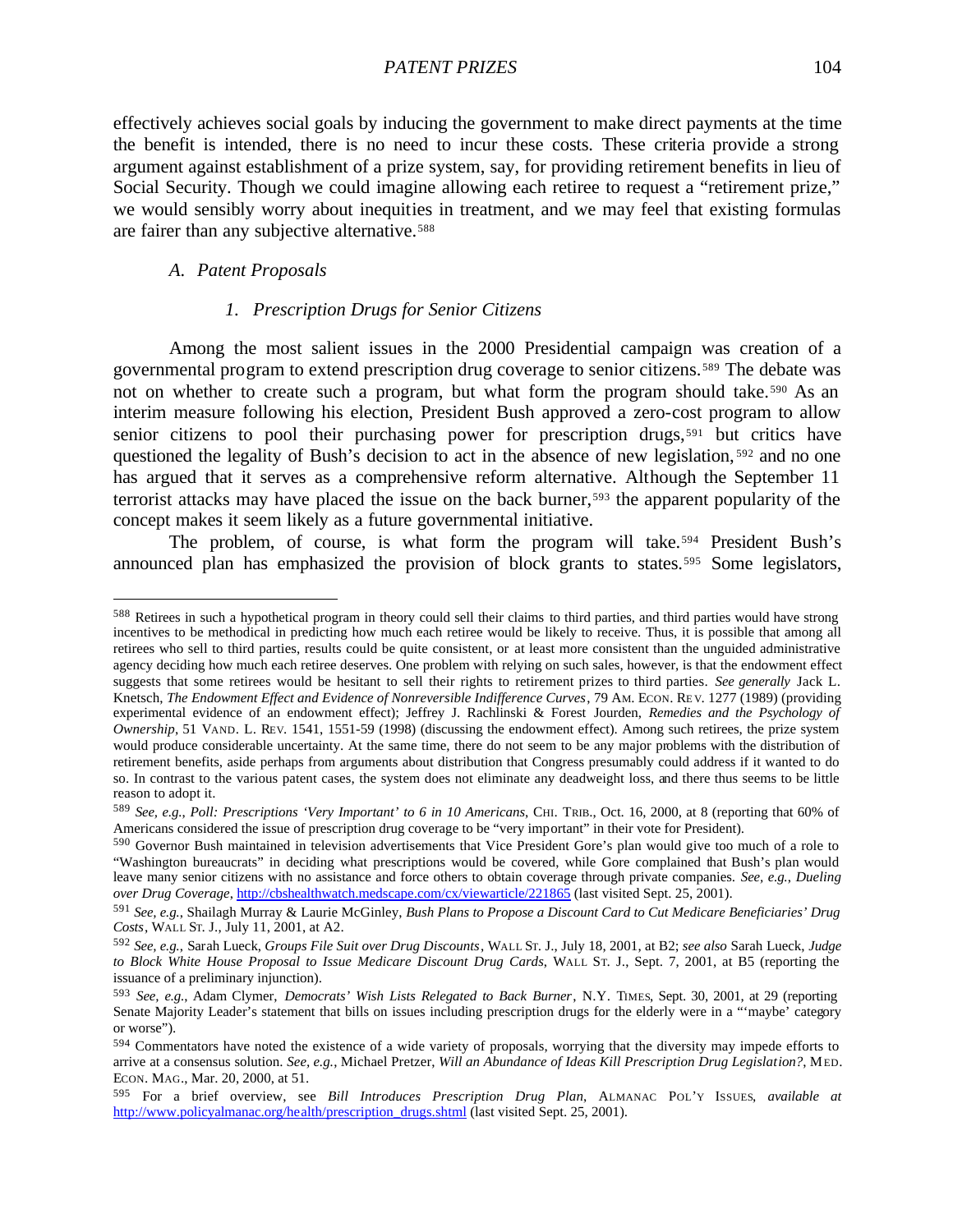effectively achieves social goals by inducing the government to make direct payments at the time the benefit is intended, there is no need to incur these costs. These criteria provide a strong argument against establishment of a prize system, say, for providing retirement benefits in lieu of Social Security. Though we could imagine allowing each retiree to request a "retirement prize," we would sensibly worry about inequities in treatment, and we may feel that existing formulas are fairer than any subjective alternative.[588]

### A. Patent Proposals

#### 1. Prescription Drugs for Senior Citizens

Among the most salient issues in the 2000 Presidential campaign was creation of a governmental program to extend prescription drug coverage to senior citizens.[589] The debate was not on whether to create such a program, but what form the program should take.[590] As an interim measure following his election, President Bush approved a zero-cost program to allow senior citizens to pool their purchasing power for prescription drugs,[591] but critics have questioned the legality of Bush's decision to act in the absence of new legislation,[592] and no one has argued that it serves as a comprehensive reform alternative. Although the September 11 terrorist attacks may have placed the issue on the back burner,[593] the apparent popularity of the concept makes it seem likely as a future governmental initiative.

The problem, of course, is what form the program will take.[594] President Bush's announced plan has emphasized the provision of block grants to states.[595] Some legislators,

---

[588] Retirees in such a hypothetical program in theory could sell their claims to third parties, and third parties would have strong incentives to be methodical in predicting how much each retiree would be likely to receive. Thus, it is possible that among all retirees who sell to third parties, results could be quite consistent, or at least more consistent than the unguided administrative agency deciding how much each retiree deserves. One problem with relying on such sales, however, is that the endowment effect suggests that some retirees would be hesitant to sell their rights to retirement prizes to third parties. *See generally* Jack L. Knetsch, *The Endowment Effect and Evidence of Nonreversible Indifference Curves*, 79 AM. ECON. REV. 1277 (1989) (providing experimental evidence of an endowment effect); Jeffrey J. Rachlinski & Forest Jourden, *Remedies and the Psychology of Ownership*, 51 VAND. L. REV. 1541, 1551-59 (1998) (discussing the endowment effect). Among such retirees, the prize system would produce considerable uncertainty. At the same time, there do not seem to be any major problems with the distribution of retirement benefits, aside perhaps from arguments about distribution that Congress presumably could address if it wanted to do so. In contrast to the various patent cases, the system does not eliminate any deadweight loss, and there thus seems to be little reason to adopt it.

[589] *See, e.g.*, *Poll: Prescriptions 'Very Important' to 6 in 10 Americans*, CHI. TRIB., Oct. 16, 2000, at 8 (reporting that 60% of Americans considered the issue of prescription drug coverage to be "very important" in their vote for President).

[590] Governor Bush maintained in television advertisements that Vice President Gore's plan would give too much of a role to "Washington bureaucrats" in deciding what prescriptions would be covered, while Gore complained that Bush's plan would leave many senior citizens with no assistance and force others to obtain coverage through private companies. *See, e.g.*, *Dueling over Drug Coverage*, http://cbshealthwatch.medscape.com/cx/viewarticle/221865 (last visited Sept. 25, 2001).

[591] *See, e.g.*, Shailagh Murray & Laurie McGinley, *Bush Plans to Propose a Discount Card to Cut Medicare Beneficiaries' Drug Costs*, WALL ST. J., July 11, 2001, at A2.

[592] *See, e.g.*, Sarah Lueck, *Groups File Suit over Drug Discounts*, WALL ST. J., July 18, 2001, at B2; *see also* Sarah Lueck, *Judge to Block White House Proposal to Issue Medicare Discount Drug Cards*, WALL ST. J., Sept. 7, 2001, at B5 (reporting the issuance of a preliminary injunction).

[593] *See, e.g.*, Adam Clymer, *Democrats' Wish Lists Relegated to Back Burner*, N.Y. TIMES, Sept. 30, 2001, at 29 (reporting Senate Majority Leader's statement that bills on issues including prescription drugs for the elderly were in a "'maybe' category or worse").

[594] Commentators have noted the existence of a wide variety of proposals, worrying that the diversity may impede efforts to arrive at a consensus solution. *See, e.g.*, Michael Pretzer, *Will an Abundance of Ideas Kill Prescription Drug Legislation?*, MED. ECON. MAG., Mar. 20, 2000, at 51.

[595] For a brief overview, see *Bill Introduces Prescription Drug Plan*, ALMANAC POL'Y ISSUES, *available at* http://www.policyalmanac.org/health/prescription_drugs.shtml (last visited Sept. 25, 2001).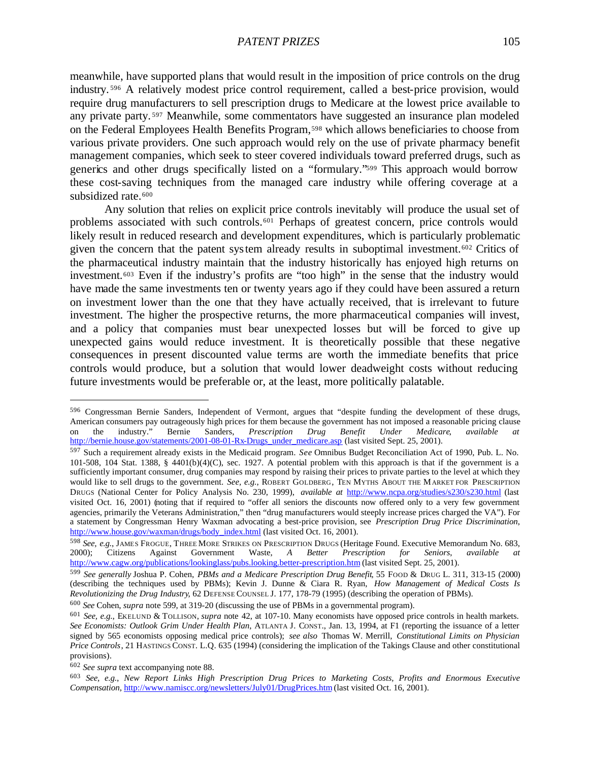meanwhile, have supported plans that would result in the imposition of price controls on the drug industry.[596] A relatively modest price control requirement, called a best-price provision, would require drug manufacturers to sell prescription drugs to Medicare at the lowest price available to any private party.[597] Meanwhile, some commentators have suggested an insurance plan modeled on the Federal Employees Health Benefits Program,[598] which allows beneficiaries to choose from various private providers. One such approach would rely on the use of private pharmacy benefit management companies, which seek to steer covered individuals toward preferred drugs, such as generics and other drugs specifically listed on a "formulary."[599] This approach would borrow these cost-saving techniques from the managed care industry while offering coverage at a subsidized rate.[600]

Any solution that relies on explicit price controls inevitably will produce the usual set of problems associated with such controls.[601] Perhaps of greatest concern, price controls would likely result in reduced research and development expenditures, which is particularly problematic given the concern that the patent system already results in suboptimal investment.[602] Critics of the pharmaceutical industry maintain that the industry historically has enjoyed high returns on investment.[603] Even if the industry's profits are "too high" in the sense that the industry would have made the same investments ten or twenty years ago if they could have been assured a return on investment lower than the one that they have actually received, that is irrelevant to future investment. The higher the prospective returns, the more pharmaceutical companies will invest, and a policy that companies must bear unexpected losses but will be forced to give up unexpected gains would reduce investment. It is theoretically possible that these negative consequences in present discounted value terms are worth the immediate benefits that price controls would produce, but a solution that would lower deadweight costs without reducing future investments would be preferable or, at the least, more politically palatable.

---

[596] Congressman Bernie Sanders, Independent of Vermont, argues that "despite funding the development of these drugs, American consumers pay outrageously high prices for them because the government has not imposed a reasonable pricing clause on the industry." Bernie Sanders, *Prescription Drug Benefit Under Medicare*, *available at* http://bernie.house.gov/statements/2001-08-01-Rx-Drugs_under_medicare.asp (last visited Sept. 25, 2001).

[597] Such a requirement already exists in the Medicaid program. *See* Omnibus Budget Reconciliation Act of 1990, Pub. L. No. 101-508, 104 Stat. 1388, § 4401(b)(4)(C), sec. 1927. A potential problem with this approach is that if the government is a sufficiently important consumer, drug companies may respond by raising their prices to private parties to the level at which they would like to sell drugs to the government. *See, e.g.*, ROBERT GOLDBERG, TEN MYTHS ABOUT THE MARKET FOR PRESCRIPTION DRUGS (National Center for Policy Analysis No. 230, 1999), *available at* http://www.ncpa.org/studies/s230/s230.html (last visited Oct. 16, 2001) (noting that if required to "offer all seniors the discounts now offered only to a very few government agencies, primarily the Veterans Administration," then "drug manufacturers would steeply increase prices charged the VA"). For a statement by Congressman Henry Waxman advocating a best-price provision, see *Prescription Drug Price Discrimination*, http://www.house.gov/waxman/drugs/body_index.html (last visited Oct. 16, 2001).

[598] *See, e.g.*, JAMES FROGUE, THREE MORE STRIKES ON PRESCRIPTION DRUGS (Heritage Found. Executive Memorandum No. 683, 2000); Citizens Against Government Waste, *A Better Prescription for Seniors*, *available at* http://www.cagw.org/publications/lookinglass/pubs.looking.better-prescription.htm (last visited Sept. 25, 2001).

[599] *See generally* Joshua P. Cohen, *PBMs and a Medicare Prescription Drug Benefit*, 55 FOOD & DRUG L. 311, 313-15 (2000) (describing the techniques used by PBMs); Kevin J. Dunne & Ciara R. Ryan, *How Management of Medical Costs Is Revolutionizing the Drug Industry*, 62 DEFENSE COUNSEL J. 177, 178-79 (1995) (describing the operation of PBMs).

[600] *See* Cohen, *supra* note 599, at 319-20 (discussing the use of PBMs in a governmental program).

[601] *See, e.g.*, EKELUND & TOLLISON, *supra* note 42, at 107-10. Many economists have opposed price controls in health markets. *See Economists: Outlook Grim Under Health Plan*, ATLANTA J. CONST., Jan. 13, 1994, at F1 (reporting the issuance of a letter signed by 565 economists opposing medical price controls); *see also* Thomas W. Merrill, *Constitutional Limits on Physician Price Controls*, 21 HASTINGS CONST. L.Q. 635 (1994) (considering the implication of the Takings Clause and other constitutional provisions).

[602] *See supra* text accompanying note 88.

[603] *See, e.g.*, *New Report Links High Prescription Drug Prices to Marketing Costs, Profits and Enormous Executive Compensation*, http://www.namiscc.org/newsletters/July01/DrugPrices.htm (last visited Oct. 16, 2001).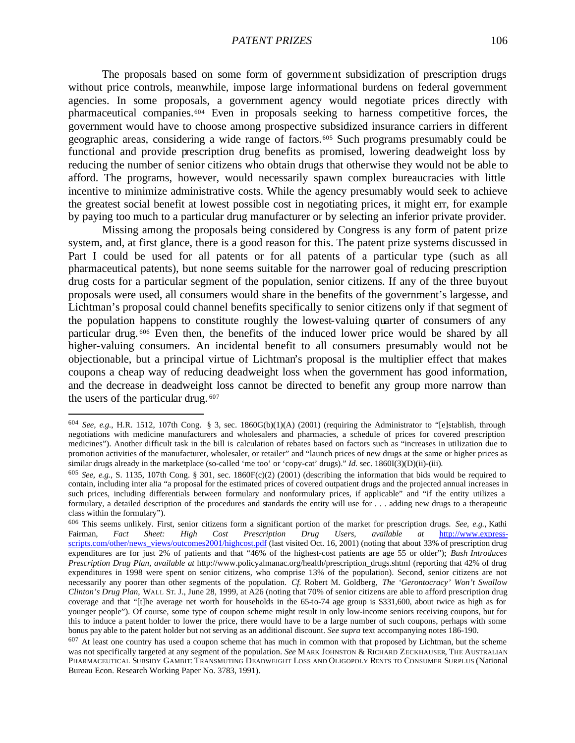The proposals based on some form of government subsidization of prescription drugs without price controls, meanwhile, impose large informational burdens on federal government agencies. In some proposals, a government agency would negotiate prices directly with pharmaceutical companies.[604] Even in proposals seeking to harness competitive forces, the government would have to choose among prospective subsidized insurance carriers in different geographic areas, considering a wide range of factors.[605] Such programs presumably could be functional and provide prescription drug benefits as promised, lowering deadweight loss by reducing the number of senior citizens who obtain drugs that otherwise they would not be able to afford. The programs, however, would necessarily spawn complex bureaucracies with little incentive to minimize administrative costs. While the agency presumably would seek to achieve the greatest social benefit at lowest possible cost in negotiating prices, it might err, for example by paying too much to a particular drug manufacturer or by selecting an inferior private provider.

Missing among the proposals being considered by Congress is any form of patent prize system, and, at first glance, there is a good reason for this. The patent prize systems discussed in Part I could be used for all patents or for all patents of a particular type (such as all pharmaceutical patents), but none seems suitable for the narrower goal of reducing prescription drug costs for a particular segment of the population, senior citizens. If any of the three buyout proposals were used, all consumers would share in the benefits of the government's largesse, and Lichtman's proposal could channel benefits specifically to senior citizens only if that segment of the population happens to constitute roughly the lowest-valuing quarter of consumers of any particular drug.[606] Even then, the benefits of the induced lower price would be shared by all higher-valuing consumers. An incidental benefit to all consumers presumably would not be objectionable, but a principal virtue of Lichtman's proposal is the multiplier effect that makes coupons a cheap way of reducing deadweight loss when the government has good information, and the decrease in deadweight loss cannot be directed to benefit any group more narrow than the users of the particular drug.[607]

---

[604] *See, e.g.*, H.R. 1512, 107th Cong. § 3, sec. 1860G(b)(1)(A) (2001) (requiring the Administrator to "[e]stablish, through negotiations with medicine manufacturers and wholesalers and pharmacies, a schedule of prices for covered prescription medicines"). Another difficult task in the bill is calculation of rebates based on factors such as "increases in utilization due to promotion activities of the manufacturer, wholesaler, or retailer" and "launch prices of new drugs at the same or higher prices as similar drugs already in the marketplace (so-called 'me too' or 'copy-cat' drugs)." *Id.* sec. 1860I(3)(D)(ii)-(iii).

[605] *See, e.g.*, S. 1135, 107th Cong. § 301, sec. 1860F(c)(2) (2001) (describing the information that bids would be required to contain, including inter alia "a proposal for the estimated prices of covered outpatient drugs and the projected annual increases in such prices, including differentials between formulary and nonformulary prices, if applicable" and "if the entity utilizes a formulary, a detailed description of the procedures and standards the entity will use for . . . adding new drugs to a therapeutic class within the formulary").

[606] This seems unlikely. First, senior citizens form a significant portion of the market for prescription drugs. *See, e.g.*, Kathi Fairman, *Fact Sheet: High Cost Prescription Drug Users*, *available at* http://www.express-scripts.com/other/news_views/outcomes2001/highcost.pdf (last visited Oct. 16, 2001) (noting that about 33% of prescription drug expenditures are for just 2% of patients and that "46% of the highest-cost patients are age 55 or older"); *Bush Introduces Prescription Drug Plan*, *available at* http://www.policyalmanac.org/health/prescription_drugs.shtml (reporting that 42% of drug expenditures in 1998 were spent on senior citizens, who comprise 13% of the population). Second, senior citizens are not necessarily any poorer than other segments of the population. *Cf.* Robert M. Goldberg, *The 'Gerontocracy' Won't Swallow Clinton's Drug Plan*, WALL ST. J., June 28, 1999, at A26 (noting that 70% of senior citizens are able to afford prescription drug coverage and that "[t]he average net worth for households in the 65-to-74 age group is $331,600, about twice as high as for younger people"). Of course, some type of coupon scheme might result in only low-income seniors receiving coupons, but for this to induce a patent holder to lower the price, there would have to be a large number of such coupons, perhaps with some bonus payable to the patent holder but not serving as an additional discount. *See supra* text accompanying notes 186-190.

[607] At least one country has used a coupon scheme that has much in common with that proposed by Lichtman, but the scheme was not specifically targeted at any segment of the population. *See* MARK JOHNSTON & RICHARD ZECKHAUSER, THE AUSTRALIAN PHARMACEUTICAL SUBSIDY GAMBIT: TRANSMUTING DEADWEIGHT LOSS AND OLIGOPOLY RENTS TO CONSUMER SURPLUS (National Bureau Econ. Research Working Paper No. 3783, 1991).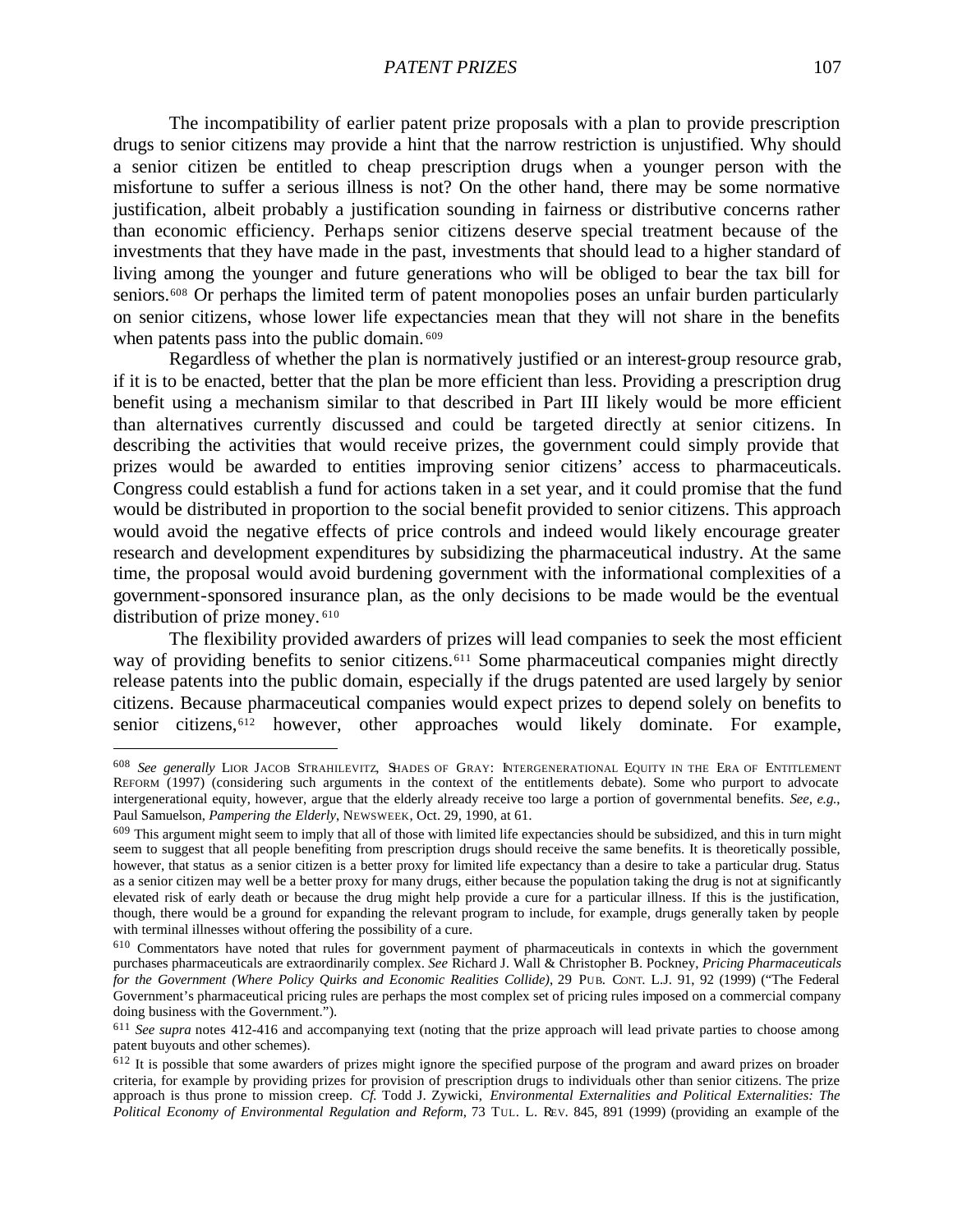The incompatibility of earlier patent prize proposals with a plan to provide prescription drugs to senior citizens may provide a hint that the narrow restriction is unjustified. Why should a senior citizen be entitled to cheap prescription drugs when a younger person with the misfortune to suffer a serious illness is not? On the other hand, there may be some normative justification, albeit probably a justification sounding in fairness or distributive concerns rather than economic efficiency. Perhaps senior citizens deserve special treatment because of the investments that they have made in the past, investments that should lead to a higher standard of living among the younger and future generations who will be obliged to bear the tax bill for seniors.[608] Or perhaps the limited term of patent monopolies poses an unfair burden particularly on senior citizens, whose lower life expectancies mean that they will not share in the benefits when patents pass into the public domain.[609]

Regardless of whether the plan is normatively justified or an interest-group resource grab, if it is to be enacted, better that the plan be more efficient than less. Providing a prescription drug benefit using a mechanism similar to that described in Part III likely would be more efficient than alternatives currently discussed and could be targeted directly at senior citizens. In describing the activities that would receive prizes, the government could simply provide that prizes would be awarded to entities improving senior citizens' access to pharmaceuticals. Congress could establish a fund for actions taken in a set year, and it could promise that the fund would be distributed in proportion to the social benefit provided to senior citizens. This approach would avoid the negative effects of price controls and indeed would likely encourage greater research and development expenditures by subsidizing the pharmaceutical industry. At the same time, the proposal would avoid burdening government with the informational complexities of a government-sponsored insurance plan, as the only decisions to be made would be the eventual distribution of prize money.[610]

The flexibility provided awarders of prizes will lead companies to seek the most efficient way of providing benefits to senior citizens.[611] Some pharmaceutical companies might directly release patents into the public domain, especially if the drugs patented are used largely by senior citizens. Because pharmaceutical companies would expect prizes to depend solely on benefits to senior citizens,[612] however, other approaches would likely dominate. For example,

---

[608] *See generally* LIOR JACOB STRAHILEVITZ, SHADES OF GRAY: INTERGENERATIONAL EQUITY IN THE ERA OF ENTITLEMENT REFORM (1997) (considering such arguments in the context of the entitlements debate). Some who purport to advocate intergenerational equity, however, argue that the elderly already receive too large a portion of governmental benefits. *See, e.g.*, Paul Samuelson, *Pampering the Elderly*, NEWSWEEK, Oct. 29, 1990, at 61.

[609] This argument might seem to imply that all of those with limited life expectancies should be subsidized, and this in turn might seem to suggest that all people benefiting from prescription drugs should receive the same benefits. It is theoretically possible, however, that status as a senior citizen is a better proxy for limited life expectancy than a desire to take a particular drug. Status as a senior citizen may well be a better proxy for many drugs, either because the population taking the drug is not at significantly elevated risk of early death or because the drug might help provide a cure for a particular illness. If this is the justification, though, there would be a ground for expanding the relevant program to include, for example, drugs generally taken by people with terminal illnesses without offering the possibility of a cure.

[610] Commentators have noted that rules for government payment of pharmaceuticals in contexts in which the government purchases pharmaceuticals are extraordinarily complex. *See* Richard J. Wall & Christopher B. Pockney, *Pricing Pharmaceuticals for the Government (Where Policy Quirks and Economic Realities Collide)*, 29 PUB. CONT. L.J. 91, 92 (1999) ("The Federal Government's pharmaceutical pricing rules are perhaps the most complex set of pricing rules imposed on a commercial company doing business with the Government.").

[611] *See supra* notes 412-416 and accompanying text (noting that the prize approach will lead private parties to choose among patent buyouts and other schemes).

[612] It is possible that some awarders of prizes might ignore the specified purpose of the program and award prizes on broader criteria, for example by providing prizes for provision of prescription drugs to individuals other than senior citizens. The prize approach is thus prone to mission creep. *Cf.* Todd J. Zywicki, *Environmental Externalities and Political Externalities: The Political Economy of Environmental Regulation and Reform*, 73 TUL. L. REV. 845, 891 (1999) (providing an example of the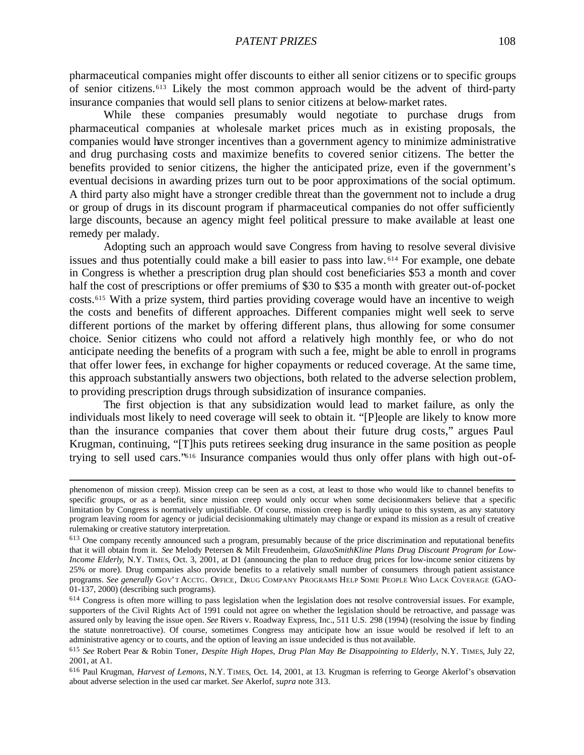pharmaceutical companies might offer discounts to either all senior citizens or to specific groups of senior citizens.[613] Likely the most common approach would be the advent of third-party insurance companies that would sell plans to senior citizens at below-market rates.

While these companies presumably would negotiate to purchase drugs from pharmaceutical companies at wholesale market prices much as in existing proposals, the companies would have stronger incentives than a government agency to minimize administrative and drug purchasing costs and maximize benefits to covered senior citizens. The better the benefits provided to senior citizens, the higher the anticipated prize, even if the government's eventual decisions in awarding prizes turn out to be poor approximations of the social optimum. A third party also might have a stronger credible threat than the government not to include a drug or group of drugs in its discount program if pharmaceutical companies do not offer sufficiently large discounts, because an agency might feel political pressure to make available at least one remedy per malady.

Adopting such an approach would save Congress from having to resolve several divisive issues and thus potentially could make a bill easier to pass into law.[614] For example, one debate in Congress is whether a prescription drug plan should cost beneficiaries $53 a month and cover half the cost of prescriptions or offer premiums of $30 to $35 a month with greater out-of-pocket costs.[615] With a prize system, third parties providing coverage would have an incentive to weigh the costs and benefits of different approaches. Different companies might well seek to serve different portions of the market by offering different plans, thus allowing for some consumer choice. Senior citizens who could not afford a relatively high monthly fee, or who do not anticipate needing the benefits of a program with such a fee, might be able to enroll in programs that offer lower fees, in exchange for higher copayments or reduced coverage. At the same time, this approach substantially answers two objections, both related to the adverse selection problem, to providing prescription drugs through subsidization of insurance companies.

The first objection is that any subsidization would lead to market failure, as only the individuals most likely to need coverage will seek to obtain it. "[P]eople are likely to know more than the insurance companies that cover them about their future drug costs," argues Paul Krugman, continuing, "[T]his puts retirees seeking drug insurance in the same position as people trying to sell used cars."[616] Insurance companies would thus only offer plans with high out-of-

---

phenomenon of mission creep). Mission creep can be seen as a cost, at least to those who would like to channel benefits to specific groups, or as a benefit, since mission creep would only occur when some decisionmakers believe that a specific limitation by Congress is normatively unjustifiable. Of course, mission creep is hardly unique to this system, as any statutory program leaving room for agency or judicial decisionmaking ultimately may change or expand its mission as a result of creative rulemaking or creative statutory interpretation.

[613] One company recently announced such a program, presumably because of the price discrimination and reputational benefits that it will obtain from it. *See* Melody Petersen & Milt Freudenheim, *GlaxoSmithKline Plans Drug Discount Program for Low-Income Elderly*, N.Y. TIMES, Oct. 3, 2001, at D1 (announcing the plan to reduce drug prices for low-income senior citizens by 25% or more). Drug companies also provide benefits to a relatively small number of consumers through patient assistance programs. *See generally* GOV'T ACCTG. OFFICE, DRUG COMPANY PROGRAMS HELP SOME PEOPLE WHO LACK COVERAGE (GAO-01-137, 2000) (describing such programs).

[614] Congress is often more willing to pass legislation when the legislation does not resolve controversial issues. For example, supporters of the Civil Rights Act of 1991 could not agree on whether the legislation should be retroactive, and passage was assured only by leaving the issue open. *See* Rivers v. Roadway Express, Inc., 511 U.S. 298 (1994) (resolving the issue by finding the statute nonretroactive). Of course, sometimes Congress may anticipate how an issue would be resolved if left to an administrative agency or to courts, and the option of leaving an issue undecided is thus not available.

[615] *See* Robert Pear & Robin Toner, *Despite High Hopes, Drug Plan May Be Disappointing to Elderly*, N.Y. TIMES, July 22, 2001, at A1.

[616] Paul Krugman, *Harvest of Lemons*, N.Y. TIMES, Oct. 14, 2001, at 13. Krugman is referring to George Akerlof's observation about adverse selection in the used car market. *See* Akerlof, *supra* note 313.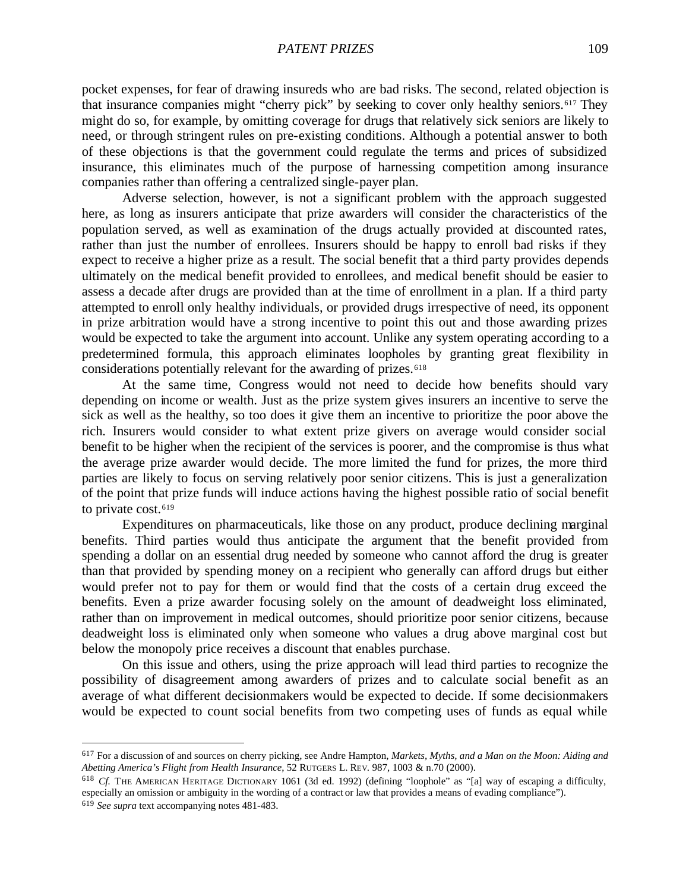pocket expenses, for fear of drawing insureds who are bad risks. The second, related objection is that insurance companies might "cherry pick" by seeking to cover only healthy seniors.[617] They might do so, for example, by omitting coverage for drugs that relatively sick seniors are likely to need, or through stringent rules on pre-existing conditions. Although a potential answer to both of these objections is that the government could regulate the terms and prices of subsidized insurance, this eliminates much of the purpose of harnessing competition among insurance companies rather than offering a centralized single-payer plan.

Adverse selection, however, is not a significant problem with the approach suggested here, as long as insurers anticipate that prize awarders will consider the characteristics of the population served, as well as examination of the drugs actually provided at discounted rates, rather than just the number of enrollees. Insurers should be happy to enroll bad risks if they expect to receive a higher prize as a result. The social benefit that a third party provides depends ultimately on the medical benefit provided to enrollees, and medical benefit should be easier to assess a decade after drugs are provided than at the time of enrollment in a plan. If a third party attempted to enroll only healthy individuals, or provided drugs irrespective of need, its opponent in prize arbitration would have a strong incentive to point this out and those awarding prizes would be expected to take the argument into account. Unlike any system operating according to a predetermined formula, this approach eliminates loopholes by granting great flexibility in considerations potentially relevant for the awarding of prizes.[618]

At the same time, Congress would not need to decide how benefits should vary depending on income or wealth. Just as the prize system gives insurers an incentive to serve the sick as well as the healthy, so too does it give them an incentive to prioritize the poor above the rich. Insurers would consider to what extent prize givers on average would consider social benefit to be higher when the recipient of the services is poorer, and the compromise is thus what the average prize awarder would decide. The more limited the fund for prizes, the more third parties are likely to focus on serving relatively poor senior citizens. This is just a generalization of the point that prize funds will induce actions having the highest possible ratio of social benefit to private cost.[619]

Expenditures on pharmaceuticals, like those on any product, produce declining marginal benefits. Third parties would thus anticipate the argument that the benefit provided from spending a dollar on an essential drug needed by someone who cannot afford the drug is greater than that provided by spending money on a recipient who generally can afford drugs but either would prefer not to pay for them or would find that the costs of a certain drug exceed the benefits. Even a prize awarder focusing solely on the amount of deadweight loss eliminated, rather than on improvement in medical outcomes, should prioritize poor senior citizens, because deadweight loss is eliminated only when someone who values a drug above marginal cost but below the monopoly price receives a discount that enables purchase.

On this issue and others, using the prize approach will lead third parties to recognize the possibility of disagreement among awarders of prizes and to calculate social benefit as an average of what different decisionmakers would be expected to decide. If some decisionmakers would be expected to count social benefits from two competing uses of funds as equal while

---

[617] For a discussion of and sources on cherry picking, see Andre Hampton, *Markets, Myths, and a Man on the Moon: Aiding and Abetting America's Flight from Health Insurance*, 52 RUTGERS L. REV. 987, 1003 & n.70 (2000).

[618] *Cf.* THE AMERICAN HERITAGE DICTIONARY 1061 (3d ed. 1992) (defining "loophole" as "[a] way of escaping a difficulty, especially an omission or ambiguity in the wording of a contract or law that provides a means of evading compliance").

[619] *See supra* text accompanying notes 481-483.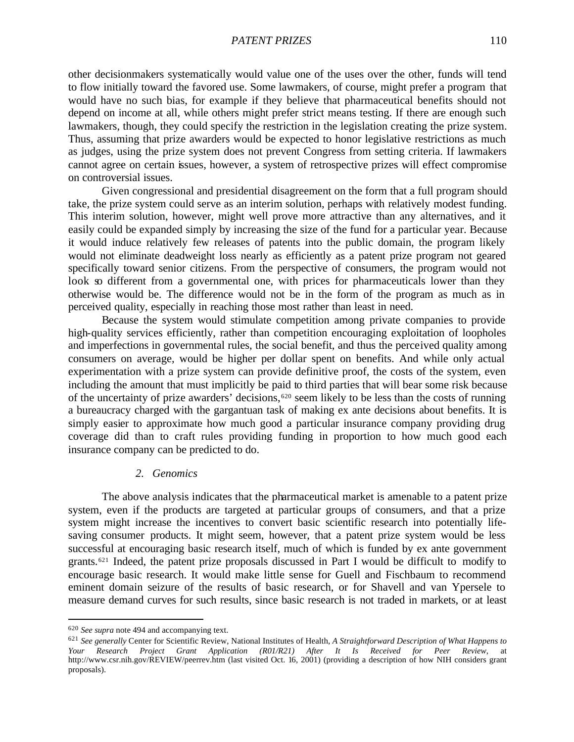other decisionmakers systematically would value one of the uses over the other, funds will tend to flow initially toward the favored use. Some lawmakers, of course, might prefer a program that would have no such bias, for example if they believe that pharmaceutical benefits should not depend on income at all, while others might prefer strict means testing. If there are enough such lawmakers, though, they could specify the restriction in the legislation creating the prize system. Thus, assuming that prize awarders would be expected to honor legislative restrictions as much as judges, using the prize system does not prevent Congress from setting criteria. If lawmakers cannot agree on certain issues, however, a system of retrospective prizes will effect compromise on controversial issues.

Given congressional and presidential disagreement on the form that a full program should take, the prize system could serve as an interim solution, perhaps with relatively modest funding. This interim solution, however, might well prove more attractive than any alternatives, and it easily could be expanded simply by increasing the size of the fund for a particular year. Because it would induce relatively few releases of patents into the public domain, the program likely would not eliminate deadweight loss nearly as efficiently as a patent prize program not geared specifically toward senior citizens. From the perspective of consumers, the program would not look so different from a governmental one, with prices for pharmaceuticals lower than they otherwise would be. The difference would not be in the form of the program as much as in perceived quality, especially in reaching those most rather than least in need.

Because the system would stimulate competition among private companies to provide high-quality services efficiently, rather than competition encouraging exploitation of loopholes and imperfections in governmental rules, the social benefit, and thus the perceived quality among consumers on average, would be higher per dollar spent on benefits. And while only actual experimentation with a prize system can provide definitive proof, the costs of the system, even including the amount that must implicitly be paid to third parties that will bear some risk because of the uncertainty of prize awarders' decisions,[620] seem likely to be less than the costs of running a bureaucracy charged with the gargantuan task of making ex ante decisions about benefits. It is simply easier to approximate how much good a particular insurance company providing drug coverage did than to craft rules providing funding in proportion to how much good each insurance company can be predicted to do.

### *2. Genomics*

The above analysis indicates that the pharmaceutical market is amenable to a patent prize system, even if the products are targeted at particular groups of consumers, and that a prize system might increase the incentives to convert basic scientific research into potentially life-saving consumer products. It might seem, however, that a patent prize system would be less successful at encouraging basic research itself, much of which is funded by ex ante government grants.[621] Indeed, the patent prize proposals discussed in Part I would be difficult to modify to encourage basic research. It would make little sense for Guell and Fischbaum to recommend eminent domain seizure of the results of basic research, or for Shavell and van Ypersele to measure demand curves for such results, since basic research is not traded in markets, or at least

---

[620] *See supra* note 494 and accompanying text.

[621] *See generally* Center for Scientific Review, National Institutes of Health, *A Straightforward Description of What Happens to Your Research Project Grant Application (R01/R21) After It Is Received for Peer Review*, at http://www.csr.nih.gov/REVIEW/peerrev.htm (last visited Oct. 16, 2001) (providing a description of how NIH considers grant proposals).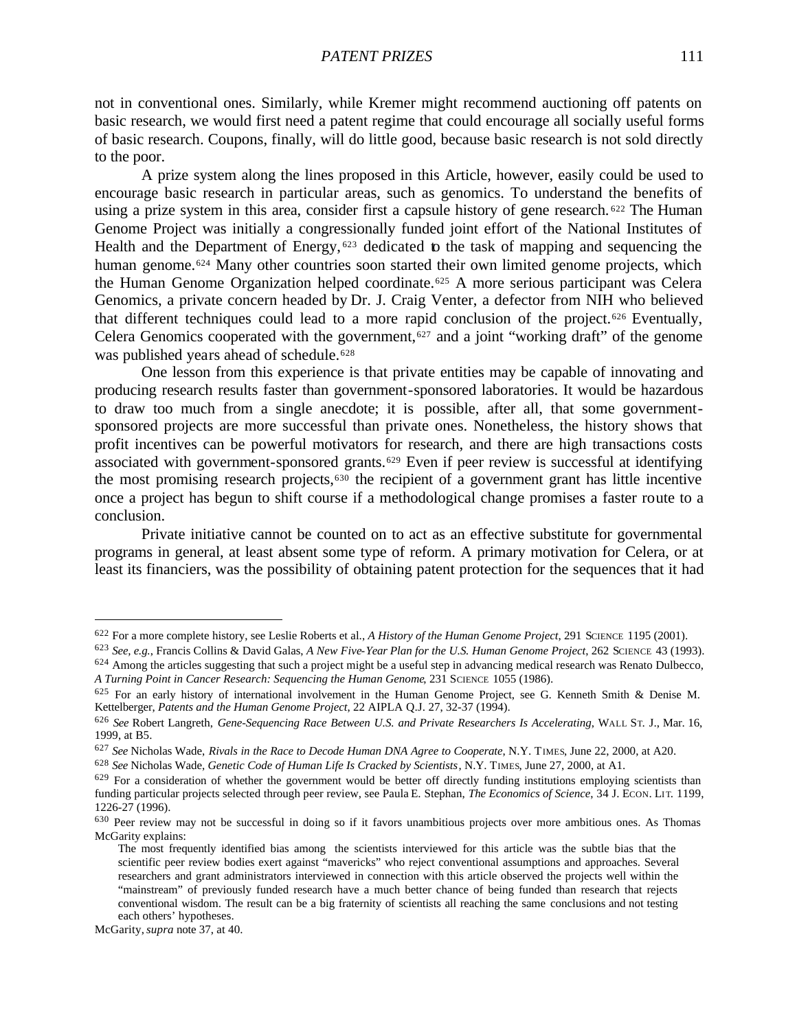not in conventional ones. Similarly, while Kremer might recommend auctioning off patents on basic research, we would first need a patent regime that could encourage all socially useful forms of basic research. Coupons, finally, will do little good, because basic research is not sold directly to the poor.

A prize system along the lines proposed in this Article, however, easily could be used to encourage basic research in particular areas, such as genomics. To understand the benefits of using a prize system in this area, consider first a capsule history of gene research.[622] The Human Genome Project was initially a congressionally funded joint effort of the National Institutes of Health and the Department of Energy,[623] dedicated to the task of mapping and sequencing the human genome.[624] Many other countries soon started their own limited genome projects, which the Human Genome Organization helped coordinate.[625] A more serious participant was Celera Genomics, a private concern headed by Dr. J. Craig Venter, a defector from NIH who believed that different techniques could lead to a more rapid conclusion of the project.[626] Eventually, Celera Genomics cooperated with the government,[627] and a joint "working draft" of the genome was published years ahead of schedule.[628]

One lesson from this experience is that private entities may be capable of innovating and producing research results faster than government-sponsored laboratories. It would be hazardous to draw too much from a single anecdote; it is possible, after all, that some government-sponsored projects are more successful than private ones. Nonetheless, the history shows that profit incentives can be powerful motivators for research, and there are high transactions costs associated with government-sponsored grants.[629] Even if peer review is successful at identifying the most promising research projects,[630] the recipient of a government grant has little incentive once a project has begun to shift course if a methodological change promises a faster route to a conclusion.

Private initiative cannot be counted on to act as an effective substitute for governmental programs in general, at least absent some type of reform. A primary motivation for Celera, or at least its financiers, was the possibility of obtaining patent protection for the sequences that it had

---

[622] For a more complete history, see Leslie Roberts et al., *A History of the Human Genome Project*, 291 SCIENCE 1195 (2001).

[623] *See, e.g.*, Francis Collins & David Galas, *A New Five-Year Plan for the U.S. Human Genome Project*, 262 SCIENCE 43 (1993).

[624] Among the articles suggesting that such a project might be a useful step in advancing medical research was Renato Dulbecco, *A Turning Point in Cancer Research: Sequencing the Human Genome*, 231 SCIENCE 1055 (1986).

[625] For an early history of international involvement in the Human Genome Project, see G. Kenneth Smith & Denise M. Kettelberger, *Patents and the Human Genome Project*, 22 AIPLA Q.J. 27, 32-37 (1994).

[626] *See* Robert Langreth, *Gene-Sequencing Race Between U.S. and Private Researchers Is Accelerating*, WALL ST. J., Mar. 16, 1999, at B5.

[627] *See* Nicholas Wade, *Rivals in the Race to Decode Human DNA Agree to Cooperate*, N.Y. TIMES, June 22, 2000, at A20.

[628] *See* Nicholas Wade, *Genetic Code of Human Life Is Cracked by Scientists*, N.Y. TIMES, June 27, 2000, at A1.

[629] For a consideration of whether the government would be better off directly funding institutions employing scientists than funding particular projects selected through peer review, see Paula E. Stephan, *The Economics of Science*, 34 J. ECON. LIT. 1199, 1226-27 (1996).

[630] Peer review may not be successful in doing so if it favors unambitious projects over more ambitious ones. As Thomas McGarity explains:

> The most frequently identified bias among the scientists interviewed for this article was the subtle bias that the scientific peer review bodies exert against "mavericks" who reject conventional assumptions and approaches. Several researchers and grant administrators interviewed in connection with this article observed the projects well within the "mainstream" of previously funded research have a much better chance of being funded than research that rejects conventional wisdom. The result can be a big fraternity of scientists all reaching the same conclusions and not testing each others' hypotheses.

McGarity, *supra* note 37, at 40.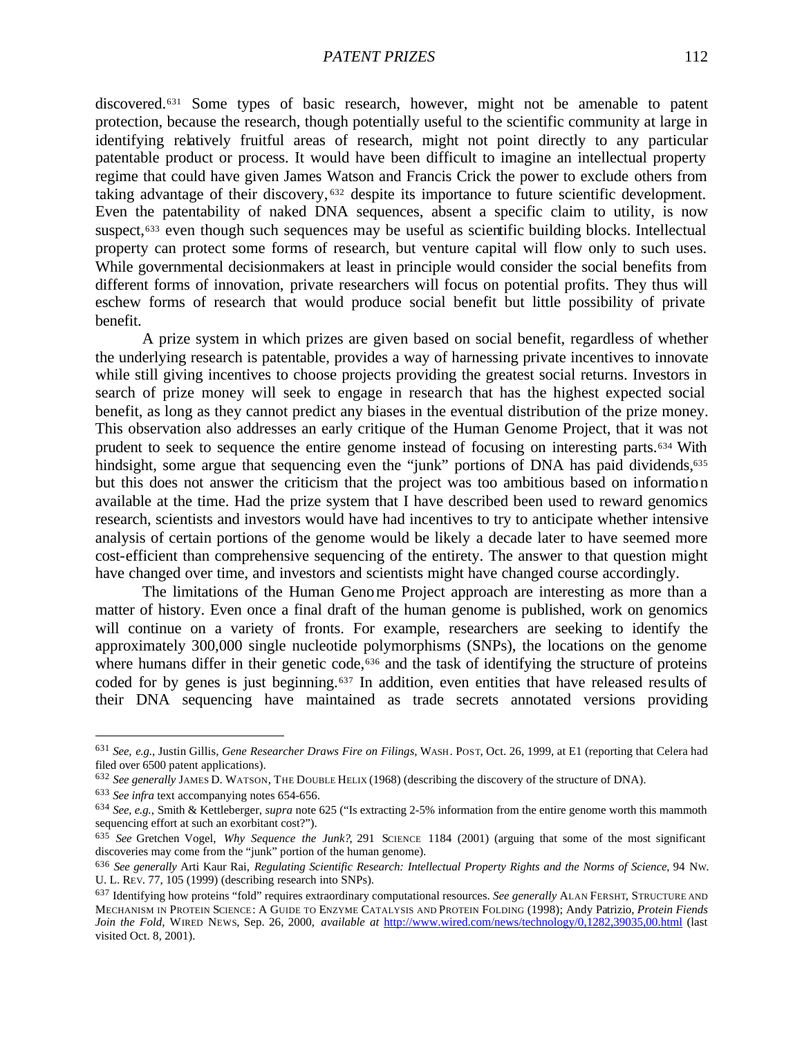discovered.[631] Some types of basic research, however, might not be amenable to patent protection, because the research, though potentially useful to the scientific community at large in identifying relatively fruitful areas of research, might not point directly to any particular patentable product or process. It would have been difficult to imagine an intellectual property regime that could have given James Watson and Francis Crick the power to exclude others from taking advantage of their discovery,[632] despite its importance to future scientific development. Even the patentability of naked DNA sequences, absent a specific claim to utility, is now suspect,[633] even though such sequences may be useful as scientific building blocks. Intellectual property can protect some forms of research, but venture capital will flow only to such uses. While governmental decisionmakers at least in principle would consider the social benefits from different forms of innovation, private researchers will focus on potential profits. They thus will eschew forms of research that would produce social benefit but little possibility of private benefit.

A prize system in which prizes are given based on social benefit, regardless of whether the underlying research is patentable, provides a way of harnessing private incentives to innovate while still giving incentives to choose projects providing the greatest social returns. Investors in search of prize money will seek to engage in research that has the highest expected social benefit, as long as they cannot predict any biases in the eventual distribution of the prize money. This observation also addresses an early critique of the Human Genome Project, that it was not prudent to seek to sequence the entire genome instead of focusing on interesting parts.[634] With hindsight, some argue that sequencing even the "junk" portions of DNA has paid dividends,[635] but this does not answer the criticism that the project was too ambitious based on information available at the time. Had the prize system that I have described been used to reward genomics research, scientists and investors would have had incentives to try to anticipate whether intensive analysis of certain portions of the genome would be likely a decade later to have seemed more cost-efficient than comprehensive sequencing of the entirety. The answer to that question might have changed over time, and investors and scientists might have changed course accordingly.

The limitations of the Human Genome Project approach are interesting as more than a matter of history. Even once a final draft of the human genome is published, work on genomics will continue on a variety of fronts. For example, researchers are seeking to identify the approximately 300,000 single nucleotide polymorphisms (SNPs), the locations on the genome where humans differ in their genetic code,[636] and the task of identifying the structure of proteins coded for by genes is just beginning.[637] In addition, even entities that have released results of their DNA sequencing have maintained as trade secrets annotated versions providing

---

[631] *See, e.g.*, Justin Gillis, *Gene Researcher Draws Fire on Filings*, WASH. POST, Oct. 26, 1999, at E1 (reporting that Celera had filed over 6500 patent applications).

[632] *See generally* JAMES D. WATSON, THE DOUBLE HELIX (1968) (describing the discovery of the structure of DNA).

[633] *See infra* text accompanying notes 654-656.

[634] *See, e.g.*, Smith & Kettleberger, *supra* note 625 ("Is extracting 2-5% information from the entire genome worth this mammoth sequencing effort at such an exorbitant cost?").

[635] *See* Gretchen Vogel, *Why Sequence the Junk?*, 291 SCIENCE 1184 (2001) (arguing that some of the most significant discoveries may come from the "junk" portion of the human genome).

[636] *See generally* Arti Kaur Rai, *Regulating Scientific Research: Intellectual Property Rights and the Norms of Science*, 94 NW. U. L. REV. 77, 105 (1999) (describing research into SNPs).

[637] Identifying how proteins "fold" requires extraordinary computational resources. *See generally* ALAN FERSHT, STRUCTURE AND MECHANISM IN PROTEIN SCIENCE: A GUIDE TO ENZYME CATALYSIS AND PROTEIN FOLDING (1998); Andy Patrizio, *Protein Fiends Join the Fold*, WIRED NEWS, Sep. 26, 2000, *available at* http://www.wired.com/news/technology/0,1282,39035,00.html (last visited Oct. 8, 2001).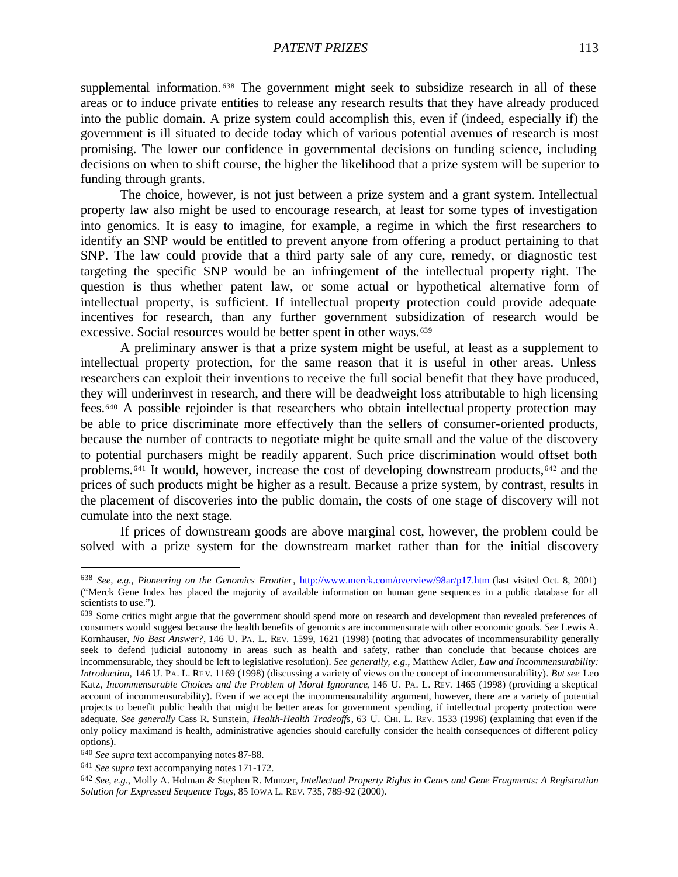supplemental information.[638] The government might seek to subsidize research in all of these areas or to induce private entities to release any research results that they have already produced into the public domain. A prize system could accomplish this, even if (indeed, especially if) the government is ill situated to decide today which of various potential avenues of research is most promising. The lower our confidence in governmental decisions on funding science, including decisions on when to shift course, the higher the likelihood that a prize system will be superior to funding through grants.

The choice, however, is not just between a prize system and a grant system. Intellectual property law also might be used to encourage research, at least for some types of investigation into genomics. It is easy to imagine, for example, a regime in which the first researchers to identify an SNP would be entitled to prevent anyone from offering a product pertaining to that SNP. The law could provide that a third party sale of any cure, remedy, or diagnostic test targeting the specific SNP would be an infringement of the intellectual property right. The question is thus whether patent law, or some actual or hypothetical alternative form of intellectual property, is sufficient. If intellectual property protection could provide adequate incentives for research, than any further government subsidization of research would be excessive. Social resources would be better spent in other ways.[639]

A preliminary answer is that a prize system might be useful, at least as a supplement to intellectual property protection, for the same reason that it is useful in other areas. Unless researchers can exploit their inventions to receive the full social benefit that they have produced, they will underinvest in research, and there will be deadweight loss attributable to high licensing fees.[640] A possible rejoinder is that researchers who obtain intellectual property protection may be able to price discriminate more effectively than the sellers of consumer-oriented products, because the number of contracts to negotiate might be quite small and the value of the discovery to potential purchasers might be readily apparent. Such price discrimination would offset both problems.[641] It would, however, increase the cost of developing downstream products,[642] and the prices of such products might be higher as a result. Because a prize system, by contrast, results in the placement of discoveries into the public domain, the costs of one stage of discovery will not cumulate into the next stage.

If prices of downstream goods are above marginal cost, however, the problem could be solved with a prize system for the downstream market rather than for the initial discovery

---

[638] *See, e.g.*, *Pioneering on the Genomics Frontier*, http://www.merck.com/overview/98ar/p17.htm (last visited Oct. 8, 2001) ("Merck Gene Index has placed the majority of available information on human gene sequences in a public database for all scientists to use.").

[639] Some critics might argue that the government should spend more on research and development than revealed preferences of consumers would suggest because the health benefits of genomics are incommensurate with other economic goods. *See* Lewis A. Kornhauser, *No Best Answer?*, 146 U. PA. L. REV. 1599, 1621 (1998) (noting that advocates of incommensurability generally seek to defend judicial autonomy in areas such as health and safety, rather than conclude that because choices are incommensurable, they should be left to legislative resolution). *See generally, e.g.*, Matthew Adler, *Law and Incommensurability: Introduction*, 146 U. PA. L. REV. 1169 (1998) (discussing a variety of views on the concept of incommensurability). *But see* Leo Katz, *Incommensurable Choices and the Problem of Moral Ignorance*, 146 U. PA. L. REV. 1465 (1998) (providing a skeptical account of incommensurability). Even if we accept the incommensurability argument, however, there are a variety of potential projects to benefit public health that might be better areas for government spending, if intellectual property protection were adequate. *See generally* Cass R. Sunstein, *Health-Health Tradeoffs*, 63 U. CHI. L. REV. 1533 (1996) (explaining that even if the only policy maximand is health, administrative agencies should carefully consider the health consequences of different policy options).

[640] *See supra* text accompanying notes 87-88.

[641] *See supra* text accompanying notes 171-172.

[642] *See, e.g.*, Molly A. Holman & Stephen R. Munzer, *Intellectual Property Rights in Genes and Gene Fragments: A Registration Solution for Expressed Sequence Tags*, 85 IOWA L. REV. 735, 789-92 (2000).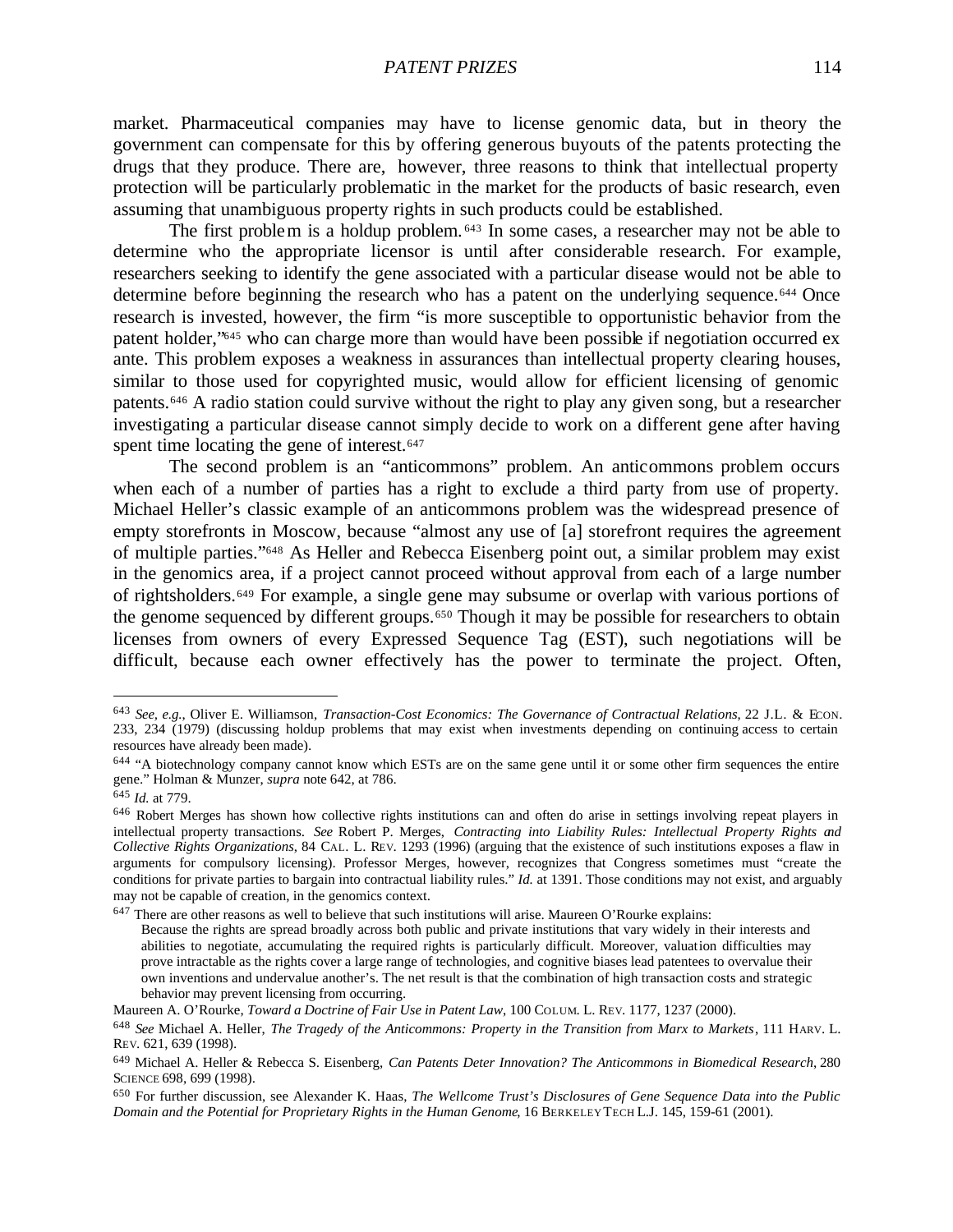market. Pharmaceutical companies may have to license genomic data, but in theory the government can compensate for this by offering generous buyouts of the patents protecting the drugs that they produce. There are, however, three reasons to think that intellectual property protection will be particularly problematic in the market for the products of basic research, even assuming that unambiguous property rights in such products could be established.

The first problem is a holdup problem.[643] In some cases, a researcher may not be able to determine who the appropriate licensor is until after considerable research. For example, researchers seeking to identify the gene associated with a particular disease would not be able to determine before beginning the research who has a patent on the underlying sequence.[644] Once research is invested, however, the firm "is more susceptible to opportunistic behavior from the patent holder,"[645] who can charge more than would have been possible if negotiation occurred ex ante. This problem exposes a weakness in assurances than intellectual property clearing houses, similar to those used for copyrighted music, would allow for efficient licensing of genomic patents.[646] A radio station could survive without the right to play any given song, but a researcher investigating a particular disease cannot simply decide to work on a different gene after having spent time locating the gene of interest.[647]

The second problem is an "anticommons" problem. An anticommons problem occurs when each of a number of parties has a right to exclude a third party from use of property. Michael Heller's classic example of an anticommons problem was the widespread presence of empty storefronts in Moscow, because "almost any use of [a] storefront requires the agreement of multiple parties."[648] As Heller and Rebecca Eisenberg point out, a similar problem may exist in the genomics area, if a project cannot proceed without approval from each of a large number of rightsholders.[649] For example, a single gene may subsume or overlap with various portions of the genome sequenced by different groups.[650] Though it may be possible for researchers to obtain licenses from owners of every Expressed Sequence Tag (EST), such negotiations will be difficult, because each owner effectively has the power to terminate the project. Often,

---

[643] *See, e.g.*, Oliver E. Williamson, *Transaction-Cost Economics: The Governance of Contractual Relations*, 22 J.L. & ECON. 233, 234 (1979) (discussing holdup problems that may exist when investments depending on continuing access to certain resources have already been made).

[644] "A biotechnology company cannot know which ESTs are on the same gene until it or some other firm sequences the entire gene." Holman & Munzer, *supra* note 642, at 786.

[645] *Id.* at 779.

[646] Robert Merges has shown how collective rights institutions can and often do arise in settings involving repeat players in intellectual property transactions. *See* Robert P. Merges, *Contracting into Liability Rules: Intellectual Property Rights and Collective Rights Organizations*, 84 CAL. L. REV. 1293 (1996) (arguing that the existence of such institutions exposes a flaw in arguments for compulsory licensing). Professor Merges, however, recognizes that Congress sometimes must "create the conditions for private parties to bargain into contractual liability rules." *Id.* at 1391. Those conditions may not exist, and arguably may not be capable of creation, in the genomics context.

[647] There are other reasons as well to believe that such institutions will arise. Maureen O'Rourke explains:

> Because the rights are spread broadly across both public and private institutions that vary widely in their interests and abilities to negotiate, accumulating the required rights is particularly difficult. Moreover, valuation difficulties may prove intractable as the rights cover a large range of technologies, and cognitive biases lead patentees to overvalue their own inventions and undervalue another's. The net result is that the combination of high transaction costs and strategic behavior may prevent licensing from occurring.

Maureen A. O'Rourke, *Toward a Doctrine of Fair Use in Patent Law*, 100 COLUM. L. REV. 1177, 1237 (2000).

[648] *See* Michael A. Heller, *The Tragedy of the Anticommons: Property in the Transition from Marx to Markets*, 111 HARV. L. REV. 621, 639 (1998).

[649] Michael A. Heller & Rebecca S. Eisenberg, *Can Patents Deter Innovation? The Anticommons in Biomedical Research*, 280 SCIENCE 698, 699 (1998).

[650] For further discussion, see Alexander K. Haas, *The Wellcome Trust's Disclosures of Gene Sequence Data into the Public Domain and the Potential for Proprietary Rights in the Human Genome*, 16 BERKELEY TECH L.J. 145, 159-61 (2001).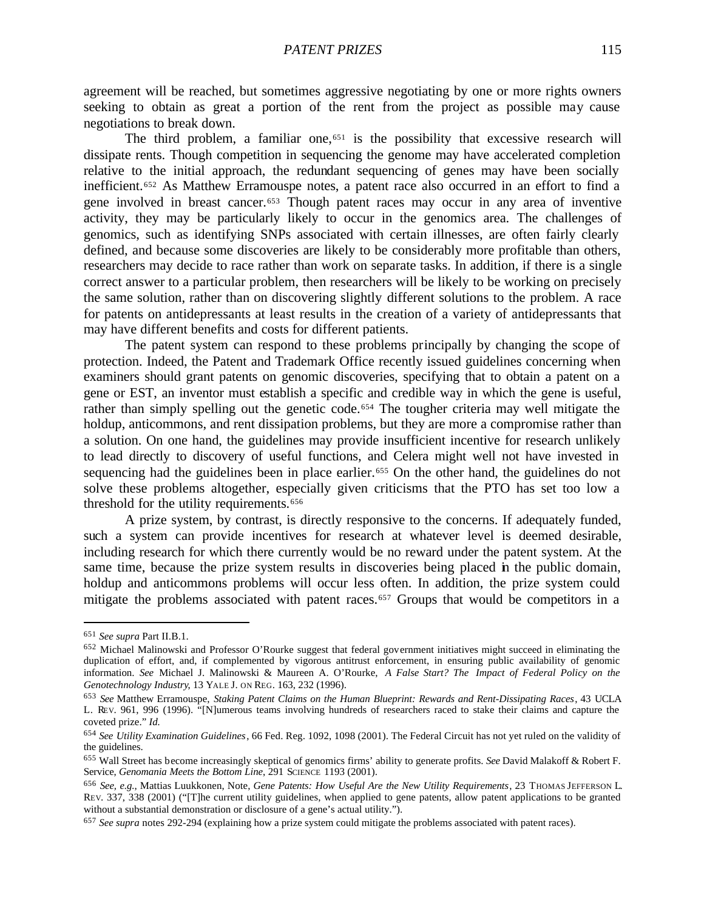agreement will be reached, but sometimes aggressive negotiating by one or more rights owners seeking to obtain as great a portion of the rent from the project as possible may cause negotiations to break down.

The third problem, a familiar one,[651] is the possibility that excessive research will dissipate rents. Though competition in sequencing the genome may have accelerated completion relative to the initial approach, the redundant sequencing of genes may have been socially inefficient.[652] As Matthew Erramouspe notes, a patent race also occurred in an effort to find a gene involved in breast cancer.[653] Though patent races may occur in any area of inventive activity, they may be particularly likely to occur in the genomics area. The challenges of genomics, such as identifying SNPs associated with certain illnesses, are often fairly clearly defined, and because some discoveries are likely to be considerably more profitable than others, researchers may decide to race rather than work on separate tasks. In addition, if there is a single correct answer to a particular problem, then researchers will be likely to be working on precisely the same solution, rather than on discovering slightly different solutions to the problem. A race for patents on antidepressants at least results in the creation of a variety of antidepressants that may have different benefits and costs for different patients.

The patent system can respond to these problems principally by changing the scope of protection. Indeed, the Patent and Trademark Office recently issued guidelines concerning when examiners should grant patents on genomic discoveries, specifying that to obtain a patent on a gene or EST, an inventor must establish a specific and credible way in which the gene is useful, rather than simply spelling out the genetic code.[654] The tougher criteria may well mitigate the holdup, anticommons, and rent dissipation problems, but they are more a compromise rather than a solution. On one hand, the guidelines may provide insufficient incentive for research unlikely to lead directly to discovery of useful functions, and Celera might well not have invested in sequencing had the guidelines been in place earlier.[655] On the other hand, the guidelines do not solve these problems altogether, especially given criticisms that the PTO has set too low a threshold for the utility requirements.[656]

A prize system, by contrast, is directly responsive to the concerns. If adequately funded, such a system can provide incentives for research at whatever level is deemed desirable, including research for which there currently would be no reward under the patent system. At the same time, because the prize system results in discoveries being placed in the public domain, holdup and anticommons problems will occur less often. In addition, the prize system could mitigate the problems associated with patent races.[657] Groups that would be competitors in a

---

[651] *See supra* Part II.B.1.

[652] Michael Malinowski and Professor O'Rourke suggest that federal government initiatives might succeed in eliminating the duplication of effort, and, if complemented by vigorous antitrust enforcement, in ensuring public availability of genomic information. *See* Michael J. Malinowski & Maureen A. O'Rourke, *A False Start? The Impact of Federal Policy on the Genotechnology Industry*, 13 YALE J. ON REG. 163, 232 (1996).

[653] *See* Matthew Erramouspe, *Staking Patent Claims on the Human Blueprint: Rewards and Rent-Dissipating Races*, 43 UCLA L. REV. 961, 996 (1996). "[N]umerous teams involving hundreds of researchers raced to stake their claims and capture the coveted prize." *Id.*

[654] *See Utility Examination Guidelines*, 66 Fed. Reg. 1092, 1098 (2001). The Federal Circuit has not yet ruled on the validity of the guidelines.

[655] Wall Street has become increasingly skeptical of genomics firms' ability to generate profits. *See* David Malakoff & Robert F. Service, *Genomania Meets the Bottom Line*, 291 SCIENCE 1193 (2001).

[656] *See, e.g.*, Mattias Luukkonen, Note, *Gene Patents: How Useful Are the New Utility Requirements*, 23 THOMAS JEFFERSON L. REV. 337, 338 (2001) ("[T]he current utility guidelines, when applied to gene patents, allow patent applications to be granted without a substantial demonstration or disclosure of a gene's actual utility.").

[657] *See supra* notes 292-294 (explaining how a prize system could mitigate the problems associated with patent races).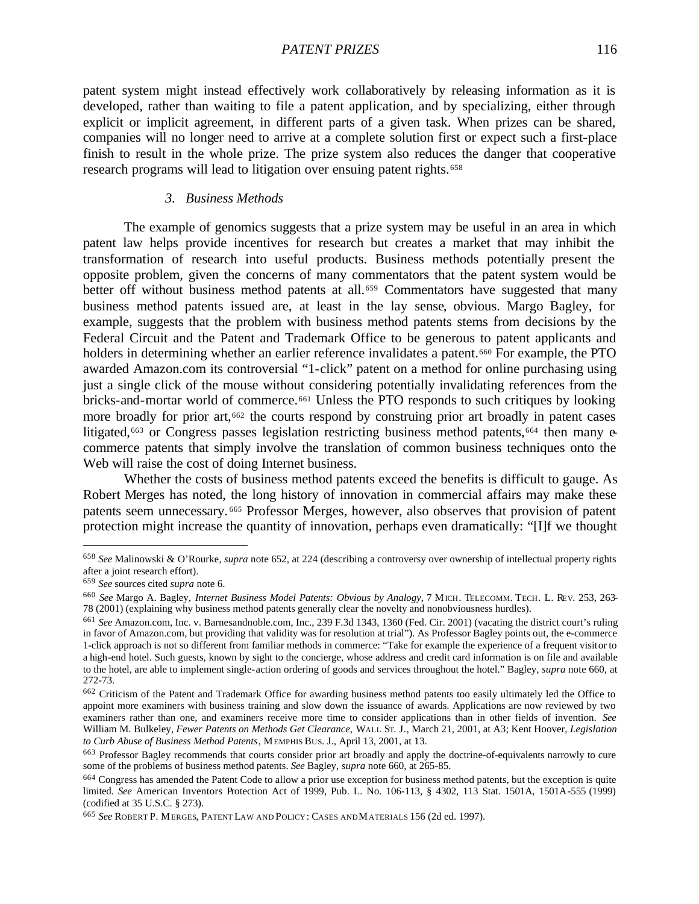patent system might instead effectively work collaboratively by releasing information as it is developed, rather than waiting to file a patent application, and by specializing, either through explicit or implicit agreement, in different parts of a given task. When prizes can be shared, companies will no longer need to arrive at a complete solution first or expect such a first-place finish to result in the whole prize. The prize system also reduces the danger that cooperative research programs will lead to litigation over ensuing patent rights.[658]

### 3. Business Methods

The example of genomics suggests that a prize system may be useful in an area in which patent law helps provide incentives for research but creates a market that may inhibit the transformation of research into useful products. Business methods potentially present the opposite problem, given the concerns of many commentators that the patent system would be better off without business method patents at all.[659] Commentators have suggested that many business method patents issued are, at least in the lay sense, obvious. Margo Bagley, for example, suggests that the problem with business method patents stems from decisions by the Federal Circuit and the Patent and Trademark Office to be generous to patent applicants and holders in determining whether an earlier reference invalidates a patent.[660] For example, the PTO awarded Amazon.com its controversial "1-click" patent on a method for online purchasing using just a single click of the mouse without considering potentially invalidating references from the bricks-and-mortar world of commerce.[661] Unless the PTO responds to such critiques by looking more broadly for prior art,[662] the courts respond by construing prior art broadly in patent cases litigated,[663] or Congress passes legislation restricting business method patents,[664] then many e-commerce patents that simply involve the translation of common business techniques onto the Web will raise the cost of doing Internet business.

Whether the costs of business method patents exceed the benefits is difficult to gauge. As Robert Merges has noted, the long history of innovation in commercial affairs may make these patents seem unnecessary.[665] Professor Merges, however, also observes that provision of patent protection might increase the quantity of innovation, perhaps even dramatically: "[I]f we thought

---

[658] *See* Malinowski & O'Rourke, *supra* note 652, at 224 (describing a controversy over ownership of intellectual property rights after a joint research effort).

[659] *See* sources cited *supra* note 6.

[660] *See* Margo A. Bagley, *Internet Business Model Patents: Obvious by Analogy*, 7 MICH. TELECOMM. TECH. L. REV. 253, 263-78 (2001) (explaining why business method patents generally clear the novelty and nonobviousness hurdles).

[661] *See* Amazon.com, Inc. v. Barnesandnoble.com, Inc., 239 F.3d 1343, 1360 (Fed. Cir. 2001) (vacating the district court's ruling in favor of Amazon.com, but providing that validity was for resolution at trial"). As Professor Bagley points out, the e-commerce 1-click approach is not so different from familiar methods in commerce: "Take for example the experience of a frequent visitor to a high-end hotel. Such guests, known by sight to the concierge, whose address and credit card information is on file and available to the hotel, are able to implement single-action ordering of goods and services throughout the hotel." Bagley, *supra* note 660, at 272-73.

[662] Criticism of the Patent and Trademark Office for awarding business method patents too easily ultimately led the Office to appoint more examiners with business training and slow down the issuance of awards. Applications are now reviewed by two examiners rather than one, and examiners receive more time to consider applications than in other fields of invention. *See* William M. Bulkeley, *Fewer Patents on Methods Get Clearance*, WALL ST. J., March 21, 2001, at A3; Kent Hoover, *Legislation to Curb Abuse of Business Method Patents*, MEMPHIS BUS. J., April 13, 2001, at 13.

[663] Professor Bagley recommends that courts consider prior art broadly and apply the doctrine-of-equivalents narrowly to cure some of the problems of business method patents. *See* Bagley, *supra* note 660, at 265-85.

[664] Congress has amended the Patent Code to allow a prior use exception for business method patents, but the exception is quite limited. *See* American Inventors Protection Act of 1999, Pub. L. No. 106-113, § 4302, 113 Stat. 1501A, 1501A-555 (1999) (codified at 35 U.S.C. § 273).

[665] *See* ROBERT P. MERGES, PATENT LAW AND POLICY: CASES AND MATERIALS 156 (2d ed. 1997).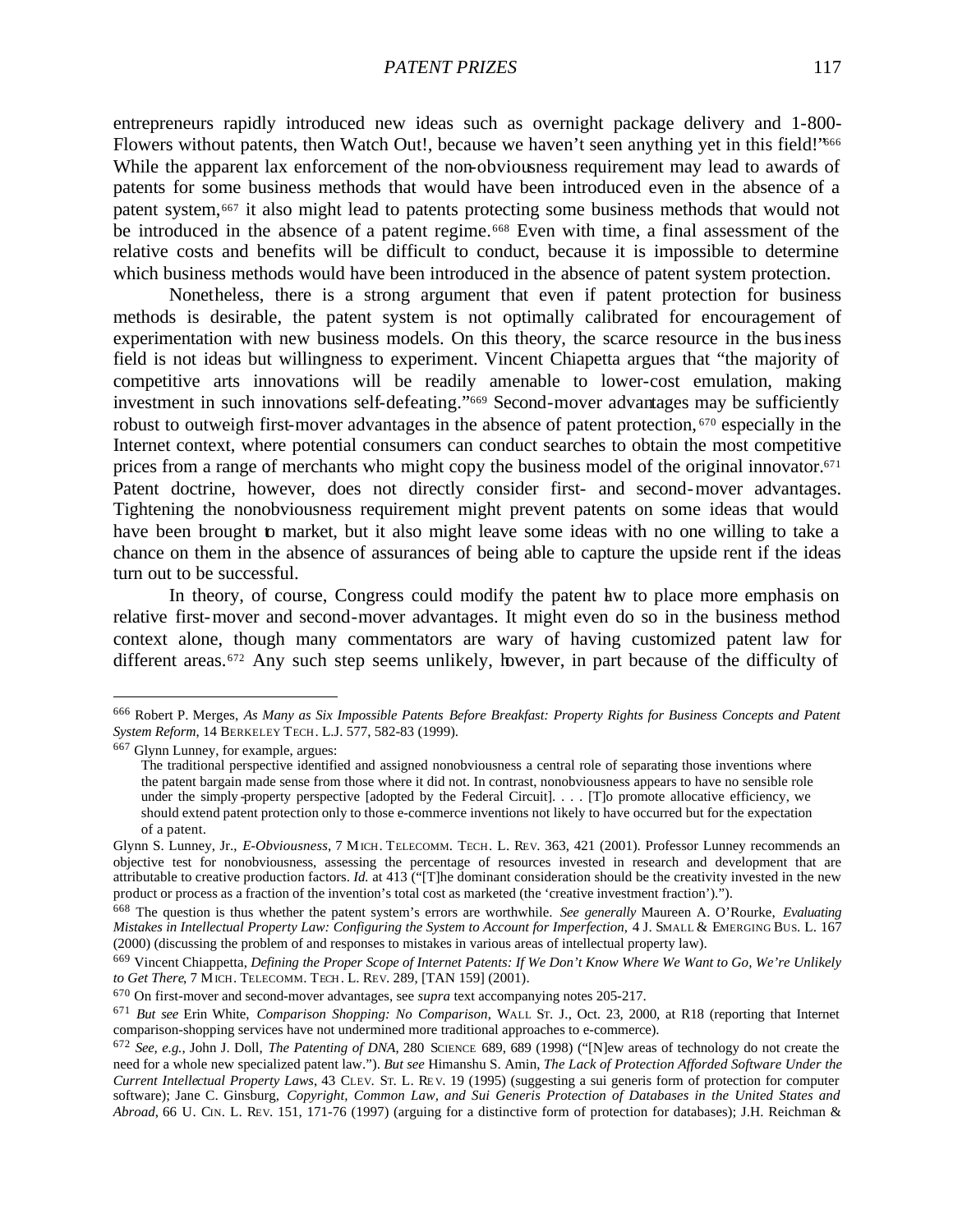entrepreneurs rapidly introduced new ideas such as overnight package delivery and 1-800-Flowers without patents, then Watch Out!, because we haven't seen anything yet in this field!"[666] While the apparent lax enforcement of the non-obviousness requirement may lead to awards of patents for some business methods that would have been introduced even in the absence of a patent system,[667] it also might lead to patents protecting some business methods that would not be introduced in the absence of a patent regime.[668] Even with time, a final assessment of the relative costs and benefits will be difficult to conduct, because it is impossible to determine which business methods would have been introduced in the absence of patent system protection.

Nonetheless, there is a strong argument that even if patent protection for business methods is desirable, the patent system is not optimally calibrated for encouragement of experimentation with new business models. On this theory, the scarce resource in the business field is not ideas but willingness to experiment. Vincent Chiapetta argues that "the majority of competitive arts innovations will be readily amenable to lower-cost emulation, making investment in such innovations self-defeating."[669] Second-mover advantages may be sufficiently robust to outweigh first-mover advantages in the absence of patent protection,[670] especially in the Internet context, where potential consumers can conduct searches to obtain the most competitive prices from a range of merchants who might copy the business model of the original innovator.[671] Patent doctrine, however, does not directly consider first- and second-mover advantages. Tightening the nonobviousness requirement might prevent patents on some ideas that would have been brought to market, but it also might leave some ideas with no one willing to take a chance on them in the absence of assurances of being able to capture the upside rent if the ideas turn out to be successful.

In theory, of course, Congress could modify the patent law to place more emphasis on relative first-mover and second-mover advantages. It might even do so in the business method context alone, though many commentators are wary of having customized patent law for different areas.[672] Any such step seems unlikely, however, in part because of the difficulty of

---

[666] Robert P. Merges, *As Many as Six Impossible Patents Before Breakfast: Property Rights for Business Concepts and Patent System Reform*, 14 BERKELEY TECH. L.J. 577, 582-83 (1999).

[667] Glynn Lunney, for example, argues:

> The traditional perspective identified and assigned nonobviousness a central role of separating those inventions where the patent bargain made sense from those where it did not. In contrast, nonobviousness appears to have no sensible role under the simply-property perspective [adopted by the Federal Circuit]. . . . [T]o promote allocative efficiency, we should extend patent protection only to those e-commerce inventions not likely to have occurred but for the expectation of a patent.

Glynn S. Lunney, Jr., *E-Obviousness*, 7 MICH. TELECOMM. TECH. L. REV. 363, 421 (2001). Professor Lunney recommends an objective test for nonobviousness, assessing the percentage of resources invested in research and development that are attributable to creative production factors. *Id.* at 413 ("[T]he dominant consideration should be the creativity invested in the new product or process as a fraction of the invention's total cost as marketed (the 'creative investment fraction').").

[668] The question is thus whether the patent system's errors are worthwhile. *See generally* Maureen A. O'Rourke, *Evaluating Mistakes in Intellectual Property Law: Configuring the System to Account for Imperfection*, 4 J. SMALL & EMERGING BUS. L. 167 (2000) (discussing the problem of and responses to mistakes in various areas of intellectual property law).

[669] Vincent Chiappetta, *Defining the Proper Scope of Internet Patents: If We Don't Know Where We Want to Go, We're Unlikely to Get There*, 7 MICH. TELECOMM. TECH. L. REV. 289, [TAN 159] (2001).

[670] On first-mover and second-mover advantages, see *supra* text accompanying notes 205-217.

[671] *But see* Erin White, *Comparison Shopping: No Comparison*, WALL ST. J., Oct. 23, 2000, at R18 (reporting that Internet comparison-shopping services have not undermined more traditional approaches to e-commerce).

[672] *See, e.g.*, John J. Doll, *The Patenting of DNA*, 280 SCIENCE 689, 689 (1998) ("[N]ew areas of technology do not create the need for a whole new specialized patent law."). *But see* Himanshu S. Amin, *The Lack of Protection Afforded Software Under the Current Intellectual Property Laws*, 43 CLEV. ST. L. REV. 19 (1995) (suggesting a sui generis form of protection for computer software); Jane C. Ginsburg, *Copyright, Common Law, and Sui Generis Protection of Databases in the United States and Abroad*, 66 U. CIN. L. REV. 151, 171-76 (1997) (arguing for a distinctive form of protection for databases); J.H. Reichman &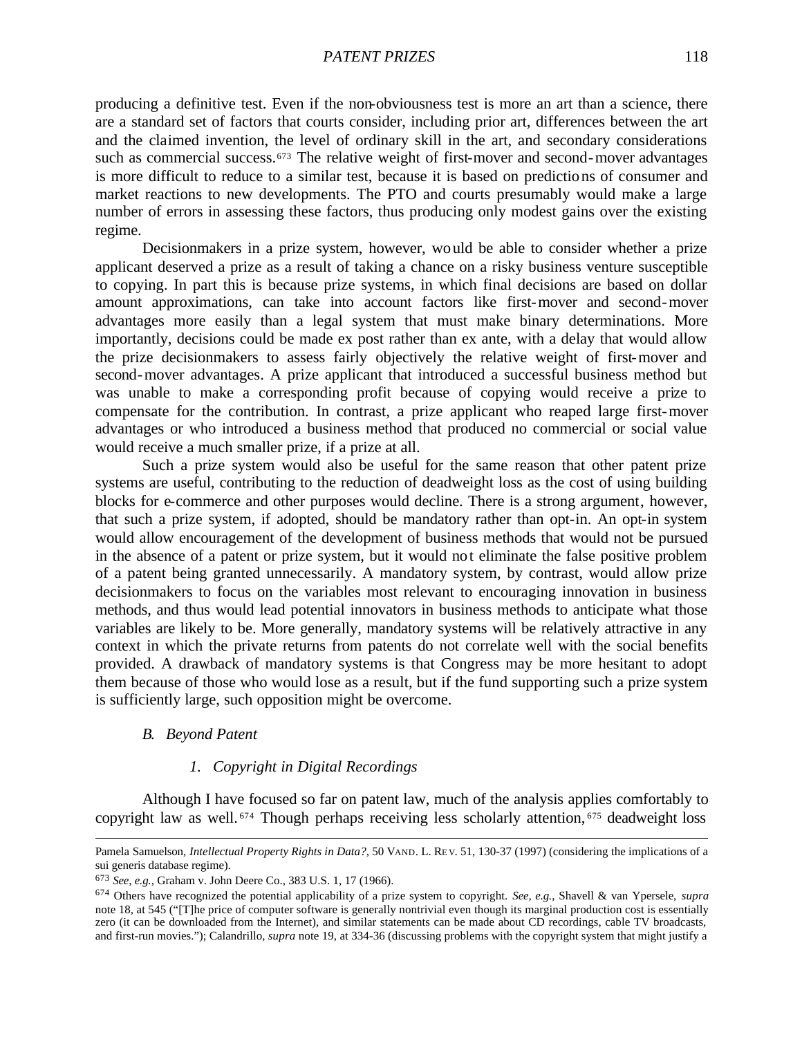producing a definitive test. Even if the non-obviousness test is more an art than a science, there are a standard set of factors that courts consider, including prior art, differences between the art and the claimed invention, the level of ordinary skill in the art, and secondary considerations such as commercial success.[673] The relative weight of first-mover and second-mover advantages is more difficult to reduce to a similar test, because it is based on predictions of consumer and market reactions to new developments. The PTO and courts presumably would make a large number of errors in assessing these factors, thus producing only modest gains over the existing regime.

Decisionmakers in a prize system, however, would be able to consider whether a prize applicant deserved a prize as a result of taking a chance on a risky business venture susceptible to copying. In part this is because prize systems, in which final decisions are based on dollar amount approximations, can take into account factors like first-mover and second-mover advantages more easily than a legal system that must make binary determinations. More importantly, decisions could be made ex post rather than ex ante, with a delay that would allow the prize decisionmakers to assess fairly objectively the relative weight of first-mover and second-mover advantages. A prize applicant that introduced a successful business method but was unable to make a corresponding profit because of copying would receive a prize to compensate for the contribution. In contrast, a prize applicant who reaped large first-mover advantages or who introduced a business method that produced no commercial or social value would receive a much smaller prize, if a prize at all.

Such a prize system would also be useful for the same reason that other patent prize systems are useful, contributing to the reduction of deadweight loss as the cost of using building blocks for e-commerce and other purposes would decline. There is a strong argument, however, that such a prize system, if adopted, should be mandatory rather than opt-in. An opt-in system would allow encouragement of the development of business methods that would not be pursued in the absence of a patent or prize system, but it would not eliminate the false positive problem of a patent being granted unnecessarily. A mandatory system, by contrast, would allow prize decisionmakers to focus on the variables most relevant to encouraging innovation in business methods, and thus would lead potential innovators in business methods to anticipate what those variables are likely to be. More generally, mandatory systems will be relatively attractive in any context in which the private returns from patents do not correlate well with the social benefits provided. A drawback of mandatory systems is that Congress may be more hesitant to adopt them because of those who would lose as a result, but if the fund supporting such a prize system is sufficiently large, such opposition might be overcome.

### *B. Beyond Patent*

#### *1. Copyright in Digital Recordings*

Although I have focused so far on patent law, much of the analysis applies comfortably to copyright law as well.[674] Though perhaps receiving less scholarly attention,[675] deadweight loss

---

Pamela Samuelson, *Intellectual Property Rights in Data?*, 50 VAND. L. REV. 51, 130-37 (1997) (considering the implications of a sui generis database regime).

[673] *See, e.g.*, Graham v. John Deere Co., 383 U.S. 1, 17 (1966).

[674] Others have recognized the potential applicability of a prize system to copyright. *See, e.g.*, Shavell & van Ypersele, *supra* note 18, at 545 ("[T]he price of computer software is generally nontrivial even though its marginal production cost is essentially zero (it can be downloaded from the Internet), and similar statements can be made about CD recordings, cable TV broadcasts, and first-run movies."); Calandrillo, *supra* note 19, at 334-36 (discussing problems with the copyright system that might justify a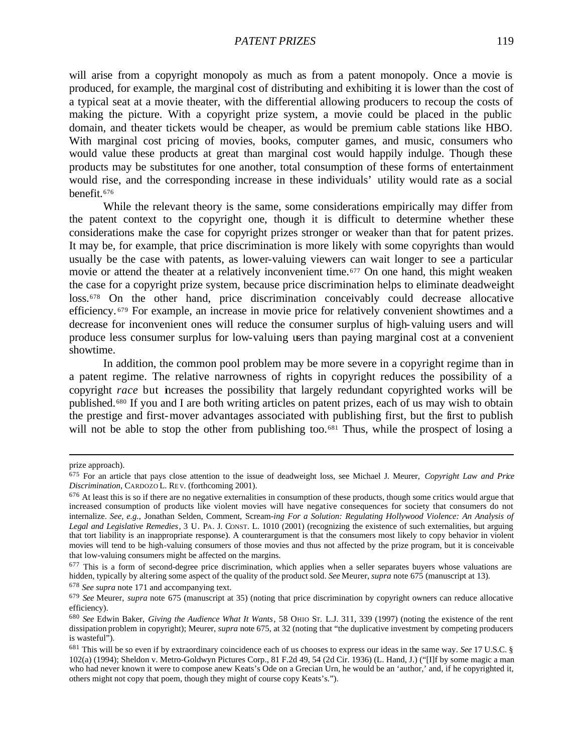will arise from a copyright monopoly as much as from a patent monopoly. Once a movie is produced, for example, the marginal cost of distributing and exhibiting it is lower than the cost of a typical seat at a movie theater, with the differential allowing producers to recoup the costs of making the picture. With a copyright prize system, a movie could be placed in the public domain, and theater tickets would be cheaper, as would be premium cable stations like HBO. With marginal cost pricing of movies, books, computer games, and music, consumers who would value these products at great than marginal cost would happily indulge. Though these products may be substitutes for one another, total consumption of these forms of entertainment would rise, and the corresponding increase in these individuals' utility would rate as a social benefit.[676]

While the relevant theory is the same, some considerations empirically may differ from the patent context to the copyright one, though it is difficult to determine whether these considerations make the case for copyright prizes stronger or weaker than that for patent prizes. It may be, for example, that price discrimination is more likely with some copyrights than would usually be the case with patents, as lower-valuing viewers can wait longer to see a particular movie or attend the theater at a relatively inconvenient time.[677] On one hand, this might weaken the case for a copyright prize system, because price discrimination helps to eliminate deadweight loss.[678] On the other hand, price discrimination conceivably could decrease allocative efficiency.[679] For example, an increase in movie price for relatively convenient showtimes and a decrease for inconvenient ones will reduce the consumer surplus of high-valuing users and will produce less consumer surplus for low-valuing users than paying marginal cost at a convenient showtime.

In addition, the common pool problem may be more severe in a copyright regime than in a patent regime. The relative narrowness of rights in copyright reduces the possibility of a copyright *race* but increases the possibility that largely redundant copyrighted works will be published.[680] If you and I are both writing articles on patent prizes, each of us may wish to obtain the prestige and first-mover advantages associated with publishing first, but the first to publish will not be able to stop the other from publishing too.[681] Thus, while the prospect of losing a

---

prize approach).

675 For an article that pays close attention to the issue of deadweight loss, see Michael J. Meurer, *Copyright Law and Price Discrimination*, CARDOZO L. REV. (forthcoming 2001).

676 At least this is so if there are no negative externalities in consumption of these products, though some critics would argue that increased consumption of products like violent movies will have negative consequences for society that consumers do not internalize. *See, e.g.*, Jonathan Selden, Comment, Scream-*ing For a Solution: Regulating Hollywood Violence: An Analysis of Legal and Legislative Remedies*, 3 U. PA. J. CONST. L. 1010 (2001) (recognizing the existence of such externalities, but arguing that tort liability is an inappropriate response). A counterargument is that the consumers most likely to copy behavior in violent movies will tend to be high-valuing consumers of those movies and thus not affected by the prize program, but it is conceivable that low-valuing consumers might be affected on the margins.

677 This is a form of second-degree price discrimination, which applies when a seller separates buyers whose valuations are hidden, typically by altering some aspect of the quality of the product sold. *See* Meurer, *supra* note 675 (manuscript at 13).

678 *See supra* note 171 and accompanying text.

679 *See* Meurer, *supra* note 675 (manuscript at 35) (noting that price discrimination by copyright owners can reduce allocative efficiency).

680 *See* Edwin Baker, *Giving the Audience What It Wants*, 58 OHIO ST. L.J. 311, 339 (1997) (noting the existence of the rent dissipation problem in copyright); Meurer, *supra* note 675, at 32 (noting that "the duplicative investment by competing producers is wasteful").

681 This will be so even if by extraordinary coincidence each of us chooses to express our ideas in the same way. *See* 17 U.S.C. § 102(a) (1994); Sheldon v. Metro-Goldwyn Pictures Corp., 81 F.2d 49, 54 (2d Cir. 1936) (L. Hand, J.) ("[I]f by some magic a man who had never known it were to compose anew Keats's Ode on a Grecian Urn, he would be an 'author,' and, if he copyrighted it, others might not copy that poem, though they might of course copy Keats's.").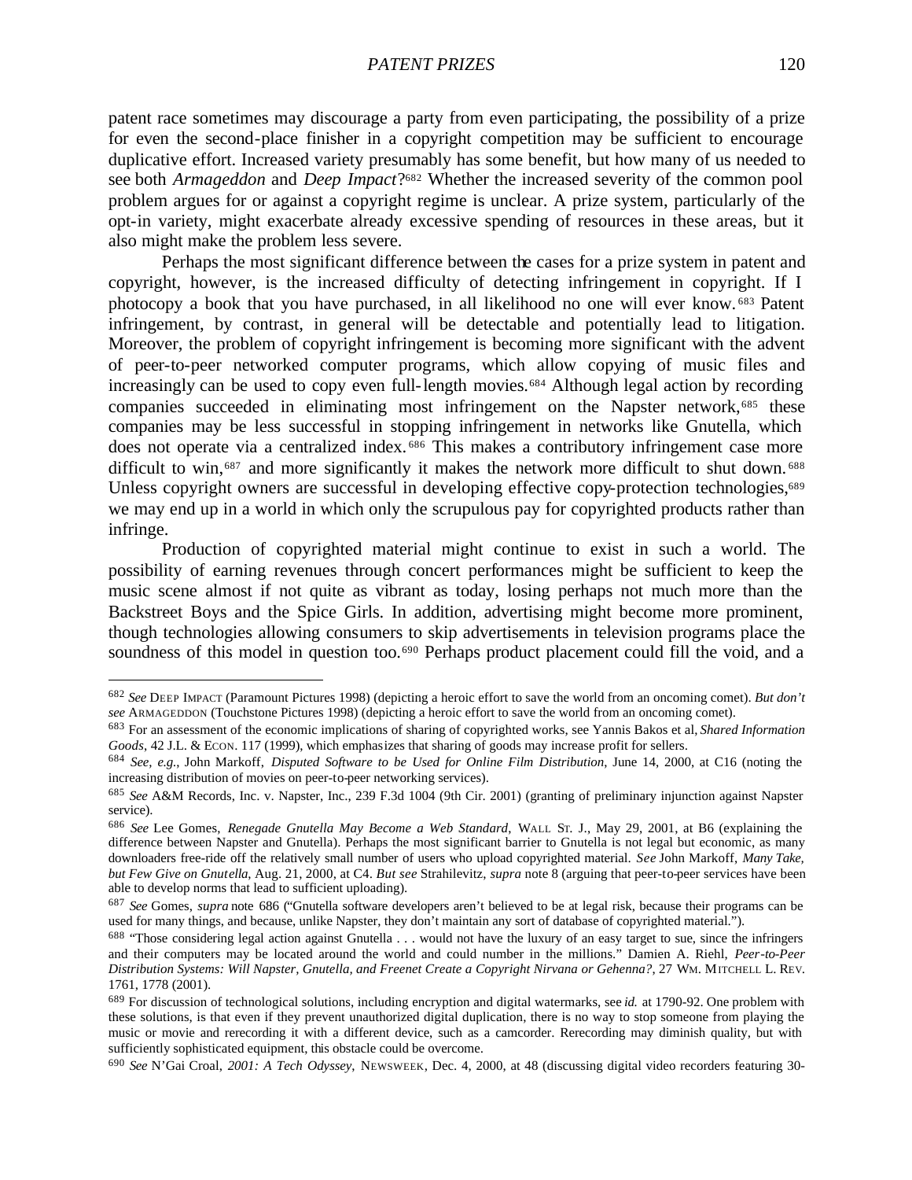patent race sometimes may discourage a party from even participating, the possibility of a prize for even the second-place finisher in a copyright competition may be sufficient to encourage duplicative effort. Increased variety presumably has some benefit, but how many of us needed to see both *Armageddon* and *Deep Impact*?[682] Whether the increased severity of the common pool problem argues for or against a copyright regime is unclear. A prize system, particularly of the opt-in variety, might exacerbate already excessive spending of resources in these areas, but it also might make the problem less severe.

Perhaps the most significant difference between the cases for a prize system in patent and copyright, however, is the increased difficulty of detecting infringement in copyright. If I photocopy a book that you have purchased, in all likelihood no one will ever know.[683] Patent infringement, by contrast, in general will be detectable and potentially lead to litigation. Moreover, the problem of copyright infringement is becoming more significant with the advent of peer-to-peer networked computer programs, which allow copying of music files and increasingly can be used to copy even full-length movies.[684] Although legal action by recording companies succeeded in eliminating most infringement on the Napster network,[685] these companies may be less successful in stopping infringement in networks like Gnutella, which does not operate via a centralized index.[686] This makes a contributory infringement case more difficult to win,[687] and more significantly it makes the network more difficult to shut down.[688] Unless copyright owners are successful in developing effective copy-protection technologies,[689] we may end up in a world in which only the scrupulous pay for copyrighted products rather than infringe.

Production of copyrighted material might continue to exist in such a world. The possibility of earning revenues through concert performances might be sufficient to keep the music scene almost if not quite as vibrant as today, losing perhaps not much more than the Backstreet Boys and the Spice Girls. In addition, advertising might become more prominent, though technologies allowing consumers to skip advertisements in television programs place the soundness of this model in question too.[690] Perhaps product placement could fill the void, and a

---

[682] *See* DEEP IMPACT (Paramount Pictures 1998) (depicting a heroic effort to save the world from an oncoming comet). *But don't see* ARMAGEDDON (Touchstone Pictures 1998) (depicting a heroic effort to save the world from an oncoming comet).

[683] For an assessment of the economic implications of sharing of copyrighted works, see Yannis Bakos et al, *Shared Information Goods*, 42 J.L. & ECON. 117 (1999), which emphasizes that sharing of goods may increase profit for sellers.

[684] *See, e.g.*, John Markoff, *Disputed Software to be Used for Online Film Distribution*, June 14, 2000, at C16 (noting the increasing distribution of movies on peer-to-peer networking services).

[685] *See* A&M Records, Inc. v. Napster, Inc., 239 F.3d 1004 (9th Cir. 2001) (granting of preliminary injunction against Napster service).

[686] *See* Lee Gomes, *Renegade Gnutella May Become a Web Standard*, WALL ST. J., May 29, 2001, at B6 (explaining the difference between Napster and Gnutella). Perhaps the most significant barrier to Gnutella is not legal but economic, as many downloaders free-ride off the relatively small number of users who upload copyrighted material. *See* John Markoff, *Many Take, but Few Give on Gnutella*, Aug. 21, 2000, at C4. *But see* Strahilevitz, *supra* note 8 (arguing that peer-to-peer services have been able to develop norms that lead to sufficient uploading).

[687] *See* Gomes, *supra* note 686 ("Gnutella software developers aren't believed to be at legal risk, because their programs can be used for many things, and because, unlike Napster, they don't maintain any sort of database of copyrighted material.").

[688] "Those considering legal action against Gnutella . . . would not have the luxury of an easy target to sue, since the infringers and their computers may be located around the world and could number in the millions." Damien A. Riehl, *Peer-to-Peer Distribution Systems: Will Napster, Gnutella, and Freenet Create a Copyright Nirvana or Gehenna?*, 27 WM. MITCHELL L. REV. 1761, 1778 (2001).

[689] For discussion of technological solutions, including encryption and digital watermarks, see *id.* at 1790-92. One problem with these solutions, is that even if they prevent unauthorized digital duplication, there is no way to stop someone from playing the music or movie and rerecording it with a different device, such as a camcorder. Rerecording may diminish quality, but with sufficiently sophisticated equipment, this obstacle could be overcome.

[690] *See* N'Gai Croal, *2001: A Tech Odyssey*, NEWSWEEK, Dec. 4, 2000, at 48 (discussing digital video recorders featuring 30-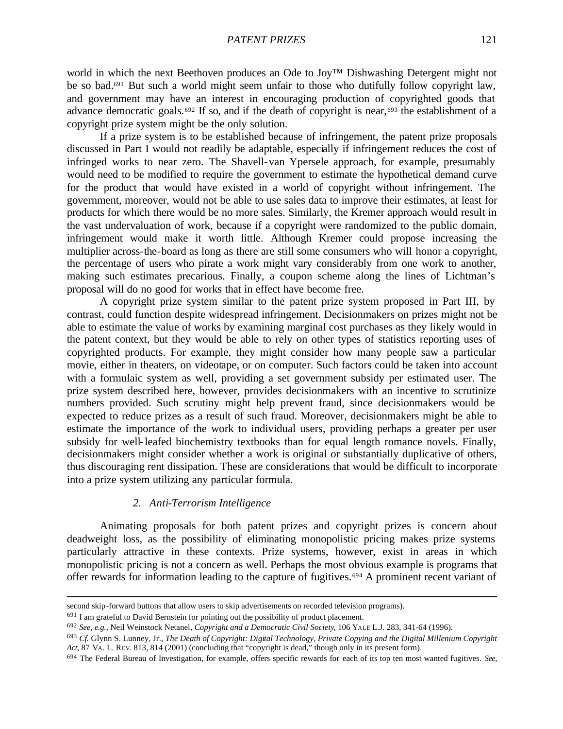world in which the next Beethoven produces an Ode to Joy™ Dishwashing Detergent might not be so bad.[691] But such a world might seem unfair to those who dutifully follow copyright law, and government may have an interest in encouraging production of copyrighted goods that advance democratic goals.[692] If so, and if the death of copyright is near,[693] the establishment of a copyright prize system might be the only solution.

If a prize system is to be established because of infringement, the patent prize proposals discussed in Part I would not readily be adaptable, especially if infringement reduces the cost of infringed works to near zero. The Shavell-van Ypersele approach, for example, presumably would need to be modified to require the government to estimate the hypothetical demand curve for the product that would have existed in a world of copyright without infringement. The government, moreover, would not be able to use sales data to improve their estimates, at least for products for which there would be no more sales. Similarly, the Kremer approach would result in the vast undervaluation of work, because if a copyright were randomized to the public domain, infringement would make it worth little. Although Kremer could propose increasing the multiplier across-the-board as long as there are still some consumers who will honor a copyright, the percentage of users who pirate a work might vary considerably from one work to another, making such estimates precarious. Finally, a coupon scheme along the lines of Lichtman's proposal will do no good for works that in effect have become free.

A copyright prize system similar to the patent prize system proposed in Part III, by contrast, could function despite widespread infringement. Decisionmakers on prizes might not be able to estimate the value of works by examining marginal cost purchases as they likely would in the patent context, but they would be able to rely on other types of statistics reporting uses of copyrighted products. For example, they might consider how many people saw a particular movie, either in theaters, on videotape, or on computer. Such factors could be taken into account with a formulaic system as well, providing a set government subsidy per estimated user. The prize system described here, however, provides decisionmakers with an incentive to scrutinize numbers provided. Such scrutiny might help prevent fraud, since decisionmakers would be expected to reduce prizes as a result of such fraud. Moreover, decisionmakers might be able to estimate the importance of the work to individual users, providing perhaps a greater per user subsidy for well-leafed biochemistry textbooks than for equal length romance novels. Finally, decisionmakers might consider whether a work is original or substantially duplicative of others, thus discouraging rent dissipation. These are considerations that would be difficult to incorporate into a prize system utilizing any particular formula.

### *2. Anti-Terrorism Intelligence*

Animating proposals for both patent prizes and copyright prizes is concern about deadweight loss, as the possibility of eliminating monopolistic pricing makes prize systems particularly attractive in these contexts. Prize systems, however, exist in areas in which monopolistic pricing is not a concern as well. Perhaps the most obvious example is programs that offer rewards for information leading to the capture of fugitives.[694] A prominent recent variant of

---

second skip-forward buttons that allow users to skip advertisements on recorded television programs).

[691] I am grateful to David Bernstein for pointing out the possibility of product placement.

[692] *See, e.g.*, Neil Weinstock Netanel, *Copyright and a Democratic Civil Society*, 106 YALE L.J. 283, 341-64 (1996).

[693] *Cf.* Glynn S. Lunney, Jr., *The Death of Copyright: Digital Technology, Private Copying and the Digital Millenium Copyright Act*, 87 VA. L. REV. 813, 814 (2001) (concluding that "copyright is dead," though only in its present form).

[694] The Federal Bureau of Investigation, for example, offers specific rewards for each of its top ten most wanted fugitives. *See,*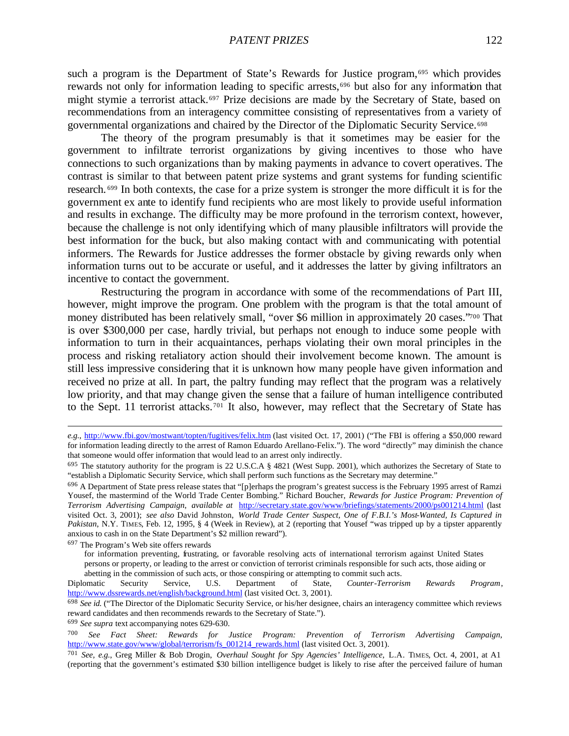such a program is the Department of State's Rewards for Justice program,[695] which provides rewards not only for information leading to specific arrests,[696] but also for any information that might stymie a terrorist attack.[697] Prize decisions are made by the Secretary of State, based on recommendations from an interagency committee consisting of representatives from a variety of governmental organizations and chaired by the Director of the Diplomatic Security Service.[698]

The theory of the program presumably is that it sometimes may be easier for the government to infiltrate terrorist organizations by giving incentives to those who have connections to such organizations than by making payments in advance to covert operatives. The contrast is similar to that between patent prize systems and grant systems for funding scientific research.[699] In both contexts, the case for a prize system is stronger the more difficult it is for the government ex ante to identify fund recipients who are most likely to provide useful information and results in exchange. The difficulty may be more profound in the terrorism context, however, because the challenge is not only identifying which of many plausible infiltrators will provide the best information for the buck, but also making contact with and communicating with potential informers. The Rewards for Justice addresses the former obstacle by giving rewards only when information turns out to be accurate or useful, and it addresses the latter by giving infiltrators an incentive to contact the government.

Restructuring the program in accordance with some of the recommendations of Part III, however, might improve the program. One problem with the program is that the total amount of money distributed has been relatively small, "over $6 million in approximately 20 cases."[700] That is over $300,000 per case, hardly trivial, but perhaps not enough to induce some people with information to turn in their acquaintances, perhaps violating their own moral principles in the process and risking retaliatory action should their involvement become known. The amount is still less impressive considering that it is unknown how many people have given information and received no prize at all. In part, the paltry funding may reflect that the program was a relatively low priority, and that may change given the sense that a failure of human intelligence contributed to the Sept. 11 terrorist attacks.[701] It also, however, may reflect that the Secretary of State has

---

*e.g.*, http://www.fbi.gov/mostwant/topten/fugitives/felix.htm (last visited Oct. 17, 2001) ("The FBI is offering a $50,000 reward for information leading directly to the arrest of Ramon Eduardo Arellano-Felix."). The word "directly" may diminish the chance that someone would offer information that would lead to an arrest only indirectly.

[695] The statutory authority for the program is 22 U.S.C.A § 4821 (West Supp. 2001), which authorizes the Secretary of State to "establish a Diplomatic Security Service, which shall perform such functions as the Secretary may determine."

[696] A Department of State press release states that "[p]erhaps the program's greatest success is the February 1995 arrest of Ramzi Yousef, the mastermind of the World Trade Center Bombing." Richard Boucher, *Rewards for Justice Program: Prevention of Terrorism Advertising Campaign*, *available at* http://secretary.state.gov/www/briefings/statements/2000/ps001214.html (last visited Oct. 3, 2001); *see also* David Johnston, *World Trade Center Suspect, One of F.B.I.'s Most-Wanted, Is Captured in Pakistan*, N.Y. TIMES, Feb. 12, 1995, § 4 (Week in Review), at 2 (reporting that Yousef "was tripped up by a tipster apparently anxious to cash in on the State Department's $2 million reward").

[697] The Program's Web site offers rewards

> for information preventing, frustrating, or favorable resolving acts of international terrorism against United States persons or property, or leading to the arrest or conviction of terrorist criminals responsible for such acts, those aiding or abetting in the commission of such acts, or those conspiring or attempting to commit such acts.

Diplomatic Security Service, U.S. Department of State, *Counter-Terrorism Rewards Program*, http://www.dssrewards.net/english/background.html (last visited Oct. 3, 2001).

[698] *See id.* ("The Director of the Diplomatic Security Service, or his/her designee, chairs an interagency committee which reviews reward candidates and then recommends rewards to the Secretary of State.").

[699] *See supra* text accompanying notes 629-630.

[700] *See Fact Sheet: Rewards for Justice Program: Prevention of Terrorism Advertising Campaign*, http://www.state.gov/www/global/terrorism/fs_001214_rewards.html (last visited Oct. 3, 2001).

[701] *See, e.g.*, Greg Miller & Bob Drogin, *Overhaul Sought for Spy Agencies' Intelligence*, L.A. TIMES, Oct. 4, 2001, at A1 (reporting that the government's estimated $30 billion intelligence budget is likely to rise after the perceived failure of human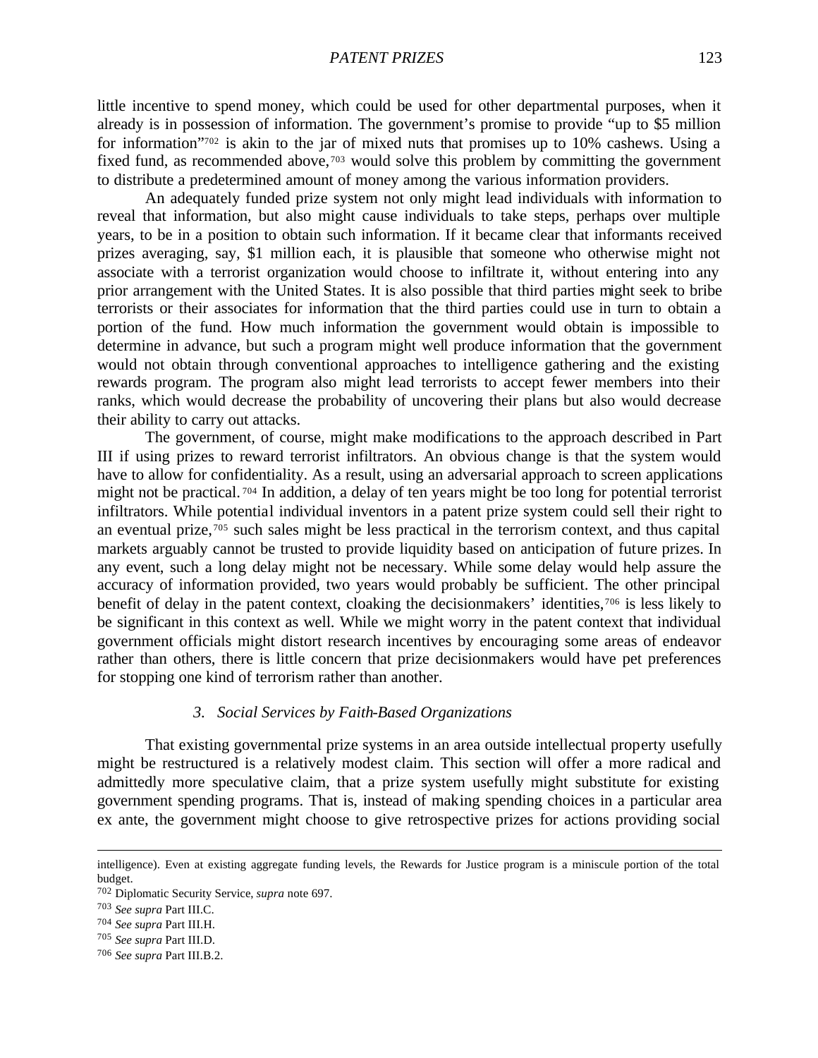little incentive to spend money, which could be used for other departmental purposes, when it already is in possession of information. The government's promise to provide "up to $5 million for information"[702] is akin to the jar of mixed nuts that promises up to 10% cashews. Using a fixed fund, as recommended above,[703] would solve this problem by committing the government to distribute a predetermined amount of money among the various information providers.

An adequately funded prize system not only might lead individuals with information to reveal that information, but also might cause individuals to take steps, perhaps over multiple years, to be in a position to obtain such information. If it became clear that informants received prizes averaging, say, $1 million each, it is plausible that someone who otherwise might not associate with a terrorist organization would choose to infiltrate it, without entering into any prior arrangement with the United States. It is also possible that third parties might seek to bribe terrorists or their associates for information that the third parties could use in turn to obtain a portion of the fund. How much information the government would obtain is impossible to determine in advance, but such a program might well produce information that the government would not obtain through conventional approaches to intelligence gathering and the existing rewards program. The program also might lead terrorists to accept fewer members into their ranks, which would decrease the probability of uncovering their plans but also would decrease their ability to carry out attacks.

The government, of course, might make modifications to the approach described in Part III if using prizes to reward terrorist infiltrators. An obvious change is that the system would have to allow for confidentiality. As a result, using an adversarial approach to screen applications might not be practical.[704] In addition, a delay of ten years might be too long for potential terrorist infiltrators. While potential individual inventors in a patent prize system could sell their right to an eventual prize,[705] such sales might be less practical in the terrorism context, and thus capital markets arguably cannot be trusted to provide liquidity based on anticipation of future prizes. In any event, such a long delay might not be necessary. While some delay would help assure the accuracy of information provided, two years would probably be sufficient. The other principal benefit of delay in the patent context, cloaking the decisionmakers' identities,[706] is less likely to be significant in this context as well. While we might worry in the patent context that individual government officials might distort research incentives by encouraging some areas of endeavor rather than others, there is little concern that prize decisionmakers would have pet preferences for stopping one kind of terrorism rather than another.

### *3. Social Services by Faith-Based Organizations*

That existing governmental prize systems in an area outside intellectual property usefully might be restructured is a relatively modest claim. This section will offer a more radical and admittedly more speculative claim, that a prize system usefully might substitute for existing government spending programs. That is, instead of making spending choices in a particular area ex ante, the government might choose to give retrospective prizes for actions providing social

---

intelligence). Even at existing aggregate funding levels, the Rewards for Justice program is a miniscule portion of the total budget.

[702] Diplomatic Security Service, *supra* note 697.

[703] *See supra* Part III.C.

[704] *See supra* Part III.H.

[705] *See supra* Part III.D.

[706] *See supra* Part III.B.2.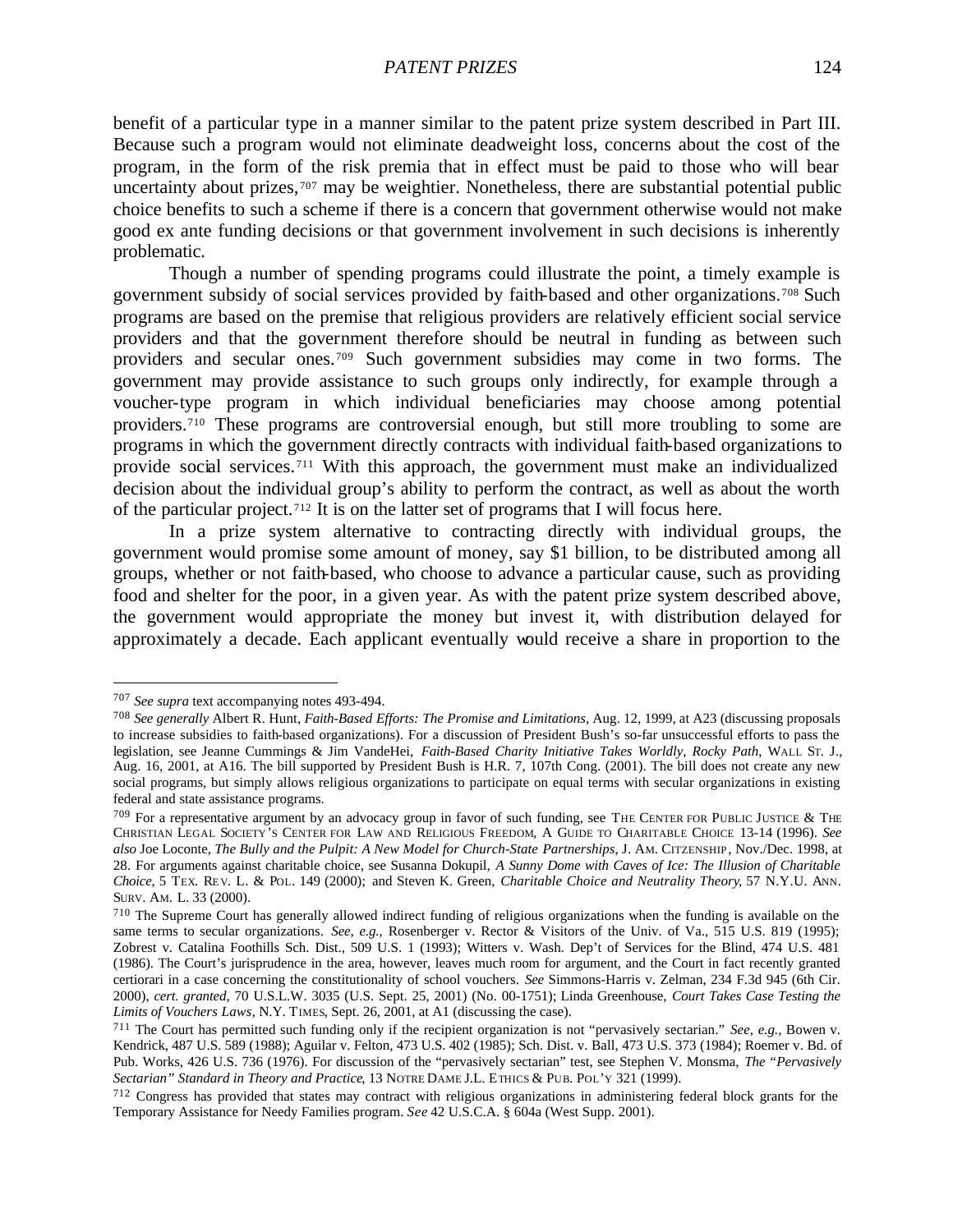benefit of a particular type in a manner similar to the patent prize system described in Part III. Because such a program would not eliminate deadweight loss, concerns about the cost of the program, in the form of the risk premia that in effect must be paid to those who will bear uncertainty about prizes,[707] may be weightier. Nonetheless, there are substantial potential public choice benefits to such a scheme if there is a concern that government otherwise would not make good ex ante funding decisions or that government involvement in such decisions is inherently problematic.

Though a number of spending programs could illustrate the point, a timely example is government subsidy of social services provided by faith-based and other organizations.[708] Such programs are based on the premise that religious providers are relatively efficient social service providers and that the government therefore should be neutral in funding as between such providers and secular ones.[709] Such government subsidies may come in two forms. The government may provide assistance to such groups only indirectly, for example through a voucher-type program in which individual beneficiaries may choose among potential providers.[710] These programs are controversial enough, but still more troubling to some are programs in which the government directly contracts with individual faith-based organizations to provide social services.[711] With this approach, the government must make an individualized decision about the individual group's ability to perform the contract, as well as about the worth of the particular project.[712] It is on the latter set of programs that I will focus here.

In a prize system alternative to contracting directly with individual groups, the government would promise some amount of money, say $1 billion, to be distributed among all groups, whether or not faith-based, who choose to advance a particular cause, such as providing food and shelter for the poor, in a given year. As with the patent prize system described above, the government would appropriate the money but invest it, with distribution delayed for approximately a decade. Each applicant eventually would receive a share in proportion to the

---

[707] *See supra* text accompanying notes 493-494.

[708] *See generally* Albert R. Hunt, *Faith-Based Efforts: The Promise and Limitations*, Aug. 12, 1999, at A23 (discussing proposals to increase subsidies to faith-based organizations). For a discussion of President Bush's so-far unsuccessful efforts to pass the legislation, see Jeanne Cummings & Jim VandeHei, *Faith-Based Charity Initiative Takes Worldly, Rocky Path*, WALL ST. J., Aug. 16, 2001, at A16. The bill supported by President Bush is H.R. 7, 107th Cong. (2001). The bill does not create any new social programs, but simply allows religious organizations to participate on equal terms with secular organizations in existing federal and state assistance programs.

[709] For a representative argument by an advocacy group in favor of such funding, see THE CENTER FOR PUBLIC JUSTICE & THE CHRISTIAN LEGAL SOCIETY'S CENTER FOR LAW AND RELIGIOUS FREEDOM, A GUIDE TO CHARITABLE CHOICE 13-14 (1996). *See also* Joe Loconte, *The Bully and the Pulpit: A New Model for Church-State Partnerships*, J. AM. CITZENSHIP, Nov./Dec. 1998, at 28. For arguments against charitable choice, see Susanna Dokupil, *A Sunny Dome with Caves of Ice: The Illusion of Charitable Choice*, 5 TEX. REV. L. & POL. 149 (2000); and Steven K. Green, *Charitable Choice and Neutrality Theory*, 57 N.Y.U. ANN. SURV. AM. L. 33 (2000).

[710] The Supreme Court has generally allowed indirect funding of religious organizations when the funding is available on the same terms to secular organizations. *See, e.g.*, Rosenberger v. Rector & Visitors of the Univ. of Va., 515 U.S. 819 (1995); Zobrest v. Catalina Foothills Sch. Dist., 509 U.S. 1 (1993); Witters v. Wash. Dep't of Services for the Blind, 474 U.S. 481 (1986). The Court's jurisprudence in the area, however, leaves much room for argument, and the Court in fact recently granted certiorari in a case concerning the constitutionality of school vouchers. *See* Simmons-Harris v. Zelman, 234 F.3d 945 (6th Cir. 2000), *cert. granted*, 70 U.S.L.W. 3035 (U.S. Sept. 25, 2001) (No. 00-1751); Linda Greenhouse, *Court Takes Case Testing the Limits of Vouchers Laws*, N.Y. TIMES, Sept. 26, 2001, at A1 (discussing the case).

[711] The Court has permitted such funding only if the recipient organization is not "pervasively sectarian." *See, e.g.*, Bowen v. Kendrick, 487 U.S. 589 (1988); Aguilar v. Felton, 473 U.S. 402 (1985); Sch. Dist. v. Ball, 473 U.S. 373 (1984); Roemer v. Bd. of Pub. Works, 426 U.S. 736 (1976). For discussion of the "pervasively sectarian" test, see Stephen V. Monsma, *The "Pervasively Sectarian" Standard in Theory and Practice*, 13 NOTRE DAME J.L. ETHICS & PUB. POL'Y 321 (1999).

[712] Congress has provided that states may contract with religious organizations in administering federal block grants for the Temporary Assistance for Needy Families program. *See* 42 U.S.C.A. § 604a (West Supp. 2001).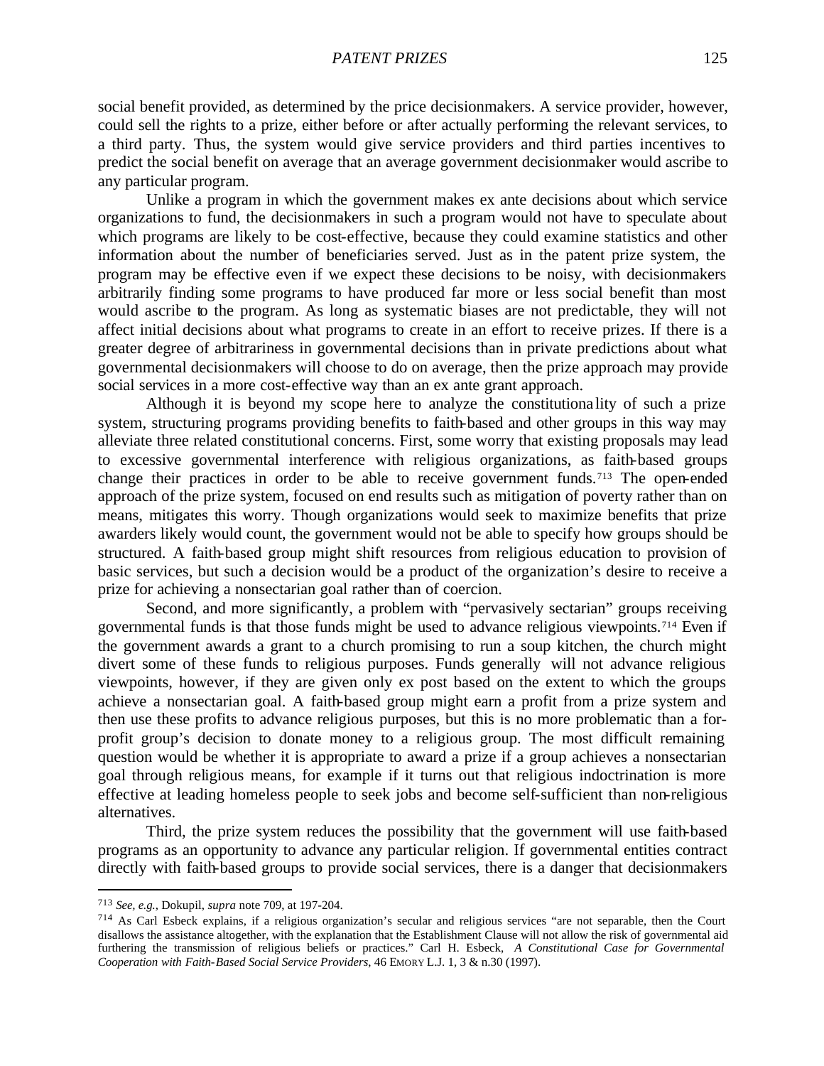social benefit provided, as determined by the price decisionmakers. A service provider, however, could sell the rights to a prize, either before or after actually performing the relevant services, to a third party. Thus, the system would give service providers and third parties incentives to predict the social benefit on average that an average government decisionmaker would ascribe to any particular program.

Unlike a program in which the government makes ex ante decisions about which service organizations to fund, the decisionmakers in such a program would not have to speculate about which programs are likely to be cost-effective, because they could examine statistics and other information about the number of beneficiaries served. Just as in the patent prize system, the program may be effective even if we expect these decisions to be noisy, with decisionmakers arbitrarily finding some programs to have produced far more or less social benefit than most would ascribe to the program. As long as systematic biases are not predictable, they will not affect initial decisions about what programs to create in an effort to receive prizes. If there is a greater degree of arbitrariness in governmental decisions than in private predictions about what governmental decisionmakers will choose to do on average, then the prize approach may provide social services in a more cost-effective way than an ex ante grant approach.

Although it is beyond my scope here to analyze the constitutionality of such a prize system, structuring programs providing benefits to faith-based and other groups in this way may alleviate three related constitutional concerns. First, some worry that existing proposals may lead to excessive governmental interference with religious organizations, as faith-based groups change their practices in order to be able to receive government funds.[713] The open-ended approach of the prize system, focused on end results such as mitigation of poverty rather than on means, mitigates this worry. Though organizations would seek to maximize benefits that prize awarders likely would count, the government would not be able to specify how groups should be structured. A faith-based group might shift resources from religious education to provision of basic services, but such a decision would be a product of the organization's desire to receive a prize for achieving a nonsectarian goal rather than of coercion.

Second, and more significantly, a problem with "pervasively sectarian" groups receiving governmental funds is that those funds might be used to advance religious viewpoints.[714] Even if the government awards a grant to a church promising to run a soup kitchen, the church might divert some of these funds to religious purposes. Funds generally will not advance religious viewpoints, however, if they are given only ex post based on the extent to which the groups achieve a nonsectarian goal. A faith-based group might earn a profit from a prize system and then use these profits to advance religious purposes, but this is no more problematic than a for-profit group's decision to donate money to a religious group. The most difficult remaining question would be whether it is appropriate to award a prize if a group achieves a nonsectarian goal through religious means, for example if it turns out that religious indoctrination is more effective at leading homeless people to seek jobs and become self-sufficient than non-religious alternatives.

Third, the prize system reduces the possibility that the government will use faith-based programs as an opportunity to advance any particular religion. If governmental entities contract directly with faith-based groups to provide social services, there is a danger that decisionmakers

---

[713] *See, e.g.*, Dokupil, *supra* note 709, at 197-204.

[714] As Carl Esbeck explains, if a religious organization's secular and religious services "are not separable, then the Court disallows the assistance altogether, with the explanation that the Establishment Clause will not allow the risk of governmental aid furthering the transmission of religious beliefs or practices." Carl H. Esbeck, *A Constitutional Case for Governmental Cooperation with Faith-Based Social Service Providers*, 46 EMORY L.J. 1, 3 & n.30 (1997).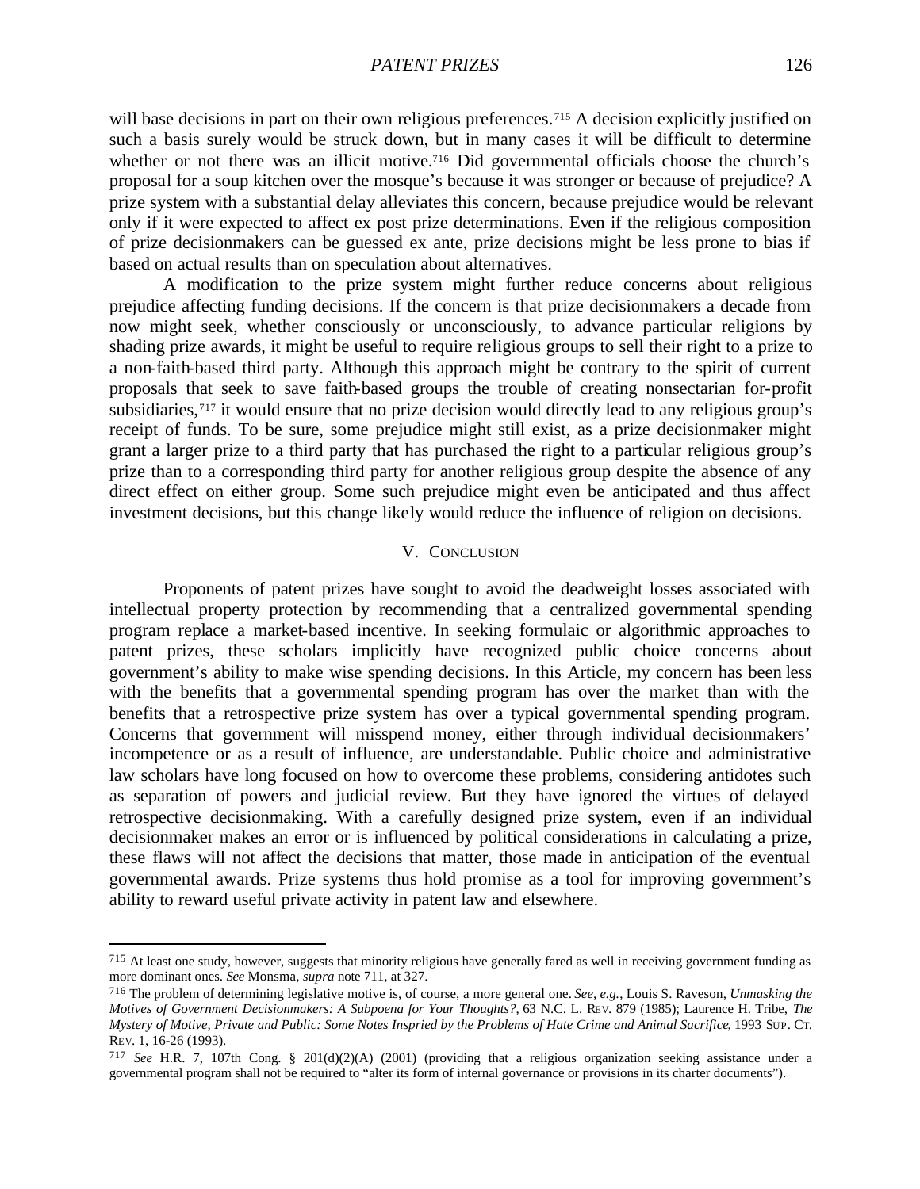will base decisions in part on their own religious preferences.[715] A decision explicitly justified on such a basis surely would be struck down, but in many cases it will be difficult to determine whether or not there was an illicit motive.[716] Did governmental officials choose the church's proposal for a soup kitchen over the mosque's because it was stronger or because of prejudice? A prize system with a substantial delay alleviates this concern, because prejudice would be relevant only if it were expected to affect ex post prize determinations. Even if the religious composition of prize decisionmakers can be guessed ex ante, prize decisions might be less prone to bias if based on actual results than on speculation about alternatives.

A modification to the prize system might further reduce concerns about religious prejudice affecting funding decisions. If the concern is that prize decisionmakers a decade from now might seek, whether consciously or unconsciously, to advance particular religions by shading prize awards, it might be useful to require religious groups to sell their right to a prize to a non-faith-based third party. Although this approach might be contrary to the spirit of current proposals that seek to save faith-based groups the trouble of creating nonsectarian for-profit subsidiaries,[717] it would ensure that no prize decision would directly lead to any religious group's receipt of funds. To be sure, some prejudice might still exist, as a prize decisionmaker might grant a larger prize to a third party that has purchased the right to a particular religious group's prize than to a corresponding third party for another religious group despite the absence of any direct effect on either group. Some such prejudice might even be anticipated and thus affect investment decisions, but this change likely would reduce the influence of religion on decisions.

## V. CONCLUSION

Proponents of patent prizes have sought to avoid the deadweight losses associated with intellectual property protection by recommending that a centralized governmental spending program replace a market-based incentive. In seeking formulaic or algorithmic approaches to patent prizes, these scholars implicitly have recognized public choice concerns about government's ability to make wise spending decisions. In this Article, my concern has been less with the benefits that a governmental spending program has over the market than with the benefits that a retrospective prize system has over a typical governmental spending program. Concerns that government will misspend money, either through individual decisionmakers' incompetence or as a result of influence, are understandable. Public choice and administrative law scholars have long focused on how to overcome these problems, considering antidotes such as separation of powers and judicial review. But they have ignored the virtues of delayed retrospective decisionmaking. With a carefully designed prize system, even if an individual decisionmaker makes an error or is influenced by political considerations in calculating a prize, these flaws will not affect the decisions that matter, those made in anticipation of the eventual governmental awards. Prize systems thus hold promise as a tool for improving government's ability to reward useful private activity in patent law and elsewhere.

---

[715] At least one study, however, suggests that minority religious have generally fared as well in receiving government funding as more dominant ones. *See* Monsma, *supra* note 711, at 327.

[716] The problem of determining legislative motive is, of course, a more general one. *See, e.g.*, Louis S. Raveson, *Unmasking the Motives of Government Decisionmakers: A Subpoena for Your Thoughts?*, 63 N.C. L. REV. 879 (1985); Laurence H. Tribe, *The Mystery of Motive, Private and Public: Some Notes Inspried by the Problems of Hate Crime and Animal Sacrifice*, 1993 SUP. CT. REV. 1, 16-26 (1993).

[717] *See* H.R. 7, 107th Cong. § 201(d)(2)(A) (2001) (providing that a religious organization seeking assistance under a governmental program shall not be required to "alter its form of internal governance or provisions in its charter documents").